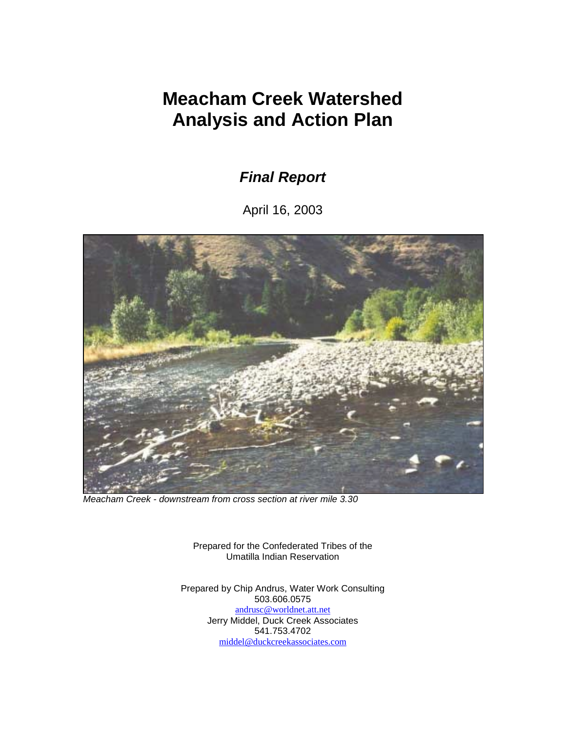# Meacham Creek Watershed Analysis and Action Plan

## *Final Report*

April 16, 2003

*Meacham Creek - downstream from cross section at river mile 3.30*

Prepared for the Confederated Tribes of the Umatilla Indian Reservation

Prepared by Chip Andrus, Water Work Consulting
503.606.0575
andrusc@worldnet.att.net
Jerry Middel, Duck Creek Associates
541.753.4702
middel@duckcreekassociates.com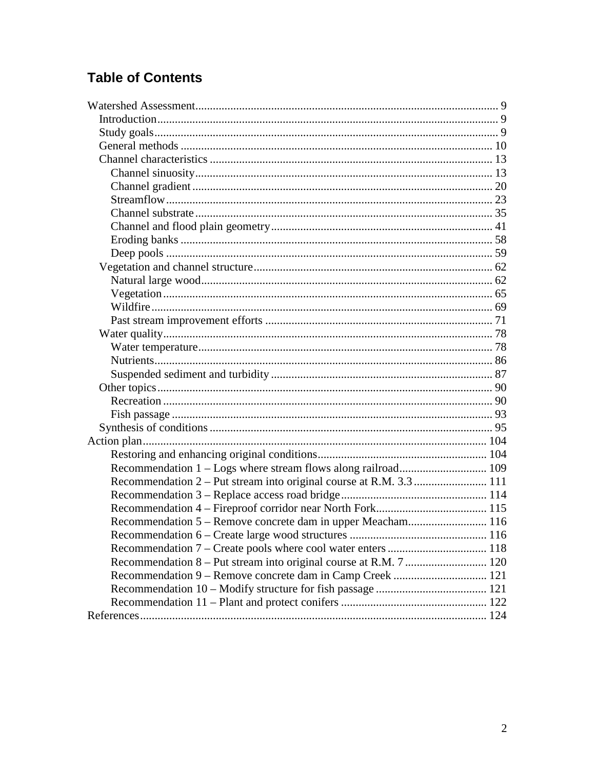## Table of Contents

- Watershed Assessment ........ 9
  - Introduction ........ 9
  - Study goals ........ 9
  - General methods ........ 10
  - Channel characteristics ........ 13
    - Channel sinuosity ........ 13
    - Channel gradient ........ 20
    - Streamflow ........ 23
    - Channel substrate ........ 35
    - Channel and flood plain geometry ........ 41
    - Eroding banks ........ 58
    - Deep pools ........ 59
  - Vegetation and channel structure ........ 62
    - Natural large wood ........ 62
    - Vegetation ........ 65
    - Wildfire ........ 69
    - Past stream improvement efforts ........ 71
  - Water quality ........ 78
    - Water temperature ........ 78
    - Nutrients ........ 86
    - Suspended sediment and turbidity ........ 87
  - Other topics ........ 90
    - Recreation ........ 90
    - Fish passage ........ 93
  - Synthesis of conditions ........ 95
- Action plan ........ 104
    - Restoring and enhancing original conditions ........ 104
    - Recommendation 1 – Logs where stream flows along railroad ........ 109
    - Recommendation 2 – Put stream into original course at R.M. 3.3 ........ 111
    - Recommendation 3 – Replace access road bridge ........ 114
    - Recommendation 4 – Fireproof corridor near North Fork ........ 115
    - Recommendation 5 – Remove concrete dam in upper Meacham ........ 116
    - Recommendation 6 – Create large wood structures ........ 116
    - Recommendation 7 – Create pools where cool water enters ........ 118
    - Recommendation 8 – Put stream into original course at R.M. 7 ........ 120
    - Recommendation 9 – Remove concrete dam in Camp Creek ........ 121
    - Recommendation 10 – Modify structure for fish passage ........ 121
    - Recommendation 11 – Plant and protect conifers ........ 122
- References ........ 124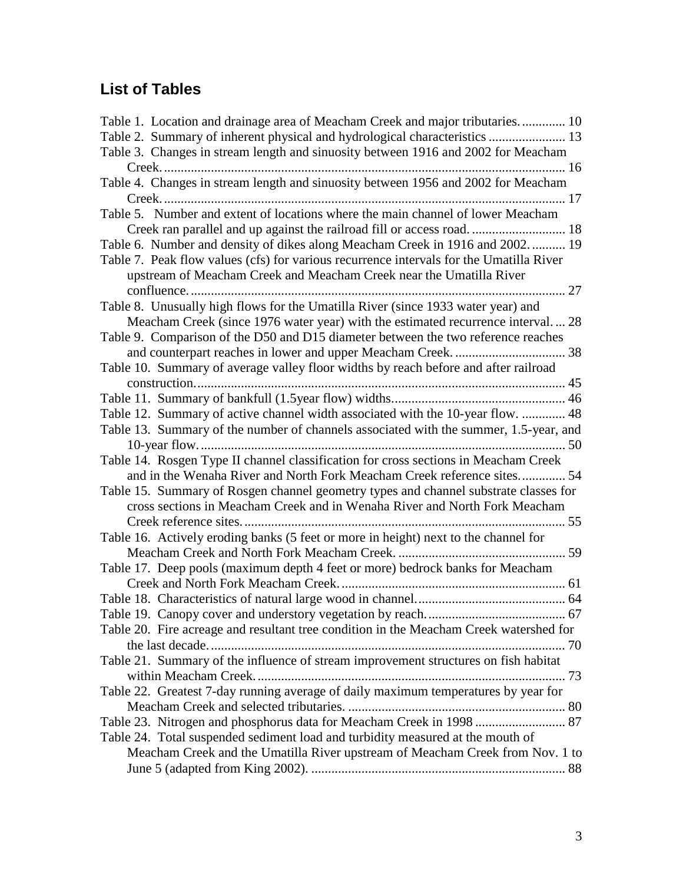## List of Tables

Table 1. Location and drainage area of Meacham Creek and major tributaries. ............ 10
Table 2. Summary of inherent physical and hydrological characteristics ....................... 13
Table 3. Changes in stream length and sinuosity between 1916 and 2002 for Meacham Creek. ........................................................................................................................ 16
Table 4. Changes in stream length and sinuosity between 1956 and 2002 for Meacham Creek. ........................................................................................................................ 17
Table 5. Number and extent of locations where the main channel of lower Meacham Creek ran parallel and up against the railroad fill or access road. ........................... 18
Table 6. Number and density of dikes along Meacham Creek in 1916 and 2002. .......... 19
Table 7. Peak flow values (cfs) for various recurrence intervals for the Umatilla River upstream of Meacham Creek and Meacham Creek near the Umatilla River confluence. ................................................................................................................ 27
Table 8. Unusually high flows for the Umatilla River (since 1933 water year) and Meacham Creek (since 1976 water year) with the estimated recurrence interval. ... 28
Table 9. Comparison of the D50 and D15 diameter between the two reference reaches and counterpart reaches in lower and upper Meacham Creek. ................................. 38
Table 10. Summary of average valley floor widths by reach before and after railroad construction. ............................................................................................................. 45
Table 11. Summary of bankfull (1.5year flow) widths. .................................................. 46
Table 12. Summary of active channel width associated with the 10-year flow. ............. 48
Table 13. Summary of the number of channels associated with the summer, 1.5-year, and 10-year flow. ............................................................................................................ 50
Table 14. Rosgen Type II channel classification for cross sections in Meacham Creek and in the Wenaha River and North Fork Meacham Creek reference sites. ............ 54
Table 15. Summary of Rosgen channel geometry types and channel substrate classes for cross sections in Meacham Creek and in Wenaha River and North Fork Meacham Creek reference sites. ............................................................................................... 55
Table 16. Actively eroding banks (5 feet or more in height) next to the channel for Meacham Creek and North Fork Meacham Creek. .................................................. 59
Table 17. Deep pools (maximum depth 4 feet or more) bedrock banks for Meacham Creek and North Fork Meacham Creek. .................................................................. 61
Table 18. Characteristics of natural large wood in channel. ............................................ 64
Table 19. Canopy cover and understory vegetation by reach. ......................................... 67
Table 20. Fire acreage and resultant tree condition in the Meacham Creek watershed for the last decade. ......................................................................................................... 70
Table 21. Summary of the influence of stream improvement structures on fish habitat within Meacham Creek. ............................................................................................ 73
Table 22. Greatest 7-day running average of daily maximum temperatures by year for Meacham Creek and selected tributaries. ................................................................. 80
Table 23. Nitrogen and phosphorus data for Meacham Creek in 1998 ........................... 87
Table 24. Total suspended sediment load and turbidity measured at the mouth of Meacham Creek and the Umatilla River upstream of Meacham Creek from Nov. 1 to June 5 (adapted from King 2002). ........................................................................... 88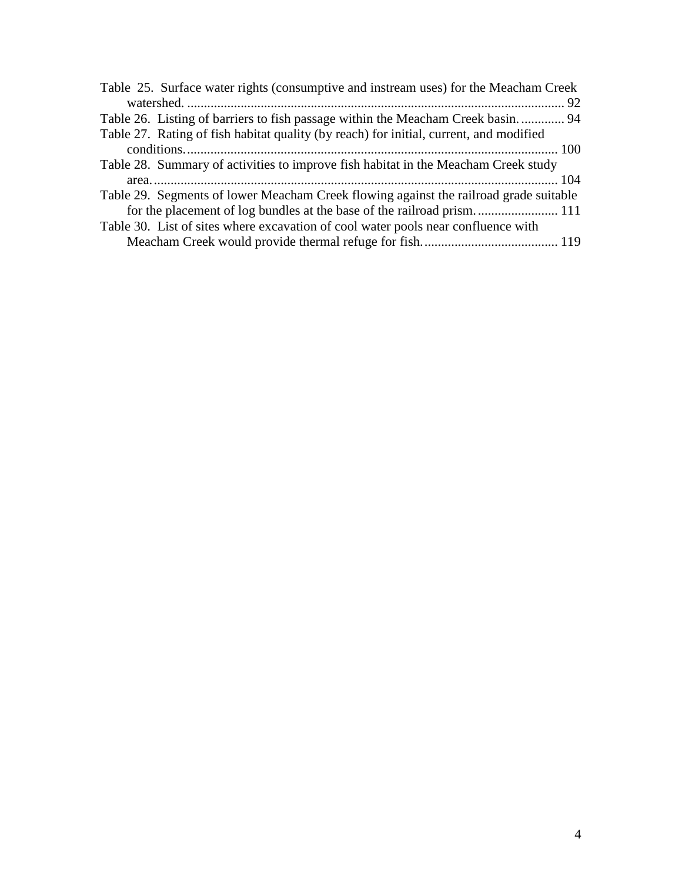Table 25. Surface water rights (consumptive and instream uses) for the Meacham Creek watershed. ................................................................................................................ 92

Table 26. Listing of barriers to fish passage within the Meacham Creek basin. ............. 94

Table 27. Rating of fish habitat quality (by reach) for initial, current, and modified conditions. .............................................................................................................. 100

Table 28. Summary of activities to improve fish habitat in the Meacham Creek study area. ........................................................................................................................ 104

Table 29. Segments of lower Meacham Creek flowing against the railroad grade suitable for the placement of log bundles at the base of the railroad prism. ........................ 111

Table 30. List of sites where excavation of cool water pools near confluence with Meacham Creek would provide thermal refuge for fish. ........................................ 119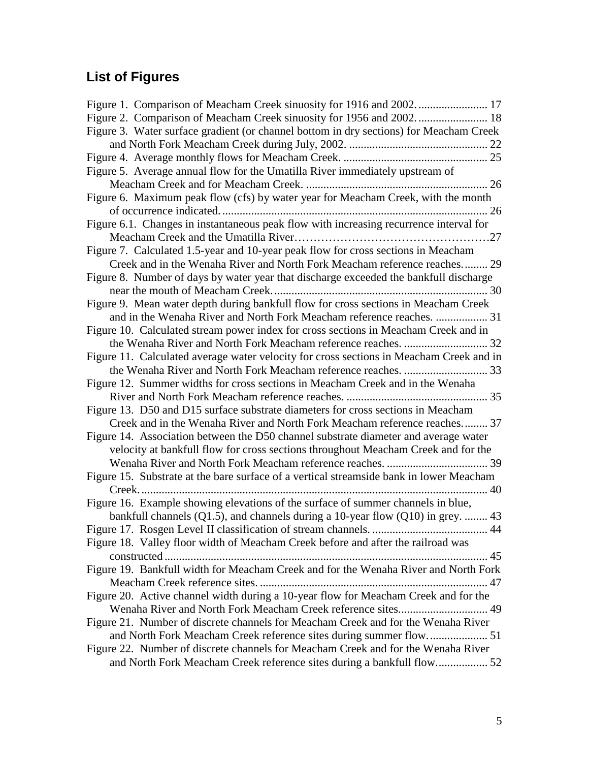## List of Figures

Figure 1. Comparison of Meacham Creek sinuosity for 1916 and 2002. ........................ 17
Figure 2. Comparison of Meacham Creek sinuosity for 1956 and 2002. ........................ 18
Figure 3. Water surface gradient (or channel bottom in dry sections) for Meacham Creek and North Fork Meacham Creek during July, 2002. ................................................ 22
Figure 4. Average monthly flows for Meacham Creek. ................................................. 25
Figure 5. Average annual flow for the Umatilla River immediately upstream of Meacham Creek and for Meacham Creek. .............................................................. 26
Figure 6. Maximum peak flow (cfs) by water year for Meacham Creek, with the month of occurrence indicated. ........................................................................................... 26
Figure 6.1. Changes in instantaneous peak flow with increasing recurrence interval for Meacham Creek and the Umatilla River……………………………………………27
Figure 7. Calculated 1.5-year and 10-year peak flow for cross sections in Meacham Creek and in the Wenaha River and North Fork Meacham reference reaches. ........ 29
Figure 8. Number of days by water year that discharge exceeded the bankfull discharge near the mouth of Meacham Creek. ......................................................................... 30
Figure 9. Mean water depth during bankfull flow for cross sections in Meacham Creek and in the Wenaha River and North Fork Meacham reference reaches. .................. 31
Figure 10. Calculated stream power index for cross sections in Meacham Creek and in the Wenaha River and North Fork Meacham reference reaches. ............................. 32
Figure 11. Calculated average water velocity for cross sections in Meacham Creek and in the Wenaha River and North Fork Meacham reference reaches. ............................. 33
Figure 12. Summer widths for cross sections in Meacham Creek and in the Wenaha River and North Fork Meacham reference reaches. ................................................ 35
Figure 13. D50 and D15 surface substrate diameters for cross sections in Meacham Creek and in the Wenaha River and North Fork Meacham reference reaches. ........ 37
Figure 14. Association between the D50 channel substrate diameter and average water velocity at bankfull flow for cross sections throughout Meacham Creek and for the Wenaha River and North Fork Meacham reference reaches. ................................... 39
Figure 15. Substrate at the bare surface of a vertical streamside bank in lower Meacham Creek. ....................................................................................................................... 40
Figure 16. Example showing elevations of the surface of summer channels in blue, bankfull channels (Q1.5), and channels during a 10-year flow (Q10) in grey. ........ 43
Figure 17. Rosgen Level II classification of stream channels. ........................................ 44
Figure 18. Valley floor width of Meacham Creek before and after the railroad was constructed ............................................................................................................... 45
Figure 19. Bankfull width for Meacham Creek and for the Wenaha River and North Fork Meacham Creek reference sites. .............................................................................. 47
Figure 20. Active channel width during a 10-year flow for Meacham Creek and for the Wenaha River and North Fork Meacham Creek reference sites............................... 49
Figure 21. Number of discrete channels for Meacham Creek and for the Wenaha River and North Fork Meacham Creek reference sites during summer flow. .................... 51
Figure 22. Number of discrete channels for Meacham Creek and for the Wenaha River and North Fork Meacham Creek reference sites during a bankfull flow. ................. 52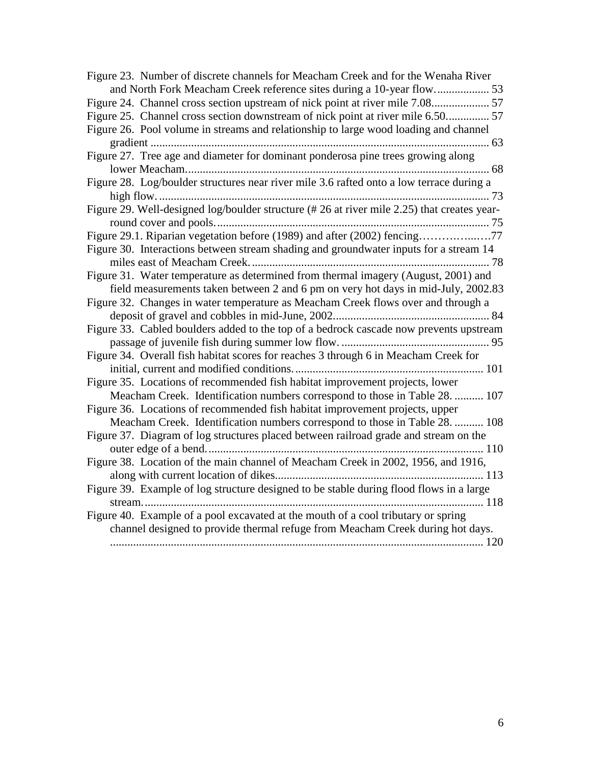Figure 23. Number of discrete channels for Meacham Creek and for the Wenaha River and North Fork Meacham Creek reference sites during a 10-year flow. .................. 53

Figure 24. Channel cross section upstream of nick point at river mile 7.08.................... 57

Figure 25. Channel cross section downstream of nick point at river mile 6.50............... 57

Figure 26. Pool volume in streams and relationship to large wood loading and channel gradient ..................................................................................................................... 63

Figure 27. Tree age and diameter for dominant ponderosa pine trees growing along lower Meacham......................................................................................................... 68

Figure 28. Log/boulder structures near river mile 3.6 rafted onto a low terrace during a high flow. .................................................................................................................. 73

Figure 29. Well-designed log/boulder structure (# 26 at river mile 2.25) that creates year-round cover and pools.............................................................................................. 75

Figure 29.1. Riparian vegetation before (1989) and after (2002) fencing……………....….77

Figure 30. Interactions between stream shading and groundwater inputs for a stream 14 miles east of Meacham Creek. ................................................................................. 78

Figure 31. Water temperature as determined from thermal imagery (August, 2001) and field measurements taken between 2 and 6 pm on very hot days in mid-July, 2002.83

Figure 32. Changes in water temperature as Meacham Creek flows over and through a deposit of gravel and cobbles in mid-June, 2002...................................................... 84

Figure 33. Cabled boulders added to the top of a bedrock cascade now prevents upstream passage of juvenile fish during summer low flow. ................................................... 95

Figure 34. Overall fish habitat scores for reaches 3 through 6 in Meacham Creek for initial, current and modified conditions................................................................. 101

Figure 35. Locations of recommended fish habitat improvement projects, lower Meacham Creek. Identification numbers correspond to those in Table 28. .......... 107

Figure 36. Locations of recommended fish habitat improvement projects, upper Meacham Creek. Identification numbers correspond to those in Table 28. .......... 108

Figure 37. Diagram of log structures placed between railroad grade and stream on the outer edge of a bend............................................................................................... 110

Figure 38. Location of the main channel of Meacham Creek in 2002, 1956, and 1916, along with current location of dikes........................................................................ 113

Figure 39. Example of log structure designed to be stable during flood flows in a large stream...................................................................................................................... 118

Figure 40. Example of a pool excavated at the mouth of a cool tributary or spring channel designed to provide thermal refuge from Meacham Creek during hot days. ................................................................................................................................ 120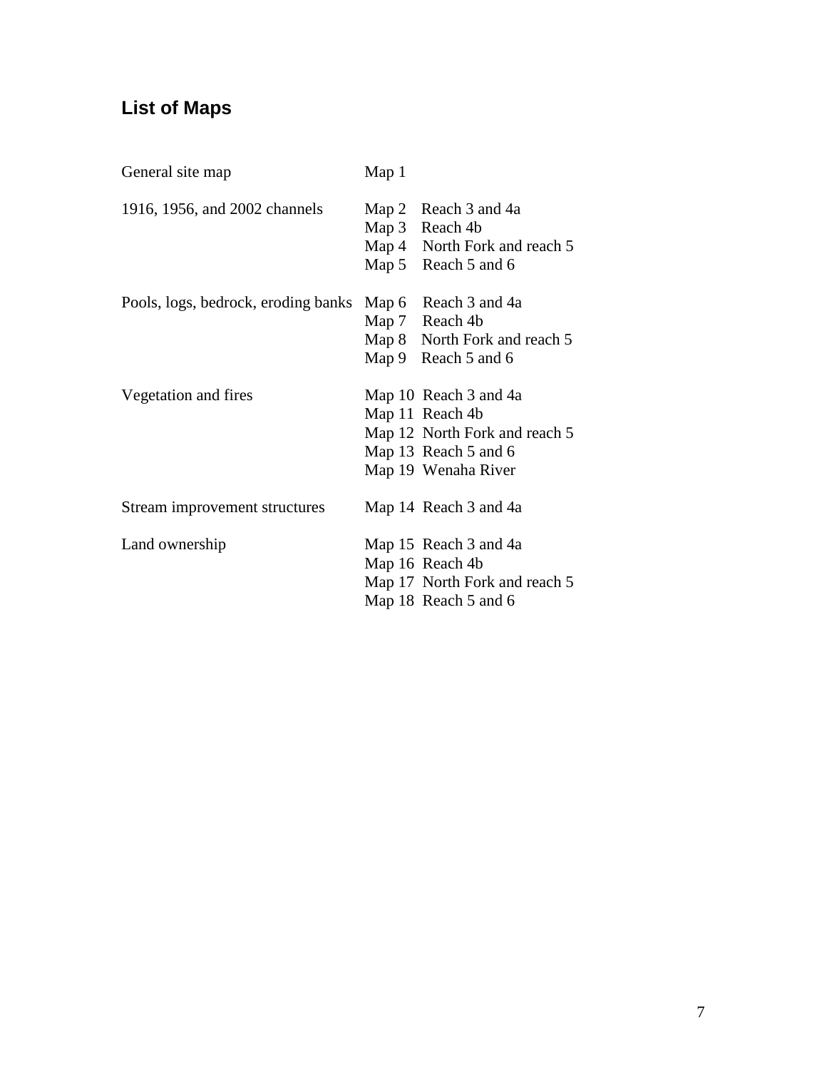## List of Maps

| | |
|---|---|
| General site map | Map 1 |
| 1916, 1956, and 2002 channels | Map 2 Reach 3 and 4a |
| | Map 3 Reach 4b |
| | Map 4 North Fork and reach 5 |
| | Map 5 Reach 5 and 6 |
| Pools, logs, bedrock, eroding banks | Map 6 Reach 3 and 4a |
| | Map 7 Reach 4b |
| | Map 8 North Fork and reach 5 |
| | Map 9 Reach 5 and 6 |
| Vegetation and fires | Map 10 Reach 3 and 4a |
| | Map 11 Reach 4b |
| | Map 12 North Fork and reach 5 |
| | Map 13 Reach 5 and 6 |
| | Map 19 Wenaha River |
| Stream improvement structures | Map 14 Reach 3 and 4a |
| Land ownership | Map 15 Reach 3 and 4a |
| | Map 16 Reach 4b |
| | Map 17 North Fork and reach 5 |
| | Map 18 Reach 5 and 6 |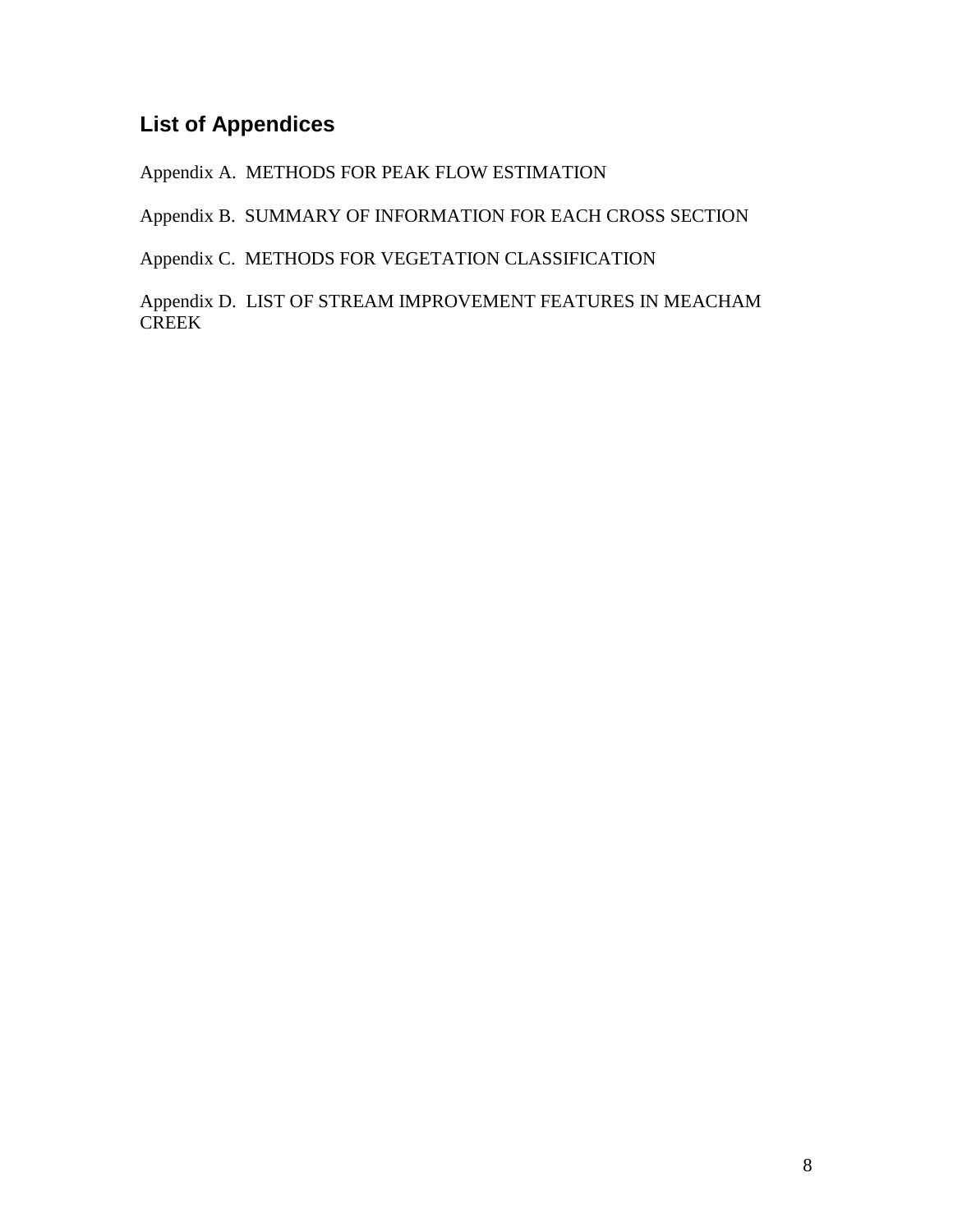## List of Appendices

Appendix A. METHODS FOR PEAK FLOW ESTIMATION

Appendix B. SUMMARY OF INFORMATION FOR EACH CROSS SECTION

Appendix C. METHODS FOR VEGETATION CLASSIFICATION

Appendix D. LIST OF STREAM IMPROVEMENT FEATURES IN MEACHAM CREEK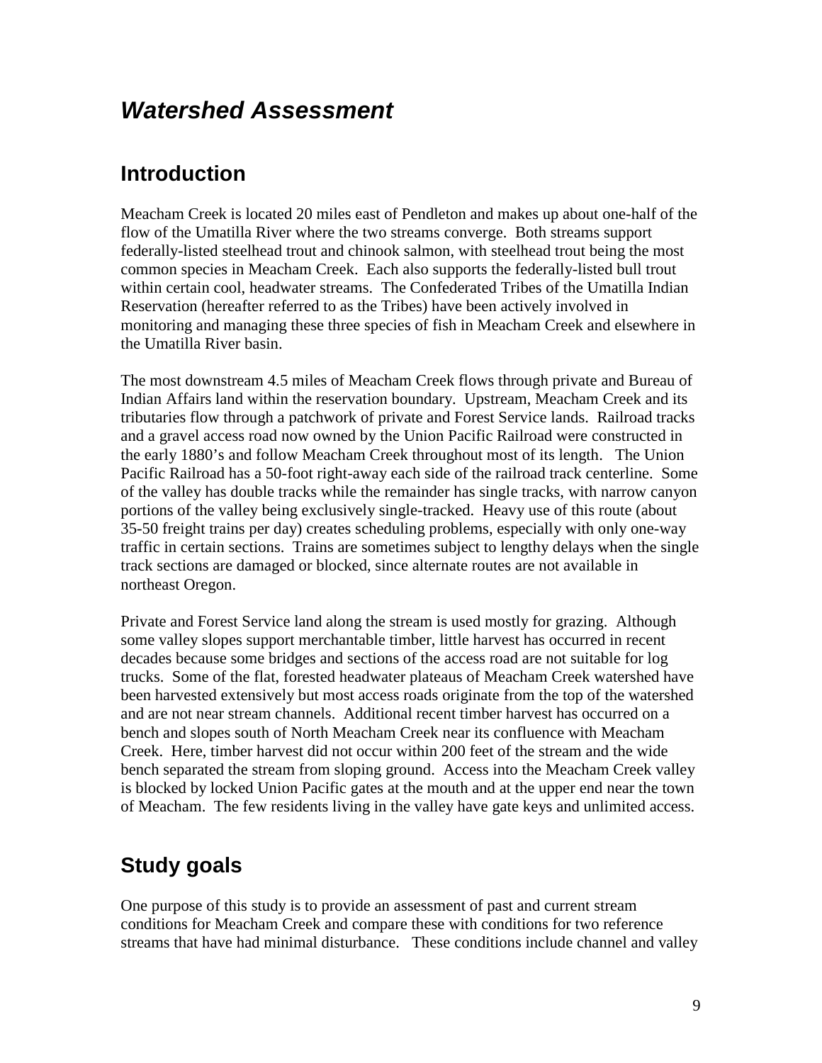# *Watershed Assessment*

## Introduction

Meacham Creek is located 20 miles east of Pendleton and makes up about one-half of the flow of the Umatilla River where the two streams converge. Both streams support federally-listed steelhead trout and chinook salmon, with steelhead trout being the most common species in Meacham Creek. Each also supports the federally-listed bull trout within certain cool, headwater streams. The Confederated Tribes of the Umatilla Indian Reservation (hereafter referred to as the Tribes) have been actively involved in monitoring and managing these three species of fish in Meacham Creek and elsewhere in the Umatilla River basin.

The most downstream 4.5 miles of Meacham Creek flows through private and Bureau of Indian Affairs land within the reservation boundary. Upstream, Meacham Creek and its tributaries flow through a patchwork of private and Forest Service lands. Railroad tracks and a gravel access road now owned by the Union Pacific Railroad were constructed in the early 1880's and follow Meacham Creek throughout most of its length. The Union Pacific Railroad has a 50-foot right-away each side of the railroad track centerline. Some of the valley has double tracks while the remainder has single tracks, with narrow canyon portions of the valley being exclusively single-tracked. Heavy use of this route (about 35-50 freight trains per day) creates scheduling problems, especially with only one-way traffic in certain sections. Trains are sometimes subject to lengthy delays when the single track sections are damaged or blocked, since alternate routes are not available in northeast Oregon.

Private and Forest Service land along the stream is used mostly for grazing. Although some valley slopes support merchantable timber, little harvest has occurred in recent decades because some bridges and sections of the access road are not suitable for log trucks. Some of the flat, forested headwater plateaus of Meacham Creek watershed have been harvested extensively but most access roads originate from the top of the watershed and are not near stream channels. Additional recent timber harvest has occurred on a bench and slopes south of North Meacham Creek near its confluence with Meacham Creek. Here, timber harvest did not occur within 200 feet of the stream and the wide bench separated the stream from sloping ground. Access into the Meacham Creek valley is blocked by locked Union Pacific gates at the mouth and at the upper end near the town of Meacham. The few residents living in the valley have gate keys and unlimited access.

## Study goals

One purpose of this study is to provide an assessment of past and current stream conditions for Meacham Creek and compare these with conditions for two reference streams that have had minimal disturbance. These conditions include channel and valley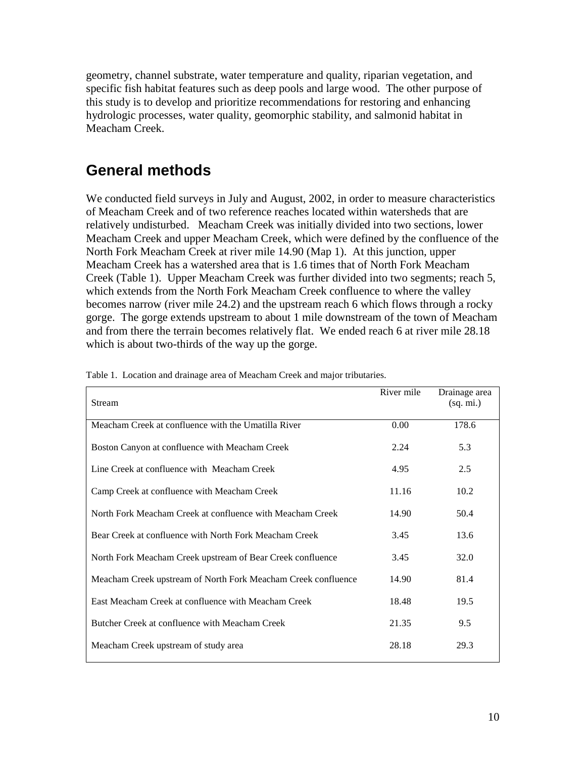geometry, channel substrate, water temperature and quality, riparian vegetation, and specific fish habitat features such as deep pools and large wood. The other purpose of this study is to develop and prioritize recommendations for restoring and enhancing hydrologic processes, water quality, geomorphic stability, and salmonid habitat in Meacham Creek.

## General methods

We conducted field surveys in July and August, 2002, in order to measure characteristics of Meacham Creek and of two reference reaches located within watersheds that are relatively undisturbed. Meacham Creek was initially divided into two sections, lower Meacham Creek and upper Meacham Creek, which were defined by the confluence of the North Fork Meacham Creek at river mile 14.90 (Map 1). At this junction, upper Meacham Creek has a watershed area that is 1.6 times that of North Fork Meacham Creek (Table 1). Upper Meacham Creek was further divided into two segments; reach 5, which extends from the North Fork Meacham Creek confluence to where the valley becomes narrow (river mile 24.2) and the upstream reach 6 which flows through a rocky gorge. The gorge extends upstream to about 1 mile downstream of the town of Meacham and from there the terrain becomes relatively flat. We ended reach 6 at river mile 28.18 which is about two-thirds of the way up the gorge.

Table 1. Location and drainage area of Meacham Creek and major tributaries.

| Stream | River mile | Drainage area (sq. mi.) |
|---|---|---|
| Meacham Creek at confluence with the Umatilla River | 0.00 | 178.6 |
| Boston Canyon at confluence with Meacham Creek | 2.24 | 5.3 |
| Line Creek at confluence with Meacham Creek | 4.95 | 2.5 |
| Camp Creek at confluence with Meacham Creek | 11.16 | 10.2 |
| North Fork Meacham Creek at confluence with Meacham Creek | 14.90 | 50.4 |
| Bear Creek at confluence with North Fork Meacham Creek | 3.45 | 13.6 |
| North Fork Meacham Creek upstream of Bear Creek confluence | 3.45 | 32.0 |
| Meacham Creek upstream of North Fork Meacham Creek confluence | 14.90 | 81.4 |
| East Meacham Creek at confluence with Meacham Creek | 18.48 | 19.5 |
| Butcher Creek at confluence with Meacham Creek | 21.35 | 9.5 |
| Meacham Creek upstream of study area | 28.18 | 29.3 |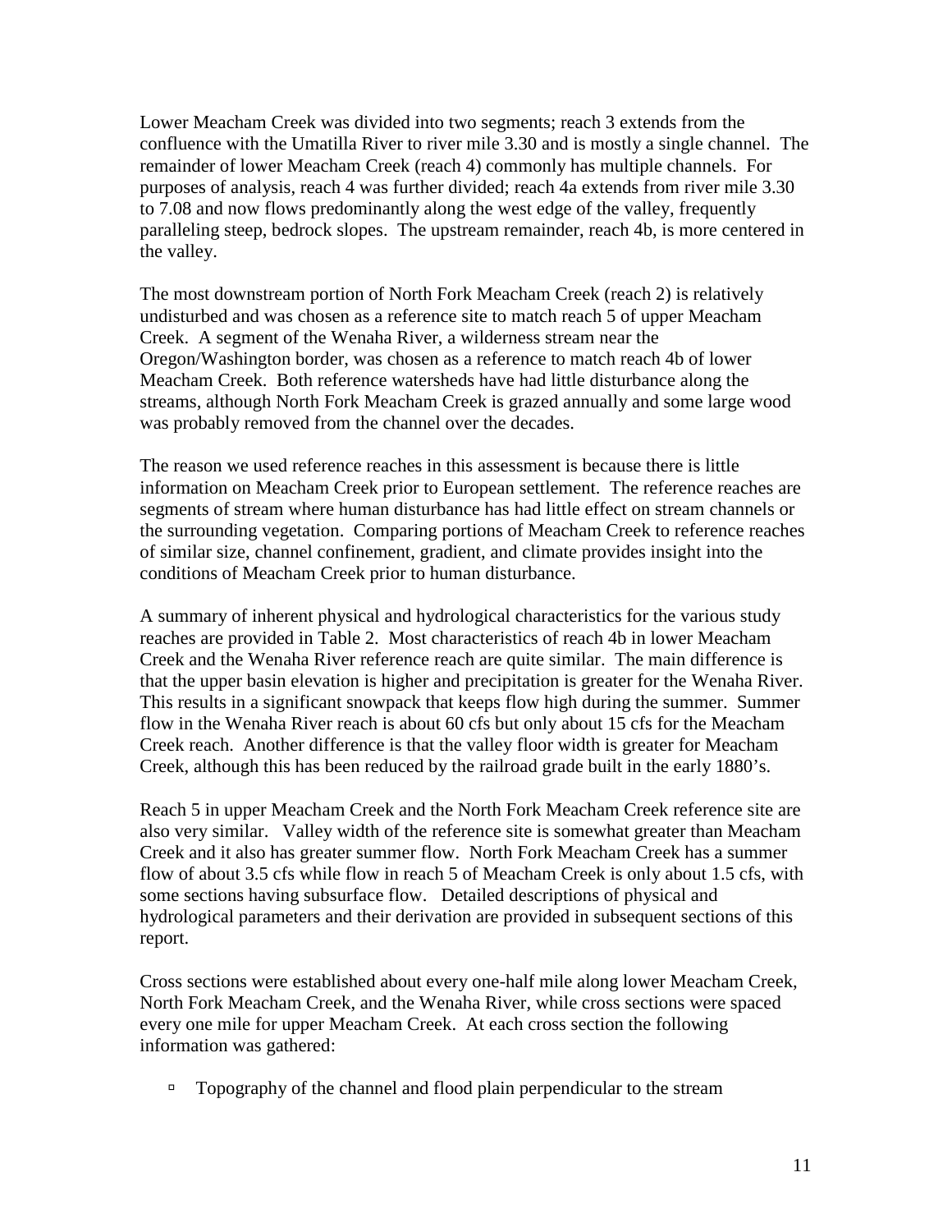Lower Meacham Creek was divided into two segments; reach 3 extends from the confluence with the Umatilla River to river mile 3.30 and is mostly a single channel. The remainder of lower Meacham Creek (reach 4) commonly has multiple channels. For purposes of analysis, reach 4 was further divided; reach 4a extends from river mile 3.30 to 7.08 and now flows predominantly along the west edge of the valley, frequently paralleling steep, bedrock slopes. The upstream remainder, reach 4b, is more centered in the valley.

The most downstream portion of North Fork Meacham Creek (reach 2) is relatively undisturbed and was chosen as a reference site to match reach 5 of upper Meacham Creek. A segment of the Wenaha River, a wilderness stream near the Oregon/Washington border, was chosen as a reference to match reach 4b of lower Meacham Creek. Both reference watersheds have had little disturbance along the streams, although North Fork Meacham Creek is grazed annually and some large wood was probably removed from the channel over the decades.

The reason we used reference reaches in this assessment is because there is little information on Meacham Creek prior to European settlement. The reference reaches are segments of stream where human disturbance has had little effect on stream channels or the surrounding vegetation. Comparing portions of Meacham Creek to reference reaches of similar size, channel confinement, gradient, and climate provides insight into the conditions of Meacham Creek prior to human disturbance.

A summary of inherent physical and hydrological characteristics for the various study reaches are provided in Table 2. Most characteristics of reach 4b in lower Meacham Creek and the Wenaha River reference reach are quite similar. The main difference is that the upper basin elevation is higher and precipitation is greater for the Wenaha River. This results in a significant snowpack that keeps flow high during the summer. Summer flow in the Wenaha River reach is about 60 cfs but only about 15 cfs for the Meacham Creek reach. Another difference is that the valley floor width is greater for Meacham Creek, although this has been reduced by the railroad grade built in the early 1880's.

Reach 5 in upper Meacham Creek and the North Fork Meacham Creek reference site are also very similar. Valley width of the reference site is somewhat greater than Meacham Creek and it also has greater summer flow. North Fork Meacham Creek has a summer flow of about 3.5 cfs while flow in reach 5 of Meacham Creek is only about 1.5 cfs, with some sections having subsurface flow. Detailed descriptions of physical and hydrological parameters and their derivation are provided in subsequent sections of this report.

Cross sections were established about every one-half mile along lower Meacham Creek, North Fork Meacham Creek, and the Wenaha River, while cross sections were spaced every one mile for upper Meacham Creek. At each cross section the following information was gathered:

- Topography of the channel and flood plain perpendicular to the stream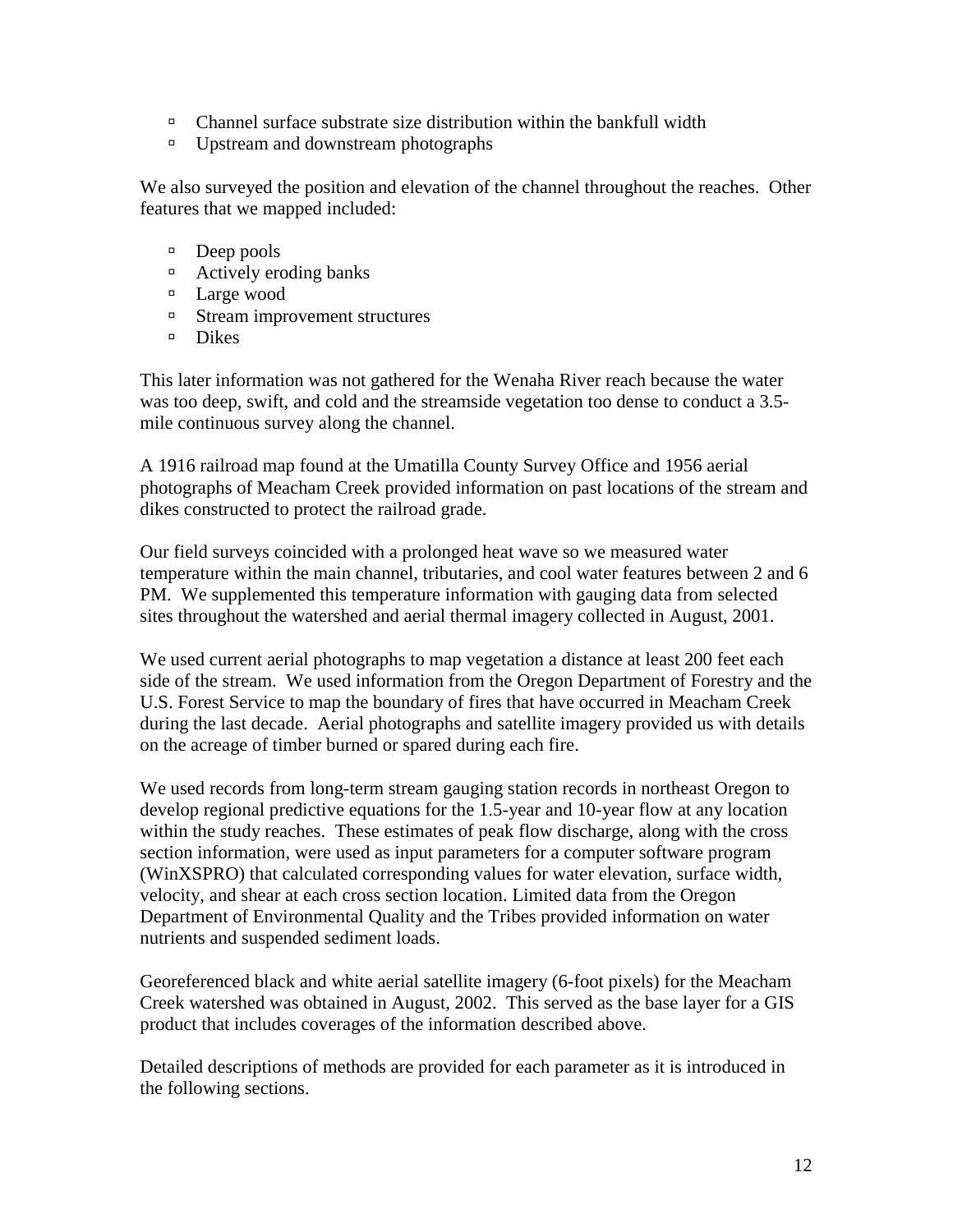- Channel surface substrate size distribution within the bankfull width
- Upstream and downstream photographs

We also surveyed the position and elevation of the channel throughout the reaches. Other features that we mapped included:

- Deep pools
- Actively eroding banks
- Large wood
- Stream improvement structures
- Dikes

This later information was not gathered for the Wenaha River reach because the water was too deep, swift, and cold and the streamside vegetation too dense to conduct a 3.5-mile continuous survey along the channel.

A 1916 railroad map found at the Umatilla County Survey Office and 1956 aerial photographs of Meacham Creek provided information on past locations of the stream and dikes constructed to protect the railroad grade.

Our field surveys coincided with a prolonged heat wave so we measured water temperature within the main channel, tributaries, and cool water features between 2 and 6 PM. We supplemented this temperature information with gauging data from selected sites throughout the watershed and aerial thermal imagery collected in August, 2001.

We used current aerial photographs to map vegetation a distance at least 200 feet each side of the stream. We used information from the Oregon Department of Forestry and the U.S. Forest Service to map the boundary of fires that have occurred in Meacham Creek during the last decade. Aerial photographs and satellite imagery provided us with details on the acreage of timber burned or spared during each fire.

We used records from long-term stream gauging station records in northeast Oregon to develop regional predictive equations for the 1.5-year and 10-year flow at any location within the study reaches. These estimates of peak flow discharge, along with the cross section information, were used as input parameters for a computer software program (WinXSPRO) that calculated corresponding values for water elevation, surface width, velocity, and shear at each cross section location. Limited data from the Oregon Department of Environmental Quality and the Tribes provided information on water nutrients and suspended sediment loads.

Georeferenced black and white aerial satellite imagery (6-foot pixels) for the Meacham Creek watershed was obtained in August, 2002. This served as the base layer for a GIS product that includes coverages of the information described above.

Detailed descriptions of methods are provided for each parameter as it is introduced in the following sections.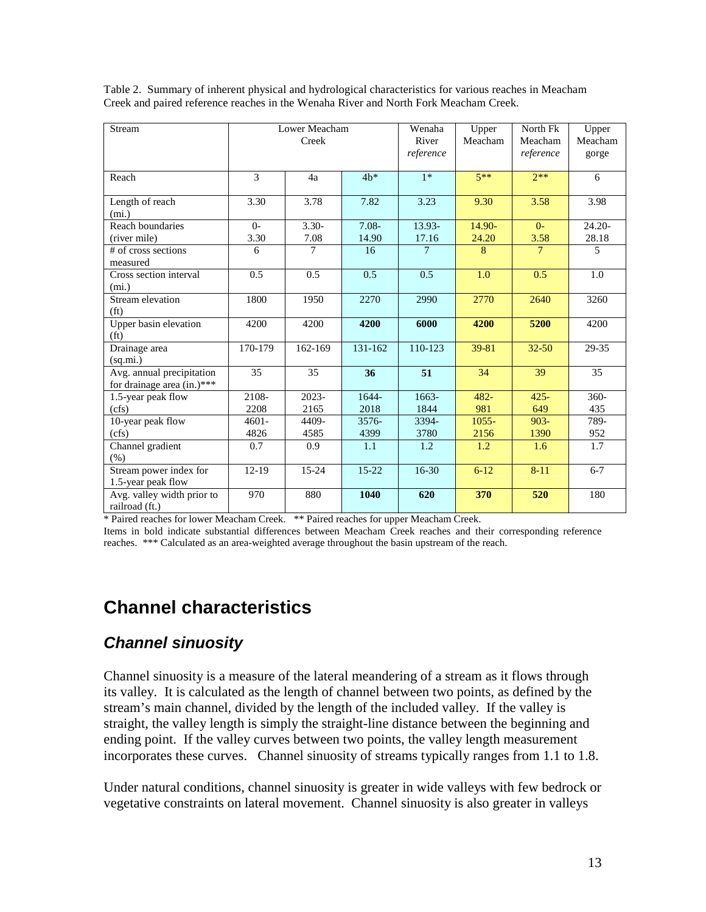Table 2. Summary of inherent physical and hydrological characteristics for various reaches in Meacham Creek and paired reference reaches in the Wenaha River and North Fork Meacham Creek.

| Stream | Lower Meacham Creek | | | Wenaha River *reference* | Upper Meacham | North Fk Meacham *reference* | Upper Meacham gorge |
|---|---|---|---|---|---|---|---|
| Reach | 3 | 4a | 4b* | 1* | 5** | 2** | 6 |
| Length of reach (mi.) | 3.30 | 3.78 | 7.82 | 3.23 | 9.30 | 3.58 | 3.98 |
| Reach boundaries (river mile) | 0-3.30 | 3.30-7.08 | 7.08-14.90 | 13.93-17.16 | 14.90-24.20 | 0-3.58 | 24.20-28.18 |
| # of cross sections measured | 6 | 7 | 16 | 7 | 8 | 7 | 5 |
| Cross section interval (mi.) | 0.5 | 0.5 | 0.5 | 0.5 | 1.0 | 0.5 | 1.0 |
| Stream elevation (ft) | 1800 | 1950 | 2270 | 2990 | 2770 | 2640 | 3260 |
| Upper basin elevation (ft) | 4200 | 4200 | **4200** | **6000** | **4200** | **5200** | 4200 |
| Drainage area (sq.mi.) | 170-179 | 162-169 | 131-162 | 110-123 | 39-81 | 32-50 | 29-35 |
| Avg. annual precipitation for drainage area (in.)*** | 35 | 35 | **36** | **51** | 34 | 39 | 35 |
| 1.5-year peak flow (cfs) | 2108-2208 | 2023-2165 | 1644-2018 | 1663-1844 | 482-981 | 425-649 | 360-435 |
| 10-year peak flow (cfs) | 4601-4826 | 4409-4585 | 3576-4399 | 3394-3780 | 1055-2156 | 903-1390 | 789-952 |
| Channel gradient (%) | 0.7 | 0.9 | 1.1 | 1.2 | 1.2 | 1.6 | 1.7 |
| Stream power index for 1.5-year peak flow | 12-19 | 15-24 | 15-22 | 16-30 | 6-12 | 8-11 | 6-7 |
| Avg. valley width prior to railroad (ft.) | 970 | 880 | **1040** | **620** | **370** | **520** | 180 |

\* Paired reaches for lower Meacham Creek. ** Paired reaches for upper Meacham Creek.
Items in bold indicate substantial differences between Meacham Creek reaches and their corresponding reference reaches. *** Calculated as an area-weighted average throughout the basin upstream of the reach.

# Channel characteristics

## *Channel sinuosity*

Channel sinuosity is a measure of the lateral meandering of a stream as it flows through its valley. It is calculated as the length of channel between two points, as defined by the stream's main channel, divided by the length of the included valley. If the valley is straight, the valley length is simply the straight-line distance between the beginning and ending point. If the valley curves between two points, the valley length measurement incorporates these curves. Channel sinuosity of streams typically ranges from 1.1 to 1.8.

Under natural conditions, channel sinuosity is greater in wide valleys with few bedrock or vegetative constraints on lateral movement. Channel sinuosity is also greater in valleys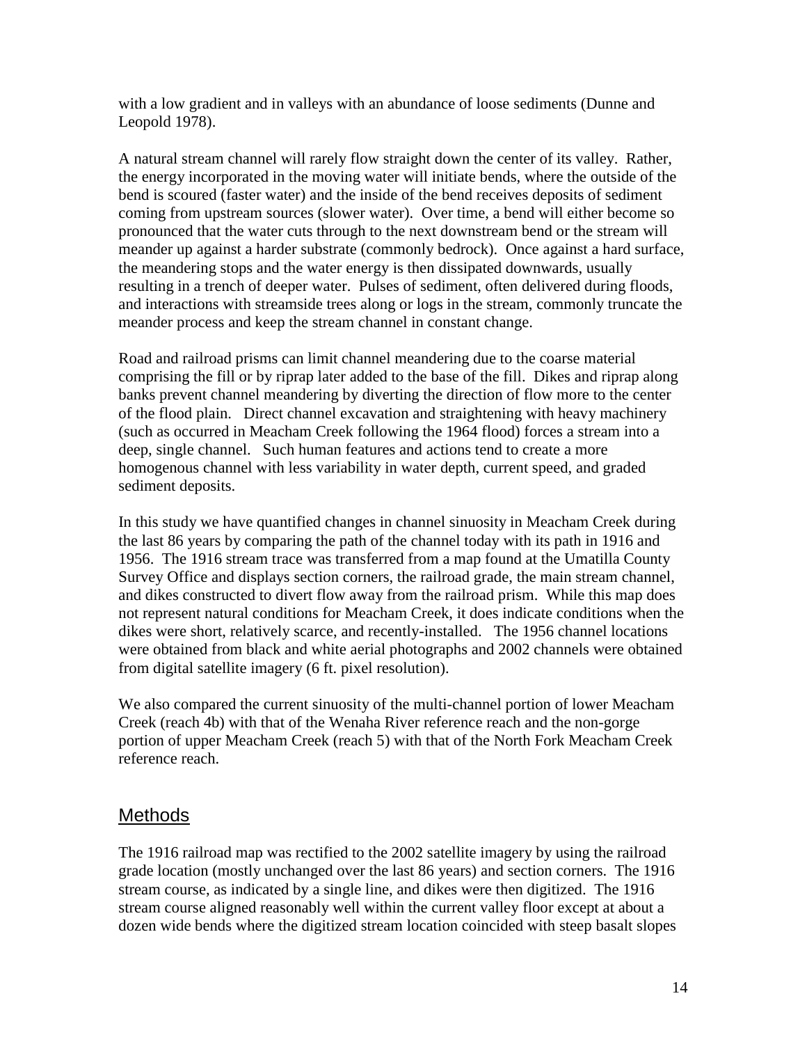with a low gradient and in valleys with an abundance of loose sediments (Dunne and Leopold 1978).

A natural stream channel will rarely flow straight down the center of its valley. Rather, the energy incorporated in the moving water will initiate bends, where the outside of the bend is scoured (faster water) and the inside of the bend receives deposits of sediment coming from upstream sources (slower water). Over time, a bend will either become so pronounced that the water cuts through to the next downstream bend or the stream will meander up against a harder substrate (commonly bedrock). Once against a hard surface, the meandering stops and the water energy is then dissipated downwards, usually resulting in a trench of deeper water. Pulses of sediment, often delivered during floods, and interactions with streamside trees along or logs in the stream, commonly truncate the meander process and keep the stream channel in constant change.

Road and railroad prisms can limit channel meandering due to the coarse material comprising the fill or by riprap later added to the base of the fill. Dikes and riprap along banks prevent channel meandering by diverting the direction of flow more to the center of the flood plain. Direct channel excavation and straightening with heavy machinery (such as occurred in Meacham Creek following the 1964 flood) forces a stream into a deep, single channel. Such human features and actions tend to create a more homogenous channel with less variability in water depth, current speed, and graded sediment deposits.

In this study we have quantified changes in channel sinuosity in Meacham Creek during the last 86 years by comparing the path of the channel today with its path in 1916 and 1956. The 1916 stream trace was transferred from a map found at the Umatilla County Survey Office and displays section corners, the railroad grade, the main stream channel, and dikes constructed to divert flow away from the railroad prism. While this map does not represent natural conditions for Meacham Creek, it does indicate conditions when the dikes were short, relatively scarce, and recently-installed. The 1956 channel locations were obtained from black and white aerial photographs and 2002 channels were obtained from digital satellite imagery (6 ft. pixel resolution).

We also compared the current sinuosity of the multi-channel portion of lower Meacham Creek (reach 4b) with that of the Wenaha River reference reach and the non-gorge portion of upper Meacham Creek (reach 5) with that of the North Fork Meacham Creek reference reach.

## Methods

The 1916 railroad map was rectified to the 2002 satellite imagery by using the railroad grade location (mostly unchanged over the last 86 years) and section corners. The 1916 stream course, as indicated by a single line, and dikes were then digitized. The 1916 stream course aligned reasonably well within the current valley floor except at about a dozen wide bends where the digitized stream location coincided with steep basalt slopes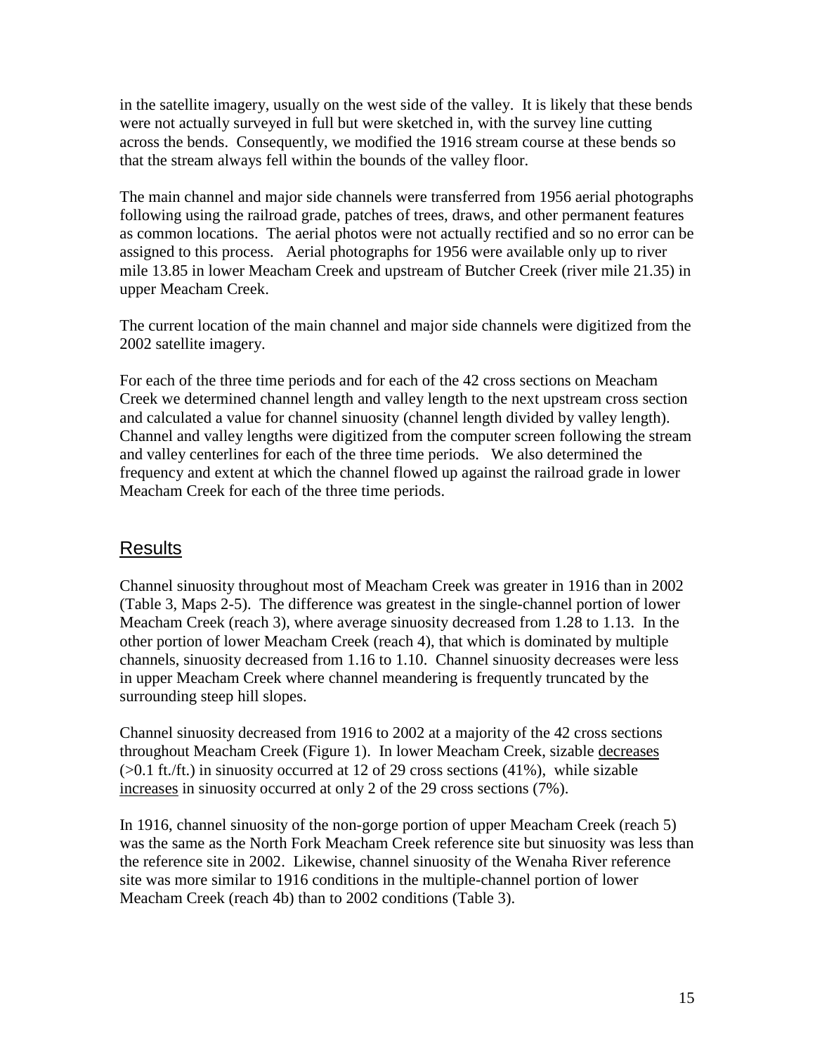in the satellite imagery, usually on the west side of the valley. It is likely that these bends were not actually surveyed in full but were sketched in, with the survey line cutting across the bends. Consequently, we modified the 1916 stream course at these bends so that the stream always fell within the bounds of the valley floor.

The main channel and major side channels were transferred from 1956 aerial photographs following using the railroad grade, patches of trees, draws, and other permanent features as common locations. The aerial photos were not actually rectified and so no error can be assigned to this process. Aerial photographs for 1956 were available only up to river mile 13.85 in lower Meacham Creek and upstream of Butcher Creek (river mile 21.35) in upper Meacham Creek.

The current location of the main channel and major side channels were digitized from the 2002 satellite imagery.

For each of the three time periods and for each of the 42 cross sections on Meacham Creek we determined channel length and valley length to the next upstream cross section and calculated a value for channel sinuosity (channel length divided by valley length). Channel and valley lengths were digitized from the computer screen following the stream and valley centerlines for each of the three time periods. We also determined the frequency and extent at which the channel flowed up against the railroad grade in lower Meacham Creek for each of the three time periods.

## Results

Channel sinuosity throughout most of Meacham Creek was greater in 1916 than in 2002 (Table 3, Maps 2-5). The difference was greatest in the single-channel portion of lower Meacham Creek (reach 3), where average sinuosity decreased from 1.28 to 1.13. In the other portion of lower Meacham Creek (reach 4), that which is dominated by multiple channels, sinuosity decreased from 1.16 to 1.10. Channel sinuosity decreases were less in upper Meacham Creek where channel meandering is frequently truncated by the surrounding steep hill slopes.

Channel sinuosity decreased from 1916 to 2002 at a majority of the 42 cross sections throughout Meacham Creek (Figure 1). In lower Meacham Creek, sizable <u>decreases</u> (>0.1 ft./ft.) in sinuosity occurred at 12 of 29 cross sections (41%), while sizable <u>increases</u> in sinuosity occurred at only 2 of the 29 cross sections (7%).

In 1916, channel sinuosity of the non-gorge portion of upper Meacham Creek (reach 5) was the same as the North Fork Meacham Creek reference site but sinuosity was less than the reference site in 2002. Likewise, channel sinuosity of the Wenaha River reference site was more similar to 1916 conditions in the multiple-channel portion of lower Meacham Creek (reach 4b) than to 2002 conditions (Table 3).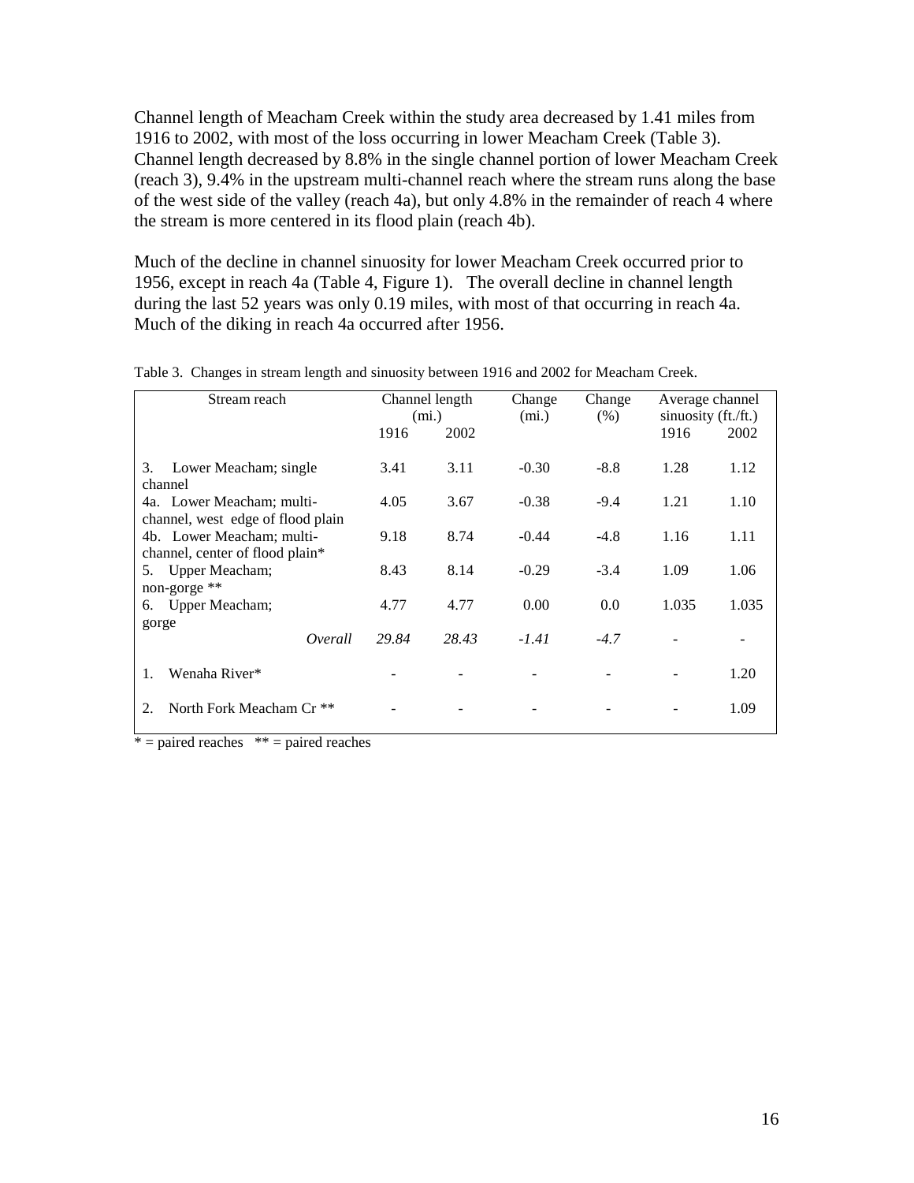Channel length of Meacham Creek within the study area decreased by 1.41 miles from 1916 to 2002, with most of the loss occurring in lower Meacham Creek (Table 3). Channel length decreased by 8.8% in the single channel portion of lower Meacham Creek (reach 3), 9.4% in the upstream multi-channel reach where the stream runs along the base of the west side of the valley (reach 4a), but only 4.8% in the remainder of reach 4 where the stream is more centered in its flood plain (reach 4b).

Much of the decline in channel sinuosity for lower Meacham Creek occurred prior to 1956, except in reach 4a (Table 4, Figure 1). The overall decline in channel length during the last 52 years was only 0.19 miles, with most of that occurring in reach 4a. Much of the diking in reach 4a occurred after 1956.

Table 3. Changes in stream length and sinuosity between 1916 and 2002 for Meacham Creek.

| Stream reach | Channel length (mi.) | | Change (mi.) | Change (%) | Average channel sinuosity (ft./ft.) | |
|---|---|---|---|---|---|---|
| | 1916 | 2002 | | | 1916 | 2002 |
| 3. Lower Meacham; single channel | 3.41 | 3.11 | -0.30 | -8.8 | 1.28 | 1.12 |
| 4a. Lower Meacham; multi-channel, west edge of flood plain | 4.05 | 3.67 | -0.38 | -9.4 | 1.21 | 1.10 |
| 4b. Lower Meacham; multi-channel, center of flood plain* | 9.18 | 8.74 | -0.44 | -4.8 | 1.16 | 1.11 |
| 5. Upper Meacham; non-gorge ** | 8.43 | 8.14 | -0.29 | -3.4 | 1.09 | 1.06 |
| 6. Upper Meacham; gorge | 4.77 | 4.77 | 0.00 | 0.0 | 1.035 | 1.035 |
| *Overall* | *29.84* | *28.43* | *-1.41* | *-4.7* | - | - |
| 1. Wenaha River* | - | - | - | - | - | 1.20 |
| 2. North Fork Meacham Cr ** | - | - | - | - | - | 1.09 |

* = paired reaches  ** = paired reaches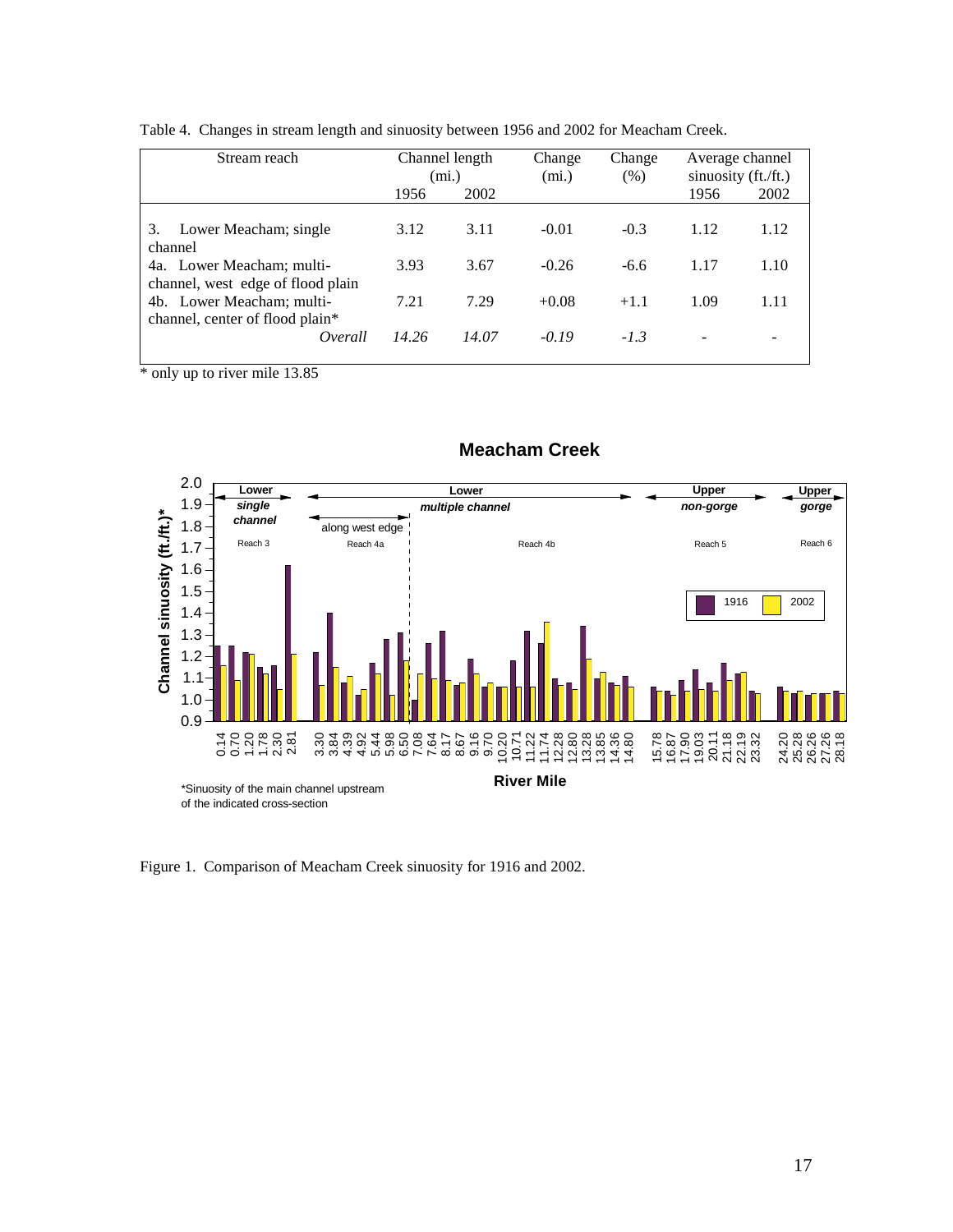Table 4. Changes in stream length and sinuosity between 1956 and 2002 for Meacham Creek.

| Stream reach | Channel length (mi.) | | Change (mi.) | Change (%) | Average channel sinuosity (ft./ft.) | |
|---|---|---|---|---|---|---|
| | 1956 | 2002 | | | 1956 | 2002 |
| 3. Lower Meacham; single channel | 3.12 | 3.11 | -0.01 | -0.3 | 1.12 | 1.12 |
| 4a. Lower Meacham; multi-channel, west edge of flood plain | 3.93 | 3.67 | -0.26 | -6.6 | 1.17 | 1.10 |
| 4b. Lower Meacham; multi-channel, center of flood plain* | 7.21 | 7.29 | +0.08 | +1.1 | 1.09 | 1.11 |
| *Overall* | *14.26* | *14.07* | *-0.19* | *-1.3* | - | - |

* only up to river mile 13.85

Figure 1. Comparison of Meacham Creek sinuosity for 1916 and 2002.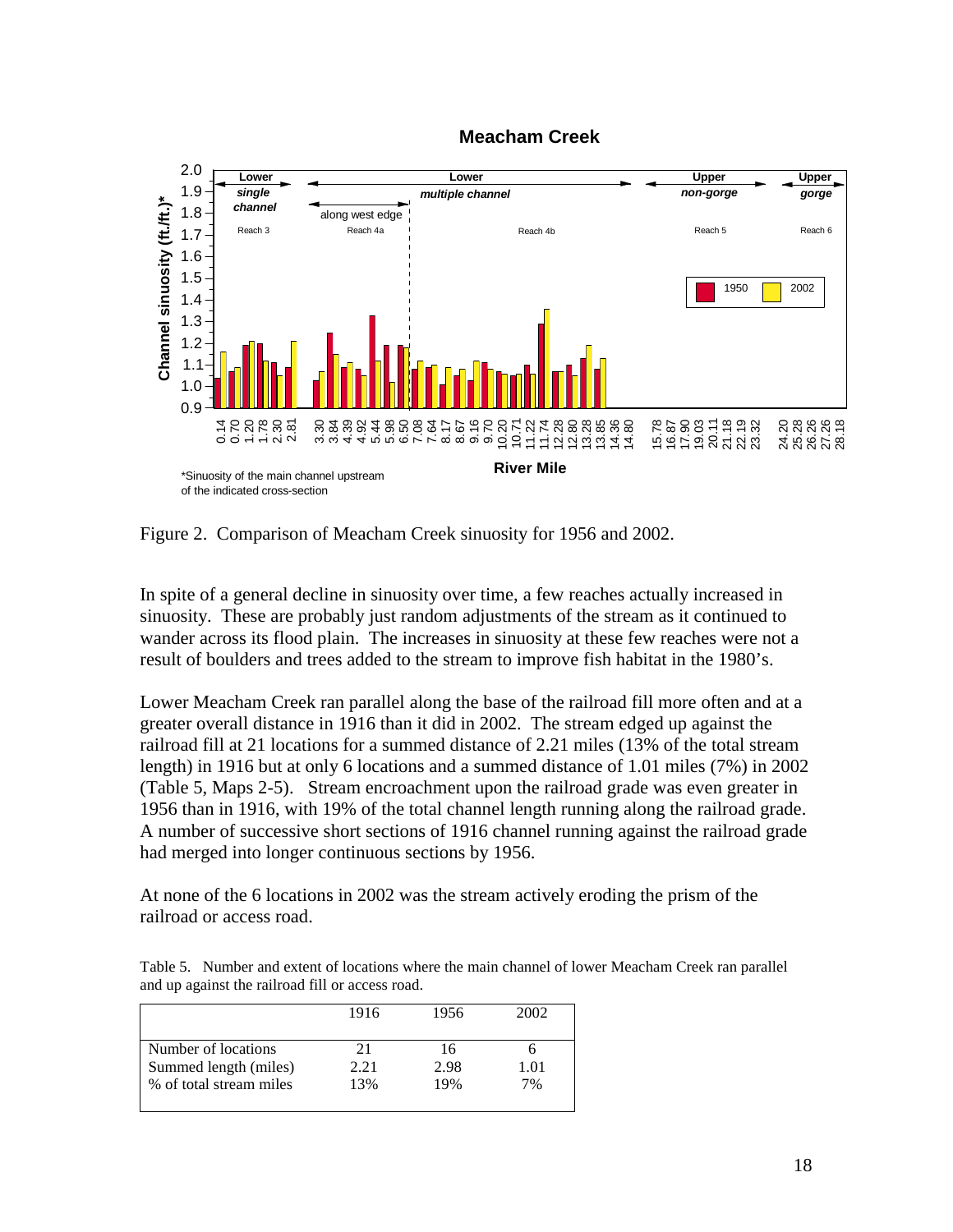Figure 2. Comparison of Meacham Creek sinuosity for 1956 and 2002.

In spite of a general decline in sinuosity over time, a few reaches actually increased in sinuosity. These are probably just random adjustments of the stream as it continued to wander across its flood plain. The increases in sinuosity at these few reaches were not a result of boulders and trees added to the stream to improve fish habitat in the 1980's.

Lower Meacham Creek ran parallel along the base of the railroad fill more often and at a greater overall distance in 1916 than it did in 2002. The stream edged up against the railroad fill at 21 locations for a summed distance of 2.21 miles (13% of the total stream length) in 1916 but at only 6 locations and a summed distance of 1.01 miles (7%) in 2002 (Table 5, Maps 2-5). Stream encroachment upon the railroad grade was even greater in 1956 than in 1916, with 19% of the total channel length running along the railroad grade. A number of successive short sections of 1916 channel running against the railroad grade had merged into longer continuous sections by 1956.

At none of the 6 locations in 2002 was the stream actively eroding the prism of the railroad or access road.

Table 5. Number and extent of locations where the main channel of lower Meacham Creek ran parallel and up against the railroad fill or access road.

| | 1916 | 1956 | 2002 |
|---|---|---|---|
| Number of locations | 21 | 16 | 6 |
| Summed length (miles) | 2.21 | 2.98 | 1.01 |
| % of total stream miles | 13% | 19% | 7% |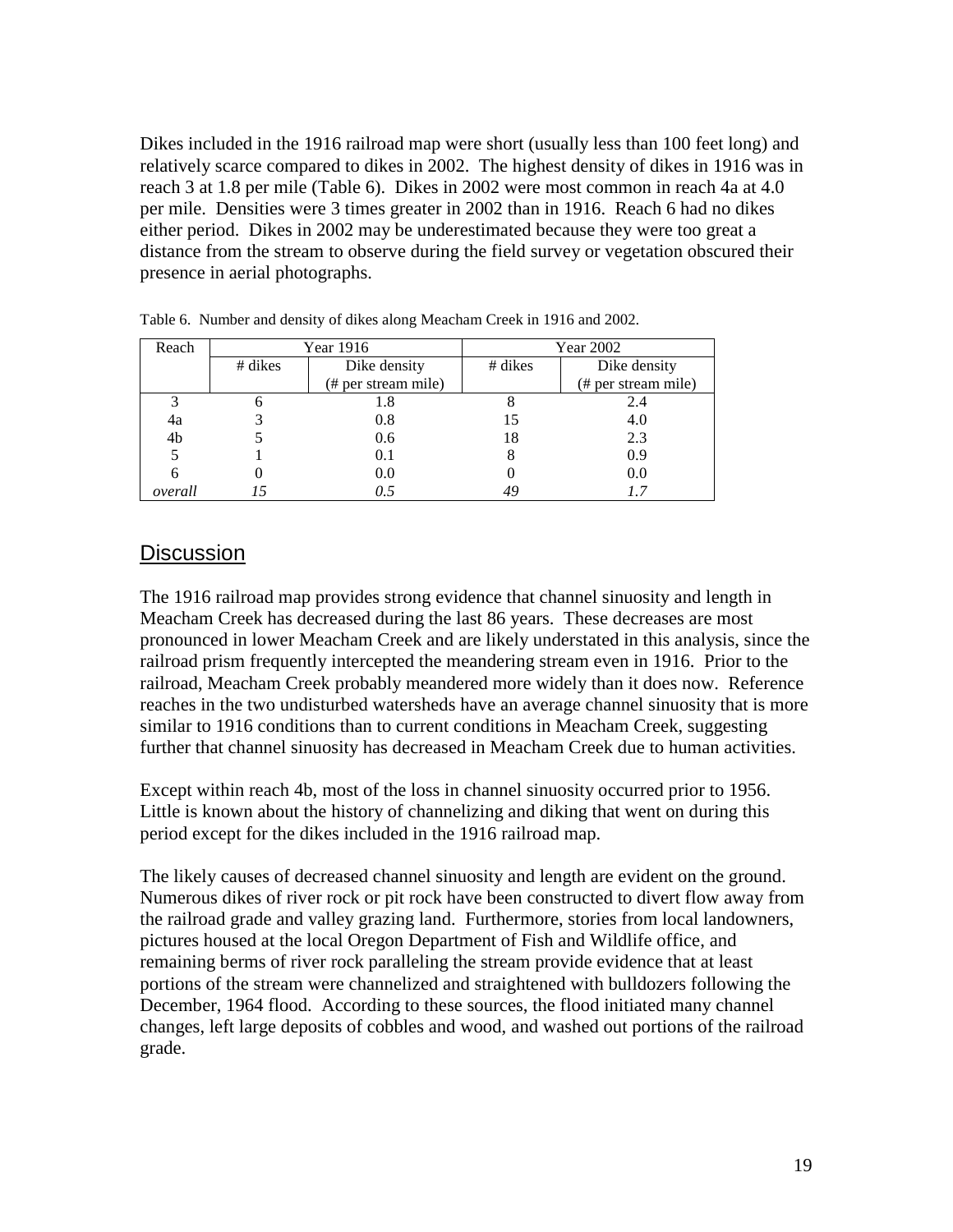Dikes included in the 1916 railroad map were short (usually less than 100 feet long) and relatively scarce compared to dikes in 2002. The highest density of dikes in 1916 was in reach 3 at 1.8 per mile (Table 6). Dikes in 2002 were most common in reach 4a at 4.0 per mile. Densities were 3 times greater in 2002 than in 1916. Reach 6 had no dikes either period. Dikes in 2002 may be underestimated because they were too great a distance from the stream to observe during the field survey or vegetation obscured their presence in aerial photographs.

Table 6. Number and density of dikes along Meacham Creek in 1916 and 2002.

| Reach | Year 1916 | | Year 2002 | |
|---|---|---|---|---|
| | # dikes | Dike density (# per stream mile) | # dikes | Dike density (# per stream mile) |
| 3 | 6 | 1.8 | 8 | 2.4 |
| 4a | 3 | 0.8 | 15 | 4.0 |
| 4b | 5 | 0.6 | 18 | 2.3 |
| 5 | 1 | 0.1 | 8 | 0.9 |
| 6 | 0 | 0.0 | 0 | 0.0 |
| *overall* | *15* | *0.5* | *49* | *1.7* |

## Discussion

The 1916 railroad map provides strong evidence that channel sinuosity and length in Meacham Creek has decreased during the last 86 years. These decreases are most pronounced in lower Meacham Creek and are likely understated in this analysis, since the railroad prism frequently intercepted the meandering stream even in 1916. Prior to the railroad, Meacham Creek probably meandered more widely than it does now. Reference reaches in the two undisturbed watersheds have an average channel sinuosity that is more similar to 1916 conditions than to current conditions in Meacham Creek, suggesting further that channel sinuosity has decreased in Meacham Creek due to human activities.

Except within reach 4b, most of the loss in channel sinuosity occurred prior to 1956. Little is known about the history of channelizing and diking that went on during this period except for the dikes included in the 1916 railroad map.

The likely causes of decreased channel sinuosity and length are evident on the ground. Numerous dikes of river rock or pit rock have been constructed to divert flow away from the railroad grade and valley grazing land. Furthermore, stories from local landowners, pictures housed at the local Oregon Department of Fish and Wildlife office, and remaining berms of river rock paralleling the stream provide evidence that at least portions of the stream were channelized and straightened with bulldozers following the December, 1964 flood. According to these sources, the flood initiated many channel changes, left large deposits of cobbles and wood, and washed out portions of the railroad grade.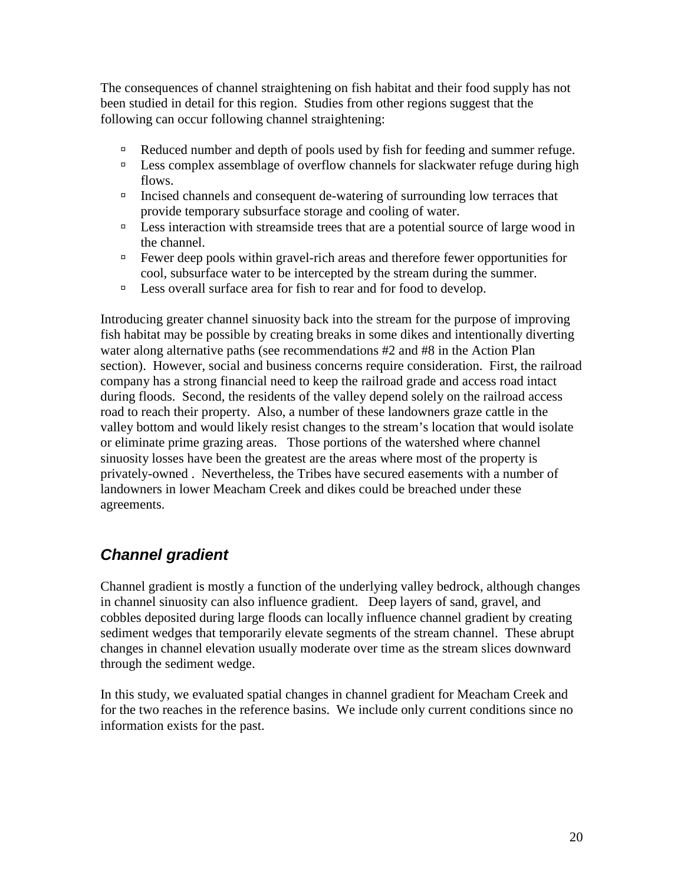The consequences of channel straightening on fish habitat and their food supply has not been studied in detail for this region. Studies from other regions suggest that the following can occur following channel straightening:

- Reduced number and depth of pools used by fish for feeding and summer refuge.
- Less complex assemblage of overflow channels for slackwater refuge during high flows.
- Incised channels and consequent de-watering of surrounding low terraces that provide temporary subsurface storage and cooling of water.
- Less interaction with streamside trees that are a potential source of large wood in the channel.
- Fewer deep pools within gravel-rich areas and therefore fewer opportunities for cool, subsurface water to be intercepted by the stream during the summer.
- Less overall surface area for fish to rear and for food to develop.

Introducing greater channel sinuosity back into the stream for the purpose of improving fish habitat may be possible by creating breaks in some dikes and intentionally diverting water along alternative paths (see recommendations #2 and #8 in the Action Plan section). However, social and business concerns require consideration. First, the railroad company has a strong financial need to keep the railroad grade and access road intact during floods. Second, the residents of the valley depend solely on the railroad access road to reach their property. Also, a number of these landowners graze cattle in the valley bottom and would likely resist changes to the stream's location that would isolate or eliminate prime grazing areas. Those portions of the watershed where channel sinuosity losses have been the greatest are the areas where most of the property is privately-owned . Nevertheless, the Tribes have secured easements with a number of landowners in lower Meacham Creek and dikes could be breached under these agreements.

## *Channel gradient*

Channel gradient is mostly a function of the underlying valley bedrock, although changes in channel sinuosity can also influence gradient. Deep layers of sand, gravel, and cobbles deposited during large floods can locally influence channel gradient by creating sediment wedges that temporarily elevate segments of the stream channel. These abrupt changes in channel elevation usually moderate over time as the stream slices downward through the sediment wedge.

In this study, we evaluated spatial changes in channel gradient for Meacham Creek and for the two reaches in the reference basins. We include only current conditions since no information exists for the past.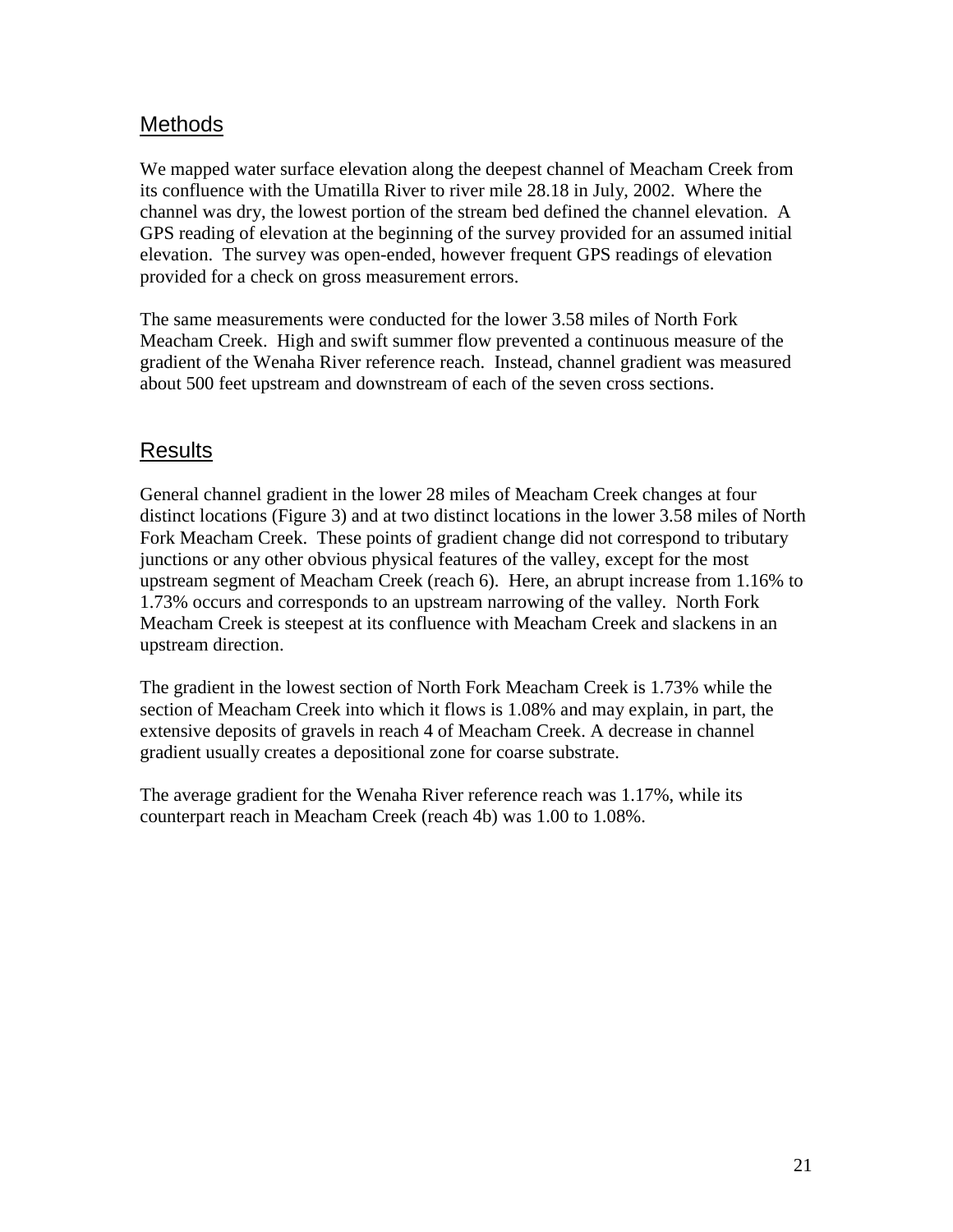## Methods

We mapped water surface elevation along the deepest channel of Meacham Creek from its confluence with the Umatilla River to river mile 28.18 in July, 2002. Where the channel was dry, the lowest portion of the stream bed defined the channel elevation. A GPS reading of elevation at the beginning of the survey provided for an assumed initial elevation. The survey was open-ended, however frequent GPS readings of elevation provided for a check on gross measurement errors.

The same measurements were conducted for the lower 3.58 miles of North Fork Meacham Creek. High and swift summer flow prevented a continuous measure of the gradient of the Wenaha River reference reach. Instead, channel gradient was measured about 500 feet upstream and downstream of each of the seven cross sections.

## Results

General channel gradient in the lower 28 miles of Meacham Creek changes at four distinct locations (Figure 3) and at two distinct locations in the lower 3.58 miles of North Fork Meacham Creek. These points of gradient change did not correspond to tributary junctions or any other obvious physical features of the valley, except for the most upstream segment of Meacham Creek (reach 6). Here, an abrupt increase from 1.16% to 1.73% occurs and corresponds to an upstream narrowing of the valley. North Fork Meacham Creek is steepest at its confluence with Meacham Creek and slackens in an upstream direction.

The gradient in the lowest section of North Fork Meacham Creek is 1.73% while the section of Meacham Creek into which it flows is 1.08% and may explain, in part, the extensive deposits of gravels in reach 4 of Meacham Creek. A decrease in channel gradient usually creates a depositional zone for coarse substrate.

The average gradient for the Wenaha River reference reach was 1.17%, while its counterpart reach in Meacham Creek (reach 4b) was 1.00 to 1.08%.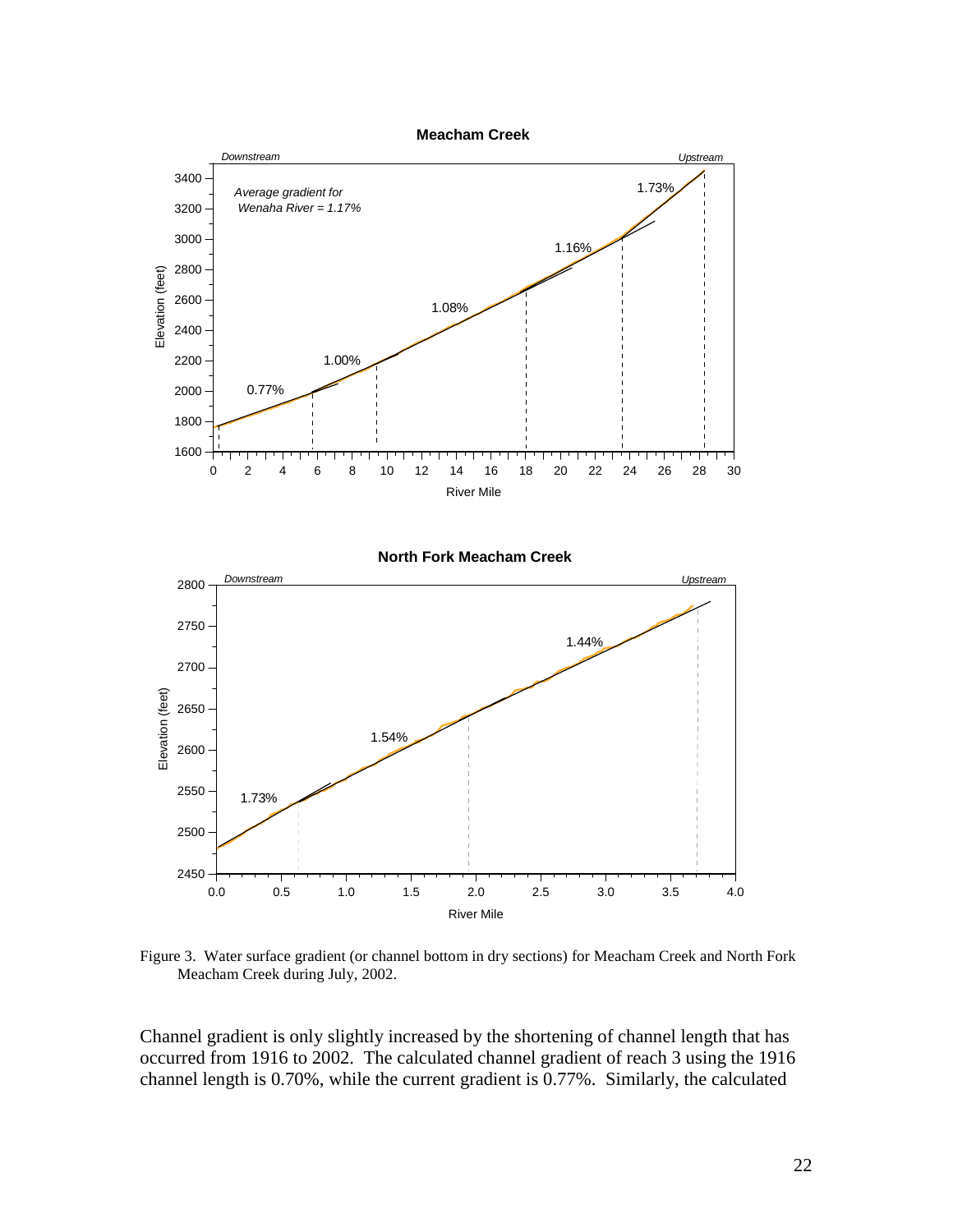Figure 3. Water surface gradient (or channel bottom in dry sections) for Meacham Creek and North Fork Meacham Creek during July, 2002.

Channel gradient is only slightly increased by the shortening of channel length that has occurred from 1916 to 2002. The calculated channel gradient of reach 3 using the 1916 channel length is 0.70%, while the current gradient is 0.77%. Similarly, the calculated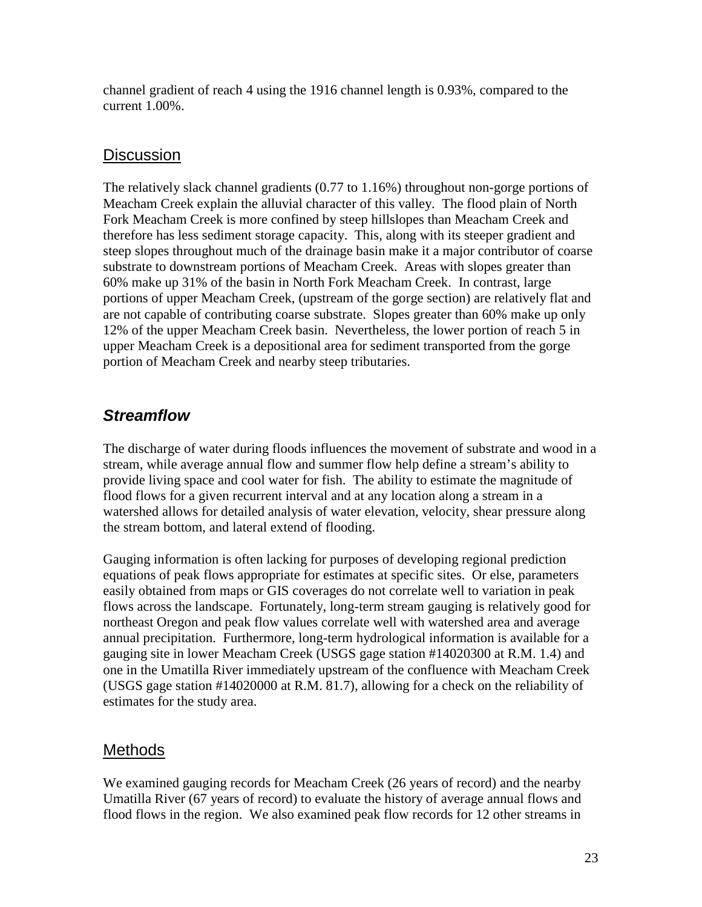channel gradient of reach 4 using the 1916 channel length is 0.93%, compared to the current 1.00%.

## Discussion

The relatively slack channel gradients (0.77 to 1.16%) throughout non-gorge portions of Meacham Creek explain the alluvial character of this valley. The flood plain of North Fork Meacham Creek is more confined by steep hillslopes than Meacham Creek and therefore has less sediment storage capacity. This, along with its steeper gradient and steep slopes throughout much of the drainage basin make it a major contributor of coarse substrate to downstream portions of Meacham Creek. Areas with slopes greater than 60% make up 31% of the basin in North Fork Meacham Creek. In contrast, large portions of upper Meacham Creek, (upstream of the gorge section) are relatively flat and are not capable of contributing coarse substrate. Slopes greater than 60% make up only 12% of the upper Meacham Creek basin. Nevertheless, the lower portion of reach 5 in upper Meacham Creek is a depositional area for sediment transported from the gorge portion of Meacham Creek and nearby steep tributaries.

# *Streamflow*

The discharge of water during floods influences the movement of substrate and wood in a stream, while average annual flow and summer flow help define a stream's ability to provide living space and cool water for fish. The ability to estimate the magnitude of flood flows for a given recurrent interval and at any location along a stream in a watershed allows for detailed analysis of water elevation, velocity, shear pressure along the stream bottom, and lateral extend of flooding.

Gauging information is often lacking for purposes of developing regional prediction equations of peak flows appropriate for estimates at specific sites. Or else, parameters easily obtained from maps or GIS coverages do not correlate well to variation in peak flows across the landscape. Fortunately, long-term stream gauging is relatively good for northeast Oregon and peak flow values correlate well with watershed area and average annual precipitation. Furthermore, long-term hydrological information is available for a gauging site in lower Meacham Creek (USGS gage station #14020300 at R.M. 1.4) and one in the Umatilla River immediately upstream of the confluence with Meacham Creek (USGS gage station #14020000 at R.M. 81.7), allowing for a check on the reliability of estimates for the study area.

## Methods

We examined gauging records for Meacham Creek (26 years of record) and the nearby Umatilla River (67 years of record) to evaluate the history of average annual flows and flood flows in the region. We also examined peak flow records for 12 other streams in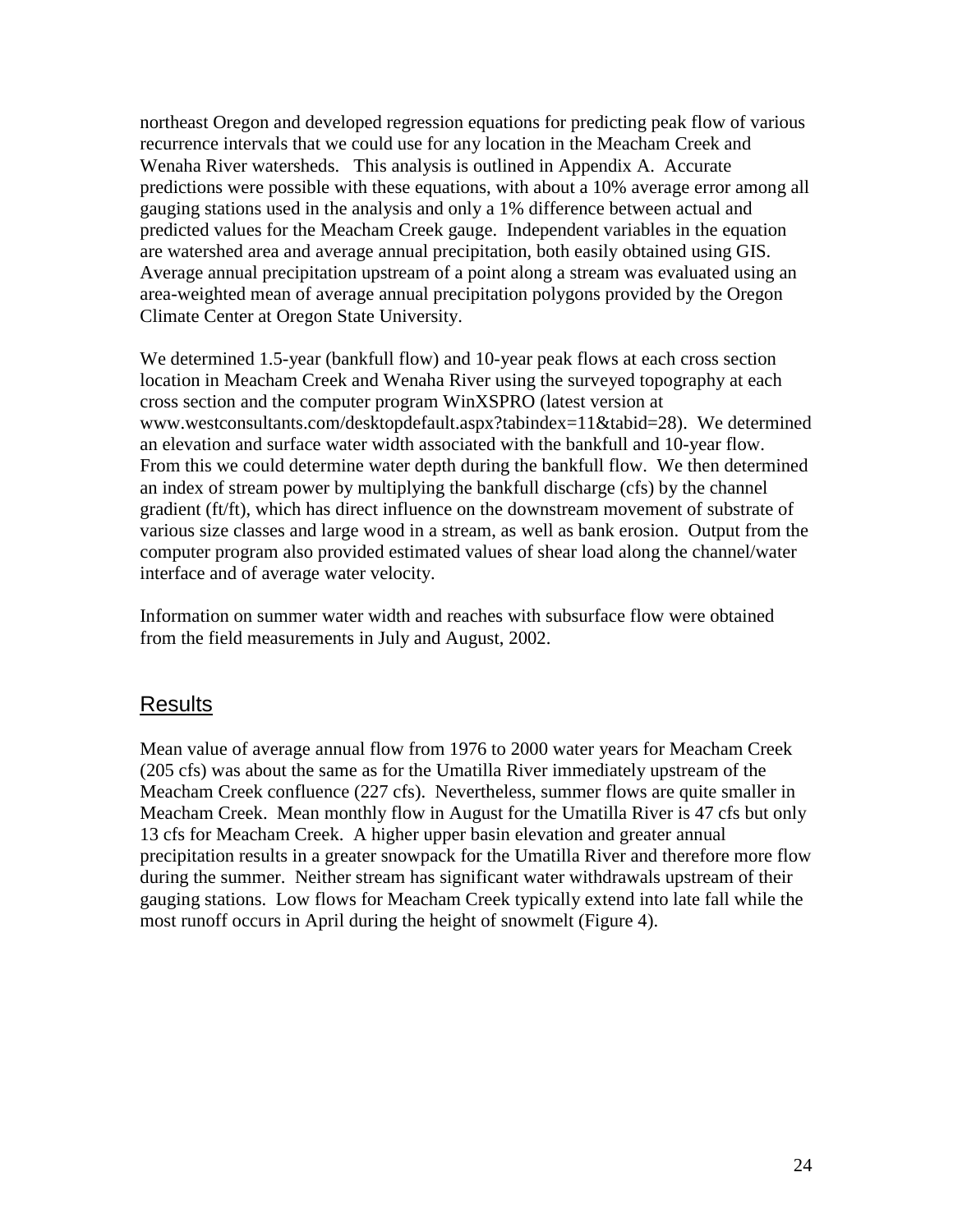northeast Oregon and developed regression equations for predicting peak flow of various recurrence intervals that we could use for any location in the Meacham Creek and Wenaha River watersheds. This analysis is outlined in Appendix A. Accurate predictions were possible with these equations, with about a 10% average error among all gauging stations used in the analysis and only a 1% difference between actual and predicted values for the Meacham Creek gauge. Independent variables in the equation are watershed area and average annual precipitation, both easily obtained using GIS. Average annual precipitation upstream of a point along a stream was evaluated using an area-weighted mean of average annual precipitation polygons provided by the Oregon Climate Center at Oregon State University.

We determined 1.5-year (bankfull flow) and 10-year peak flows at each cross section location in Meacham Creek and Wenaha River using the surveyed topography at each cross section and the computer program WinXSPRO (latest version at www.westconsultants.com/desktopdefault.aspx?tabindex=11&tabid=28). We determined an elevation and surface water width associated with the bankfull and 10-year flow. From this we could determine water depth during the bankfull flow. We then determined an index of stream power by multiplying the bankfull discharge (cfs) by the channel gradient (ft/ft), which has direct influence on the downstream movement of substrate of various size classes and large wood in a stream, as well as bank erosion. Output from the computer program also provided estimated values of shear load along the channel/water interface and of average water velocity.

Information on summer water width and reaches with subsurface flow were obtained from the field measurements in July and August, 2002.

## Results

Mean value of average annual flow from 1976 to 2000 water years for Meacham Creek (205 cfs) was about the same as for the Umatilla River immediately upstream of the Meacham Creek confluence (227 cfs). Nevertheless, summer flows are quite smaller in Meacham Creek. Mean monthly flow in August for the Umatilla River is 47 cfs but only 13 cfs for Meacham Creek. A higher upper basin elevation and greater annual precipitation results in a greater snowpack for the Umatilla River and therefore more flow during the summer. Neither stream has significant water withdrawals upstream of their gauging stations. Low flows for Meacham Creek typically extend into late fall while the most runoff occurs in April during the height of snowmelt (Figure 4).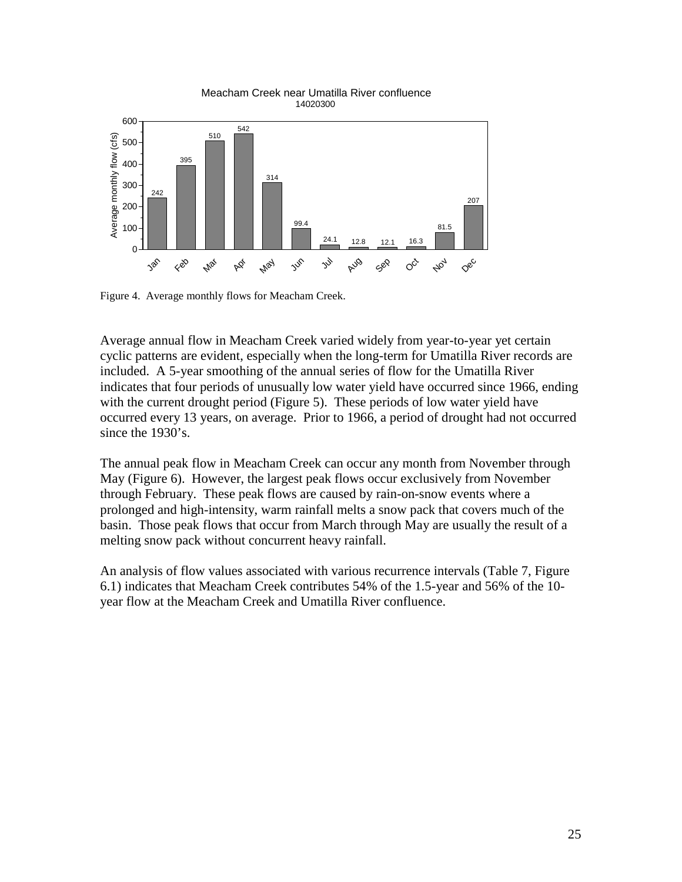Meacham Creek near Umatilla River confluence
14020300

| Month | Average monthly flow (cfs) |
| --- | --- |
| Jan | 242 |
| Feb | 395 |
| Mar | 510 |
| Apr | 542 |
| May | 314 |
| Jun | 99.4 |
| Jul | 24.1 |
| Aug | 12.8 |
| Sep | 12.1 |
| Oct | 16.3 |
| Nov | 81.5 |
| Dec | 207 |

Figure 4. Average monthly flows for Meacham Creek.

Average annual flow in Meacham Creek varied widely from year-to-year yet certain cyclic patterns are evident, especially when the long-term for Umatilla River records are included. A 5-year smoothing of the annual series of flow for the Umatilla River indicates that four periods of unusually low water yield have occurred since 1966, ending with the current drought period (Figure 5). These periods of low water yield have occurred every 13 years, on average. Prior to 1966, a period of drought had not occurred since the 1930's.

The annual peak flow in Meacham Creek can occur any month from November through May (Figure 6). However, the largest peak flows occur exclusively from November through February. These peak flows are caused by rain-on-snow events where a prolonged and high-intensity, warm rainfall melts a snow pack that covers much of the basin. Those peak flows that occur from March through May are usually the result of a melting snow pack without concurrent heavy rainfall.

An analysis of flow values associated with various recurrence intervals (Table 7, Figure 6.1) indicates that Meacham Creek contributes 54% of the 1.5-year and 56% of the 10-year flow at the Meacham Creek and Umatilla River confluence.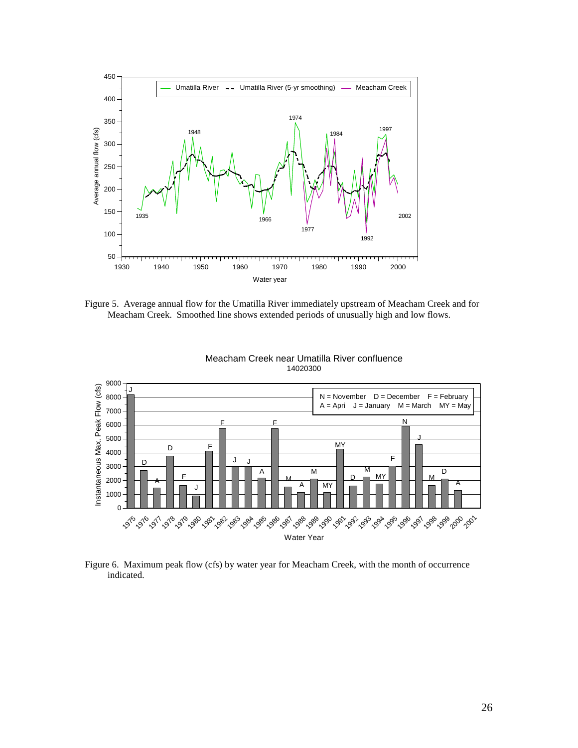Figure 5. Average annual flow for the Umatilla River immediately upstream of Meacham Creek and for Meacham Creek. Smoothed line shows extended periods of unusually high and low flows.

Figure 6. Maximum peak flow (cfs) by water year for Meacham Creek, with the month of occurrence indicated.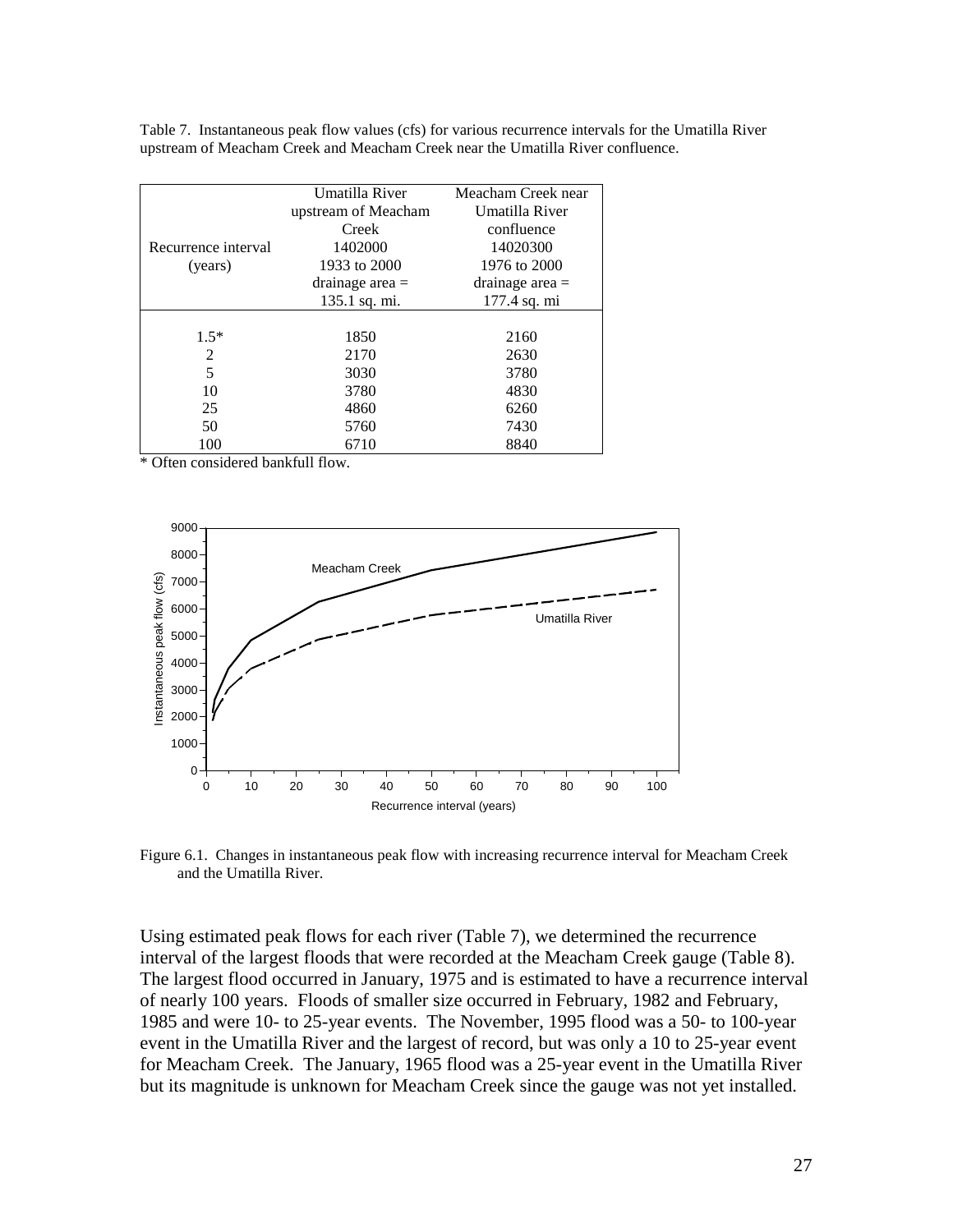Table 7. Instantaneous peak flow values (cfs) for various recurrence intervals for the Umatilla River upstream of Meacham Creek and Meacham Creek near the Umatilla River confluence.

| Recurrence interval (years) | Umatilla River upstream of Meacham Creek 1402000 1933 to 2000 drainage area = 135.1 sq. mi. | Meacham Creek near Umatilla River confluence 14020300 1976 to 2000 drainage area = 177.4 sq. mi |
|---|---|---|
| 1.5* | 1850 | 2160 |
| 2 | 2170 | 2630 |
| 5 | 3030 | 3780 |
| 10 | 3780 | 4830 |
| 25 | 4860 | 6260 |
| 50 | 5760 | 7430 |
| 100 | 6710 | 8840 |

\* Often considered bankfull flow.

Figure 6.1. Changes in instantaneous peak flow with increasing recurrence interval for Meacham Creek and the Umatilla River.

Using estimated peak flows for each river (Table 7), we determined the recurrence interval of the largest floods that were recorded at the Meacham Creek gauge (Table 8). The largest flood occurred in January, 1975 and is estimated to have a recurrence interval of nearly 100 years. Floods of smaller size occurred in February, 1982 and February, 1985 and were 10- to 25-year events. The November, 1995 flood was a 50- to 100-year event in the Umatilla River and the largest of record, but was only a 10 to 25-year event for Meacham Creek. The January, 1965 flood was a 25-year event in the Umatilla River but its magnitude is unknown for Meacham Creek since the gauge was not yet installed.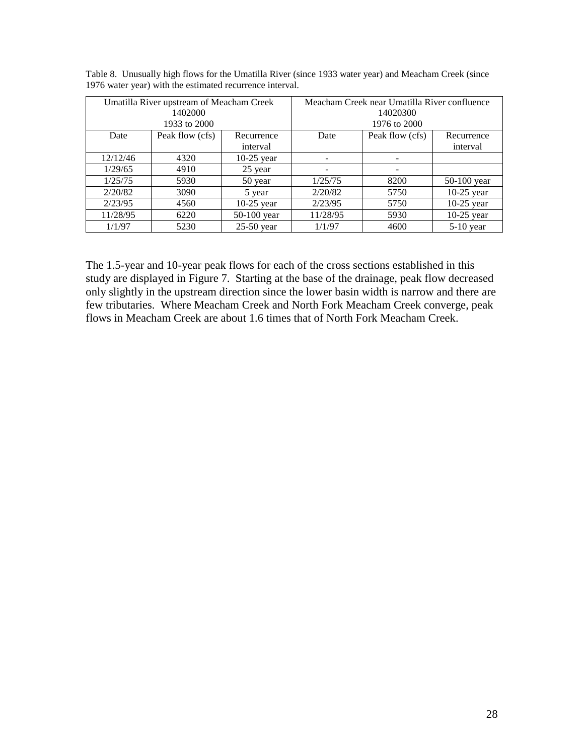Table 8. Unusually high flows for the Umatilla River (since 1933 water year) and Meacham Creek (since 1976 water year) with the estimated recurrence interval.

| Umatilla River upstream of Meacham Creek 1402000 1933 to 2000 | | | Meacham Creek near Umatilla River confluence 14020300 1976 to 2000 | | |
|---|---|---|---|---|---|
| Date | Peak flow (cfs) | Recurrence interval | Date | Peak flow (cfs) | Recurrence interval |
| 12/12/46 | 4320 | 10-25 year | - | - | |
| 1/29/65 | 4910 | 25 year | - | - | |
| 1/25/75 | 5930 | 50 year | 1/25/75 | 8200 | 50-100 year |
| 2/20/82 | 3090 | 5 year | 2/20/82 | 5750 | 10-25 year |
| 2/23/95 | 4560 | 10-25 year | 2/23/95 | 5750 | 10-25 year |
| 11/28/95 | 6220 | 50-100 year | 11/28/95 | 5930 | 10-25 year |
| 1/1/97 | 5230 | 25-50 year | 1/1/97 | 4600 | 5-10 year |

The 1.5-year and 10-year peak flows for each of the cross sections established in this study are displayed in Figure 7. Starting at the base of the drainage, peak flow decreased only slightly in the upstream direction since the lower basin width is narrow and there are few tributaries. Where Meacham Creek and North Fork Meacham Creek converge, peak flows in Meacham Creek are about 1.6 times that of North Fork Meacham Creek.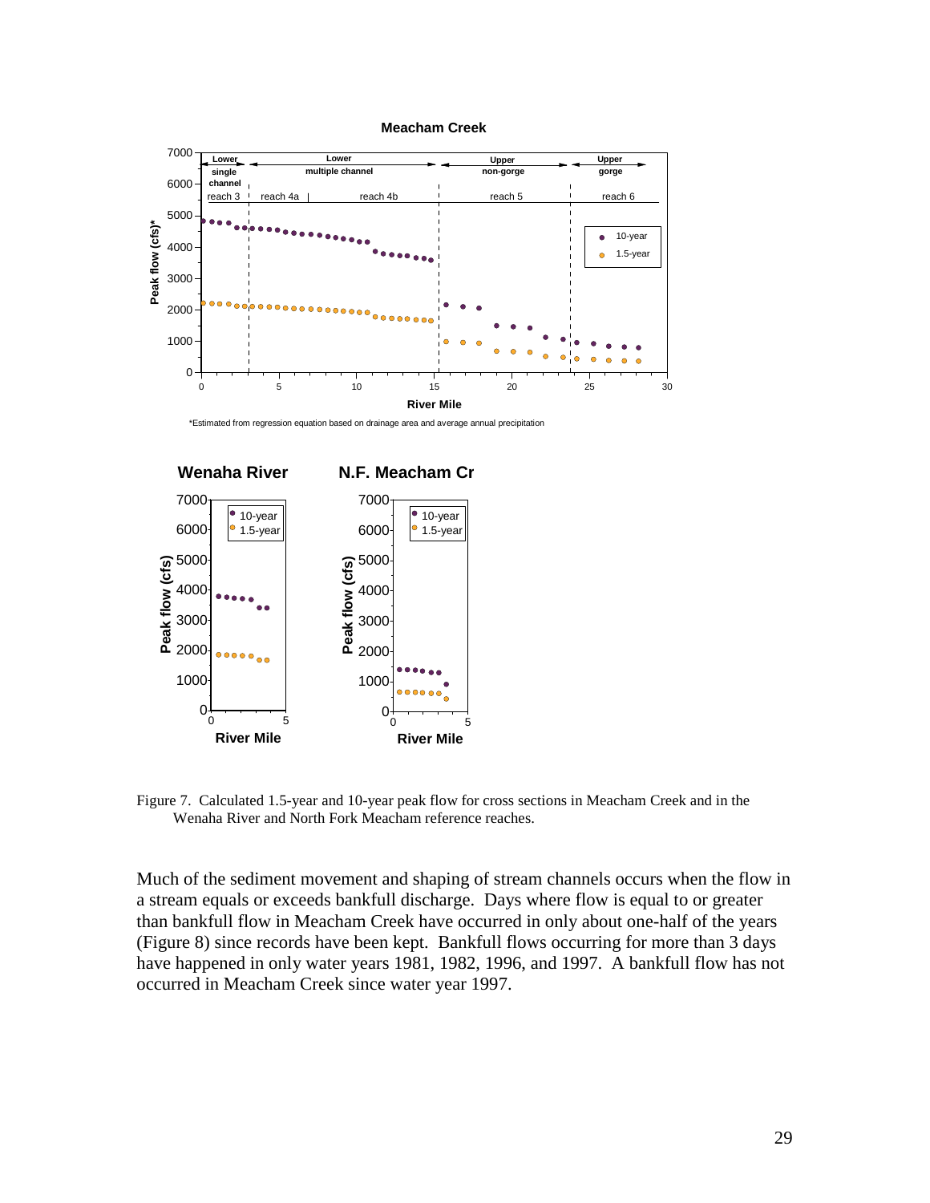Figure 7. Calculated 1.5-year and 10-year peak flow for cross sections in Meacham Creek and in the Wenaha River and North Fork Meacham reference reaches.

Much of the sediment movement and shaping of stream channels occurs when the flow in a stream equals or exceeds bankfull discharge. Days where flow is equal to or greater than bankfull flow in Meacham Creek have occurred in only about one-half of the years (Figure 8) since records have been kept. Bankfull flows occurring for more than 3 days have happened in only water years 1981, 1982, 1996, and 1997. A bankfull flow has not occurred in Meacham Creek since water year 1997.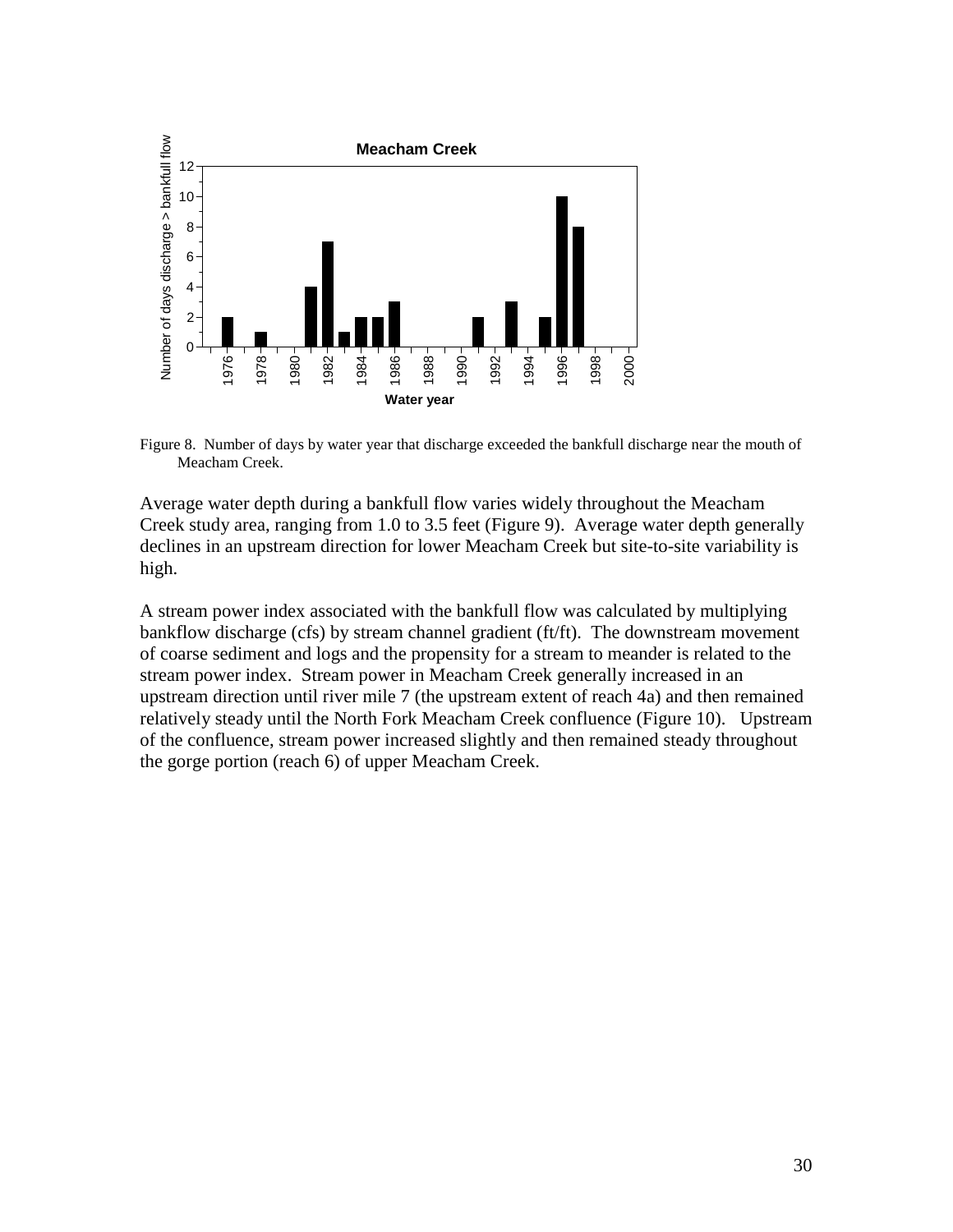Figure 8. Number of days by water year that discharge exceeded the bankfull discharge near the mouth of Meacham Creek.

Average water depth during a bankfull flow varies widely throughout the Meacham Creek study area, ranging from 1.0 to 3.5 feet (Figure 9). Average water depth generally declines in an upstream direction for lower Meacham Creek but site-to-site variability is high.

A stream power index associated with the bankfull flow was calculated by multiplying bankflow discharge (cfs) by stream channel gradient (ft/ft). The downstream movement of coarse sediment and logs and the propensity for a stream to meander is related to the stream power index. Stream power in Meacham Creek generally increased in an upstream direction until river mile 7 (the upstream extent of reach 4a) and then remained relatively steady until the North Fork Meacham Creek confluence (Figure 10). Upstream of the confluence, stream power increased slightly and then remained steady throughout the gorge portion (reach 6) of upper Meacham Creek.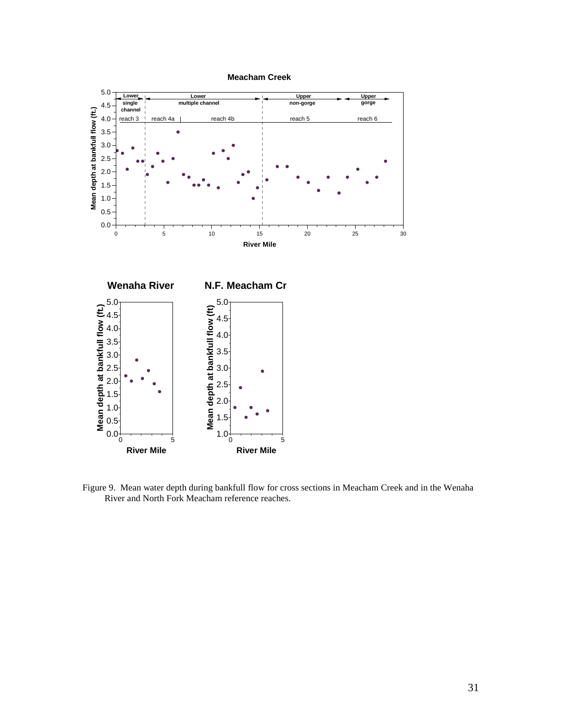Figure 9. Mean water depth during bankfull flow for cross sections in Meacham Creek and in the Wenaha River and North Fork Meacham reference reaches.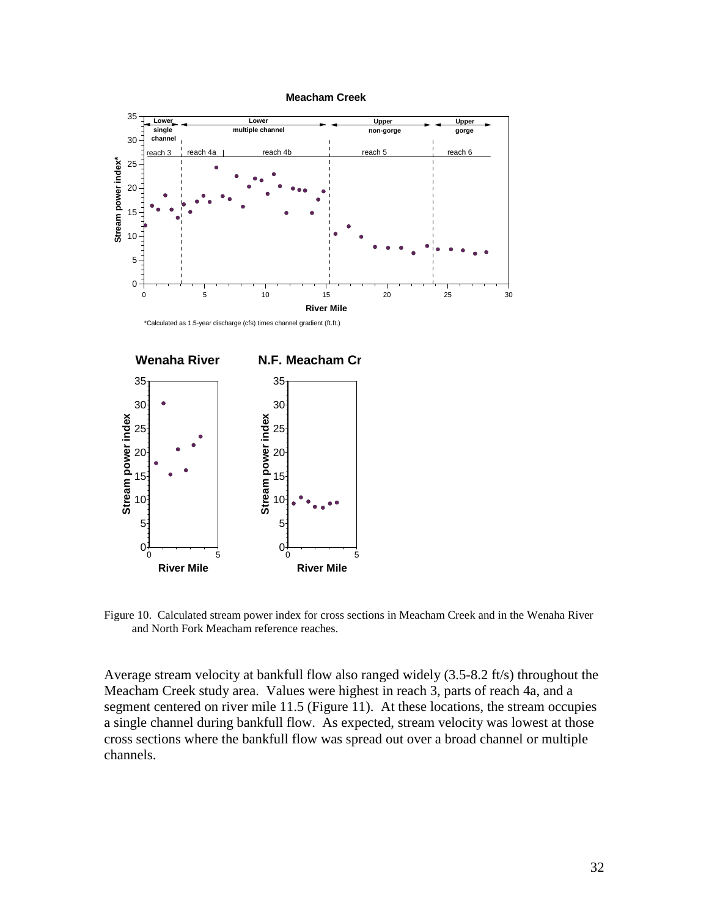Figure 10. Calculated stream power index for cross sections in Meacham Creek and in the Wenaha River and North Fork Meacham reference reaches.

Average stream velocity at bankfull flow also ranged widely (3.5-8.2 ft/s) throughout the Meacham Creek study area. Values were highest in reach 3, parts of reach 4a, and a segment centered on river mile 11.5 (Figure 11). At these locations, the stream occupies a single channel during bankfull flow. As expected, stream velocity was lowest at those cross sections where the bankfull flow was spread out over a broad channel or multiple channels.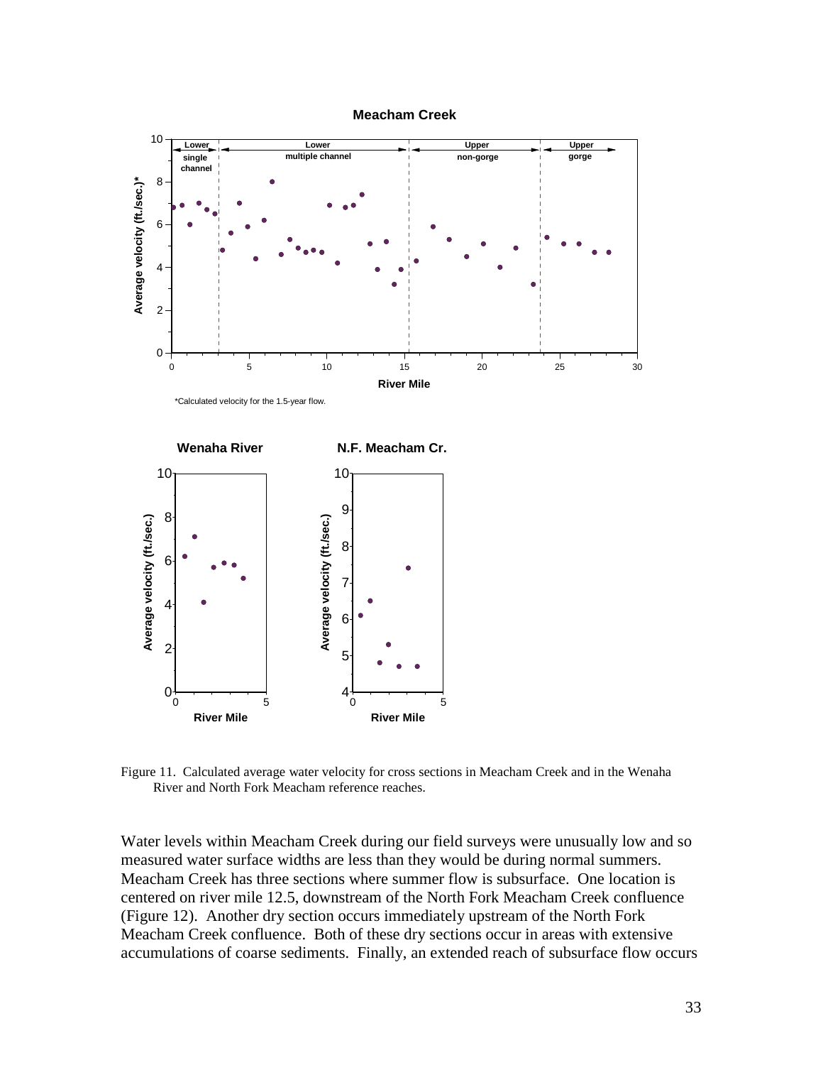Figure 11. Calculated average water velocity for cross sections in Meacham Creek and in the Wenaha River and North Fork Meacham reference reaches.

Water levels within Meacham Creek during our field surveys were unusually low and so measured water surface widths are less than they would be during normal summers. Meacham Creek has three sections where summer flow is subsurface. One location is centered on river mile 12.5, downstream of the North Fork Meacham Creek confluence (Figure 12). Another dry section occurs immediately upstream of the North Fork Meacham Creek confluence. Both of these dry sections occur in areas with extensive accumulations of coarse sediments. Finally, an extended reach of subsurface flow occurs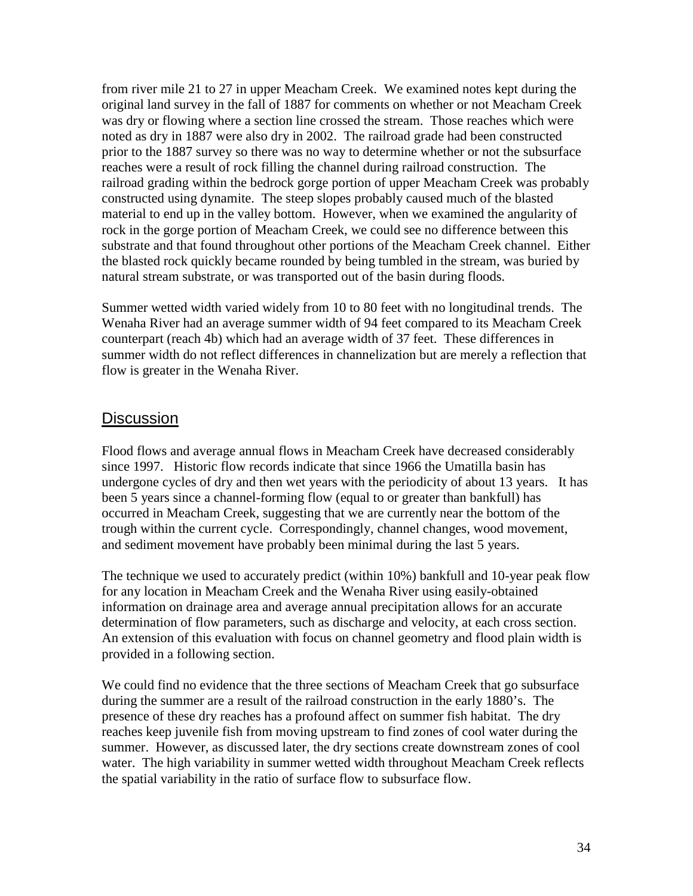from river mile 21 to 27 in upper Meacham Creek. We examined notes kept during the original land survey in the fall of 1887 for comments on whether or not Meacham Creek was dry or flowing where a section line crossed the stream. Those reaches which were noted as dry in 1887 were also dry in 2002. The railroad grade had been constructed prior to the 1887 survey so there was no way to determine whether or not the subsurface reaches were a result of rock filling the channel during railroad construction. The railroad grading within the bedrock gorge portion of upper Meacham Creek was probably constructed using dynamite. The steep slopes probably caused much of the blasted material to end up in the valley bottom. However, when we examined the angularity of rock in the gorge portion of Meacham Creek, we could see no difference between this substrate and that found throughout other portions of the Meacham Creek channel. Either the blasted rock quickly became rounded by being tumbled in the stream, was buried by natural stream substrate, or was transported out of the basin during floods.

Summer wetted width varied widely from 10 to 80 feet with no longitudinal trends. The Wenaha River had an average summer width of 94 feet compared to its Meacham Creek counterpart (reach 4b) which had an average width of 37 feet. These differences in summer width do not reflect differences in channelization but are merely a reflection that flow is greater in the Wenaha River.

## Discussion

Flood flows and average annual flows in Meacham Creek have decreased considerably since 1997. Historic flow records indicate that since 1966 the Umatilla basin has undergone cycles of dry and then wet years with the periodicity of about 13 years. It has been 5 years since a channel-forming flow (equal to or greater than bankfull) has occurred in Meacham Creek, suggesting that we are currently near the bottom of the trough within the current cycle. Correspondingly, channel changes, wood movement, and sediment movement have probably been minimal during the last 5 years.

The technique we used to accurately predict (within 10%) bankfull and 10-year peak flow for any location in Meacham Creek and the Wenaha River using easily-obtained information on drainage area and average annual precipitation allows for an accurate determination of flow parameters, such as discharge and velocity, at each cross section. An extension of this evaluation with focus on channel geometry and flood plain width is provided in a following section.

We could find no evidence that the three sections of Meacham Creek that go subsurface during the summer are a result of the railroad construction in the early 1880's. The presence of these dry reaches has a profound affect on summer fish habitat. The dry reaches keep juvenile fish from moving upstream to find zones of cool water during the summer. However, as discussed later, the dry sections create downstream zones of cool water. The high variability in summer wetted width throughout Meacham Creek reflects the spatial variability in the ratio of surface flow to subsurface flow.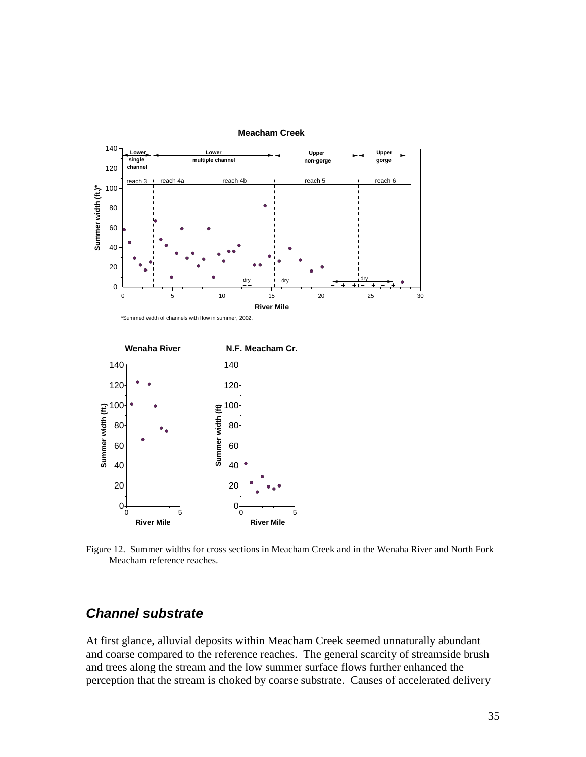Figure 12. Summer widths for cross sections in Meacham Creek and in the Wenaha River and North Fork Meacham reference reaches.

## *Channel substrate*

At first glance, alluvial deposits within Meacham Creek seemed unnaturally abundant and coarse compared to the reference reaches. The general scarcity of streamside brush and trees along the stream and the low summer surface flows further enhanced the perception that the stream is choked by coarse substrate. Causes of accelerated delivery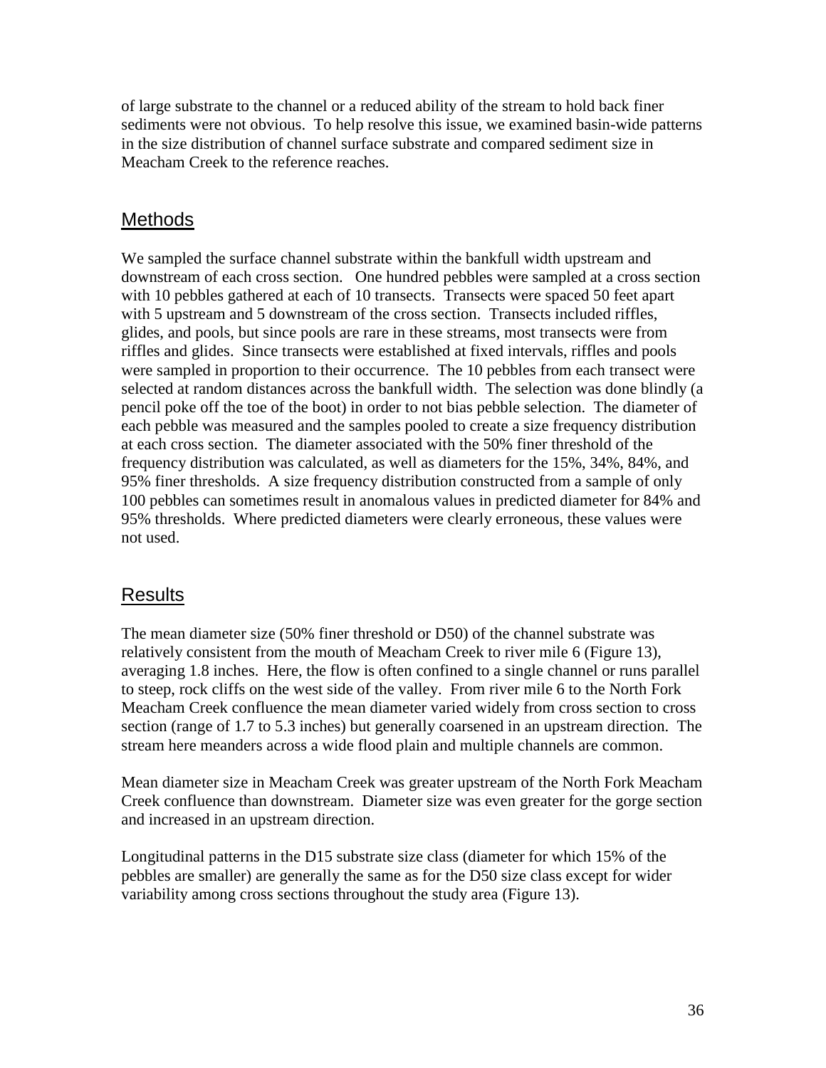of large substrate to the channel or a reduced ability of the stream to hold back finer sediments were not obvious. To help resolve this issue, we examined basin-wide patterns in the size distribution of channel surface substrate and compared sediment size in Meacham Creek to the reference reaches.

## Methods

We sampled the surface channel substrate within the bankfull width upstream and downstream of each cross section. One hundred pebbles were sampled at a cross section with 10 pebbles gathered at each of 10 transects. Transects were spaced 50 feet apart with 5 upstream and 5 downstream of the cross section. Transects included riffles, glides, and pools, but since pools are rare in these streams, most transects were from riffles and glides. Since transects were established at fixed intervals, riffles and pools were sampled in proportion to their occurrence. The 10 pebbles from each transect were selected at random distances across the bankfull width. The selection was done blindly (a pencil poke off the toe of the boot) in order to not bias pebble selection. The diameter of each pebble was measured and the samples pooled to create a size frequency distribution at each cross section. The diameter associated with the 50% finer threshold of the frequency distribution was calculated, as well as diameters for the 15%, 34%, 84%, and 95% finer thresholds. A size frequency distribution constructed from a sample of only 100 pebbles can sometimes result in anomalous values in predicted diameter for 84% and 95% thresholds. Where predicted diameters were clearly erroneous, these values were not used.

## Results

The mean diameter size (50% finer threshold or D50) of the channel substrate was relatively consistent from the mouth of Meacham Creek to river mile 6 (Figure 13), averaging 1.8 inches. Here, the flow is often confined to a single channel or runs parallel to steep, rock cliffs on the west side of the valley. From river mile 6 to the North Fork Meacham Creek confluence the mean diameter varied widely from cross section to cross section (range of 1.7 to 5.3 inches) but generally coarsened in an upstream direction. The stream here meanders across a wide flood plain and multiple channels are common.

Mean diameter size in Meacham Creek was greater upstream of the North Fork Meacham Creek confluence than downstream. Diameter size was even greater for the gorge section and increased in an upstream direction.

Longitudinal patterns in the D15 substrate size class (diameter for which 15% of the pebbles are smaller) are generally the same as for the D50 size class except for wider variability among cross sections throughout the study area (Figure 13).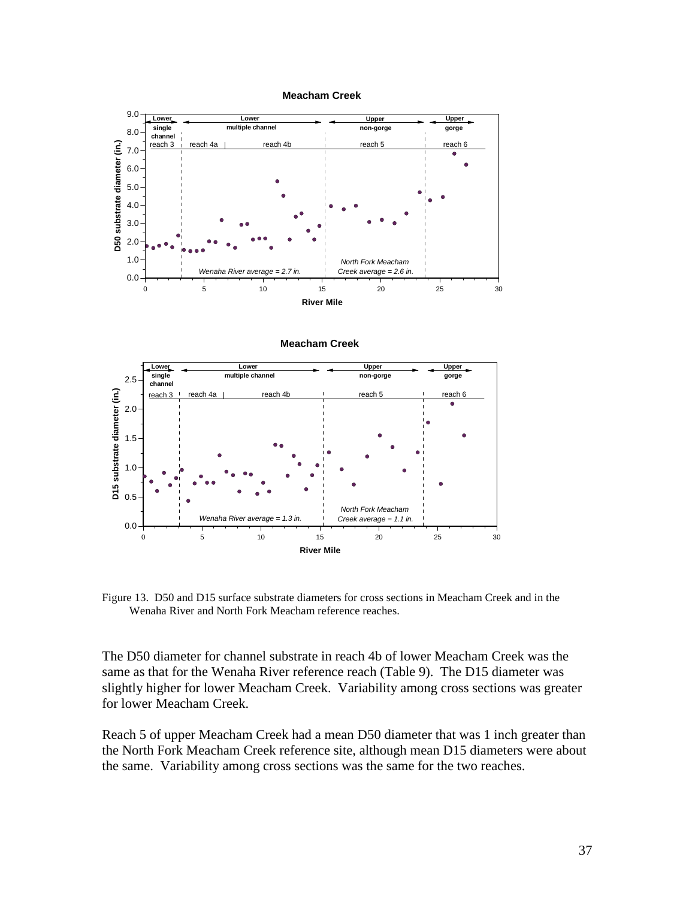Figure 13. D50 and D15 surface substrate diameters for cross sections in Meacham Creek and in the Wenaha River and North Fork Meacham reference reaches.

The D50 diameter for channel substrate in reach 4b of lower Meacham Creek was the same as that for the Wenaha River reference reach (Table 9). The D15 diameter was slightly higher for lower Meacham Creek. Variability among cross sections was greater for lower Meacham Creek.

Reach 5 of upper Meacham Creek had a mean D50 diameter that was 1 inch greater than the North Fork Meacham Creek reference site, although mean D15 diameters were about the same. Variability among cross sections was the same for the two reaches.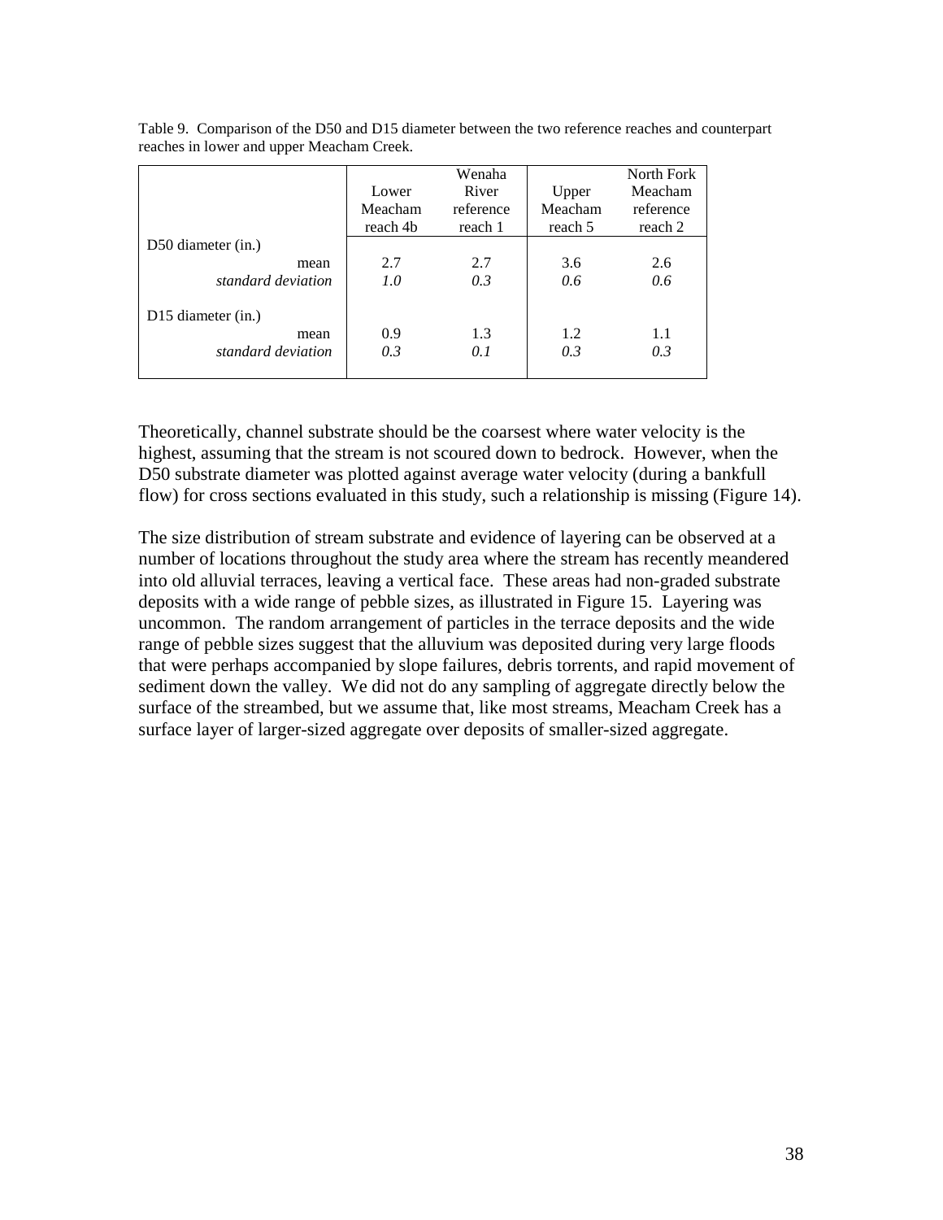Table 9. Comparison of the D50 and D15 diameter between the two reference reaches and counterpart reaches in lower and upper Meacham Creek.

| | Lower Meacham reach 4b | Wenaha River reference reach 1 | Upper Meacham reach 5 | North Fork Meacham reference reach 2 |
|---|---|---|---|---|
| D50 diameter (in.) | | | | |
| mean | 2.7 | 2.7 | 3.6 | 2.6 |
| *standard deviation* | *1.0* | *0.3* | *0.6* | *0.6* |
| D15 diameter (in.) | | | | |
| mean | 0.9 | 1.3 | 1.2 | 1.1 |
| *standard deviation* | *0.3* | *0.1* | *0.3* | *0.3* |

Theoretically, channel substrate should be the coarsest where water velocity is the highest, assuming that the stream is not scoured down to bedrock. However, when the D50 substrate diameter was plotted against average water velocity (during a bankfull flow) for cross sections evaluated in this study, such a relationship is missing (Figure 14).

The size distribution of stream substrate and evidence of layering can be observed at a number of locations throughout the study area where the stream has recently meandered into old alluvial terraces, leaving a vertical face. These areas had non-graded substrate deposits with a wide range of pebble sizes, as illustrated in Figure 15. Layering was uncommon. The random arrangement of particles in the terrace deposits and the wide range of pebble sizes suggest that the alluvium was deposited during very large floods that were perhaps accompanied by slope failures, debris torrents, and rapid movement of sediment down the valley. We did not do any sampling of aggregate directly below the surface of the streambed, but we assume that, like most streams, Meacham Creek has a surface layer of larger-sized aggregate over deposits of smaller-sized aggregate.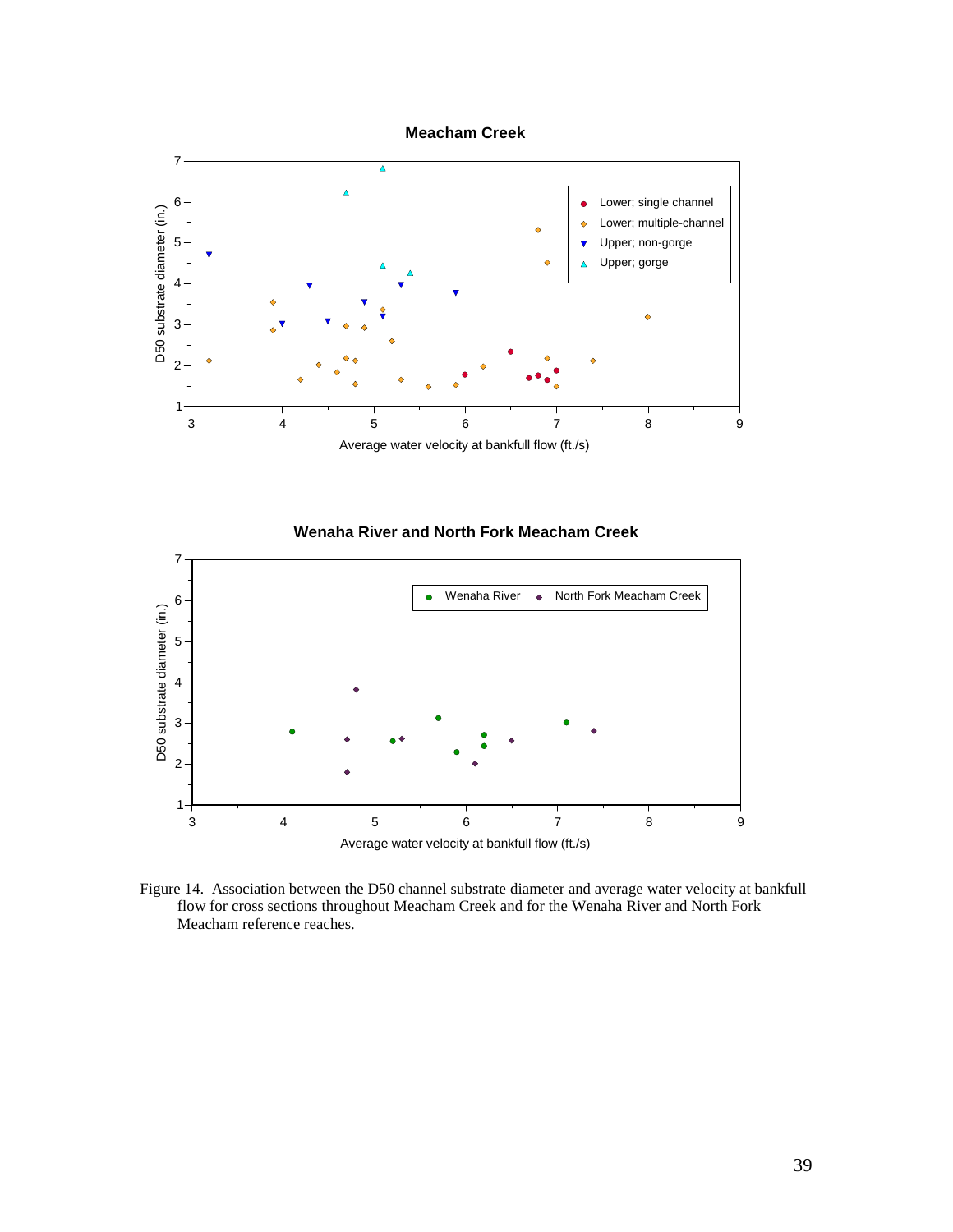Figure 14. Association between the D50 channel substrate diameter and average water velocity at bankfull flow for cross sections throughout Meacham Creek and for the Wenaha River and North Fork Meacham reference reaches.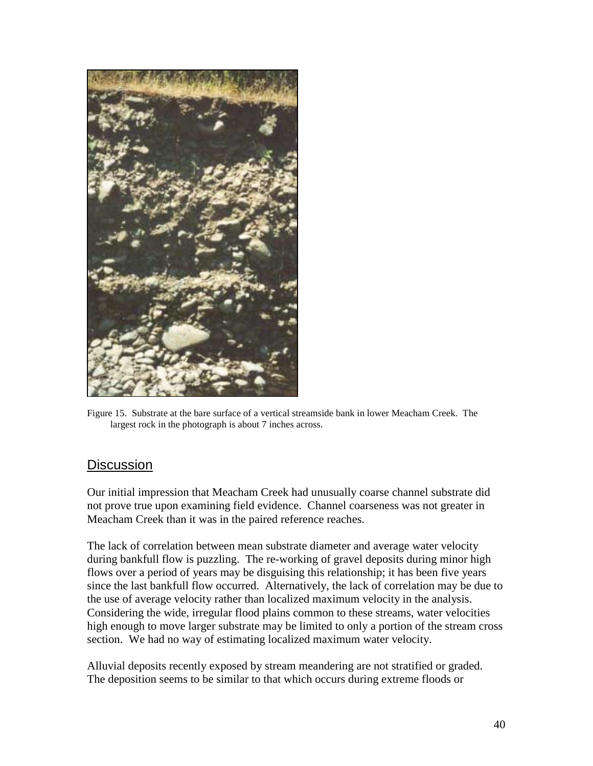Figure 15. Substrate at the bare surface of a vertical streamside bank in lower Meacham Creek. The largest rock in the photograph is about 7 inches across.

## Discussion

Our initial impression that Meacham Creek had unusually coarse channel substrate did not prove true upon examining field evidence. Channel coarseness was not greater in Meacham Creek than it was in the paired reference reaches.

The lack of correlation between mean substrate diameter and average water velocity during bankfull flow is puzzling. The re-working of gravel deposits during minor high flows over a period of years may be disguising this relationship; it has been five years since the last bankfull flow occurred. Alternatively, the lack of correlation may be due to the use of average velocity rather than localized maximum velocity in the analysis. Considering the wide, irregular flood plains common to these streams, water velocities high enough to move larger substrate may be limited to only a portion of the stream cross section. We had no way of estimating localized maximum water velocity.

Alluvial deposits recently exposed by stream meandering are not stratified or graded. The deposition seems to be similar to that which occurs during extreme floods or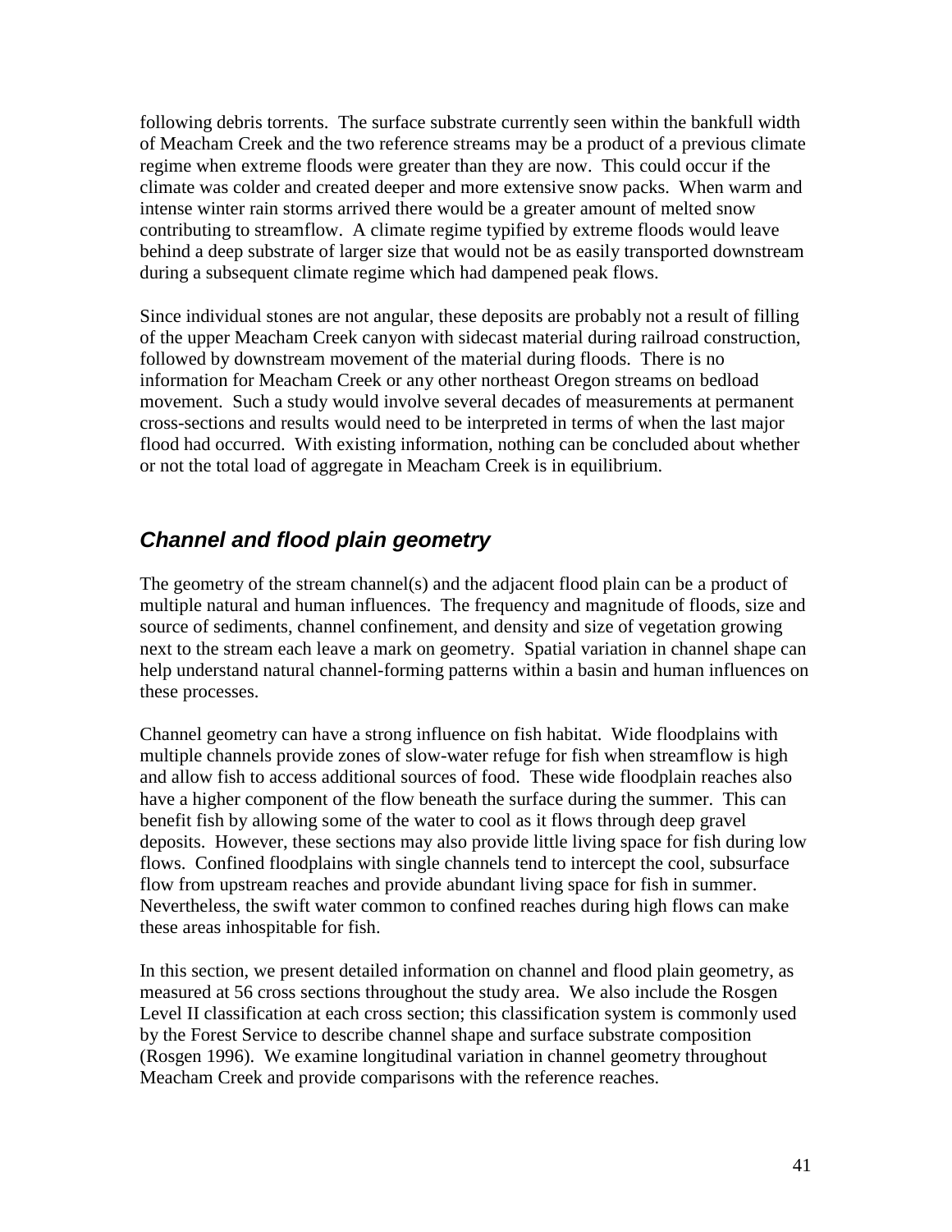following debris torrents. The surface substrate currently seen within the bankfull width of Meacham Creek and the two reference streams may be a product of a previous climate regime when extreme floods were greater than they are now. This could occur if the climate was colder and created deeper and more extensive snow packs. When warm and intense winter rain storms arrived there would be a greater amount of melted snow contributing to streamflow. A climate regime typified by extreme floods would leave behind a deep substrate of larger size that would not be as easily transported downstream during a subsequent climate regime which had dampened peak flows.

Since individual stones are not angular, these deposits are probably not a result of filling of the upper Meacham Creek canyon with sidecast material during railroad construction, followed by downstream movement of the material during floods. There is no information for Meacham Creek or any other northeast Oregon streams on bedload movement. Such a study would involve several decades of measurements at permanent cross-sections and results would need to be interpreted in terms of when the last major flood had occurred. With existing information, nothing can be concluded about whether or not the total load of aggregate in Meacham Creek is in equilibrium.

## *Channel and flood plain geometry*

The geometry of the stream channel(s) and the adjacent flood plain can be a product of multiple natural and human influences. The frequency and magnitude of floods, size and source of sediments, channel confinement, and density and size of vegetation growing next to the stream each leave a mark on geometry. Spatial variation in channel shape can help understand natural channel-forming patterns within a basin and human influences on these processes.

Channel geometry can have a strong influence on fish habitat. Wide floodplains with multiple channels provide zones of slow-water refuge for fish when streamflow is high and allow fish to access additional sources of food. These wide floodplain reaches also have a higher component of the flow beneath the surface during the summer. This can benefit fish by allowing some of the water to cool as it flows through deep gravel deposits. However, these sections may also provide little living space for fish during low flows. Confined floodplains with single channels tend to intercept the cool, subsurface flow from upstream reaches and provide abundant living space for fish in summer. Nevertheless, the swift water common to confined reaches during high flows can make these areas inhospitable for fish.

In this section, we present detailed information on channel and flood plain geometry, as measured at 56 cross sections throughout the study area. We also include the Rosgen Level II classification at each cross section; this classification system is commonly used by the Forest Service to describe channel shape and surface substrate composition (Rosgen 1996). We examine longitudinal variation in channel geometry throughout Meacham Creek and provide comparisons with the reference reaches.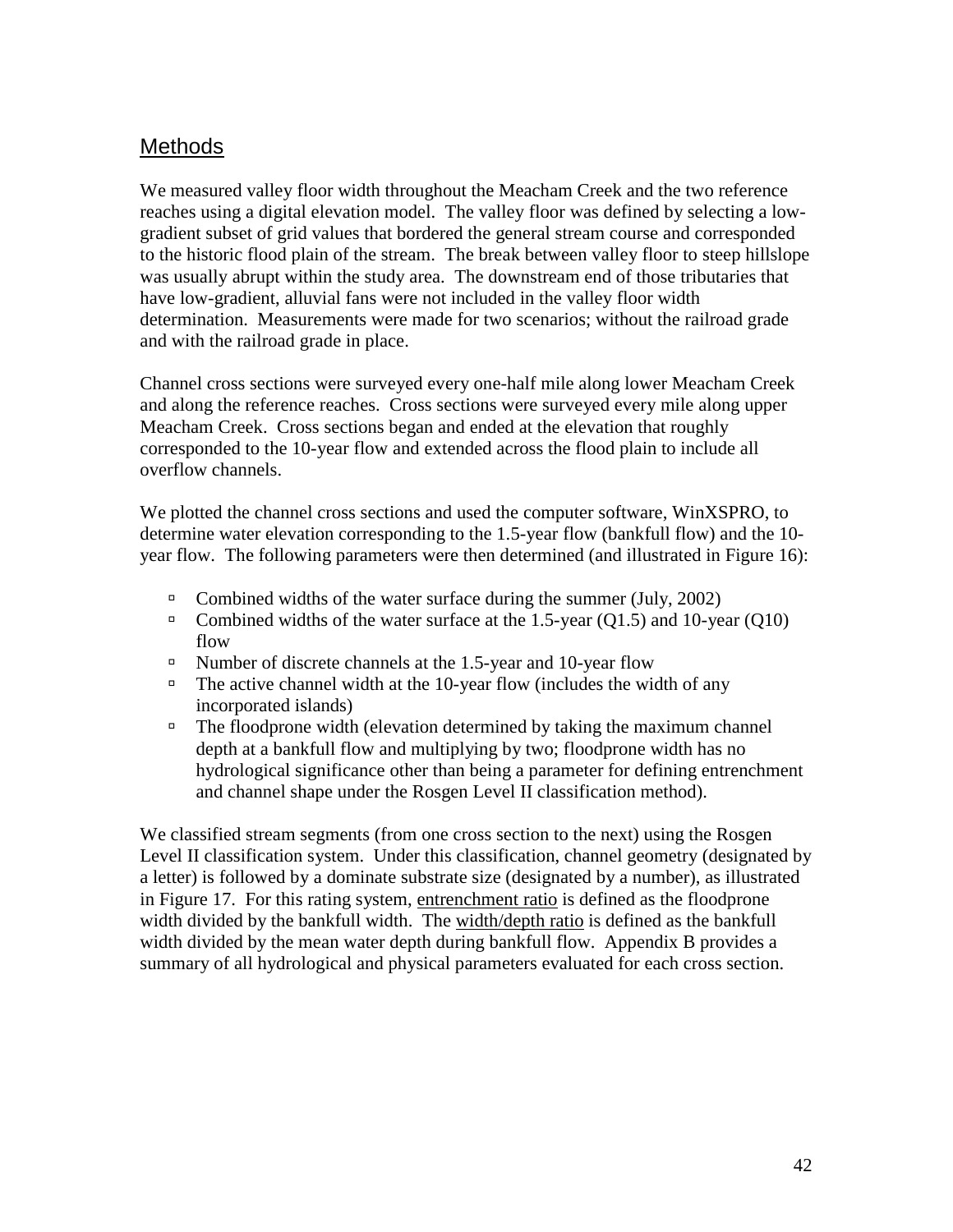## Methods

We measured valley floor width throughout the Meacham Creek and the two reference reaches using a digital elevation model. The valley floor was defined by selecting a low-gradient subset of grid values that bordered the general stream course and corresponded to the historic flood plain of the stream. The break between valley floor to steep hillslope was usually abrupt within the study area. The downstream end of those tributaries that have low-gradient, alluvial fans were not included in the valley floor width determination. Measurements were made for two scenarios; without the railroad grade and with the railroad grade in place.

Channel cross sections were surveyed every one-half mile along lower Meacham Creek and along the reference reaches. Cross sections were surveyed every mile along upper Meacham Creek. Cross sections began and ended at the elevation that roughly corresponded to the 10-year flow and extended across the flood plain to include all overflow channels.

We plotted the channel cross sections and used the computer software, WinXSPRO, to determine water elevation corresponding to the 1.5-year flow (bankfull flow) and the 10-year flow. The following parameters were then determined (and illustrated in Figure 16):

- Combined widths of the water surface during the summer (July, 2002)
- Combined widths of the water surface at the 1.5-year (Q1.5) and 10-year (Q10) flow
- Number of discrete channels at the 1.5-year and 10-year flow
- The active channel width at the 10-year flow (includes the width of any incorporated islands)
- The floodprone width (elevation determined by taking the maximum channel depth at a bankfull flow and multiplying by two; floodprone width has no hydrological significance other than being a parameter for defining entrenchment and channel shape under the Rosgen Level II classification method).

We classified stream segments (from one cross section to the next) using the Rosgen Level II classification system. Under this classification, channel geometry (designated by a letter) is followed by a dominate substrate size (designated by a number), as illustrated in Figure 17. For this rating system, <u>entrenchment ratio</u> is defined as the floodprone width divided by the bankfull width. The <u>width/depth ratio</u> is defined as the bankfull width divided by the mean water depth during bankfull flow. Appendix B provides a summary of all hydrological and physical parameters evaluated for each cross section.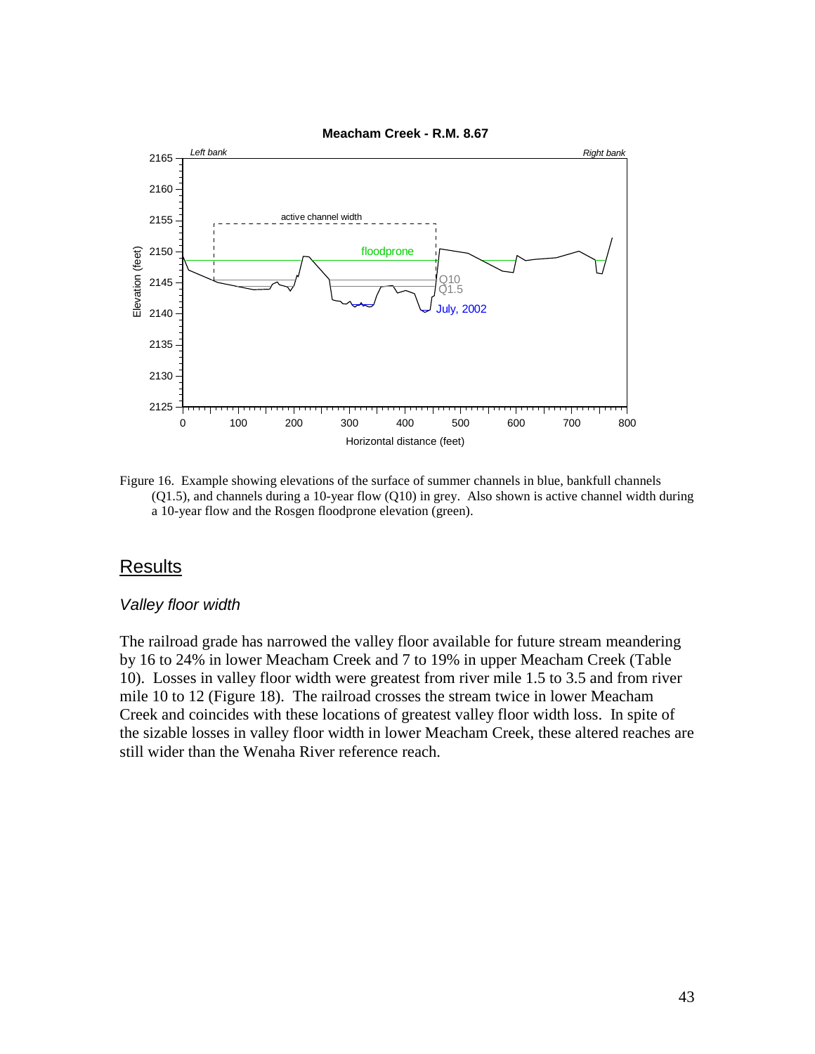Figure 16. Example showing elevations of the surface of summer channels in blue, bankfull channels (Q1.5), and channels during a 10-year flow (Q10) in grey. Also shown is active channel width during a 10-year flow and the Rosgen floodprone elevation (green).

## Results

### *Valley floor width*

The railroad grade has narrowed the valley floor available for future stream meandering by 16 to 24% in lower Meacham Creek and 7 to 19% in upper Meacham Creek (Table 10). Losses in valley floor width were greatest from river mile 1.5 to 3.5 and from river mile 10 to 12 (Figure 18). The railroad crosses the stream twice in lower Meacham Creek and coincides with these locations of greatest valley floor width loss. In spite of the sizable losses in valley floor width in lower Meacham Creek, these altered reaches are still wider than the Wenaha River reference reach.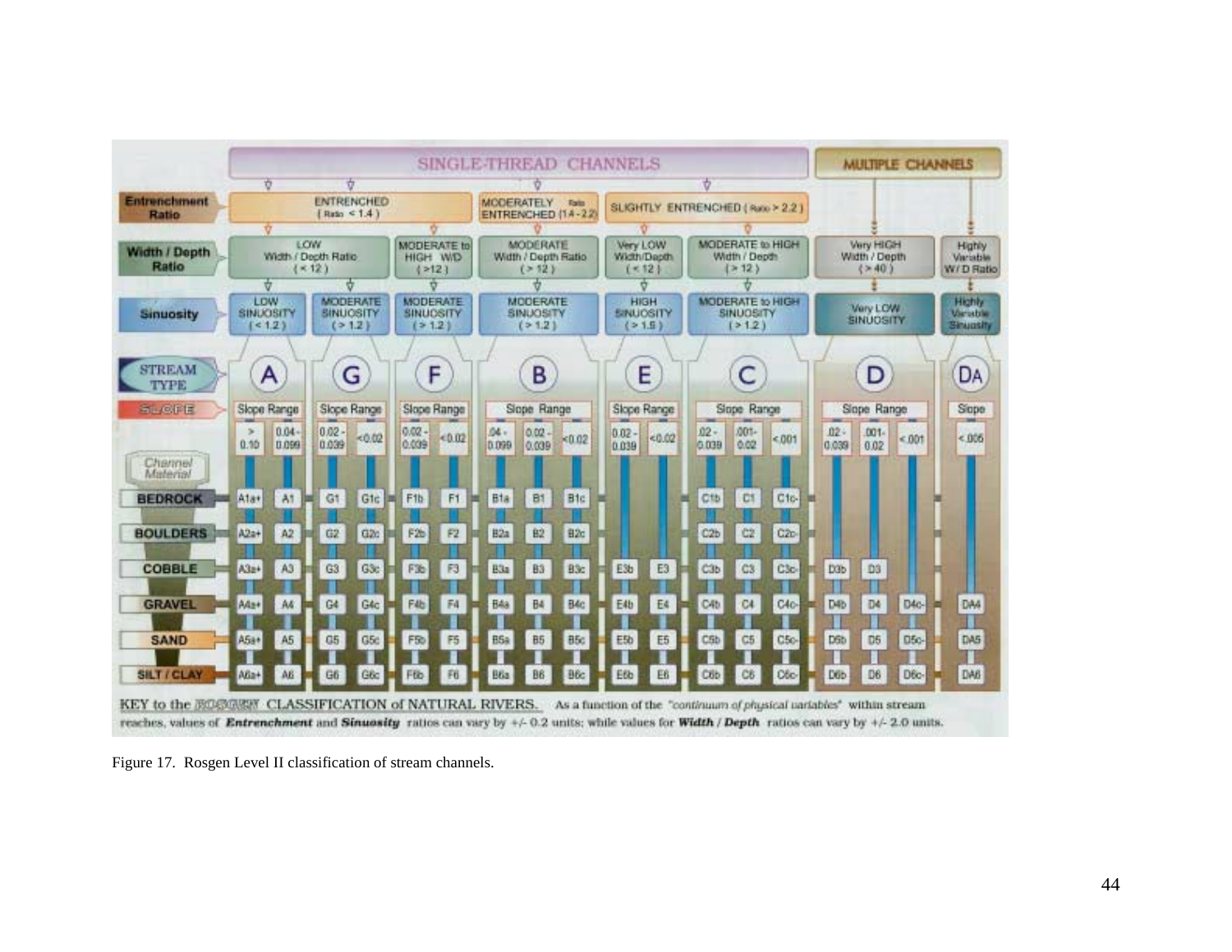| | SINGLE-THREAD CHANNELS | | | | | | | | | | | | | | MULTIPLE CHANNELS | | | |
|---|---|---|---|---|---|---|---|---|---|---|---|---|---|---|---|---|---|---|
| **Entrenchment Ratio** | ENTRENCHED (Ratio < 1.4) | | | | | | MODERATELY ENTRENCHED (Ratio 1.4 - 2.2) | | | SLIGHTLY ENTRENCHED (Ratio > 2.2) | | | | | | | | |
| **Width / Depth Ratio** | LOW Width / Depth Ratio (< 12) | | | | MODERATE to HIGH W/D (>12) | | MODERATE Width / Depth Ratio (> 12) | | | Very LOW Width/Depth (< 12) | | MODERATE to HIGH Width / Depth (> 12) | | | Very HIGH Width / Depth (> 40) | | | Highly Variable W/D Ratio |
| **Sinuosity** | LOW SINUOSITY (< 1.2) | | MODERATE SINUOSITY (> 1.2) | | MODERATE SINUOSITY (> 1.2) | | MODERATE SINUOSITY (> 1.2) | | | HIGH SINUOSITY (> 1.5) | | MODERATE to HIGH SINUOSITY (> 1.2) | | | Very LOW SINUOSITY | | | Highly Variable Sinuosity |
| **STREAM TYPE** | A | | G | | F | | B | | | E | | C | | | D | | | DA |
| **SLOPE** | Slope Range | | Slope Range | | Slope Range | | Slope Range | | | Slope Range | | Slope Range | | | Slope Range | | | Slope |
| | > 0.10 | 0.04 - 0.099 | 0.02 - 0.039 | < 0.02 | 0.02 - 0.039 | < 0.02 | .04 - 0.099 | 0.02 - 0.039 | < 0.02 | 0.02 - 0.039 | < 0.02 | .02 - 0.039 | .001 - 0.02 | < .001 | .02 - 0.039 | .001 - 0.02 | < .001 | < .005 |
| **Channel Material** | | | | | | | | | | | | | | | | | | |
| **BEDROCK** | A1a+ | A1 | G1 | G1c | F1b | F1 | B1a | B1 | B1c | | | C1b | C1 | C1c- | | | | |
| **BOULDERS** | A2a+ | A2 | G2 | G2c | F2b | F2 | B2a | B2 | B2c | | | C2b | C2 | C2c- | | | | |
| **COBBLE** | A3a+ | A3 | G3 | G3c | F3b | F3 | B3a | B3 | B3c | E3b | E3 | C3b | C3 | C3c- | D3b | D3 | | |
| **GRAVEL** | A4a+ | A4 | G4 | G4c | F4b | F4 | B4a | B4 | B4c | E4b | E4 | C4b | C4 | C4c- | D4b | D4 | D4c- | DA4 |
| **SAND** | A5a+ | A5 | G5 | G5c | F5b | F5 | B5a | B5 | B5c | E5b | E5 | C5b | C5 | C5c- | D5b | D5 | D5c- | DA5 |
| **SILT / CLAY** | A6a+ | A6 | G6 | G6c | F6b | F6 | B6a | B6 | B6c | E6b | E6 | C6b | C6 | C6c- | D6b | D6 | D6c- | DA6 |

KEY to the ROSGEN CLASSIFICATION of NATURAL RIVERS. As a function of the *"continuum of physical variables"* within stream reaches, values of ***Entrenchment*** and ***Sinuosity*** ratios can vary by +/- 0.2 units; while values for ***Width / Depth*** ratios can vary by +/- 2.0 units.

Figure 17. Rosgen Level II classification of stream channels.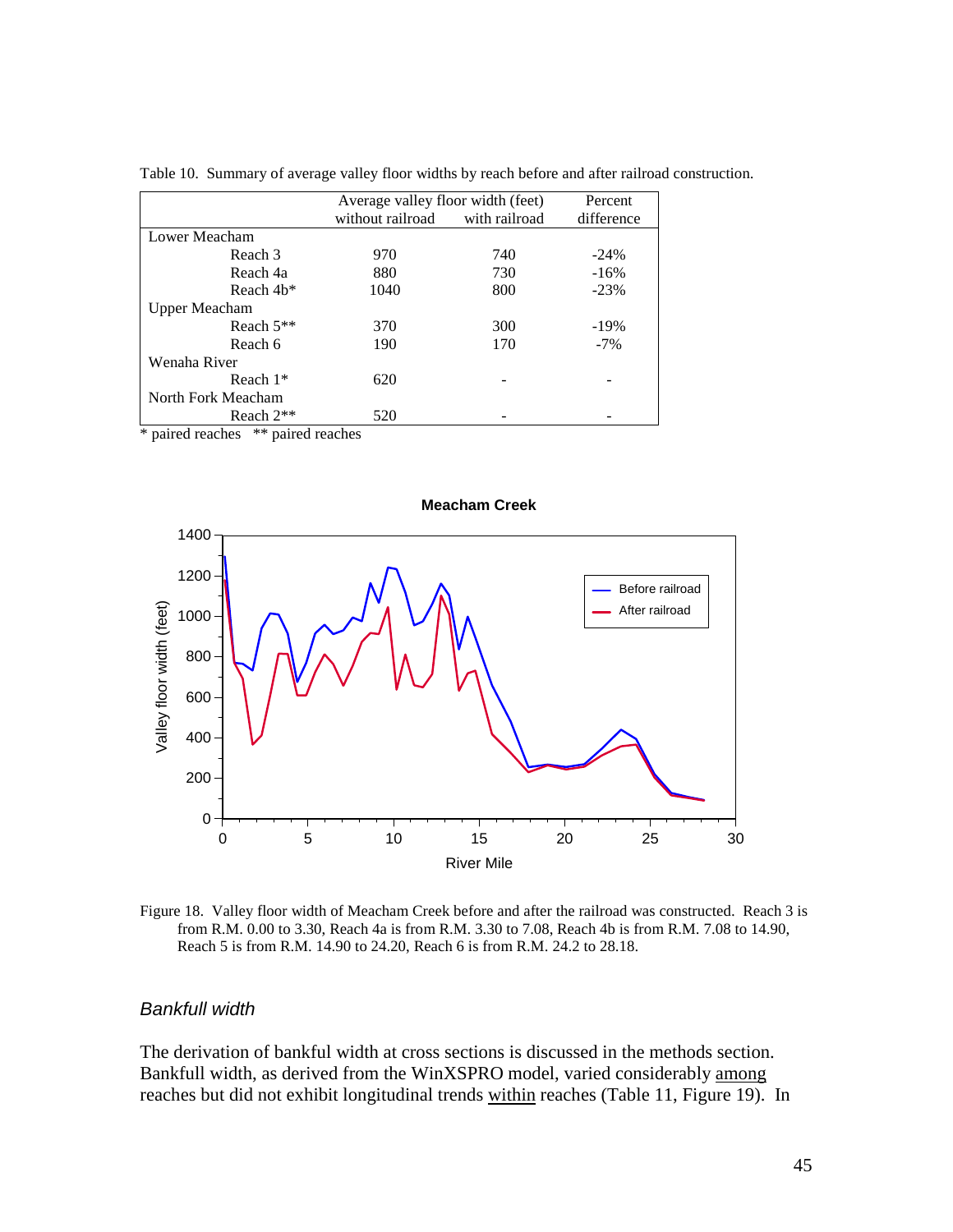Table 10. Summary of average valley floor widths by reach before and after railroad construction.

| | Average valley floor width (feet) | | Percent |
|---|---|---|---|
| | without railroad | with railroad | difference |
| Lower Meacham | | | |
| Reach 3 | 970 | 740 | -24% |
| Reach 4a | 880 | 730 | -16% |
| Reach 4b* | 1040 | 800 | -23% |
| Upper Meacham | | | |
| Reach 5** | 370 | 300 | -19% |
| Reach 6 | 190 | 170 | -7% |
| Wenaha River | | | |
| Reach 1* | 620 | - | - |
| North Fork Meacham | | | |
| Reach 2** | 520 | - | - |

* paired reaches ** paired reaches

Figure 18. Valley floor width of Meacham Creek before and after the railroad was constructed. Reach 3 is from R.M. 0.00 to 3.30, Reach 4a is from R.M. 3.30 to 7.08, Reach 4b is from R.M. 7.08 to 14.90, Reach 5 is from R.M. 14.90 to 24.20, Reach 6 is from R.M. 24.2 to 28.18.

### *Bankfull width*

The derivation of bankful width at cross sections is discussed in the methods section. Bankfull width, as derived from the WinXSPRO model, varied considerably among reaches but did not exhibit longitudinal trends within reaches (Table 11, Figure 19). In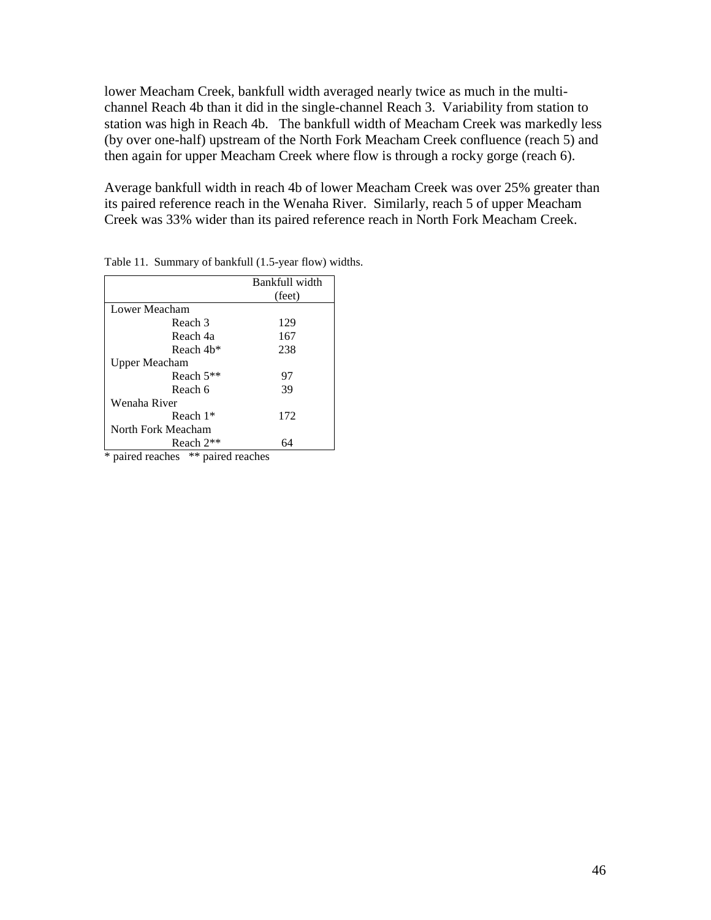lower Meacham Creek, bankfull width averaged nearly twice as much in the multi-channel Reach 4b than it did in the single-channel Reach 3. Variability from station to station was high in Reach 4b. The bankfull width of Meacham Creek was markedly less (by over one-half) upstream of the North Fork Meacham Creek confluence (reach 5) and then again for upper Meacham Creek where flow is through a rocky gorge (reach 6).

Average bankfull width in reach 4b of lower Meacham Creek was over 25% greater than its paired reference reach in the Wenaha River. Similarly, reach 5 of upper Meacham Creek was 33% wider than its paired reference reach in North Fork Meacham Creek.

Table 11. Summary of bankfull (1.5-year flow) widths.

| | Bankfull width (feet) |
|---|---|
| Lower Meacham | |
| Reach 3 | 129 |
| Reach 4a | 167 |
| Reach 4b* | 238 |
| Upper Meacham | |
| Reach 5** | 97 |
| Reach 6 | 39 |
| Wenaha River | |
| Reach 1* | 172 |
| North Fork Meacham | |
| Reach 2** | 64 |

* paired reaches ** paired reaches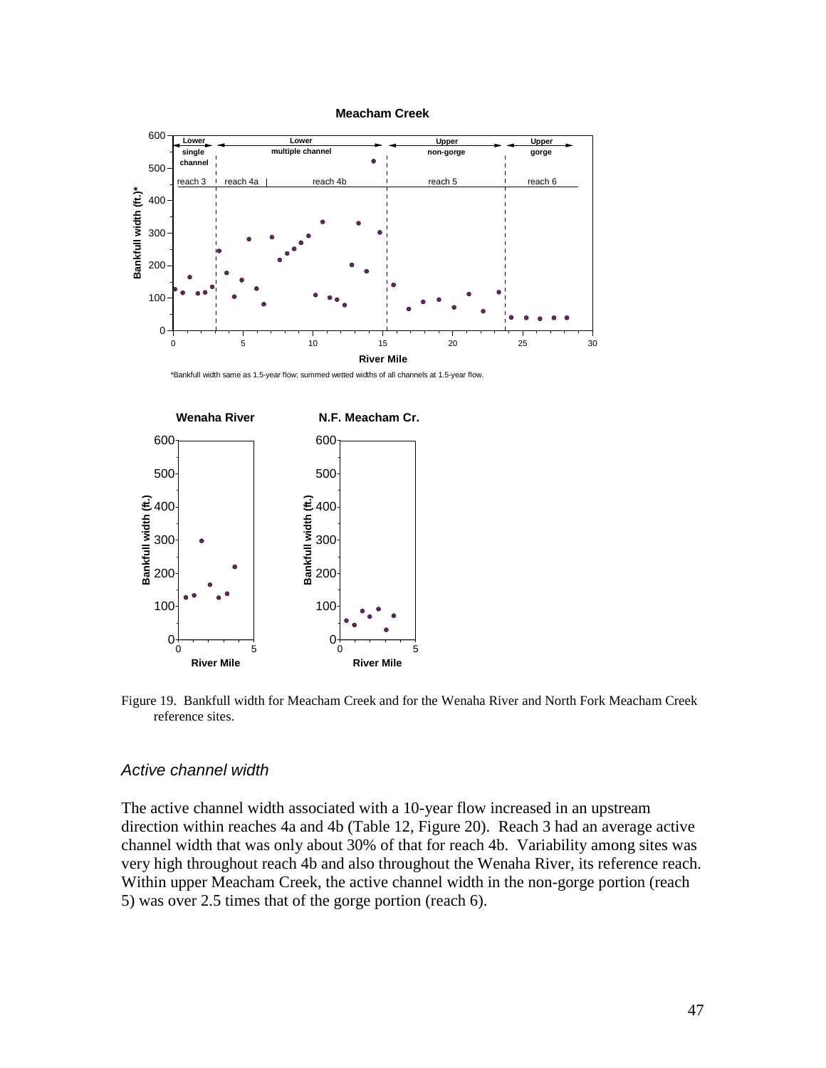Figure 19. Bankfull width for Meacham Creek and for the Wenaha River and North Fork Meacham Creek reference sites.

### *Active channel width*

The active channel width associated with a 10-year flow increased in an upstream direction within reaches 4a and 4b (Table 12, Figure 20). Reach 3 had an average active channel width that was only about 30% of that for reach 4b. Variability among sites was very high throughout reach 4b and also throughout the Wenaha River, its reference reach. Within upper Meacham Creek, the active channel width in the non-gorge portion (reach 5) was over 2.5 times that of the gorge portion (reach 6).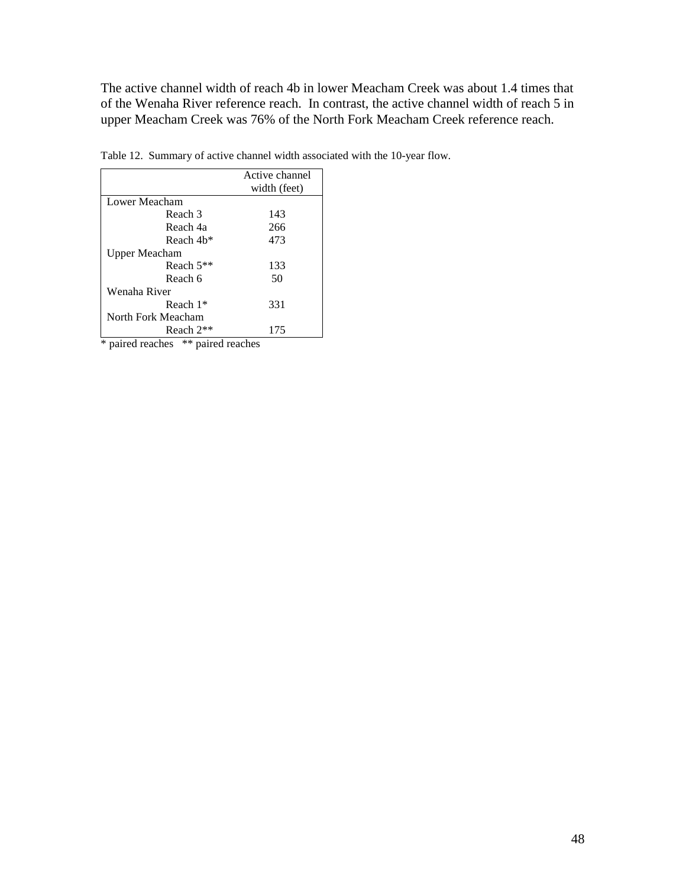The active channel width of reach 4b in lower Meacham Creek was about 1.4 times that of the Wenaha River reference reach. In contrast, the active channel width of reach 5 in upper Meacham Creek was 76% of the North Fork Meacham Creek reference reach.

Table 12. Summary of active channel width associated with the 10-year flow.

| | Active channel width (feet) |
|---|---|
| Lower Meacham | |
| Reach 3 | 143 |
| Reach 4a | 266 |
| Reach 4b* | 473 |
| Upper Meacham | |
| Reach 5** | 133 |
| Reach 6 | 50 |
| Wenaha River | |
| Reach 1* | 331 |
| North Fork Meacham | |
| Reach 2** | 175 |

* paired reaches ** paired reaches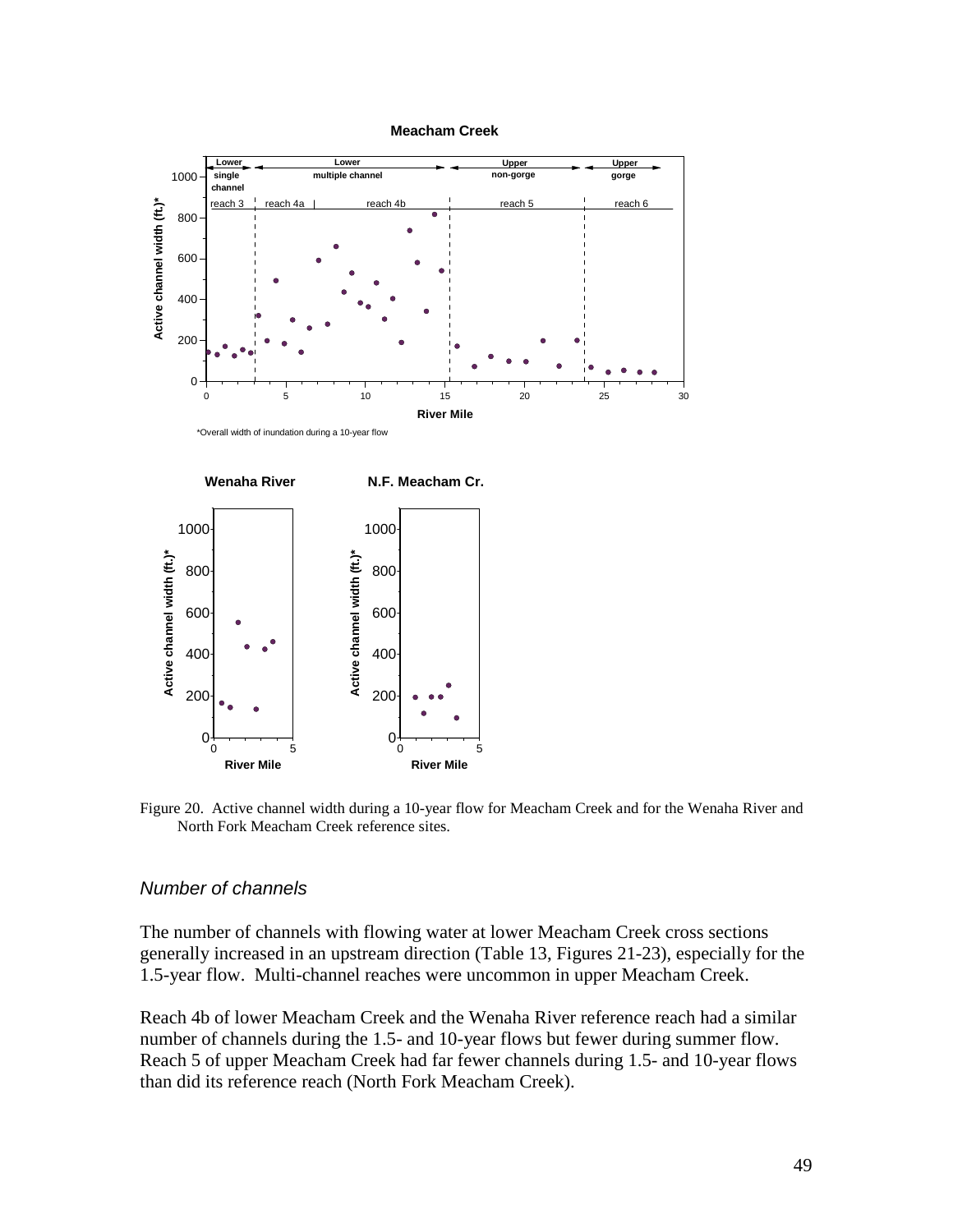Figure 20. Active channel width during a 10-year flow for Meacham Creek and for the Wenaha River and North Fork Meacham Creek reference sites.

### *Number of channels*

The number of channels with flowing water at lower Meacham Creek cross sections generally increased in an upstream direction (Table 13, Figures 21-23), especially for the 1.5-year flow. Multi-channel reaches were uncommon in upper Meacham Creek.

Reach 4b of lower Meacham Creek and the Wenaha River reference reach had a similar number of channels during the 1.5- and 10-year flows but fewer during summer flow. Reach 5 of upper Meacham Creek had far fewer channels during 1.5- and 10-year flows than did its reference reach (North Fork Meacham Creek).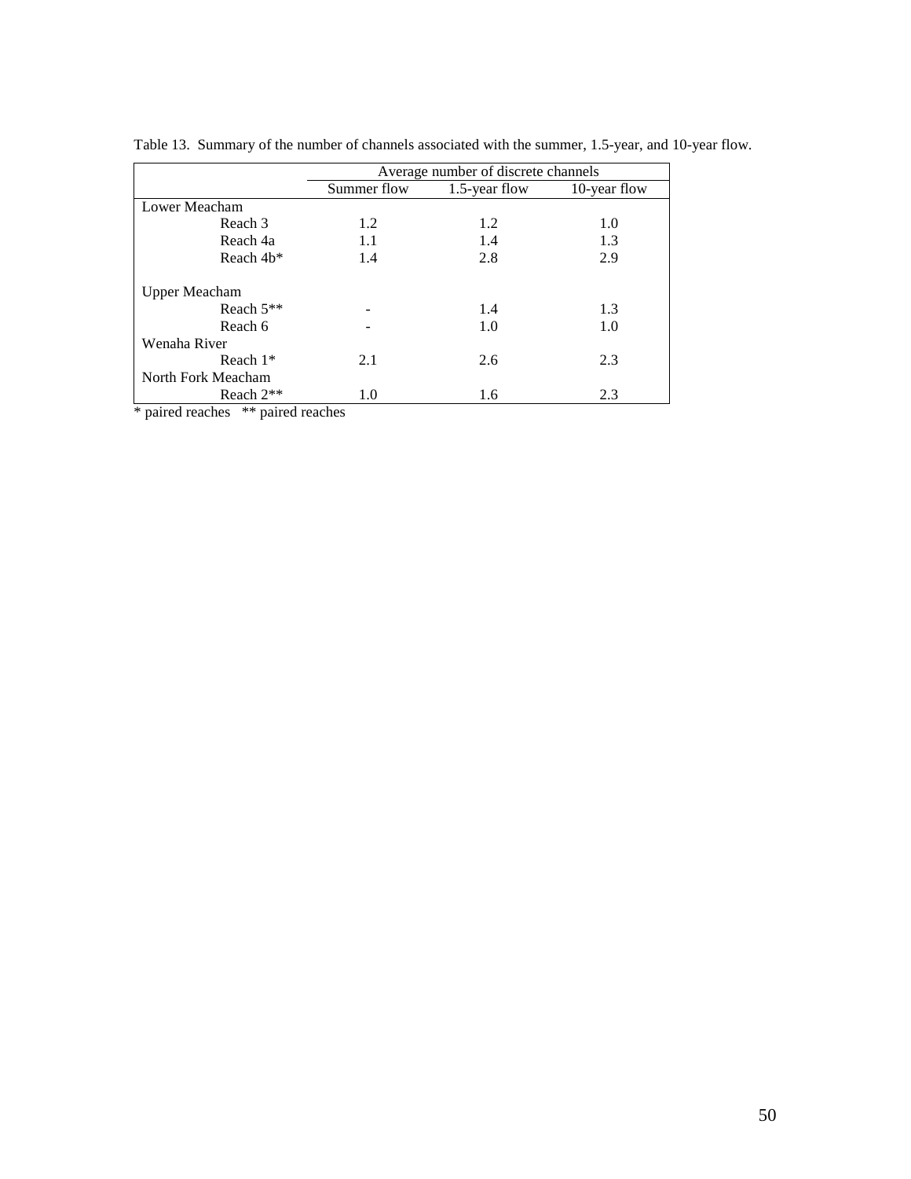Table 13. Summary of the number of channels associated with the summer, 1.5-year, and 10-year flow.

| | Average number of discrete channels | | |
|---|---|---|---|
| | Summer flow | 1.5-year flow | 10-year flow |
| Lower Meacham | | | |
| Reach 3 | 1.2 | 1.2 | 1.0 |
| Reach 4a | 1.1 | 1.4 | 1.3 |
| Reach 4b* | 1.4 | 2.8 | 2.9 |
| Upper Meacham | | | |
| Reach 5** | - | 1.4 | 1.3 |
| Reach 6 | - | 1.0 | 1.0 |
| Wenaha River | | | |
| Reach 1* | 2.1 | 2.6 | 2.3 |
| North Fork Meacham | | | |
| Reach 2** | 1.0 | 1.6 | 2.3 |

* paired reaches ** paired reaches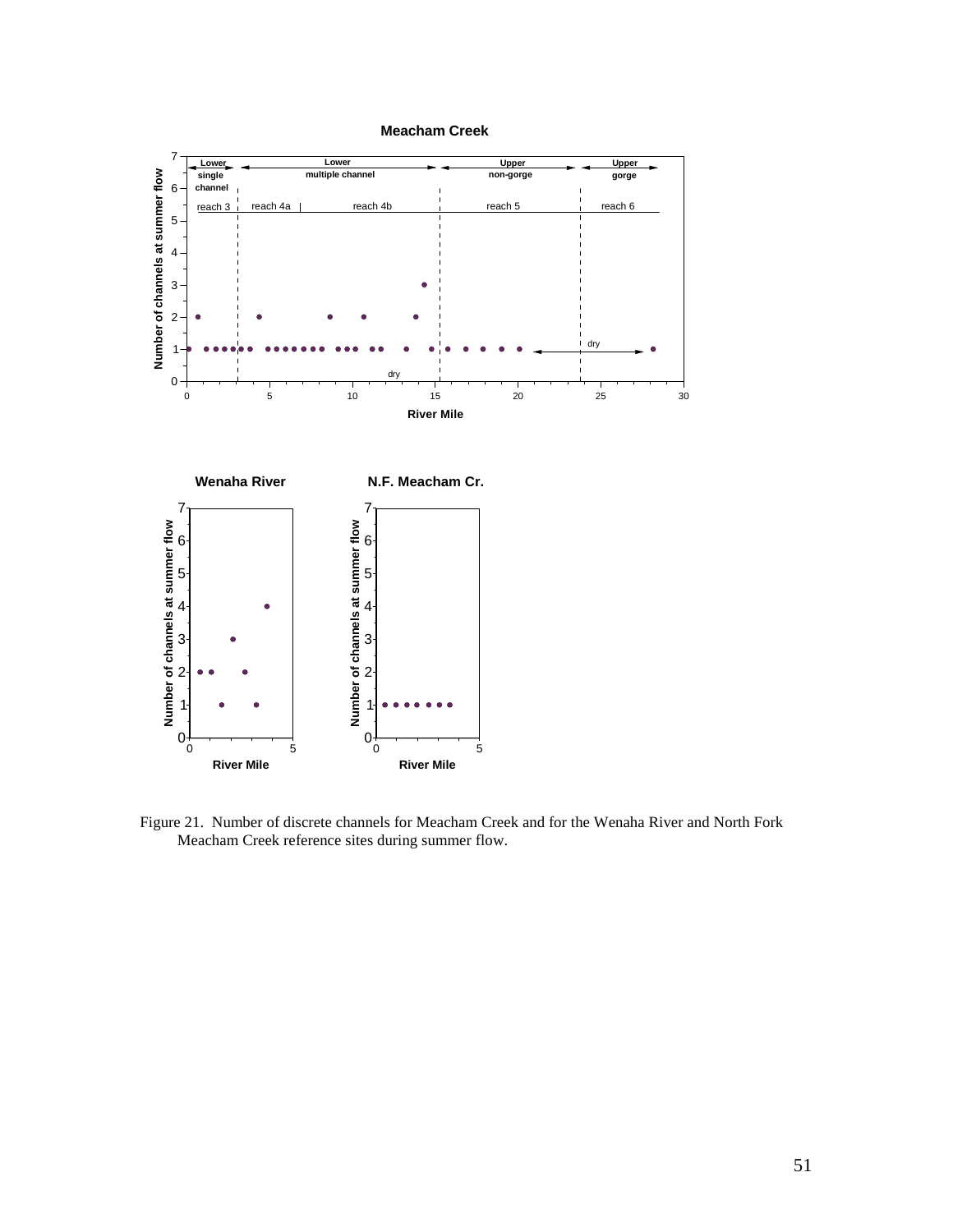Figure 21. Number of discrete channels for Meacham Creek and for the Wenaha River and North Fork Meacham Creek reference sites during summer flow.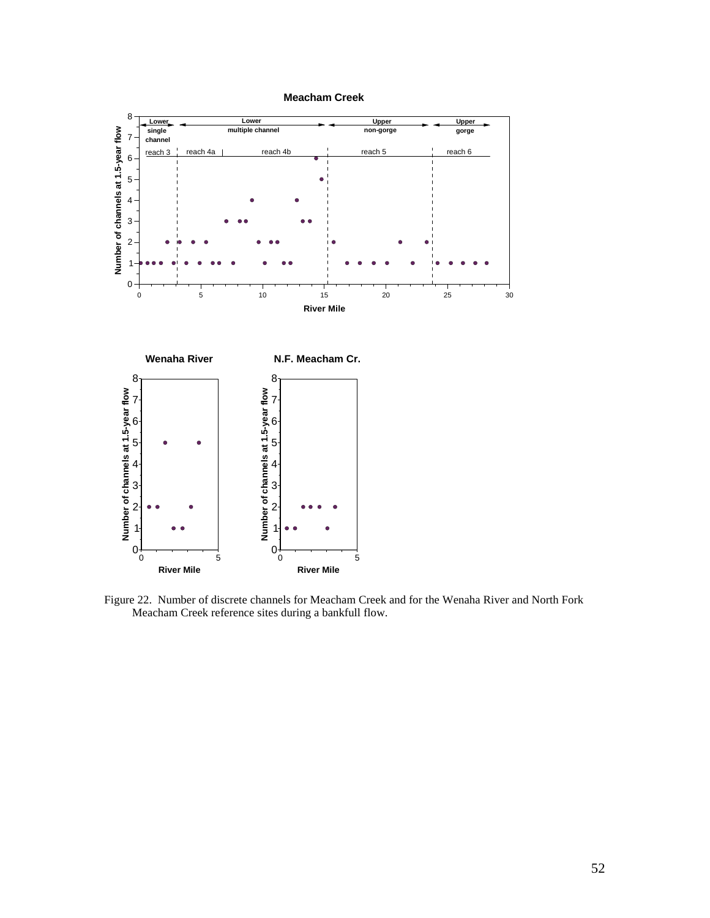Figure 22. Number of discrete channels for Meacham Creek and for the Wenaha River and North Fork Meacham Creek reference sites during a bankfull flow.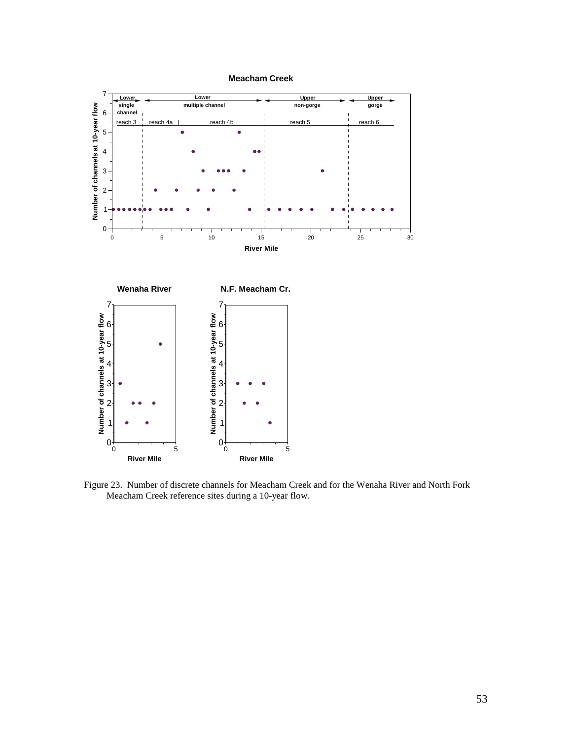Meacham Creek

Wenaha River

N.F. Meacham Cr.

Figure 23. Number of discrete channels for Meacham Creek and for the Wenaha River and North Fork Meacham Creek reference sites during a 10-year flow.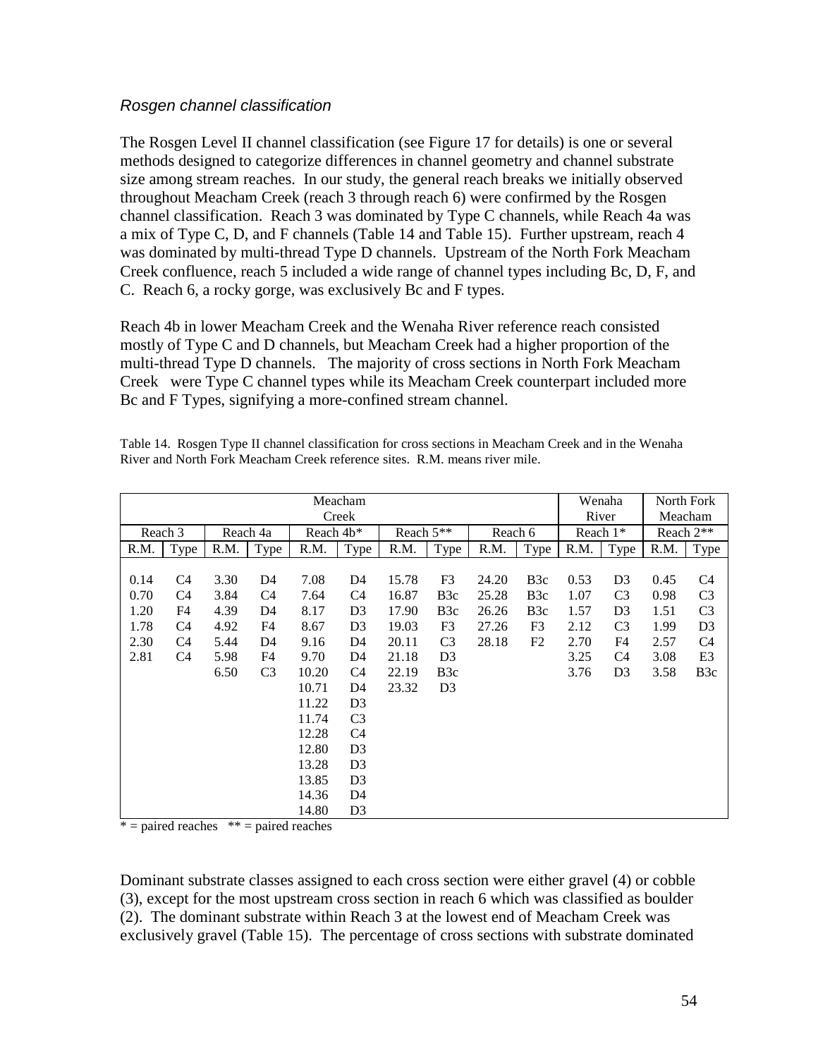### *Rosgen channel classification*

The Rosgen Level II channel classification (see Figure 17 for details) is one or several methods designed to categorize differences in channel geometry and channel substrate size among stream reaches. In our study, the general reach breaks we initially observed throughout Meacham Creek (reach 3 through reach 6) were confirmed by the Rosgen channel classification. Reach 3 was dominated by Type C channels, while Reach 4a was a mix of Type C, D, and F channels (Table 14 and Table 15). Further upstream, reach 4 was dominated by multi-thread Type D channels. Upstream of the North Fork Meacham Creek confluence, reach 5 included a wide range of channel types including Bc, D, F, and C. Reach 6, a rocky gorge, was exclusively Bc and F types.

Reach 4b in lower Meacham Creek and the Wenaha River reference reach consisted mostly of Type C and D channels, but Meacham Creek had a higher proportion of the multi-thread Type D channels. The majority of cross sections in North Fork Meacham Creek were Type C channel types while its Meacham Creek counterpart included more Bc and F Types, signifying a more-confined stream channel.

Table 14. Rosgen Type II channel classification for cross sections in Meacham Creek and in the Wenaha River and North Fork Meacham Creek reference sites. R.M. means river mile.

| Meacham Creek | | | | | | | | | | Wenaha River | | North Fork Meacham | |
|---|---|---|---|---|---|---|---|---|---|---|---|---|---|
| Reach 3 | | Reach 4a | | Reach 4b* | | Reach 5** | | Reach 6 | | Reach 1* | | Reach 2** | |
| R.M. | Type | R.M. | Type | R.M. | Type | R.M. | Type | R.M. | Type | R.M. | Type | R.M. | Type |
| 0.14 | C4 | 3.30 | D4 | 7.08 | D4 | 15.78 | F3 | 24.20 | B3c | 0.53 | D3 | 0.45 | C4 |
| 0.70 | C4 | 3.84 | C4 | 7.64 | C4 | 16.87 | B3c | 25.28 | B3c | 1.07 | C3 | 0.98 | C3 |
| 1.20 | F4 | 4.39 | D4 | 8.17 | D3 | 17.90 | B3c | 26.26 | B3c | 1.57 | D3 | 1.51 | C3 |
| 1.78 | C4 | 4.92 | F4 | 8.67 | D3 | 19.03 | F3 | 27.26 | F3 | 2.12 | C3 | 1.99 | D3 |
| 2.30 | C4 | 5.44 | D4 | 9.16 | D4 | 20.11 | C3 | 28.18 | F2 | 2.70 | F4 | 2.57 | C4 |
| 2.81 | C4 | 5.98 | F4 | 9.70 | D4 | 21.18 | D3 | | | 3.25 | C4 | 3.08 | E3 |
| | | 6.50 | C3 | 10.20 | C4 | 22.19 | B3c | | | 3.76 | D3 | 3.58 | B3c |
| | | | | 10.71 | D4 | 23.32 | D3 | | | | | | |
| | | | | 11.22 | D3 | | | | | | | | |
| | | | | 11.74 | C3 | | | | | | | | |
| | | | | 12.28 | C4 | | | | | | | | |
| | | | | 12.80 | D3 | | | | | | | | |
| | | | | 13.28 | D3 | | | | | | | | |
| | | | | 13.85 | D3 | | | | | | | | |
| | | | | 14.36 | D4 | | | | | | | | |
| | | | | 14.80 | D3 | | | | | | | | |

\* = paired reaches ** = paired reaches

Dominant substrate classes assigned to each cross section were either gravel (4) or cobble (3), except for the most upstream cross section in reach 6 which was classified as boulder (2). The dominant substrate within Reach 3 at the lowest end of Meacham Creek was exclusively gravel (Table 15). The percentage of cross sections with substrate dominated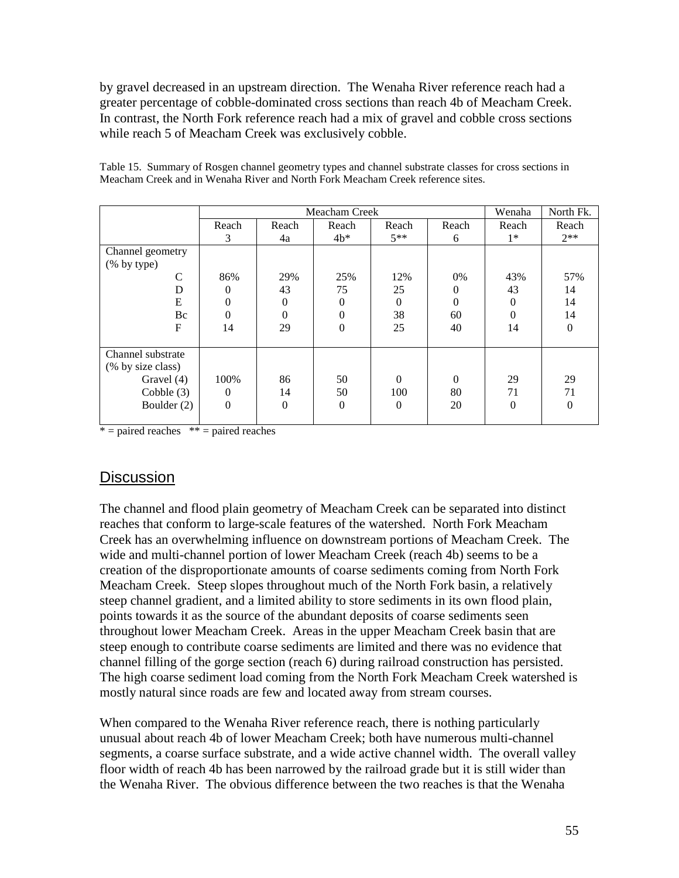by gravel decreased in an upstream direction. The Wenaha River reference reach had a greater percentage of cobble-dominated cross sections than reach 4b of Meacham Creek. In contrast, the North Fork reference reach had a mix of gravel and cobble cross sections while reach 5 of Meacham Creek was exclusively cobble.

Table 15. Summary of Rosgen channel geometry types and channel substrate classes for cross sections in Meacham Creek and in Wenaha River and North Fork Meacham Creek reference sites.

| | Meacham Creek | | | | | Wenaha | North Fk. |
|---|---|---|---|---|---|---|---|
| | Reach 3 | Reach 4a | Reach 4b* | Reach 5** | Reach 6 | Reach 1* | Reach 2** |
| Channel geometry (% by type) | | | | | | | |
| C | 86% | 29% | 25% | 12% | 0% | 43% | 57% |
| D | 0 | 43 | 75 | 25 | 0 | 43 | 14 |
| E | 0 | 0 | 0 | 0 | 0 | 0 | 14 |
| Bc | 0 | 0 | 0 | 38 | 60 | 0 | 14 |
| F | 14 | 29 | 0 | 25 | 40 | 14 | 0 |
| Channel substrate (% by size class) | | | | | | | |
| Gravel (4) | 100% | 86 | 50 | 0 | 0 | 29 | 29 |
| Cobble (3) | 0 | 14 | 50 | 100 | 80 | 71 | 71 |
| Boulder (2) | 0 | 0 | 0 | 0 | 20 | 0 | 0 |

* = paired reaches   ** = paired reaches

## Discussion

The channel and flood plain geometry of Meacham Creek can be separated into distinct reaches that conform to large-scale features of the watershed. North Fork Meacham Creek has an overwhelming influence on downstream portions of Meacham Creek. The wide and multi-channel portion of lower Meacham Creek (reach 4b) seems to be a creation of the disproportionate amounts of coarse sediments coming from North Fork Meacham Creek. Steep slopes throughout much of the North Fork basin, a relatively steep channel gradient, and a limited ability to store sediments in its own flood plain, points towards it as the source of the abundant deposits of coarse sediments seen throughout lower Meacham Creek. Areas in the upper Meacham Creek basin that are steep enough to contribute coarse sediments are limited and there was no evidence that channel filling of the gorge section (reach 6) during railroad construction has persisted. The high coarse sediment load coming from the North Fork Meacham Creek watershed is mostly natural since roads are few and located away from stream courses.

When compared to the Wenaha River reference reach, there is nothing particularly unusual about reach 4b of lower Meacham Creek; both have numerous multi-channel segments, a coarse surface substrate, and a wide active channel width. The overall valley floor width of reach 4b has been narrowed by the railroad grade but it is still wider than the Wenaha River. The obvious difference between the two reaches is that the Wenaha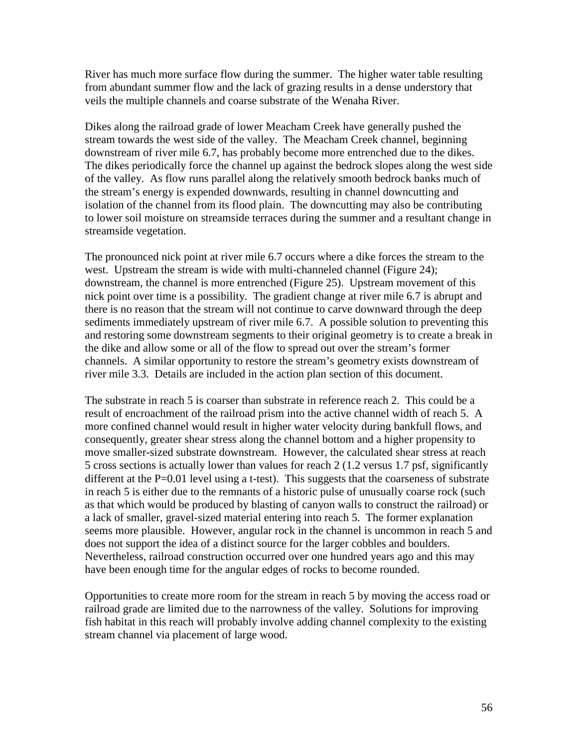River has much more surface flow during the summer. The higher water table resulting from abundant summer flow and the lack of grazing results in a dense understory that veils the multiple channels and coarse substrate of the Wenaha River.

Dikes along the railroad grade of lower Meacham Creek have generally pushed the stream towards the west side of the valley. The Meacham Creek channel, beginning downstream of river mile 6.7, has probably become more entrenched due to the dikes. The dikes periodically force the channel up against the bedrock slopes along the west side of the valley. As flow runs parallel along the relatively smooth bedrock banks much of the stream's energy is expended downwards, resulting in channel downcutting and isolation of the channel from its flood plain. The downcutting may also be contributing to lower soil moisture on streamside terraces during the summer and a resultant change in streamside vegetation.

The pronounced nick point at river mile 6.7 occurs where a dike forces the stream to the west. Upstream the stream is wide with multi-channeled channel (Figure 24); downstream, the channel is more entrenched (Figure 25). Upstream movement of this nick point over time is a possibility. The gradient change at river mile 6.7 is abrupt and there is no reason that the stream will not continue to carve downward through the deep sediments immediately upstream of river mile 6.7. A possible solution to preventing this and restoring some downstream segments to their original geometry is to create a break in the dike and allow some or all of the flow to spread out over the stream's former channels. A similar opportunity to restore the stream's geometry exists downstream of river mile 3.3. Details are included in the action plan section of this document.

The substrate in reach 5 is coarser than substrate in reference reach 2. This could be a result of encroachment of the railroad prism into the active channel width of reach 5. A more confined channel would result in higher water velocity during bankfull flows, and consequently, greater shear stress along the channel bottom and a higher propensity to move smaller-sized substrate downstream. However, the calculated shear stress at reach 5 cross sections is actually lower than values for reach 2 (1.2 versus 1.7 psf, significantly different at the $P=0.01$ level using a t-test). This suggests that the coarseness of substrate in reach 5 is either due to the remnants of a historic pulse of unusually coarse rock (such as that which would be produced by blasting of canyon walls to construct the railroad) or a lack of smaller, gravel-sized material entering into reach 5. The former explanation seems more plausible. However, angular rock in the channel is uncommon in reach 5 and does not support the idea of a distinct source for the larger cobbles and boulders. Nevertheless, railroad construction occurred over one hundred years ago and this may have been enough time for the angular edges of rocks to become rounded.

Opportunities to create more room for the stream in reach 5 by moving the access road or railroad grade are limited due to the narrowness of the valley. Solutions for improving fish habitat in this reach will probably involve adding channel complexity to the existing stream channel via placement of large wood.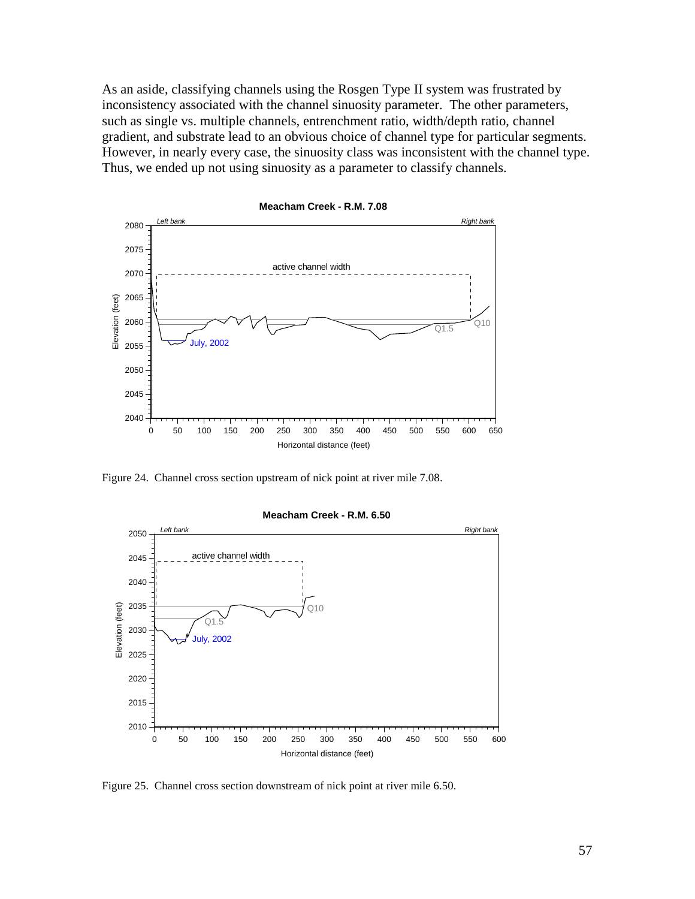As an aside, classifying channels using the Rosgen Type II system was frustrated by inconsistency associated with the channel sinuosity parameter. The other parameters, such as single vs. multiple channels, entrenchment ratio, width/depth ratio, channel gradient, and substrate lead to an obvious choice of channel type for particular segments. However, in nearly every case, the sinuosity class was inconsistent with the channel type. Thus, we ended up not using sinuosity as a parameter to classify channels.

Figure 24. Channel cross section upstream of nick point at river mile 7.08.

Figure 25. Channel cross section downstream of nick point at river mile 6.50.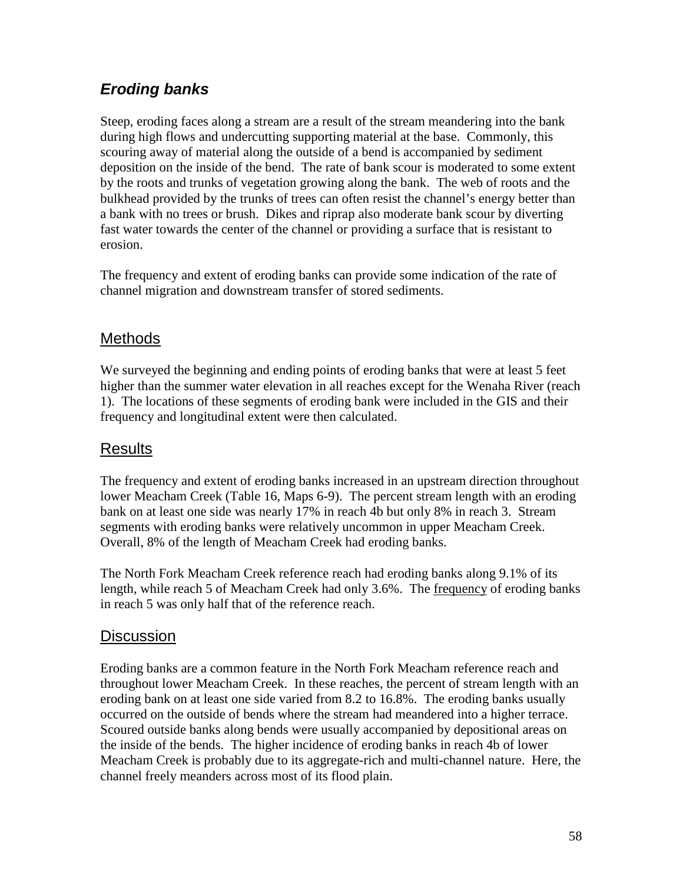## ***Eroding banks***

Steep, eroding faces along a stream are a result of the stream meandering into the bank during high flows and undercutting supporting material at the base. Commonly, this scouring away of material along the outside of a bend is accompanied by sediment deposition on the inside of the bend. The rate of bank scour is moderated to some extent by the roots and trunks of vegetation growing along the bank. The web of roots and the bulkhead provided by the trunks of trees can often resist the channel's energy better than a bank with no trees or brush. Dikes and riprap also moderate bank scour by diverting fast water towards the center of the channel or providing a surface that is resistant to erosion.

The frequency and extent of eroding banks can provide some indication of the rate of channel migration and downstream transfer of stored sediments.

### Methods

We surveyed the beginning and ending points of eroding banks that were at least 5 feet higher than the summer water elevation in all reaches except for the Wenaha River (reach 1). The locations of these segments of eroding bank were included in the GIS and their frequency and longitudinal extent were then calculated.

### Results

The frequency and extent of eroding banks increased in an upstream direction throughout lower Meacham Creek (Table 16, Maps 6-9). The percent stream length with an eroding bank on at least one side was nearly 17% in reach 4b but only 8% in reach 3. Stream segments with eroding banks were relatively uncommon in upper Meacham Creek. Overall, 8% of the length of Meacham Creek had eroding banks.

The North Fork Meacham Creek reference reach had eroding banks along 9.1% of its length, while reach 5 of Meacham Creek had only 3.6%. The <u>frequency</u> of eroding banks in reach 5 was only half that of the reference reach.

### Discussion

Eroding banks are a common feature in the North Fork Meacham reference reach and throughout lower Meacham Creek. In these reaches, the percent of stream length with an eroding bank on at least one side varied from 8.2 to 16.8%. The eroding banks usually occurred on the outside of bends where the stream had meandered into a higher terrace. Scoured outside banks along bends were usually accompanied by depositional areas on the inside of the bends. The higher incidence of eroding banks in reach 4b of lower Meacham Creek is probably due to its aggregate-rich and multi-channel nature. Here, the channel freely meanders across most of its flood plain.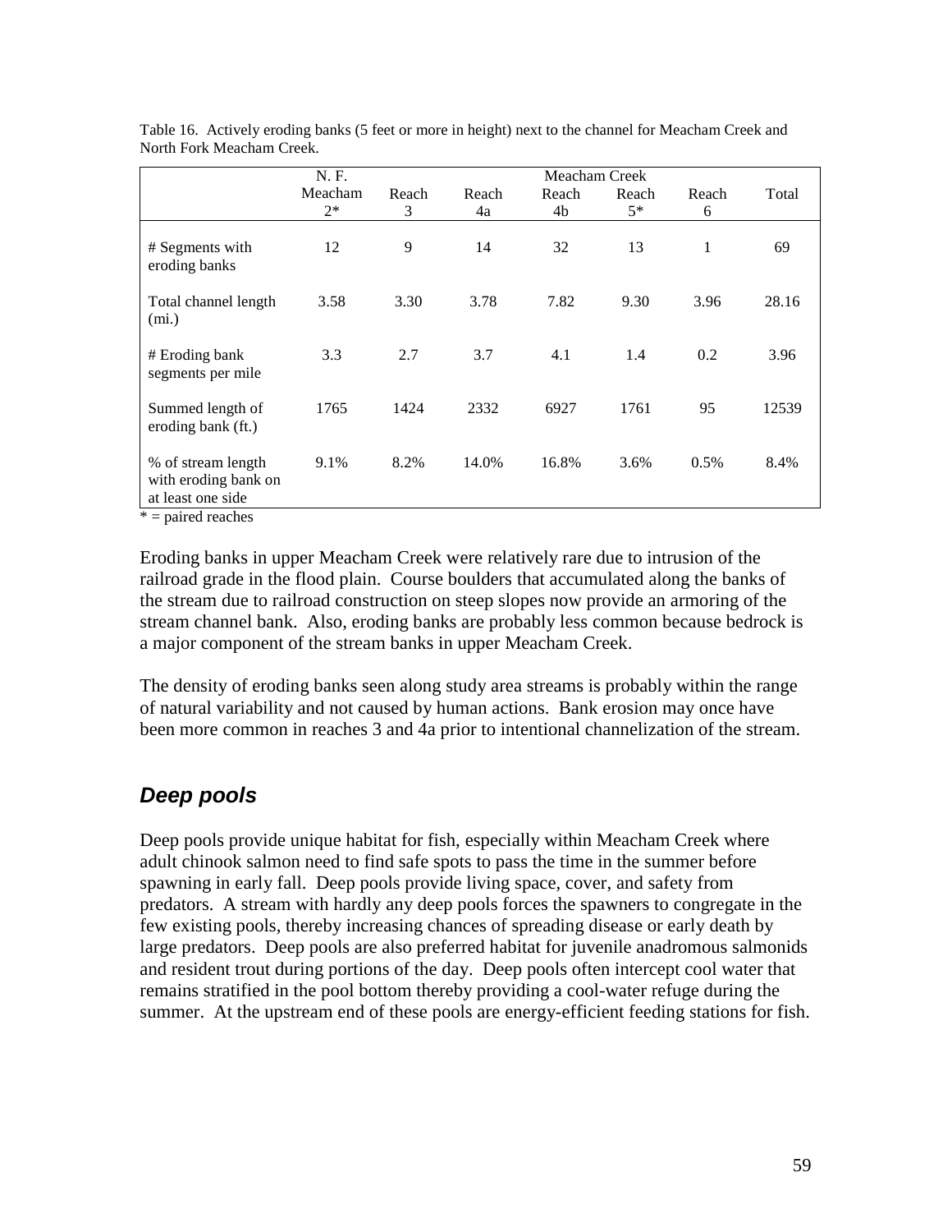Table 16. Actively eroding banks (5 feet or more in height) next to the channel for Meacham Creek and North Fork Meacham Creek.

| | N. F. Meacham 2* | Meacham Creek Reach 3 | Reach 4a | Reach 4b | Reach 5* | Reach 6 | Total |
|---|---|---|---|---|---|---|---|
| # Segments with eroding banks | 12 | 9 | 14 | 32 | 13 | 1 | 69 |
| Total channel length (mi.) | 3.58 | 3.30 | 3.78 | 7.82 | 9.30 | 3.96 | 28.16 |
| # Eroding bank segments per mile | 3.3 | 2.7 | 3.7 | 4.1 | 1.4 | 0.2 | 3.96 |
| Summed length of eroding bank (ft.) | 1765 | 1424 | 2332 | 6927 | 1761 | 95 | 12539 |
| % of stream length with eroding bank on at least one side | 9.1% | 8.2% | 14.0% | 16.8% | 3.6% | 0.5% | 8.4% |

* = paired reaches

Eroding banks in upper Meacham Creek were relatively rare due to intrusion of the railroad grade in the flood plain. Course boulders that accumulated along the banks of the stream due to railroad construction on steep slopes now provide an armoring of the stream channel bank. Also, eroding banks are probably less common because bedrock is a major component of the stream banks in upper Meacham Creek.

The density of eroding banks seen along study area streams is probably within the range of natural variability and not caused by human actions. Bank erosion may once have been more common in reaches 3 and 4a prior to intentional channelization of the stream.

## *Deep pools*

Deep pools provide unique habitat for fish, especially within Meacham Creek where adult chinook salmon need to find safe spots to pass the time in the summer before spawning in early fall. Deep pools provide living space, cover, and safety from predators. A stream with hardly any deep pools forces the spawners to congregate in the few existing pools, thereby increasing chances of spreading disease or early death by large predators. Deep pools are also preferred habitat for juvenile anadromous salmonids and resident trout during portions of the day. Deep pools often intercept cool water that remains stratified in the pool bottom thereby providing a cool-water refuge during the summer. At the upstream end of these pools are energy-efficient feeding stations for fish.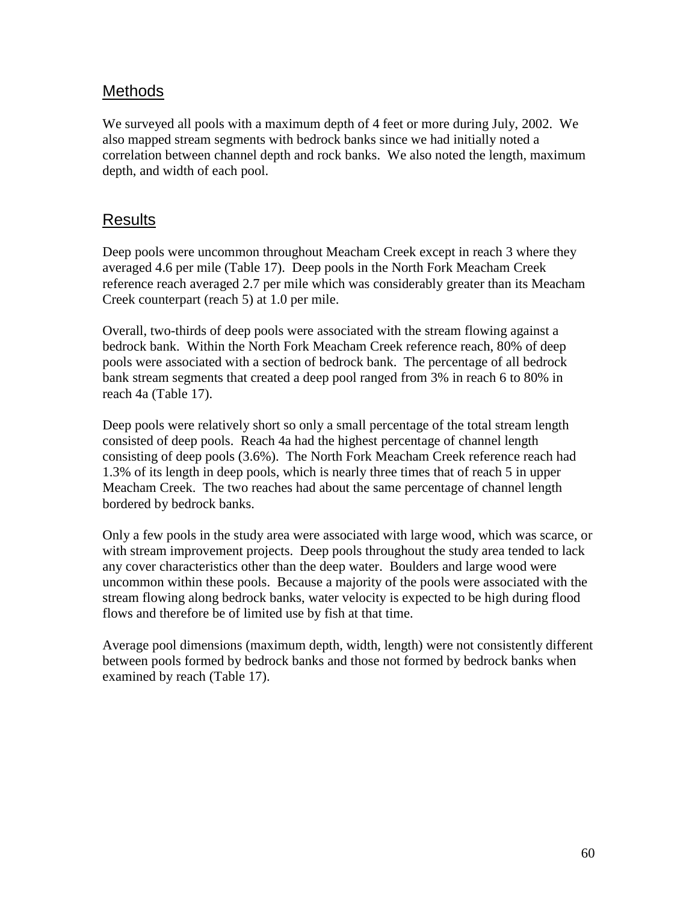## Methods

We surveyed all pools with a maximum depth of 4 feet or more during July, 2002. We also mapped stream segments with bedrock banks since we had initially noted a correlation between channel depth and rock banks. We also noted the length, maximum depth, and width of each pool.

## Results

Deep pools were uncommon throughout Meacham Creek except in reach 3 where they averaged 4.6 per mile (Table 17). Deep pools in the North Fork Meacham Creek reference reach averaged 2.7 per mile which was considerably greater than its Meacham Creek counterpart (reach 5) at 1.0 per mile.

Overall, two-thirds of deep pools were associated with the stream flowing against a bedrock bank. Within the North Fork Meacham Creek reference reach, 80% of deep pools were associated with a section of bedrock bank. The percentage of all bedrock bank stream segments that created a deep pool ranged from 3% in reach 6 to 80% in reach 4a (Table 17).

Deep pools were relatively short so only a small percentage of the total stream length consisted of deep pools. Reach 4a had the highest percentage of channel length consisting of deep pools (3.6%). The North Fork Meacham Creek reference reach had 1.3% of its length in deep pools, which is nearly three times that of reach 5 in upper Meacham Creek. The two reaches had about the same percentage of channel length bordered by bedrock banks.

Only a few pools in the study area were associated with large wood, which was scarce, or with stream improvement projects. Deep pools throughout the study area tended to lack any cover characteristics other than the deep water. Boulders and large wood were uncommon within these pools. Because a majority of the pools were associated with the stream flowing along bedrock banks, water velocity is expected to be high during flood flows and therefore be of limited use by fish at that time.

Average pool dimensions (maximum depth, width, length) were not consistently different between pools formed by bedrock banks and those not formed by bedrock banks when examined by reach (Table 17).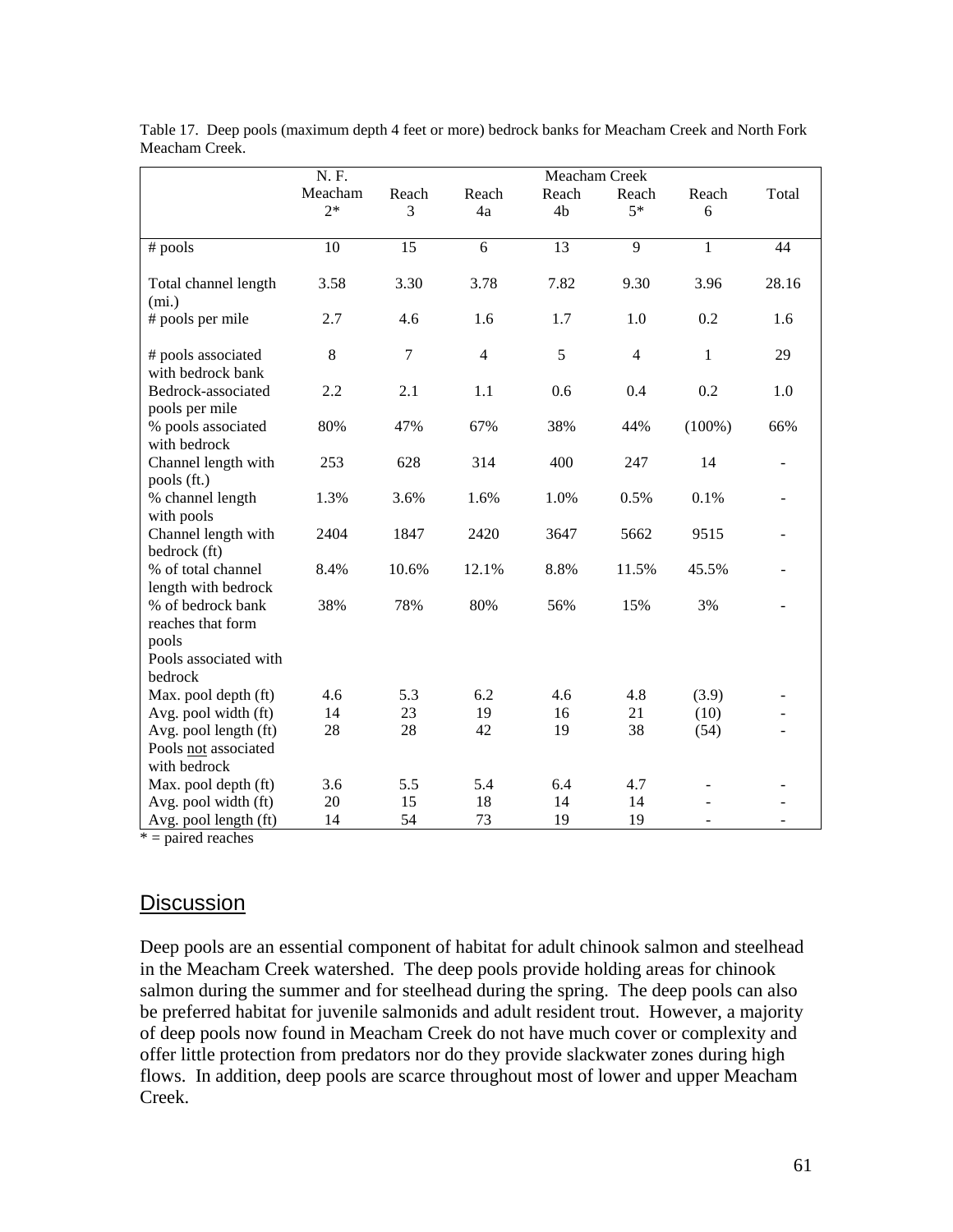Table 17. Deep pools (maximum depth 4 feet or more) bedrock banks for Meacham Creek and North Fork Meacham Creek.

| | N. F. Meacham 2* | Meacham Creek Reach 3 | Reach 4a | Reach 4b | Reach 5* | Reach 6 | Total |
|---|---|---|---|---|---|---|---|
| # pools | 10 | 15 | 6 | 13 | 9 | 1 | 44 |
| Total channel length (mi.) | 3.58 | 3.30 | 3.78 | 7.82 | 9.30 | 3.96 | 28.16 |
| # pools per mile | 2.7 | 4.6 | 1.6 | 1.7 | 1.0 | 0.2 | 1.6 |
| # pools associated with bedrock bank | 8 | 7 | 4 | 5 | 4 | 1 | 29 |
| Bedrock-associated pools per mile | 2.2 | 2.1 | 1.1 | 0.6 | 0.4 | 0.2 | 1.0 |
| % pools associated with bedrock | 80% | 47% | 67% | 38% | 44% | (100%) | 66% |
| Channel length with pools (ft.) | 253 | 628 | 314 | 400 | 247 | 14 | - |
| % channel length with pools | 1.3% | 3.6% | 1.6% | 1.0% | 0.5% | 0.1% | - |
| Channel length with bedrock (ft) | 2404 | 1847 | 2420 | 3647 | 5662 | 9515 | - |
| % of total channel length with bedrock | 8.4% | 10.6% | 12.1% | 8.8% | 11.5% | 45.5% | - |
| % of bedrock bank reaches that form pools | 38% | 78% | 80% | 56% | 15% | 3% | - |
| Pools associated with bedrock | | | | | | | |
| Max. pool depth (ft) | 4.6 | 5.3 | 6.2 | 4.6 | 4.8 | (3.9) | - |
| Avg. pool width (ft) | 14 | 23 | 19 | 16 | 21 | (10) | - |
| Avg. pool length (ft) | 28 | 28 | 42 | 19 | 38 | (54) | - |
| Pools not associated with bedrock | | | | | | | |
| Max. pool depth (ft) | 3.6 | 5.5 | 5.4 | 6.4 | 4.7 | - | - |
| Avg. pool width (ft) | 20 | 15 | 18 | 14 | 14 | - | - |
| Avg. pool length (ft) | 14 | 54 | 73 | 19 | 19 | - | - |

* = paired reaches

## Discussion

Deep pools are an essential component of habitat for adult chinook salmon and steelhead in the Meacham Creek watershed. The deep pools provide holding areas for chinook salmon during the summer and for steelhead during the spring. The deep pools can also be preferred habitat for juvenile salmonids and adult resident trout. However, a majority of deep pools now found in Meacham Creek do not have much cover or complexity and offer little protection from predators nor do they provide slackwater zones during high flows. In addition, deep pools are scarce throughout most of lower and upper Meacham Creek.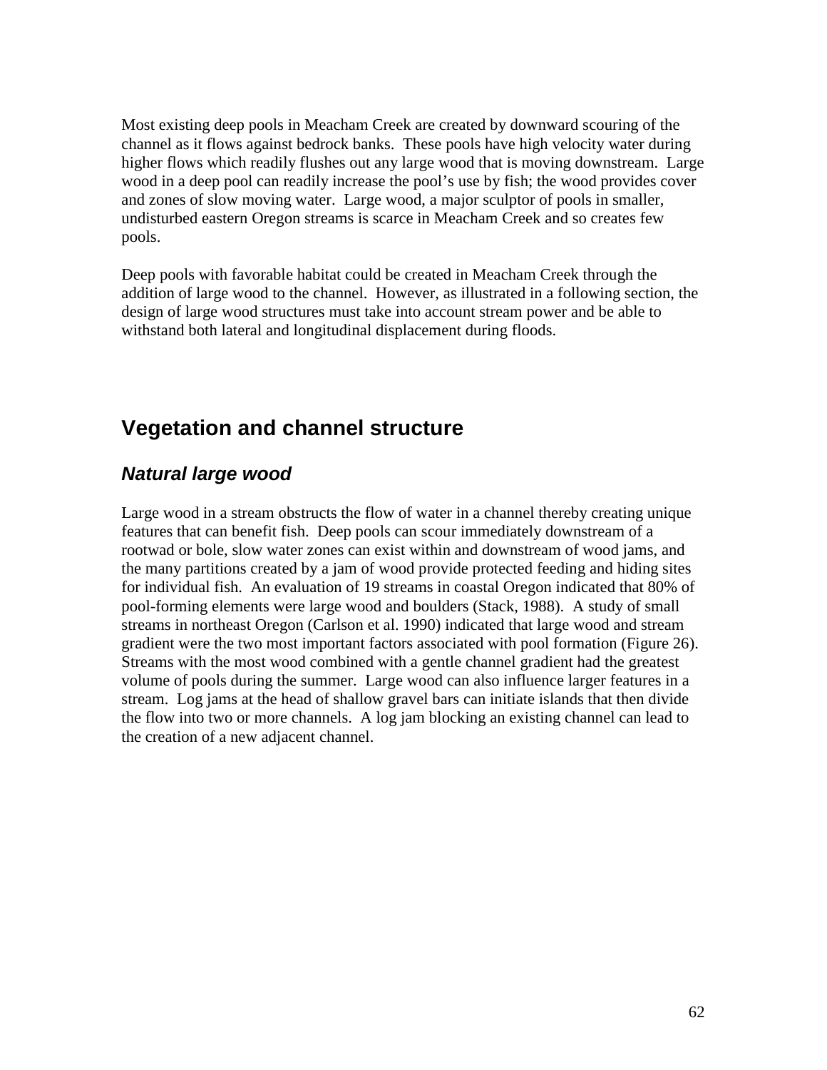Most existing deep pools in Meacham Creek are created by downward scouring of the channel as it flows against bedrock banks. These pools have high velocity water during higher flows which readily flushes out any large wood that is moving downstream. Large wood in a deep pool can readily increase the pool's use by fish; the wood provides cover and zones of slow moving water. Large wood, a major sculptor of pools in smaller, undisturbed eastern Oregon streams is scarce in Meacham Creek and so creates few pools.

Deep pools with favorable habitat could be created in Meacham Creek through the addition of large wood to the channel. However, as illustrated in a following section, the design of large wood structures must take into account stream power and be able to withstand both lateral and longitudinal displacement during floods.

## Vegetation and channel structure

### *Natural large wood*

Large wood in a stream obstructs the flow of water in a channel thereby creating unique features that can benefit fish. Deep pools can scour immediately downstream of a rootwad or bole, slow water zones can exist within and downstream of wood jams, and the many partitions created by a jam of wood provide protected feeding and hiding sites for individual fish. An evaluation of 19 streams in coastal Oregon indicated that 80% of pool-forming elements were large wood and boulders (Stack, 1988). A study of small streams in northeast Oregon (Carlson et al. 1990) indicated that large wood and stream gradient were the two most important factors associated with pool formation (Figure 26). Streams with the most wood combined with a gentle channel gradient had the greatest volume of pools during the summer. Large wood can also influence larger features in a stream. Log jams at the head of shallow gravel bars can initiate islands that then divide the flow into two or more channels. A log jam blocking an existing channel can lead to the creation of a new adjacent channel.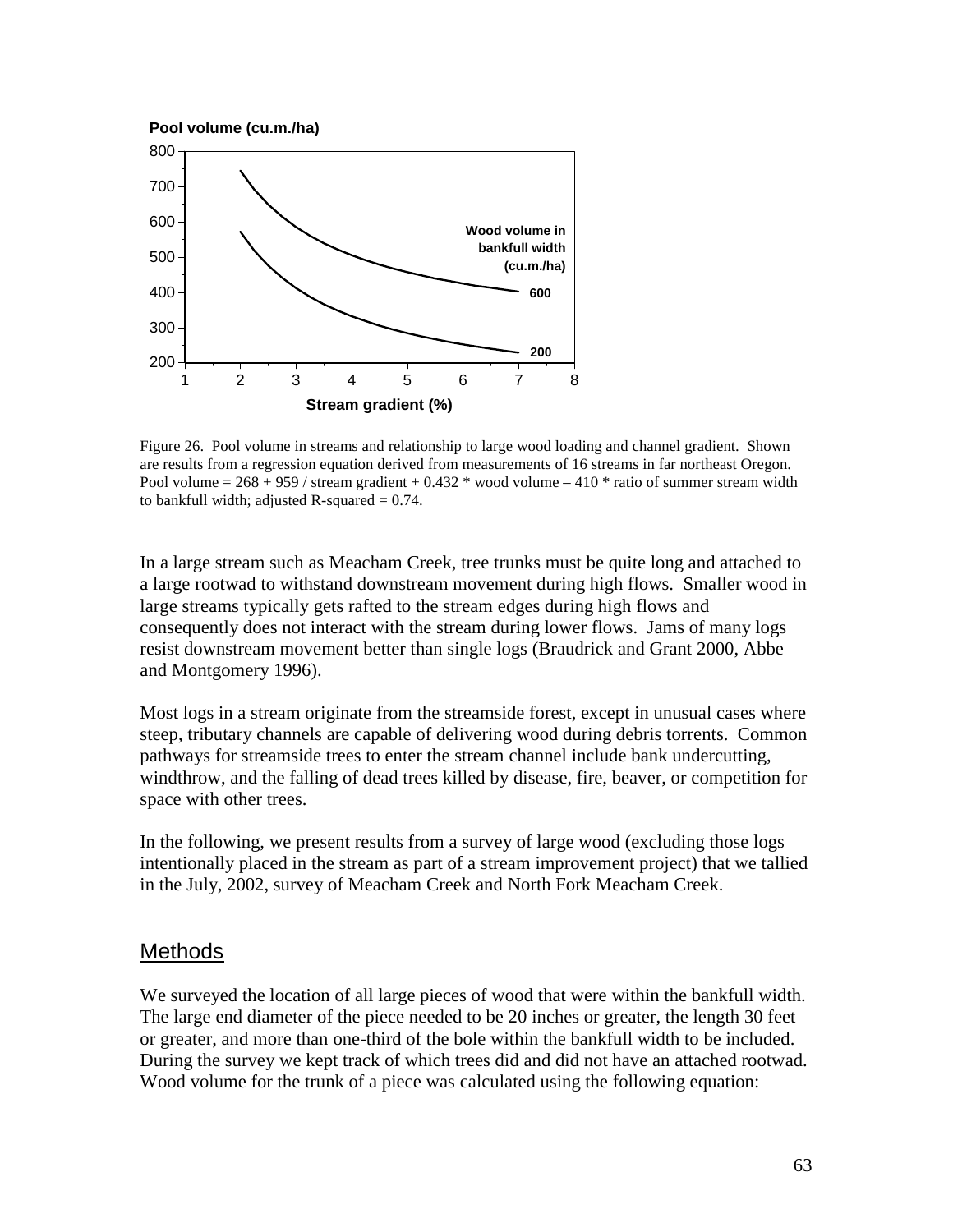Figure 26. Pool volume in streams and relationship to large wood loading and channel gradient. Shown are results from a regression equation derived from measurements of 16 streams in far northeast Oregon. Pool volume = 268 + 959 / stream gradient + 0.432 * wood volume – 410 * ratio of summer stream width to bankfull width; adjusted R-squared = 0.74.

In a large stream such as Meacham Creek, tree trunks must be quite long and attached to a large rootwad to withstand downstream movement during high flows. Smaller wood in large streams typically gets rafted to the stream edges during high flows and consequently does not interact with the stream during lower flows. Jams of many logs resist downstream movement better than single logs (Braudrick and Grant 2000, Abbe and Montgomery 1996).

Most logs in a stream originate from the streamside forest, except in unusual cases where steep, tributary channels are capable of delivering wood during debris torrents. Common pathways for streamside trees to enter the stream channel include bank undercutting, windthrow, and the falling of dead trees killed by disease, fire, beaver, or competition for space with other trees.

In the following, we present results from a survey of large wood (excluding those logs intentionally placed in the stream as part of a stream improvement project) that we tallied in the July, 2002, survey of Meacham Creek and North Fork Meacham Creek.

## Methods

We surveyed the location of all large pieces of wood that were within the bankfull width. The large end diameter of the piece needed to be 20 inches or greater, the length 30 feet or greater, and more than one-third of the bole within the bankfull width to be included. During the survey we kept track of which trees did and did not have an attached rootwad. Wood volume for the trunk of a piece was calculated using the following equation: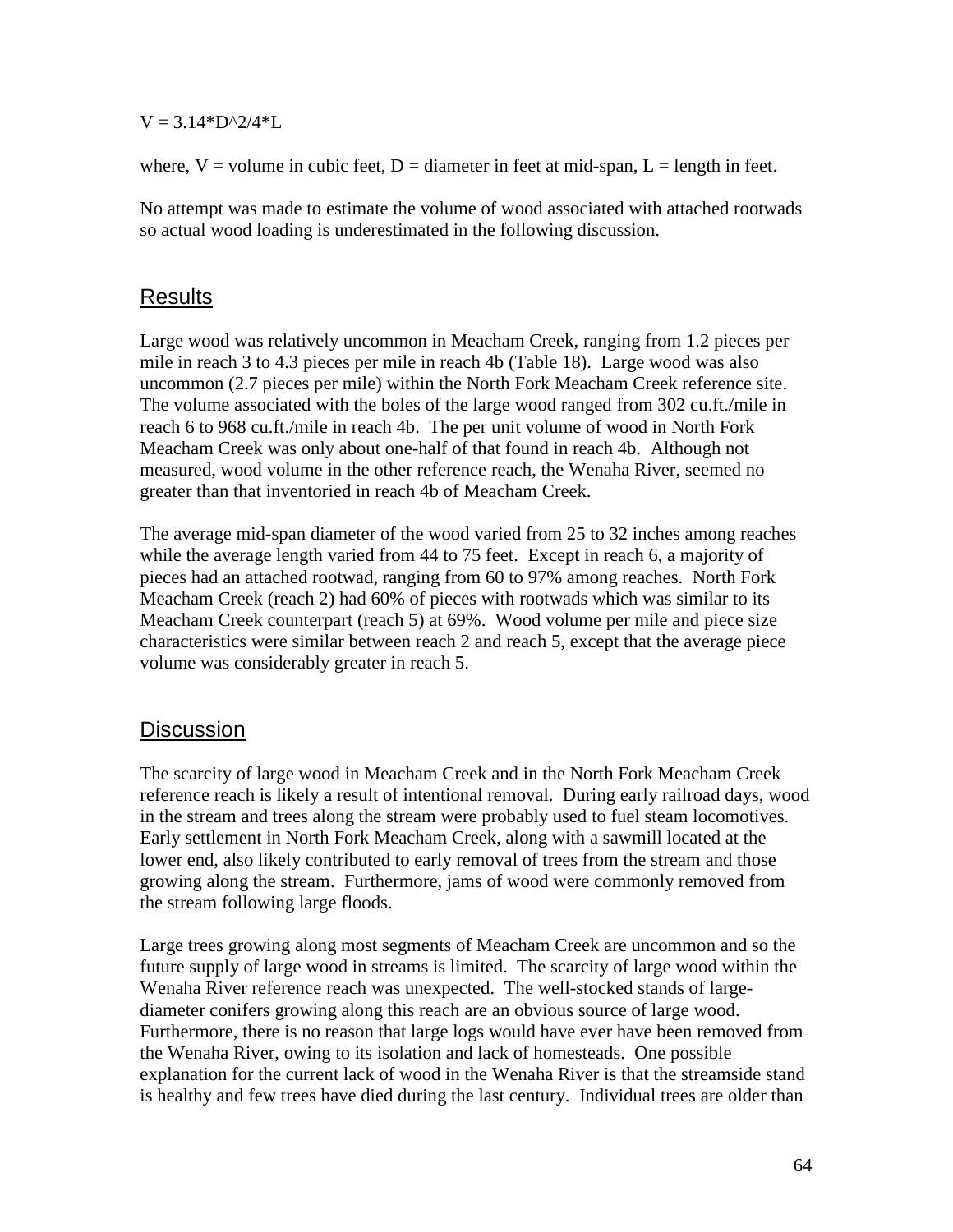$$V = 3.14*D^2/4*L$$

where, V = volume in cubic feet, D = diameter in feet at mid-span, L = length in feet.

No attempt was made to estimate the volume of wood associated with attached rootwads so actual wood loading is underestimated in the following discussion.

## Results

Large wood was relatively uncommon in Meacham Creek, ranging from 1.2 pieces per mile in reach 3 to 4.3 pieces per mile in reach 4b (Table 18). Large wood was also uncommon (2.7 pieces per mile) within the North Fork Meacham Creek reference site. The volume associated with the boles of the large wood ranged from 302 cu.ft./mile in reach 6 to 968 cu.ft./mile in reach 4b. The per unit volume of wood in North Fork Meacham Creek was only about one-half of that found in reach 4b. Although not measured, wood volume in the other reference reach, the Wenaha River, seemed no greater than that inventoried in reach 4b of Meacham Creek.

The average mid-span diameter of the wood varied from 25 to 32 inches among reaches while the average length varied from 44 to 75 feet. Except in reach 6, a majority of pieces had an attached rootwad, ranging from 60 to 97% among reaches. North Fork Meacham Creek (reach 2) had 60% of pieces with rootwads which was similar to its Meacham Creek counterpart (reach 5) at 69%. Wood volume per mile and piece size characteristics were similar between reach 2 and reach 5, except that the average piece volume was considerably greater in reach 5.

## Discussion

The scarcity of large wood in Meacham Creek and in the North Fork Meacham Creek reference reach is likely a result of intentional removal. During early railroad days, wood in the stream and trees along the stream were probably used to fuel steam locomotives. Early settlement in North Fork Meacham Creek, along with a sawmill located at the lower end, also likely contributed to early removal of trees from the stream and those growing along the stream. Furthermore, jams of wood were commonly removed from the stream following large floods.

Large trees growing along most segments of Meacham Creek are uncommon and so the future supply of large wood in streams is limited. The scarcity of large wood within the Wenaha River reference reach was unexpected. The well-stocked stands of large-diameter conifers growing along this reach are an obvious source of large wood. Furthermore, there is no reason that large logs would have ever have been removed from the Wenaha River, owing to its isolation and lack of homesteads. One possible explanation for the current lack of wood in the Wenaha River is that the streamside stand is healthy and few trees have died during the last century. Individual trees are older than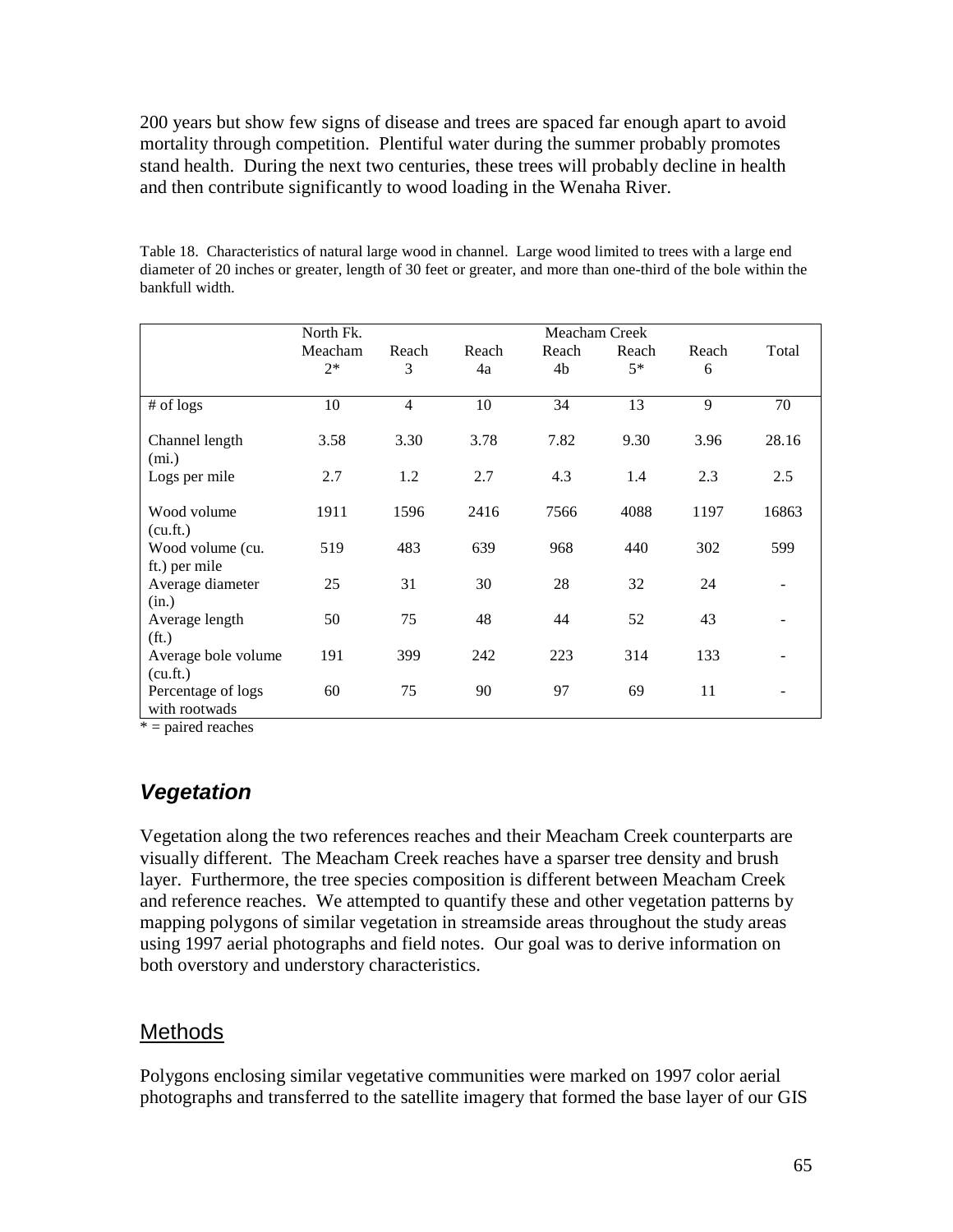200 years but show few signs of disease and trees are spaced far enough apart to avoid mortality through competition. Plentiful water during the summer probably promotes stand health. During the next two centuries, these trees will probably decline in health and then contribute significantly to wood loading in the Wenaha River.

Table 18. Characteristics of natural large wood in channel. Large wood limited to trees with a large end diameter of 20 inches or greater, length of 30 feet or greater, and more than one-third of the bole within the bankfull width.

| | North Fk. Meacham 2* | Meacham Creek Reach 3 | Reach 4a | Reach 4b | Reach 5* | Reach 6 | Total |
|---|---|---|---|---|---|---|---|
| # of logs | 10 | 4 | 10 | 34 | 13 | 9 | 70 |
| Channel length (mi.) | 3.58 | 3.30 | 3.78 | 7.82 | 9.30 | 3.96 | 28.16 |
| Logs per mile | 2.7 | 1.2 | 2.7 | 4.3 | 1.4 | 2.3 | 2.5 |
| Wood volume (cu.ft.) | 1911 | 1596 | 2416 | 7566 | 4088 | 1197 | 16863 |
| Wood volume (cu. ft.) per mile | 519 | 483 | 639 | 968 | 440 | 302 | 599 |
| Average diameter (in.) | 25 | 31 | 30 | 28 | 32 | 24 | - |
| Average length (ft.) | 50 | 75 | 48 | 44 | 52 | 43 | - |
| Average bole volume (cu.ft.) | 191 | 399 | 242 | 223 | 314 | 133 | - |
| Percentage of logs with rootwads | 60 | 75 | 90 | 97 | 69 | 11 | - |

* = paired reaches

## *Vegetation*

Vegetation along the two references reaches and their Meacham Creek counterparts are visually different. The Meacham Creek reaches have a sparser tree density and brush layer. Furthermore, the tree species composition is different between Meacham Creek and reference reaches. We attempted to quantify these and other vegetation patterns by mapping polygons of similar vegetation in streamside areas throughout the study areas using 1997 aerial photographs and field notes. Our goal was to derive information on both overstory and understory characteristics.

### Methods

Polygons enclosing similar vegetative communities were marked on 1997 color aerial photographs and transferred to the satellite imagery that formed the base layer of our GIS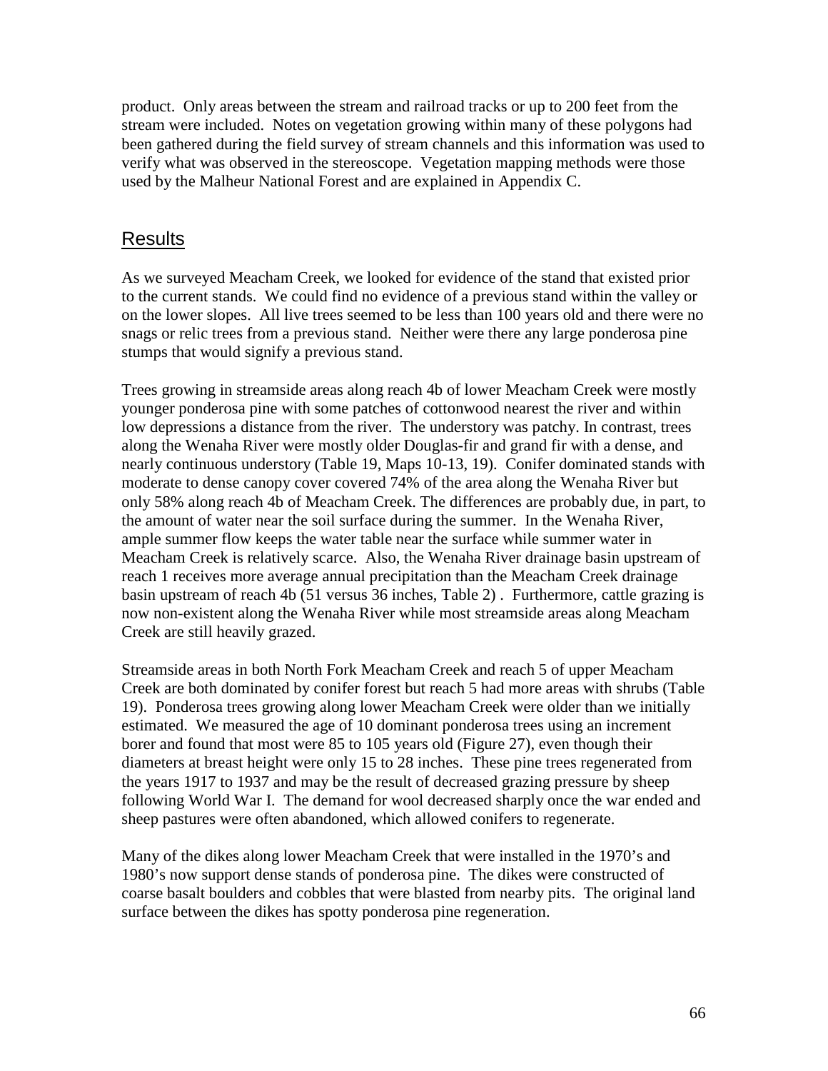product. Only areas between the stream and railroad tracks or up to 200 feet from the stream were included. Notes on vegetation growing within many of these polygons had been gathered during the field survey of stream channels and this information was used to verify what was observed in the stereoscope. Vegetation mapping methods were those used by the Malheur National Forest and are explained in Appendix C.

## Results

As we surveyed Meacham Creek, we looked for evidence of the stand that existed prior to the current stands. We could find no evidence of a previous stand within the valley or on the lower slopes. All live trees seemed to be less than 100 years old and there were no snags or relic trees from a previous stand. Neither were there any large ponderosa pine stumps that would signify a previous stand.

Trees growing in streamside areas along reach 4b of lower Meacham Creek were mostly younger ponderosa pine with some patches of cottonwood nearest the river and within low depressions a distance from the river. The understory was patchy. In contrast, trees along the Wenaha River were mostly older Douglas-fir and grand fir with a dense, and nearly continuous understory (Table 19, Maps 10-13, 19). Conifer dominated stands with moderate to dense canopy cover covered 74% of the area along the Wenaha River but only 58% along reach 4b of Meacham Creek. The differences are probably due, in part, to the amount of water near the soil surface during the summer. In the Wenaha River, ample summer flow keeps the water table near the surface while summer water in Meacham Creek is relatively scarce. Also, the Wenaha River drainage basin upstream of reach 1 receives more average annual precipitation than the Meacham Creek drainage basin upstream of reach 4b (51 versus 36 inches, Table 2) . Furthermore, cattle grazing is now non-existent along the Wenaha River while most streamside areas along Meacham Creek are still heavily grazed.

Streamside areas in both North Fork Meacham Creek and reach 5 of upper Meacham Creek are both dominated by conifer forest but reach 5 had more areas with shrubs (Table 19). Ponderosa trees growing along lower Meacham Creek were older than we initially estimated. We measured the age of 10 dominant ponderosa trees using an increment borer and found that most were 85 to 105 years old (Figure 27), even though their diameters at breast height were only 15 to 28 inches. These pine trees regenerated from the years 1917 to 1937 and may be the result of decreased grazing pressure by sheep following World War I. The demand for wool decreased sharply once the war ended and sheep pastures were often abandoned, which allowed conifers to regenerate.

Many of the dikes along lower Meacham Creek that were installed in the 1970's and 1980's now support dense stands of ponderosa pine. The dikes were constructed of coarse basalt boulders and cobbles that were blasted from nearby pits. The original land surface between the dikes has spotty ponderosa pine regeneration.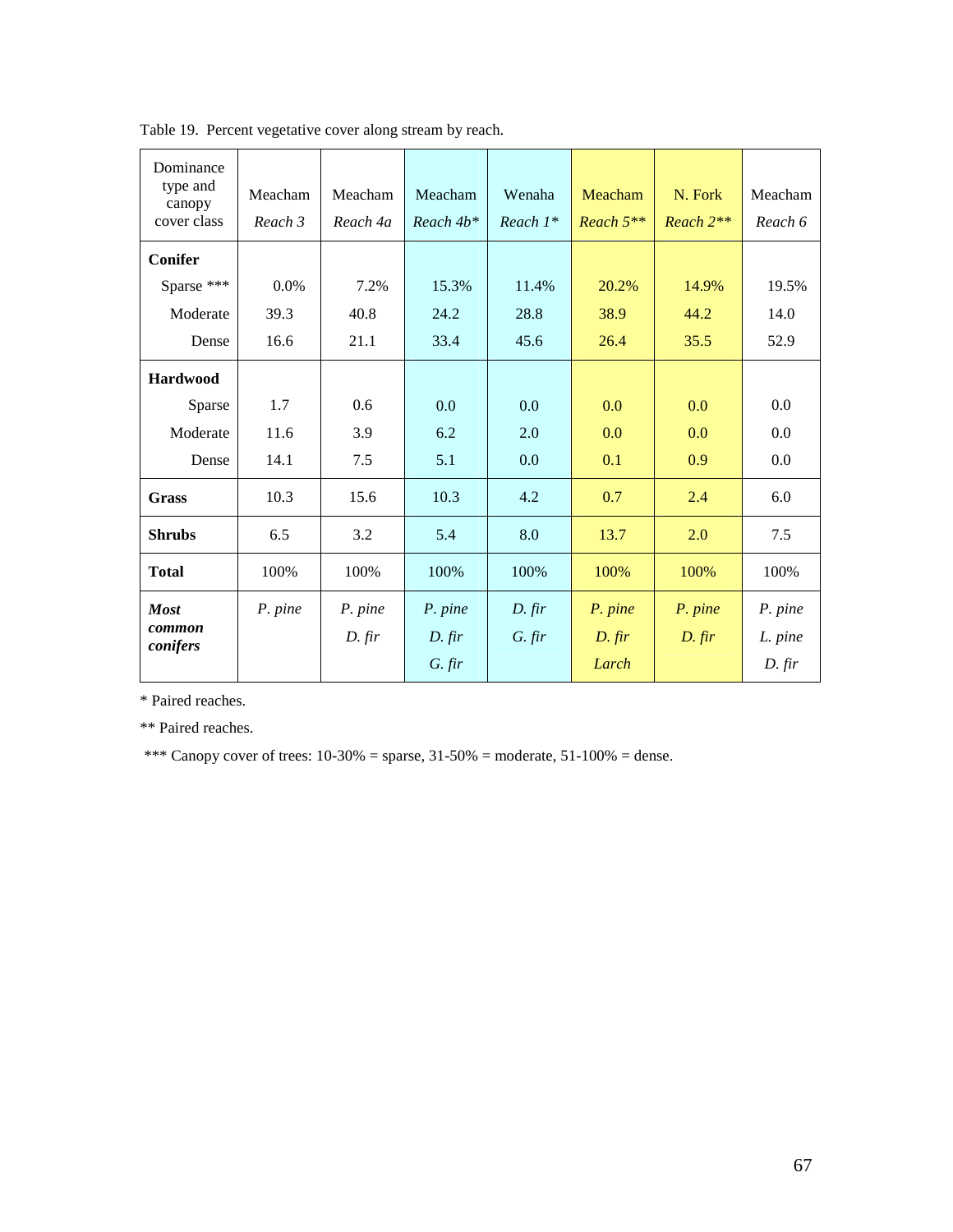Table 19. Percent vegetative cover along stream by reach.

| Dominance type and canopy cover class | Meacham *Reach 3* | Meacham *Reach 4a* | Meacham *Reach 4b** | Wenaha *Reach 1** | Meacham *Reach 5*** | N. Fork *Reach 2*** | Meacham *Reach 6* |
|---|---|---|---|---|---|---|---|
| **Conifer** | | | | | | | |
| Sparse *** | 0.0% | 7.2% | 15.3% | 11.4% | 20.2% | 14.9% | 19.5% |
| Moderate | 39.3 | 40.8 | 24.2 | 28.8 | 38.9 | 44.2 | 14.0 |
| Dense | 16.6 | 21.1 | 33.4 | 45.6 | 26.4 | 35.5 | 52.9 |
| **Hardwood** | | | | | | | |
| Sparse | 1.7 | 0.6 | 0.0 | 0.0 | 0.0 | 0.0 | 0.0 |
| Moderate | 11.6 | 3.9 | 6.2 | 2.0 | 0.0 | 0.0 | 0.0 |
| Dense | 14.1 | 7.5 | 5.1 | 0.0 | 0.1 | 0.9 | 0.0 |
| **Grass** | 10.3 | 15.6 | 10.3 | 4.2 | 0.7 | 2.4 | 6.0 |
| **Shrubs** | 6.5 | 3.2 | 5.4 | 8.0 | 13.7 | 2.0 | 7.5 |
| **Total** | 100% | 100% | 100% | 100% | 100% | 100% | 100% |
| ***Most common conifers*** | *P. pine* | *P. pine*, *D. fir* | *P. pine*, *D. fir*, *G. fir* | *D. fir*, *G. fir* | *P. pine*, *D. fir*, *Larch* | *P. pine*, *D. fir* | *P. pine*, *L. pine*, *D. fir* |

\* Paired reaches.

\*\* Paired reaches.

\*\*\* Canopy cover of trees: 10-30% = sparse, 31-50% = moderate, 51-100% = dense.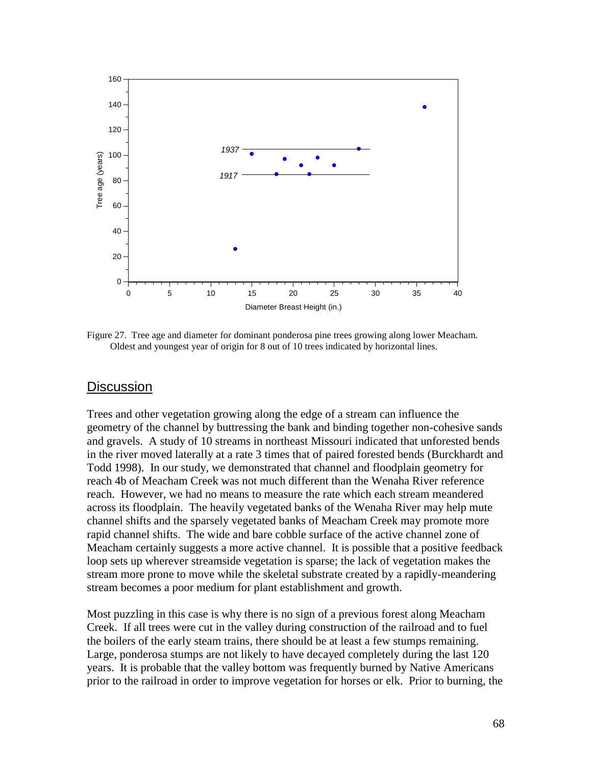Figure 27. Tree age and diameter for dominant ponderosa pine trees growing along lower Meacham. Oldest and youngest year of origin for 8 out of 10 trees indicated by horizontal lines.

## Discussion

Trees and other vegetation growing along the edge of a stream can influence the geometry of the channel by buttressing the bank and binding together non-cohesive sands and gravels. A study of 10 streams in northeast Missouri indicated that unforested bends in the river moved laterally at a rate 3 times that of paired forested bends (Burckhardt and Todd 1998). In our study, we demonstrated that channel and floodplain geometry for reach 4b of Meacham Creek was not much different than the Wenaha River reference reach. However, we had no means to measure the rate which each stream meandered across its floodplain. The heavily vegetated banks of the Wenaha River may help mute channel shifts and the sparsely vegetated banks of Meacham Creek may promote more rapid channel shifts. The wide and bare cobble surface of the active channel zone of Meacham certainly suggests a more active channel. It is possible that a positive feedback loop sets up wherever streamside vegetation is sparse; the lack of vegetation makes the stream more prone to move while the skeletal substrate created by a rapidly-meandering stream becomes a poor medium for plant establishment and growth.

Most puzzling in this case is why there is no sign of a previous forest along Meacham Creek. If all trees were cut in the valley during construction of the railroad and to fuel the boilers of the early steam trains, there should be at least a few stumps remaining. Large, ponderosa stumps are not likely to have decayed completely during the last 120 years. It is probable that the valley bottom was frequently burned by Native Americans prior to the railroad in order to improve vegetation for horses or elk. Prior to burning, the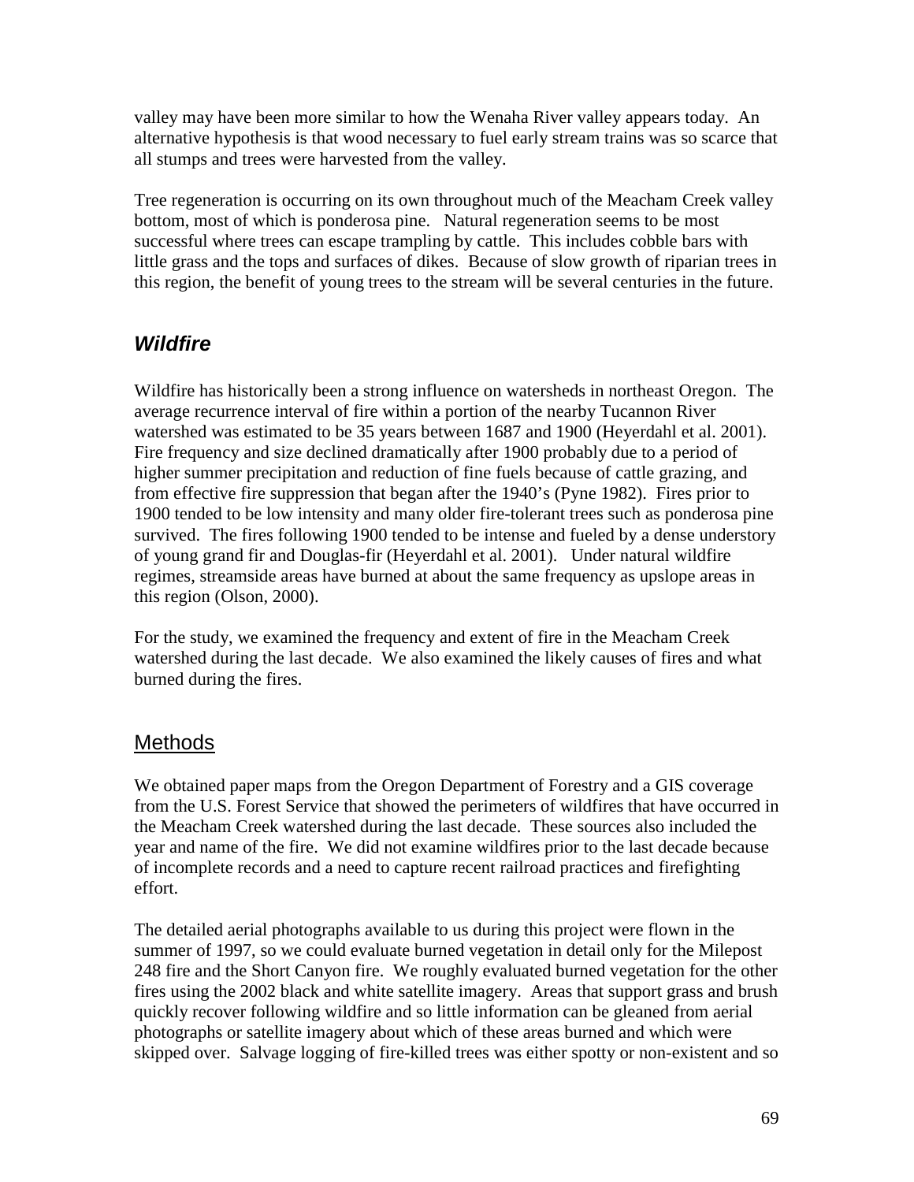valley may have been more similar to how the Wenaha River valley appears today. An alternative hypothesis is that wood necessary to fuel early stream trains was so scarce that all stumps and trees were harvested from the valley.

Tree regeneration is occurring on its own throughout much of the Meacham Creek valley bottom, most of which is ponderosa pine. Natural regeneration seems to be most successful where trees can escape trampling by cattle. This includes cobble bars with little grass and the tops and surfaces of dikes. Because of slow growth of riparian trees in this region, the benefit of young trees to the stream will be several centuries in the future.

## ***Wildfire***

Wildfire has historically been a strong influence on watersheds in northeast Oregon. The average recurrence interval of fire within a portion of the nearby Tucannon River watershed was estimated to be 35 years between 1687 and 1900 (Heyerdahl et al. 2001). Fire frequency and size declined dramatically after 1900 probably due to a period of higher summer precipitation and reduction of fine fuels because of cattle grazing, and from effective fire suppression that began after the 1940's (Pyne 1982). Fires prior to 1900 tended to be low intensity and many older fire-tolerant trees such as ponderosa pine survived. The fires following 1900 tended to be intense and fueled by a dense understory of young grand fir and Douglas-fir (Heyerdahl et al. 2001). Under natural wildfire regimes, streamside areas have burned at about the same frequency as upslope areas in this region (Olson, 2000).

For the study, we examined the frequency and extent of fire in the Meacham Creek watershed during the last decade. We also examined the likely causes of fires and what burned during the fires.

### Methods

We obtained paper maps from the Oregon Department of Forestry and a GIS coverage from the U.S. Forest Service that showed the perimeters of wildfires that have occurred in the Meacham Creek watershed during the last decade. These sources also included the year and name of the fire. We did not examine wildfires prior to the last decade because of incomplete records and a need to capture recent railroad practices and firefighting effort.

The detailed aerial photographs available to us during this project were flown in the summer of 1997, so we could evaluate burned vegetation in detail only for the Milepost 248 fire and the Short Canyon fire. We roughly evaluated burned vegetation for the other fires using the 2002 black and white satellite imagery. Areas that support grass and brush quickly recover following wildfire and so little information can be gleaned from aerial photographs or satellite imagery about which of these areas burned and which were skipped over. Salvage logging of fire-killed trees was either spotty or non-existent and so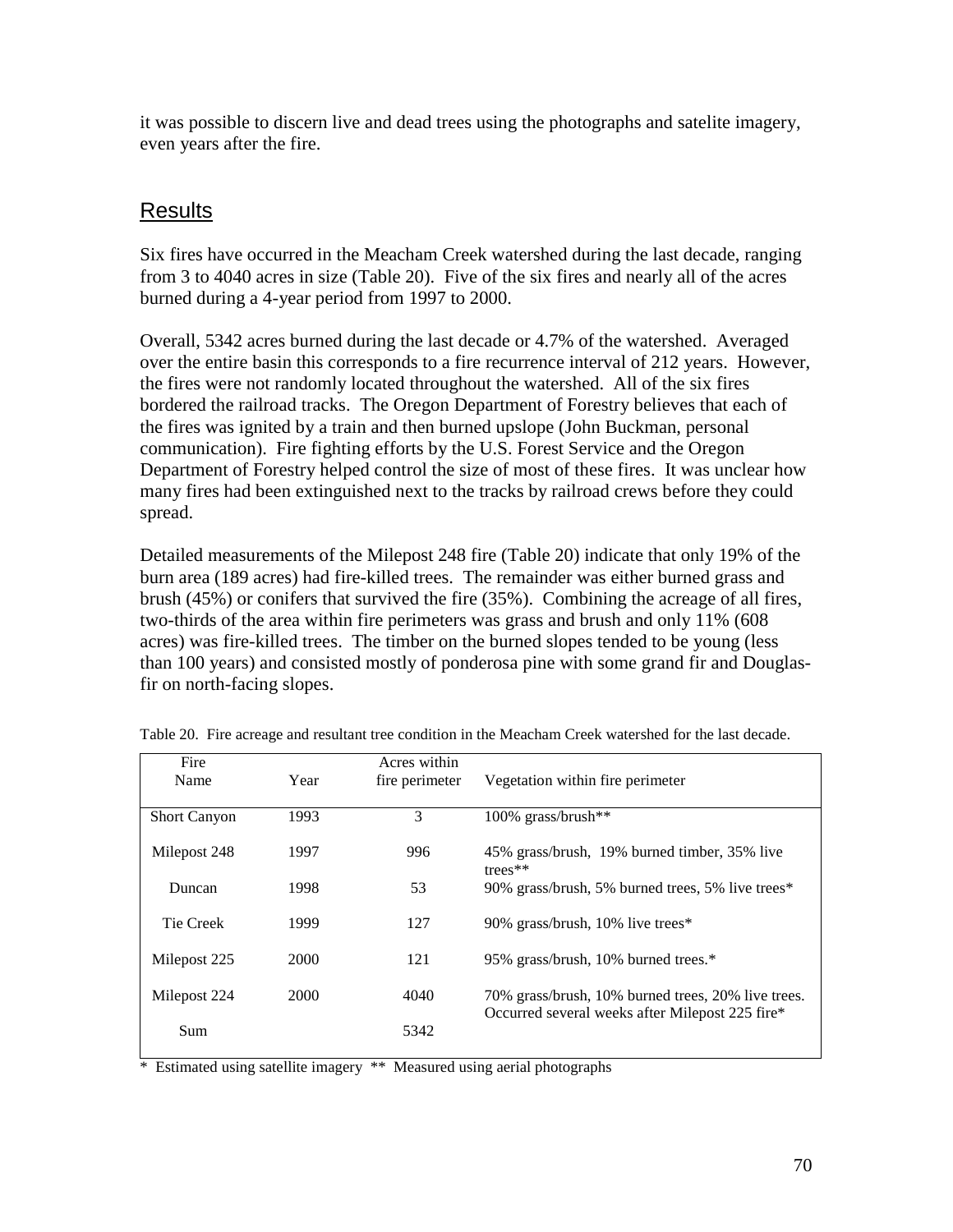it was possible to discern live and dead trees using the photographs and satelite imagery, even years after the fire.

## Results

Six fires have occurred in the Meacham Creek watershed during the last decade, ranging from 3 to 4040 acres in size (Table 20). Five of the six fires and nearly all of the acres burned during a 4-year period from 1997 to 2000.

Overall, 5342 acres burned during the last decade or 4.7% of the watershed. Averaged over the entire basin this corresponds to a fire recurrence interval of 212 years. However, the fires were not randomly located throughout the watershed. All of the six fires bordered the railroad tracks. The Oregon Department of Forestry believes that each of the fires was ignited by a train and then burned upslope (John Buckman, personal communication). Fire fighting efforts by the U.S. Forest Service and the Oregon Department of Forestry helped control the size of most of these fires. It was unclear how many fires had been extinguished next to the tracks by railroad crews before they could spread.

Detailed measurements of the Milepost 248 fire (Table 20) indicate that only 19% of the burn area (189 acres) had fire-killed trees. The remainder was either burned grass and brush (45%) or conifers that survived the fire (35%). Combining the acreage of all fires, two-thirds of the area within fire perimeters was grass and brush and only 11% (608 acres) was fire-killed trees. The timber on the burned slopes tended to be young (less than 100 years) and consisted mostly of ponderosa pine with some grand fir and Douglas-fir on north-facing slopes.

Table 20. Fire acreage and resultant tree condition in the Meacham Creek watershed for the last decade.

| Fire Name | Year | Acres within fire perimeter | Vegetation within fire perimeter |
|---|---|---|---|
| Short Canyon | 1993 | 3 | 100% grass/brush** |
| Milepost 248 | 1997 | 996 | 45% grass/brush, 19% burned timber, 35% live trees** |
| Duncan | 1998 | 53 | 90% grass/brush, 5% burned trees, 5% live trees* |
| Tie Creek | 1999 | 127 | 90% grass/brush, 10% live trees* |
| Milepost 225 | 2000 | 121 | 95% grass/brush, 10% burned trees.* |
| Milepost 224 | 2000 | 4040 | 70% grass/brush, 10% burned trees, 20% live trees. Occurred several weeks after Milepost 225 fire* |
| Sum | | 5342 | |

* Estimated using satellite imagery ** Measured using aerial photographs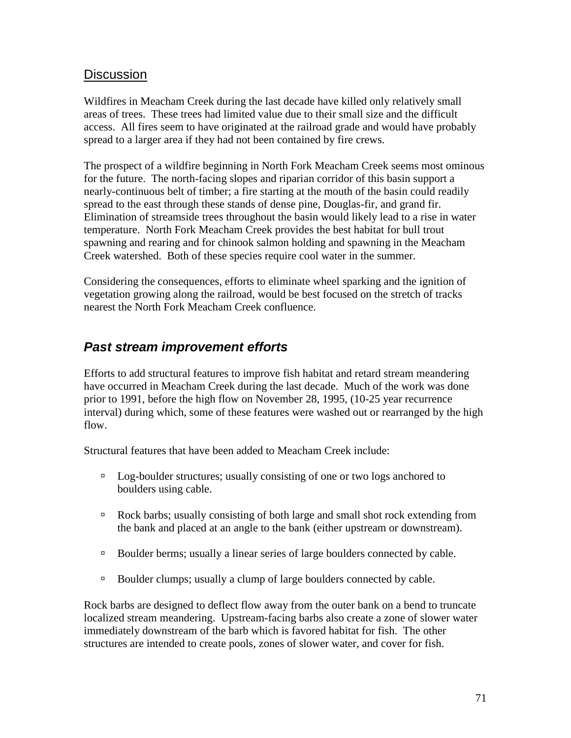## Discussion

Wildfires in Meacham Creek during the last decade have killed only relatively small areas of trees. These trees had limited value due to their small size and the difficult access. All fires seem to have originated at the railroad grade and would have probably spread to a larger area if they had not been contained by fire crews.

The prospect of a wildfire beginning in North Fork Meacham Creek seems most ominous for the future. The north-facing slopes and riparian corridor of this basin support a nearly-continuous belt of timber; a fire starting at the mouth of the basin could readily spread to the east through these stands of dense pine, Douglas-fir, and grand fir. Elimination of streamside trees throughout the basin would likely lead to a rise in water temperature. North Fork Meacham Creek provides the best habitat for bull trout spawning and rearing and for chinook salmon holding and spawning in the Meacham Creek watershed. Both of these species require cool water in the summer.

Considering the consequences, efforts to eliminate wheel sparking and the ignition of vegetation growing along the railroad, would be best focused on the stretch of tracks nearest the North Fork Meacham Creek confluence.

## *Past stream improvement efforts*

Efforts to add structural features to improve fish habitat and retard stream meandering have occurred in Meacham Creek during the last decade. Much of the work was done prior to 1991, before the high flow on November 28, 1995, (10-25 year recurrence interval) during which, some of these features were washed out or rearranged by the high flow.

Structural features that have been added to Meacham Creek include:

- Log-boulder structures; usually consisting of one or two logs anchored to boulders using cable.
- Rock barbs; usually consisting of both large and small shot rock extending from the bank and placed at an angle to the bank (either upstream or downstream).
- Boulder berms; usually a linear series of large boulders connected by cable.
- Boulder clumps; usually a clump of large boulders connected by cable.

Rock barbs are designed to deflect flow away from the outer bank on a bend to truncate localized stream meandering. Upstream-facing barbs also create a zone of slower water immediately downstream of the barb which is favored habitat for fish. The other structures are intended to create pools, zones of slower water, and cover for fish.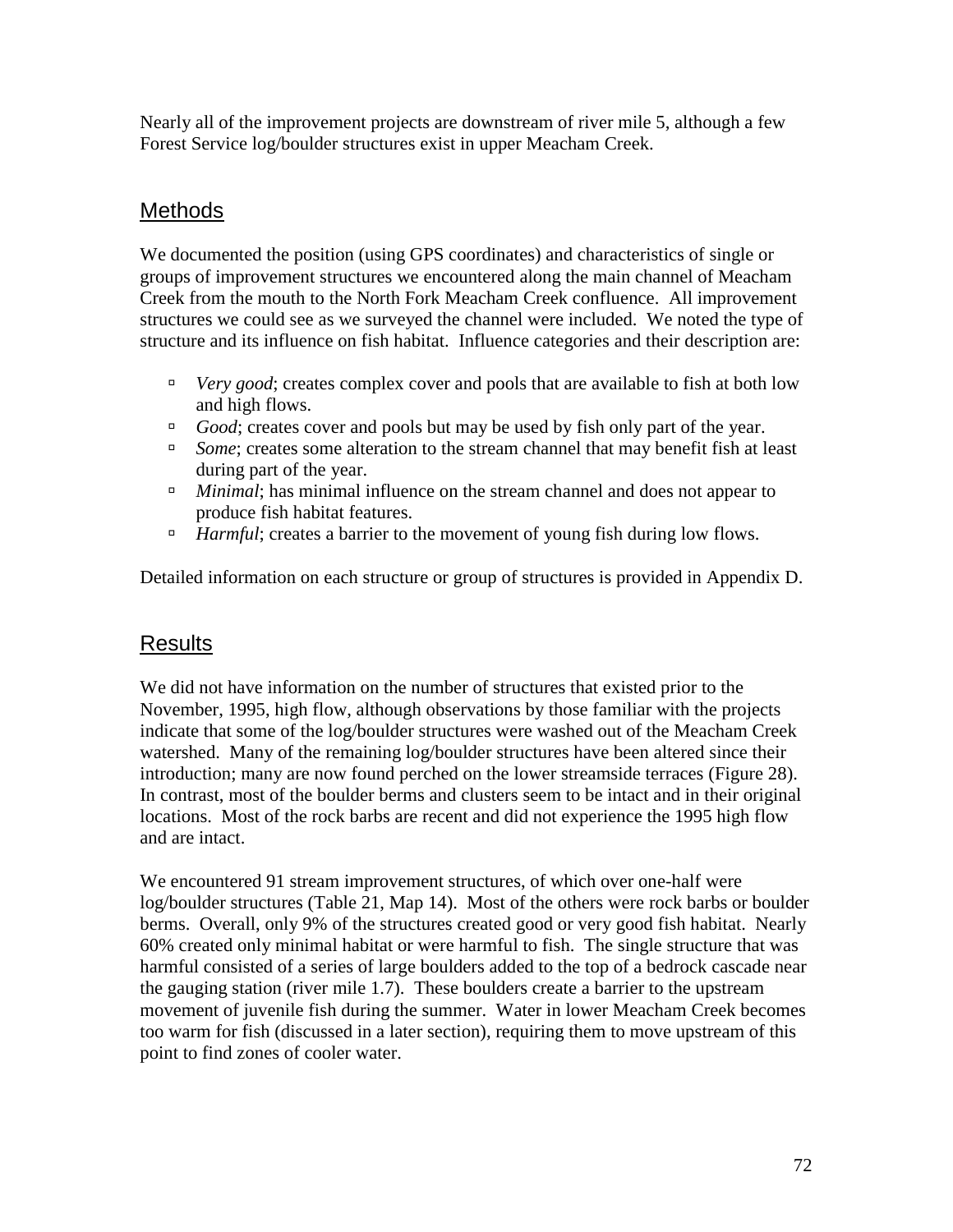Nearly all of the improvement projects are downstream of river mile 5, although a few Forest Service log/boulder structures exist in upper Meacham Creek.

## Methods

We documented the position (using GPS coordinates) and characteristics of single or groups of improvement structures we encountered along the main channel of Meacham Creek from the mouth to the North Fork Meacham Creek confluence. All improvement structures we could see as we surveyed the channel were included. We noted the type of structure and its influence on fish habitat. Influence categories and their description are:

- *Very good*; creates complex cover and pools that are available to fish at both low and high flows.
- *Good*; creates cover and pools but may be used by fish only part of the year.
- *Some*; creates some alteration to the stream channel that may benefit fish at least during part of the year.
- *Minimal*; has minimal influence on the stream channel and does not appear to produce fish habitat features.
- *Harmful*; creates a barrier to the movement of young fish during low flows.

Detailed information on each structure or group of structures is provided in Appendix D.

## Results

We did not have information on the number of structures that existed prior to the November, 1995, high flow, although observations by those familiar with the projects indicate that some of the log/boulder structures were washed out of the Meacham Creek watershed. Many of the remaining log/boulder structures have been altered since their introduction; many are now found perched on the lower streamside terraces (Figure 28). In contrast, most of the boulder berms and clusters seem to be intact and in their original locations. Most of the rock barbs are recent and did not experience the 1995 high flow and are intact.

We encountered 91 stream improvement structures, of which over one-half were log/boulder structures (Table 21, Map 14). Most of the others were rock barbs or boulder berms. Overall, only 9% of the structures created good or very good fish habitat. Nearly 60% created only minimal habitat or were harmful to fish. The single structure that was harmful consisted of a series of large boulders added to the top of a bedrock cascade near the gauging station (river mile 1.7). These boulders create a barrier to the upstream movement of juvenile fish during the summer. Water in lower Meacham Creek becomes too warm for fish (discussed in a later section), requiring them to move upstream of this point to find zones of cooler water.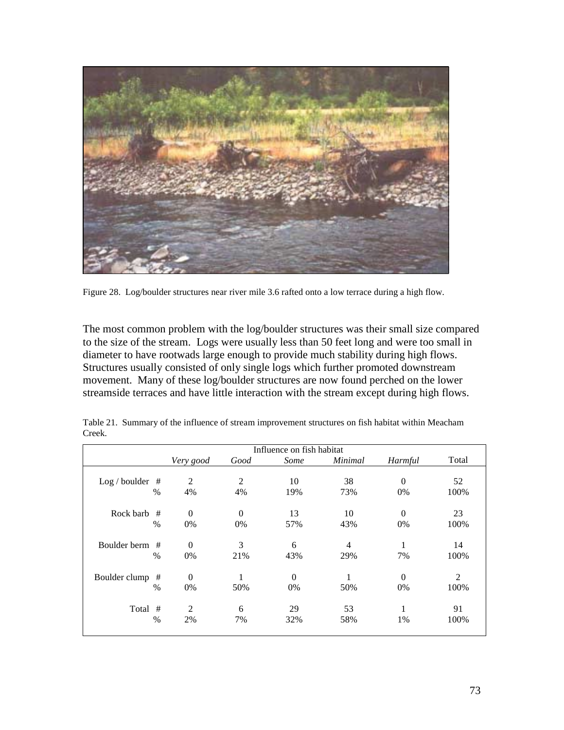Figure 28. Log/boulder structures near river mile 3.6 rafted onto a low terrace during a high flow.

The most common problem with the log/boulder structures was their small size compared to the size of the stream. Logs were usually less than 50 feet long and were too small in diameter to have rootwads large enough to provide much stability during high flows. Structures usually consisted of only single logs which further promoted downstream movement. Many of these log/boulder structures are now found perched on the lower streamside terraces and have little interaction with the stream except during high flows.

Table 21. Summary of the influence of stream improvement structures on fish habitat within Meacham Creek.

| | | Influence on fish habitat | | | | | |
|---|---|---|---|---|---|---|---|
| | | *Very good* | *Good* | *Some* | *Minimal* | *Harmful* | Total |
| Log / boulder | # | 2 | 2 | 10 | 38 | 0 | 52 |
| | % | 4% | 4% | 19% | 73% | 0% | 100% |
| Rock barb | # | 0 | 0 | 13 | 10 | 0 | 23 |
| | % | 0% | 0% | 57% | 43% | 0% | 100% |
| Boulder berm | # | 0 | 3 | 6 | 4 | 1 | 14 |
| | % | 0% | 21% | 43% | 29% | 7% | 100% |
| Boulder clump | # | 0 | 1 | 0 | 1 | 0 | 2 |
| | % | 0% | 50% | 0% | 50% | 0% | 100% |
| Total | # | 2 | 6 | 29 | 53 | 1 | 91 |
| | % | 2% | 7% | 32% | 58% | 1% | 100% |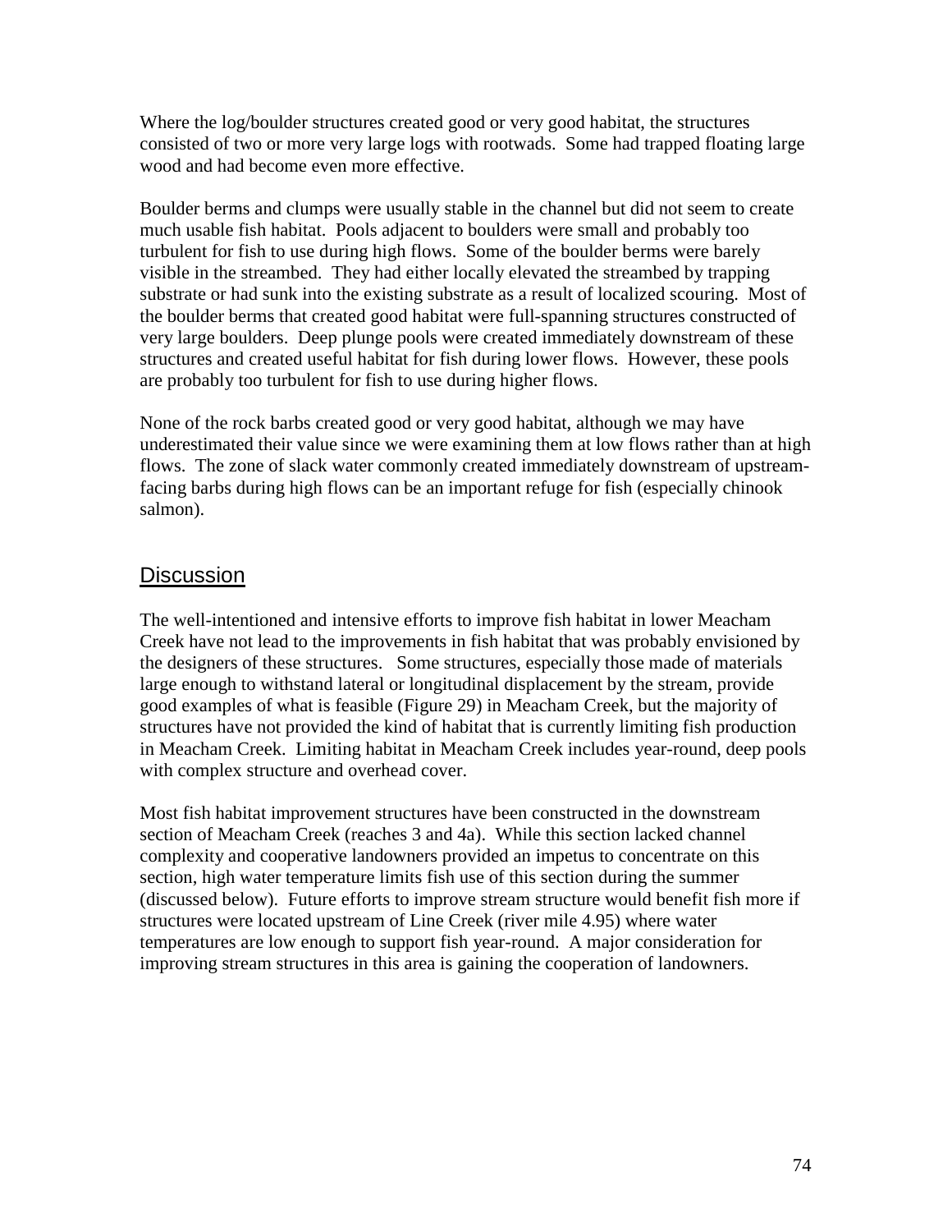Where the log/boulder structures created good or very good habitat, the structures consisted of two or more very large logs with rootwads. Some had trapped floating large wood and had become even more effective.

Boulder berms and clumps were usually stable in the channel but did not seem to create much usable fish habitat. Pools adjacent to boulders were small and probably too turbulent for fish to use during high flows. Some of the boulder berms were barely visible in the streambed. They had either locally elevated the streambed by trapping substrate or had sunk into the existing substrate as a result of localized scouring. Most of the boulder berms that created good habitat were full-spanning structures constructed of very large boulders. Deep plunge pools were created immediately downstream of these structures and created useful habitat for fish during lower flows. However, these pools are probably too turbulent for fish to use during higher flows.

None of the rock barbs created good or very good habitat, although we may have underestimated their value since we were examining them at low flows rather than at high flows. The zone of slack water commonly created immediately downstream of upstream-facing barbs during high flows can be an important refuge for fish (especially chinook salmon).

## Discussion

The well-intentioned and intensive efforts to improve fish habitat in lower Meacham Creek have not lead to the improvements in fish habitat that was probably envisioned by the designers of these structures. Some structures, especially those made of materials large enough to withstand lateral or longitudinal displacement by the stream, provide good examples of what is feasible (Figure 29) in Meacham Creek, but the majority of structures have not provided the kind of habitat that is currently limiting fish production in Meacham Creek. Limiting habitat in Meacham Creek includes year-round, deep pools with complex structure and overhead cover.

Most fish habitat improvement structures have been constructed in the downstream section of Meacham Creek (reaches 3 and 4a). While this section lacked channel complexity and cooperative landowners provided an impetus to concentrate on this section, high water temperature limits fish use of this section during the summer (discussed below). Future efforts to improve stream structure would benefit fish more if structures were located upstream of Line Creek (river mile 4.95) where water temperatures are low enough to support fish year-round. A major consideration for improving stream structures in this area is gaining the cooperation of landowners.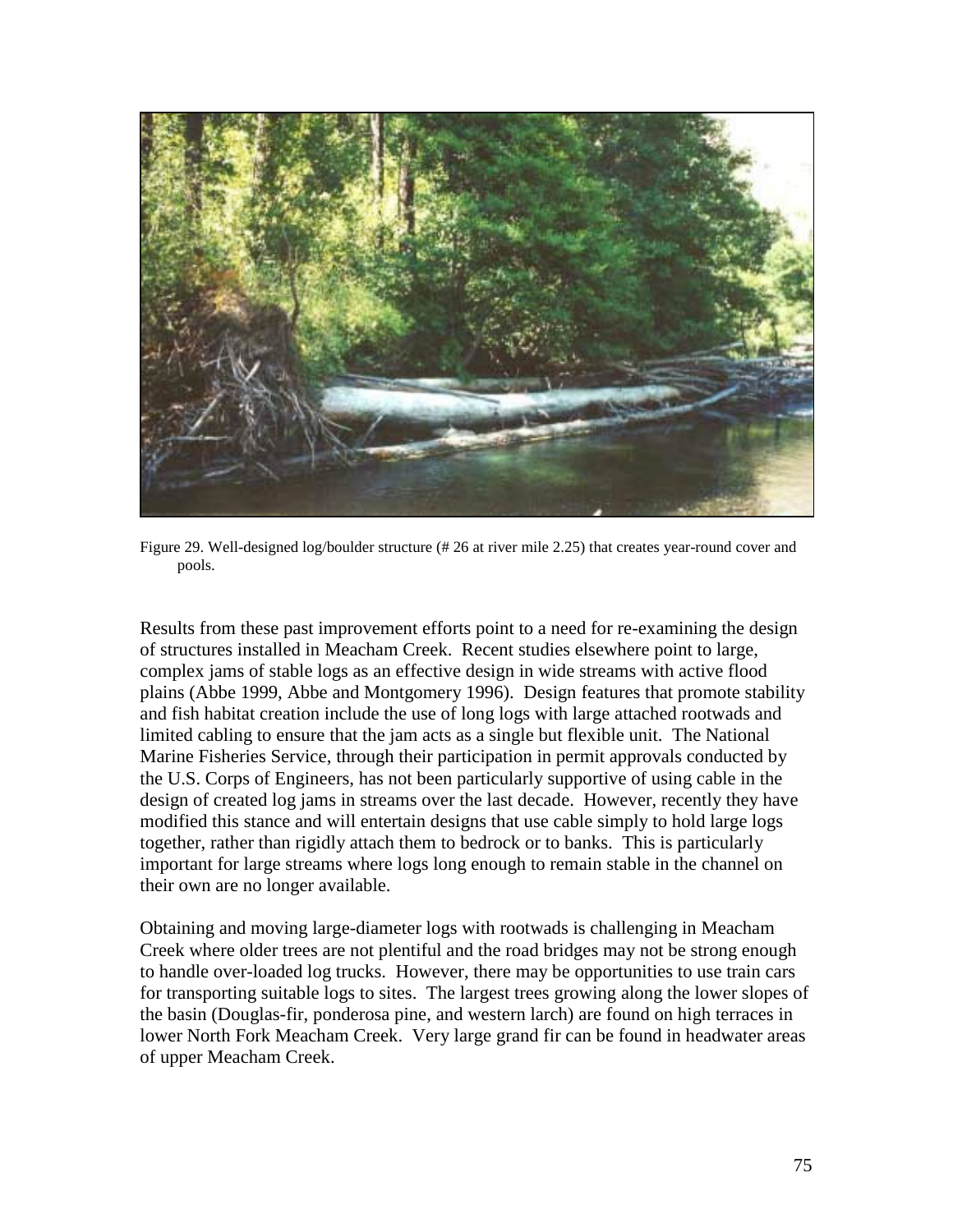Figure 29. Well-designed log/boulder structure (# 26 at river mile 2.25) that creates year-round cover and pools.

Results from these past improvement efforts point to a need for re-examining the design of structures installed in Meacham Creek. Recent studies elsewhere point to large, complex jams of stable logs as an effective design in wide streams with active flood plains (Abbe 1999, Abbe and Montgomery 1996). Design features that promote stability and fish habitat creation include the use of long logs with large attached rootwads and limited cabling to ensure that the jam acts as a single but flexible unit. The National Marine Fisheries Service, through their participation in permit approvals conducted by the U.S. Corps of Engineers, has not been particularly supportive of using cable in the design of created log jams in streams over the last decade. However, recently they have modified this stance and will entertain designs that use cable simply to hold large logs together, rather than rigidly attach them to bedrock or to banks. This is particularly important for large streams where logs long enough to remain stable in the channel on their own are no longer available.

Obtaining and moving large-diameter logs with rootwads is challenging in Meacham Creek where older trees are not plentiful and the road bridges may not be strong enough to handle over-loaded log trucks. However, there may be opportunities to use train cars for transporting suitable logs to sites. The largest trees growing along the lower slopes of the basin (Douglas-fir, ponderosa pine, and western larch) are found on high terraces in lower North Fork Meacham Creek. Very large grand fir can be found in headwater areas of upper Meacham Creek.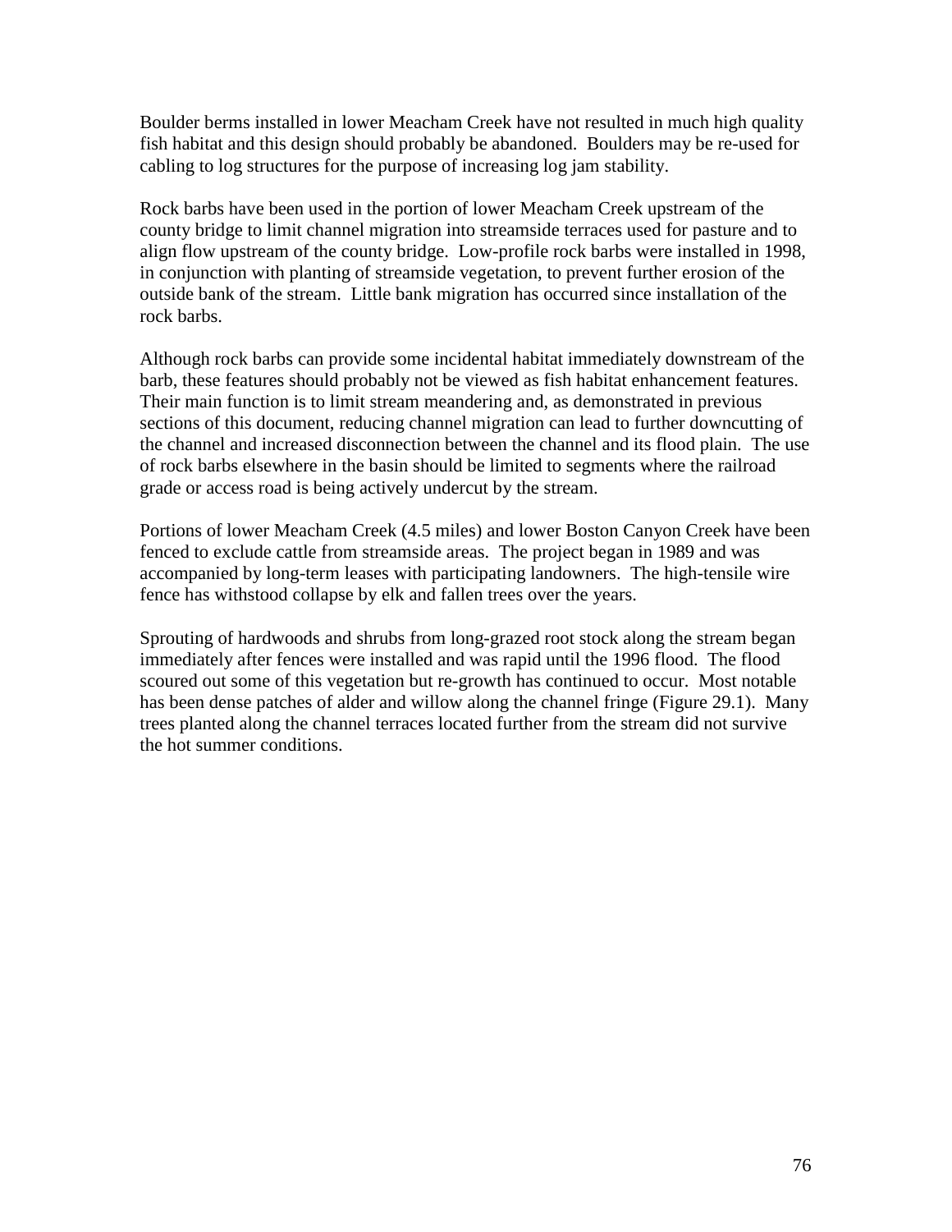Boulder berms installed in lower Meacham Creek have not resulted in much high quality fish habitat and this design should probably be abandoned. Boulders may be re-used for cabling to log structures for the purpose of increasing log jam stability.

Rock barbs have been used in the portion of lower Meacham Creek upstream of the county bridge to limit channel migration into streamside terraces used for pasture and to align flow upstream of the county bridge. Low-profile rock barbs were installed in 1998, in conjunction with planting of streamside vegetation, to prevent further erosion of the outside bank of the stream. Little bank migration has occurred since installation of the rock barbs.

Although rock barbs can provide some incidental habitat immediately downstream of the barb, these features should probably not be viewed as fish habitat enhancement features. Their main function is to limit stream meandering and, as demonstrated in previous sections of this document, reducing channel migration can lead to further downcutting of the channel and increased disconnection between the channel and its flood plain. The use of rock barbs elsewhere in the basin should be limited to segments where the railroad grade or access road is being actively undercut by the stream.

Portions of lower Meacham Creek (4.5 miles) and lower Boston Canyon Creek have been fenced to exclude cattle from streamside areas. The project began in 1989 and was accompanied by long-term leases with participating landowners. The high-tensile wire fence has withstood collapse by elk and fallen trees over the years.

Sprouting of hardwoods and shrubs from long-grazed root stock along the stream began immediately after fences were installed and was rapid until the 1996 flood. The flood scoured out some of this vegetation but re-growth has continued to occur. Most notable has been dense patches of alder and willow along the channel fringe (Figure 29.1). Many trees planted along the channel terraces located further from the stream did not survive the hot summer conditions.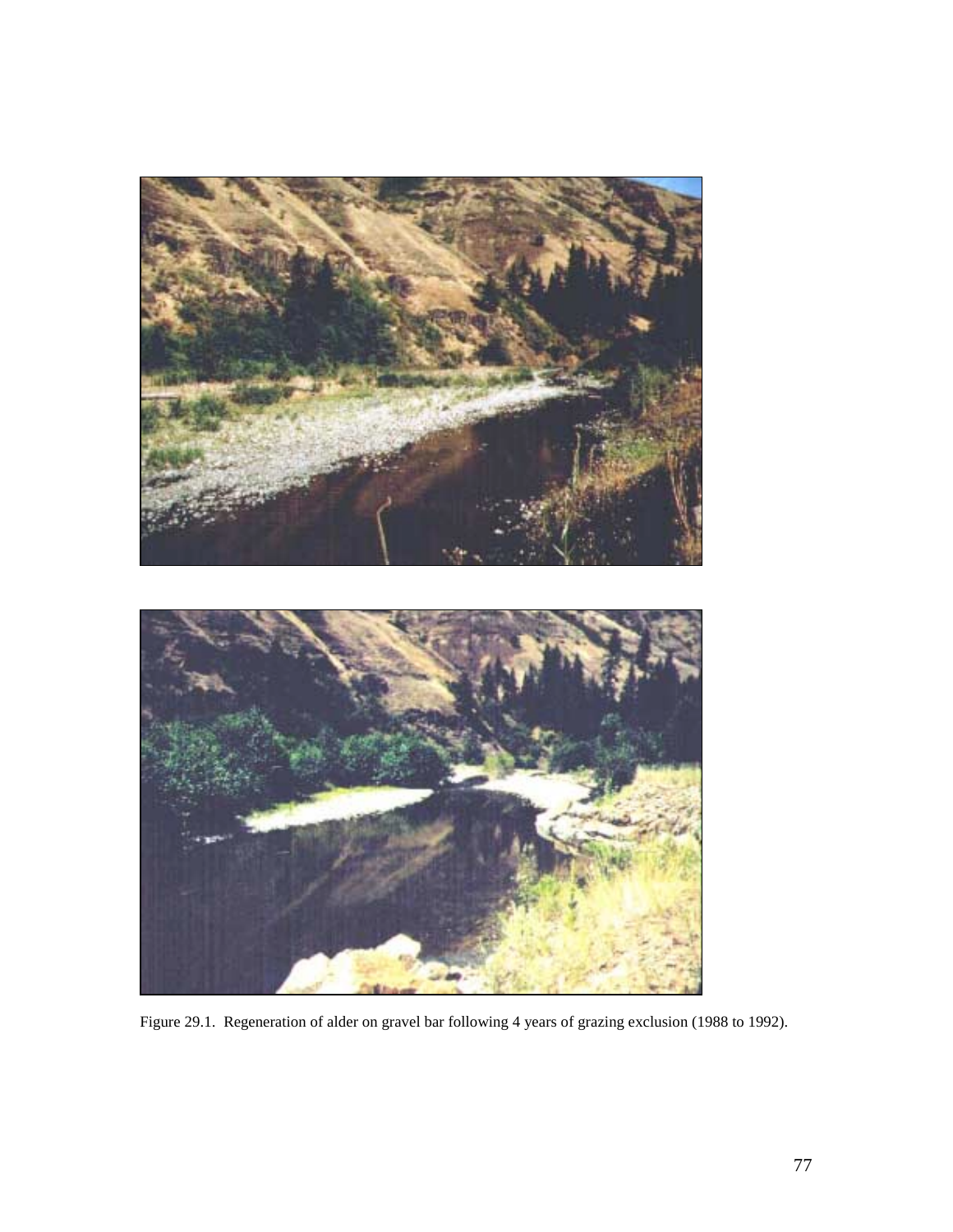Figure 29.1. Regeneration of alder on gravel bar following 4 years of grazing exclusion (1988 to 1992).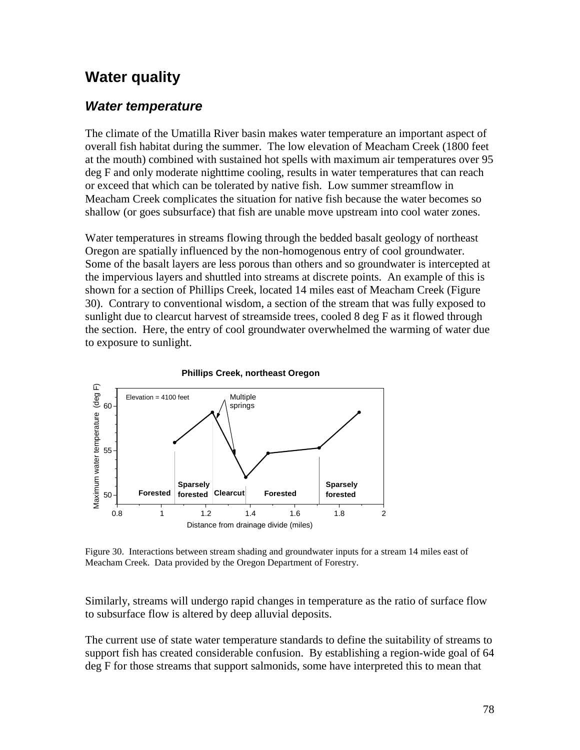## Water quality

### *Water temperature*

The climate of the Umatilla River basin makes water temperature an important aspect of overall fish habitat during the summer. The low elevation of Meacham Creek (1800 feet at the mouth) combined with sustained hot spells with maximum air temperatures over 95 deg F and only moderate nighttime cooling, results in water temperatures that can reach or exceed that which can be tolerated by native fish. Low summer streamflow in Meacham Creek complicates the situation for native fish because the water becomes so shallow (or goes subsurface) that fish are unable move upstream into cool water zones.

Water temperatures in streams flowing through the bedded basalt geology of northeast Oregon are spatially influenced by the non-homogenous entry of cool groundwater. Some of the basalt layers are less porous than others and so groundwater is intercepted at the impervious layers and shuttled into streams at discrete points. An example of this is shown for a section of Phillips Creek, located 14 miles east of Meacham Creek (Figure 30). Contrary to conventional wisdom, a section of the stream that was fully exposed to sunlight due to clearcut harvest of streamside trees, cooled 8 deg F as it flowed through the section. Here, the entry of cool groundwater overwhelmed the warming of water due to exposure to sunlight.

Figure 30. Interactions between stream shading and groundwater inputs for a stream 14 miles east of Meacham Creek. Data provided by the Oregon Department of Forestry.

Similarly, streams will undergo rapid changes in temperature as the ratio of surface flow to subsurface flow is altered by deep alluvial deposits.

The current use of state water temperature standards to define the suitability of streams to support fish has created considerable confusion. By establishing a region-wide goal of 64 deg F for those streams that support salmonids, some have interpreted this to mean that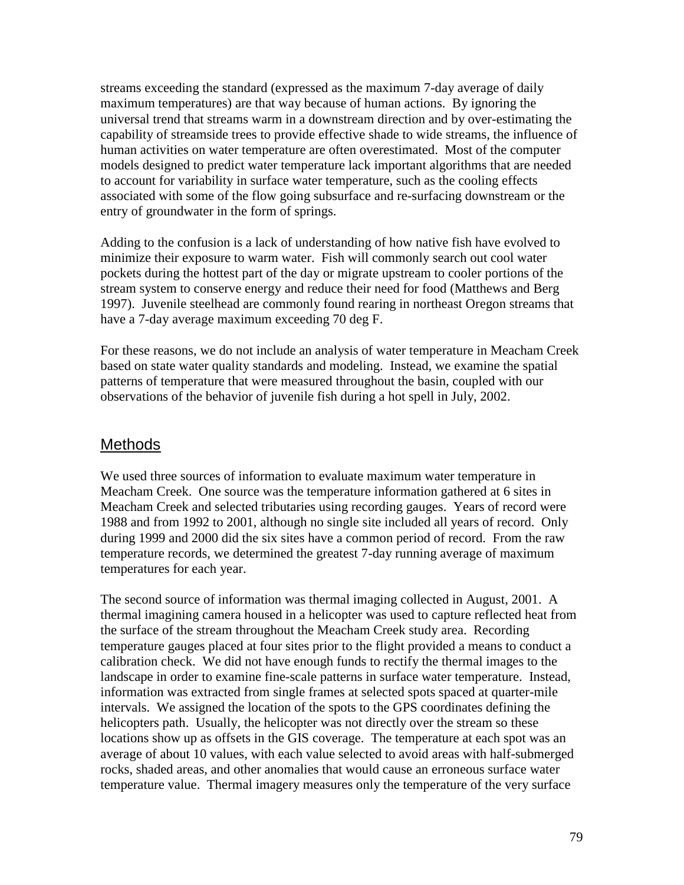streams exceeding the standard (expressed as the maximum 7-day average of daily maximum temperatures) are that way because of human actions. By ignoring the universal trend that streams warm in a downstream direction and by over-estimating the capability of streamside trees to provide effective shade to wide streams, the influence of human activities on water temperature are often overestimated. Most of the computer models designed to predict water temperature lack important algorithms that are needed to account for variability in surface water temperature, such as the cooling effects associated with some of the flow going subsurface and re-surfacing downstream or the entry of groundwater in the form of springs.

Adding to the confusion is a lack of understanding of how native fish have evolved to minimize their exposure to warm water. Fish will commonly search out cool water pockets during the hottest part of the day or migrate upstream to cooler portions of the stream system to conserve energy and reduce their need for food (Matthews and Berg 1997). Juvenile steelhead are commonly found rearing in northeast Oregon streams that have a 7-day average maximum exceeding 70 deg F.

For these reasons, we do not include an analysis of water temperature in Meacham Creek based on state water quality standards and modeling. Instead, we examine the spatial patterns of temperature that were measured throughout the basin, coupled with our observations of the behavior of juvenile fish during a hot spell in July, 2002.

## Methods

We used three sources of information to evaluate maximum water temperature in Meacham Creek. One source was the temperature information gathered at 6 sites in Meacham Creek and selected tributaries using recording gauges. Years of record were 1988 and from 1992 to 2001, although no single site included all years of record. Only during 1999 and 2000 did the six sites have a common period of record. From the raw temperature records, we determined the greatest 7-day running average of maximum temperatures for each year.

The second source of information was thermal imaging collected in August, 2001. A thermal imagining camera housed in a helicopter was used to capture reflected heat from the surface of the stream throughout the Meacham Creek study area. Recording temperature gauges placed at four sites prior to the flight provided a means to conduct a calibration check. We did not have enough funds to rectify the thermal images to the landscape in order to examine fine-scale patterns in surface water temperature. Instead, information was extracted from single frames at selected spots spaced at quarter-mile intervals. We assigned the location of the spots to the GPS coordinates defining the helicopters path. Usually, the helicopter was not directly over the stream so these locations show up as offsets in the GIS coverage. The temperature at each spot was an average of about 10 values, with each value selected to avoid areas with half-submerged rocks, shaded areas, and other anomalies that would cause an erroneous surface water temperature value. Thermal imagery measures only the temperature of the very surface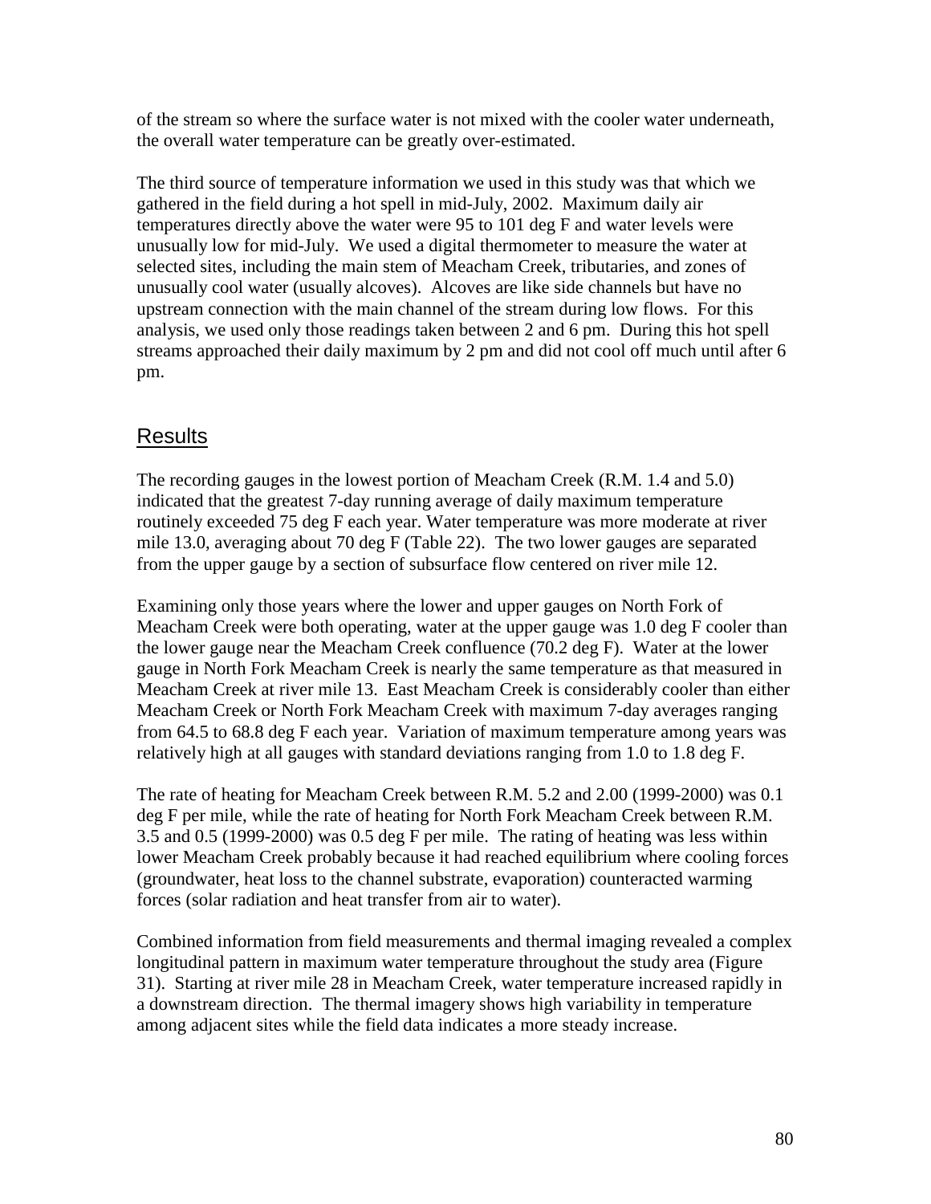of the stream so where the surface water is not mixed with the cooler water underneath, the overall water temperature can be greatly over-estimated.

The third source of temperature information we used in this study was that which we gathered in the field during a hot spell in mid-July, 2002. Maximum daily air temperatures directly above the water were 95 to 101 deg F and water levels were unusually low for mid-July. We used a digital thermometer to measure the water at selected sites, including the main stem of Meacham Creek, tributaries, and zones of unusually cool water (usually alcoves). Alcoves are like side channels but have no upstream connection with the main channel of the stream during low flows. For this analysis, we used only those readings taken between 2 and 6 pm. During this hot spell streams approached their daily maximum by 2 pm and did not cool off much until after 6 pm.

## Results

The recording gauges in the lowest portion of Meacham Creek (R.M. 1.4 and 5.0) indicated that the greatest 7-day running average of daily maximum temperature routinely exceeded 75 deg F each year. Water temperature was more moderate at river mile 13.0, averaging about 70 deg F (Table 22). The two lower gauges are separated from the upper gauge by a section of subsurface flow centered on river mile 12.

Examining only those years where the lower and upper gauges on North Fork of Meacham Creek were both operating, water at the upper gauge was 1.0 deg F cooler than the lower gauge near the Meacham Creek confluence (70.2 deg F). Water at the lower gauge in North Fork Meacham Creek is nearly the same temperature as that measured in Meacham Creek at river mile 13. East Meacham Creek is considerably cooler than either Meacham Creek or North Fork Meacham Creek with maximum 7-day averages ranging from 64.5 to 68.8 deg F each year. Variation of maximum temperature among years was relatively high at all gauges with standard deviations ranging from 1.0 to 1.8 deg F.

The rate of heating for Meacham Creek between R.M. 5.2 and 2.00 (1999-2000) was 0.1 deg F per mile, while the rate of heating for North Fork Meacham Creek between R.M. 3.5 and 0.5 (1999-2000) was 0.5 deg F per mile. The rating of heating was less within lower Meacham Creek probably because it had reached equilibrium where cooling forces (groundwater, heat loss to the channel substrate, evaporation) counteracted warming forces (solar radiation and heat transfer from air to water).

Combined information from field measurements and thermal imaging revealed a complex longitudinal pattern in maximum water temperature throughout the study area (Figure 31). Starting at river mile 28 in Meacham Creek, water temperature increased rapidly in a downstream direction. The thermal imagery shows high variability in temperature among adjacent sites while the field data indicates a more steady increase.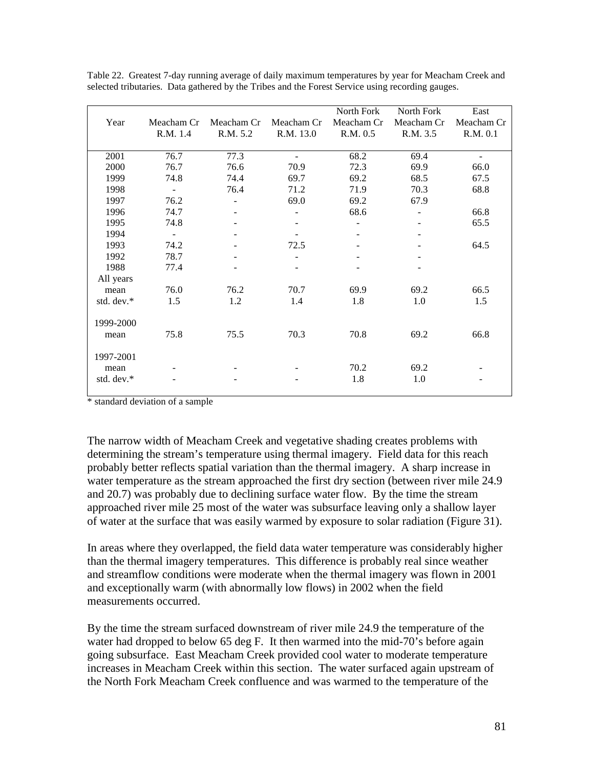Table 22. Greatest 7-day running average of daily maximum temperatures by year for Meacham Creek and selected tributaries. Data gathered by the Tribes and the Forest Service using recording gauges.

| Year | Meacham Cr R.M. 1.4 | Meacham Cr R.M. 5.2 | Meacham Cr R.M. 13.0 | North Fork Meacham Cr R.M. 0.5 | North Fork Meacham Cr R.M. 3.5 | East Meacham Cr R.M. 0.1 |
|---|---|---|---|---|---|---|
| 2001 | 76.7 | 77.3 | - | 68.2 | 69.4 | - |
| 2000 | 76.7 | 76.6 | 70.9 | 72.3 | 69.9 | 66.0 |
| 1999 | 74.8 | 74.4 | 69.7 | 69.2 | 68.5 | 67.5 |
| 1998 | - | 76.4 | 71.2 | 71.9 | 70.3 | 68.8 |
| 1997 | 76.2 | - | 69.0 | 69.2 | 67.9 | |
| 1996 | 74.7 | - | - | 68.6 | - | 66.8 |
| 1995 | 74.8 | - | - | - | - | 65.5 |
| 1994 | - | - | - | - | - | |
| 1993 | 74.2 | - | 72.5 | - | - | 64.5 |
| 1992 | 78.7 | - | - | - | - | |
| 1988 | 77.4 | - | - | - | - | |
| All years | | | | | | |
| mean | 76.0 | 76.2 | 70.7 | 69.9 | 69.2 | 66.5 |
| std. dev.* | 1.5 | 1.2 | 1.4 | 1.8 | 1.0 | 1.5 |
| 1999-2000 | | | | | | |
| mean | 75.8 | 75.5 | 70.3 | 70.8 | 69.2 | 66.8 |
| 1997-2001 | | | | | | |
| mean | - | - | - | 70.2 | 69.2 | - |
| std. dev.* | - | - | - | 1.8 | 1.0 | - |

\* standard deviation of a sample

The narrow width of Meacham Creek and vegetative shading creates problems with determining the stream's temperature using thermal imagery. Field data for this reach probably better reflects spatial variation than the thermal imagery. A sharp increase in water temperature as the stream approached the first dry section (between river mile 24.9 and 20.7) was probably due to declining surface water flow. By the time the stream approached river mile 25 most of the water was subsurface leaving only a shallow layer of water at the surface that was easily warmed by exposure to solar radiation (Figure 31).

In areas where they overlapped, the field data water temperature was considerably higher than the thermal imagery temperatures. This difference is probably real since weather and streamflow conditions were moderate when the thermal imagery was flown in 2001 and exceptionally warm (with abnormally low flows) in 2002 when the field measurements occurred.

By the time the stream surfaced downstream of river mile 24.9 the temperature of the water had dropped to below 65 deg F. It then warmed into the mid-70's before again going subsurface. East Meacham Creek provided cool water to moderate temperature increases in Meacham Creek within this section. The water surfaced again upstream of the North Fork Meacham Creek confluence and was warmed to the temperature of the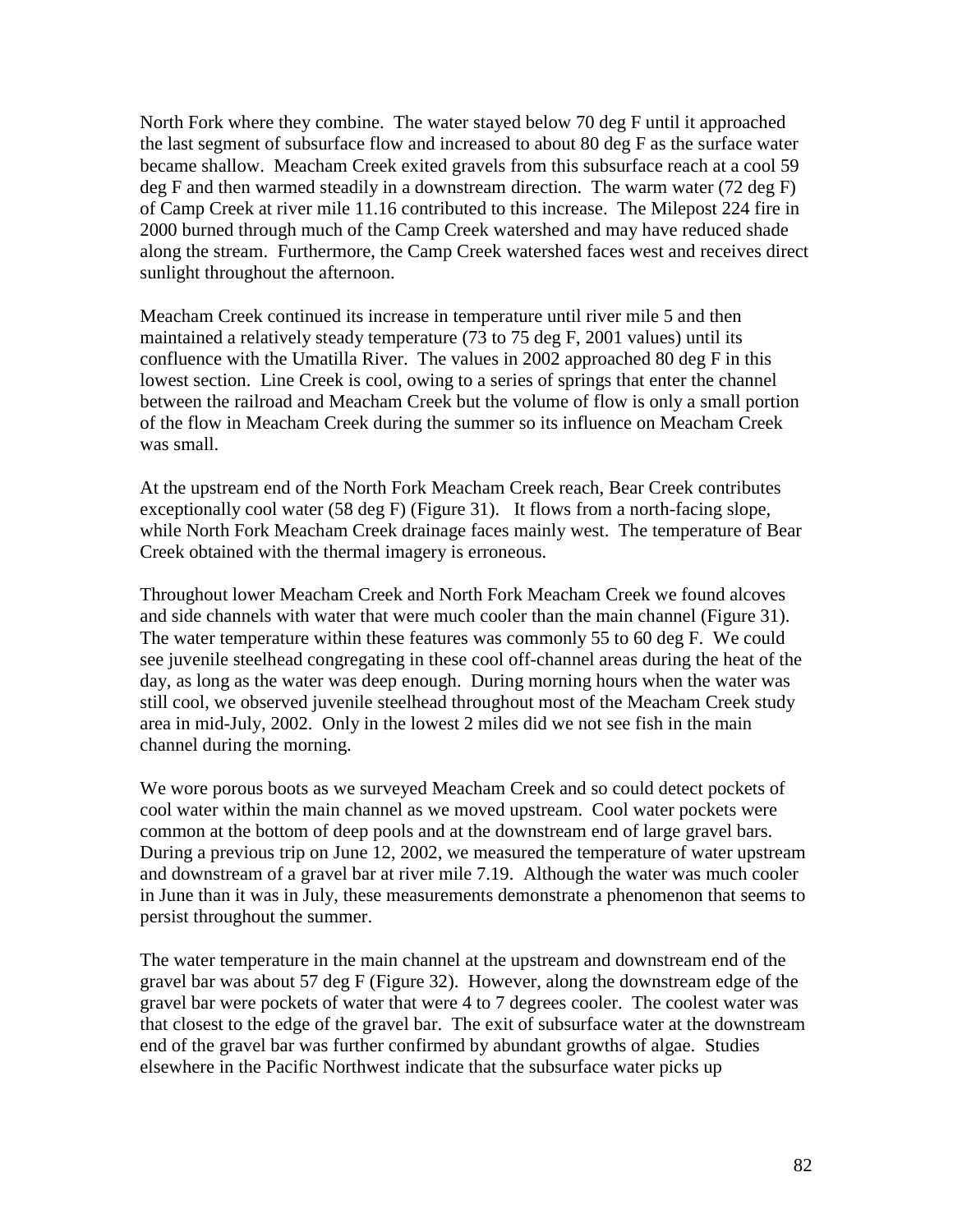North Fork where they combine. The water stayed below 70 deg F until it approached the last segment of subsurface flow and increased to about 80 deg F as the surface water became shallow. Meacham Creek exited gravels from this subsurface reach at a cool 59 deg F and then warmed steadily in a downstream direction. The warm water (72 deg F) of Camp Creek at river mile 11.16 contributed to this increase. The Milepost 224 fire in 2000 burned through much of the Camp Creek watershed and may have reduced shade along the stream. Furthermore, the Camp Creek watershed faces west and receives direct sunlight throughout the afternoon.

Meacham Creek continued its increase in temperature until river mile 5 and then maintained a relatively steady temperature (73 to 75 deg F, 2001 values) until its confluence with the Umatilla River. The values in 2002 approached 80 deg F in this lowest section. Line Creek is cool, owing to a series of springs that enter the channel between the railroad and Meacham Creek but the volume of flow is only a small portion of the flow in Meacham Creek during the summer so its influence on Meacham Creek was small.

At the upstream end of the North Fork Meacham Creek reach, Bear Creek contributes exceptionally cool water (58 deg F) (Figure 31). It flows from a north-facing slope, while North Fork Meacham Creek drainage faces mainly west. The temperature of Bear Creek obtained with the thermal imagery is erroneous.

Throughout lower Meacham Creek and North Fork Meacham Creek we found alcoves and side channels with water that were much cooler than the main channel (Figure 31). The water temperature within these features was commonly 55 to 60 deg F. We could see juvenile steelhead congregating in these cool off-channel areas during the heat of the day, as long as the water was deep enough. During morning hours when the water was still cool, we observed juvenile steelhead throughout most of the Meacham Creek study area in mid-July, 2002. Only in the lowest 2 miles did we not see fish in the main channel during the morning.

We wore porous boots as we surveyed Meacham Creek and so could detect pockets of cool water within the main channel as we moved upstream. Cool water pockets were common at the bottom of deep pools and at the downstream end of large gravel bars. During a previous trip on June 12, 2002, we measured the temperature of water upstream and downstream of a gravel bar at river mile 7.19. Although the water was much cooler in June than it was in July, these measurements demonstrate a phenomenon that seems to persist throughout the summer.

The water temperature in the main channel at the upstream and downstream end of the gravel bar was about 57 deg F (Figure 32). However, along the downstream edge of the gravel bar were pockets of water that were 4 to 7 degrees cooler. The coolest water was that closest to the edge of the gravel bar. The exit of subsurface water at the downstream end of the gravel bar was further confirmed by abundant growths of algae. Studies elsewhere in the Pacific Northwest indicate that the subsurface water picks up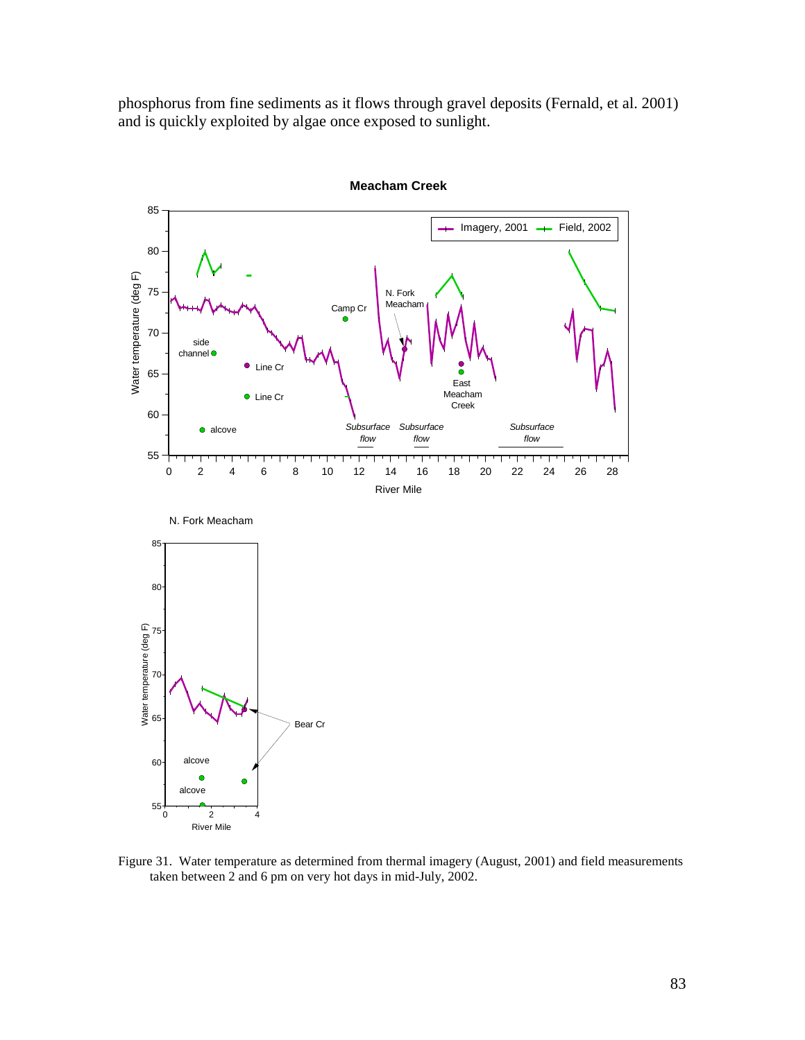phosphorus from fine sediments as it flows through gravel deposits (Fernald, et al. 2001) and is quickly exploited by algae once exposed to sunlight.

Figure 31. Water temperature as determined from thermal imagery (August, 2001) and field measurements taken between 2 and 6 pm on very hot days in mid-July, 2002.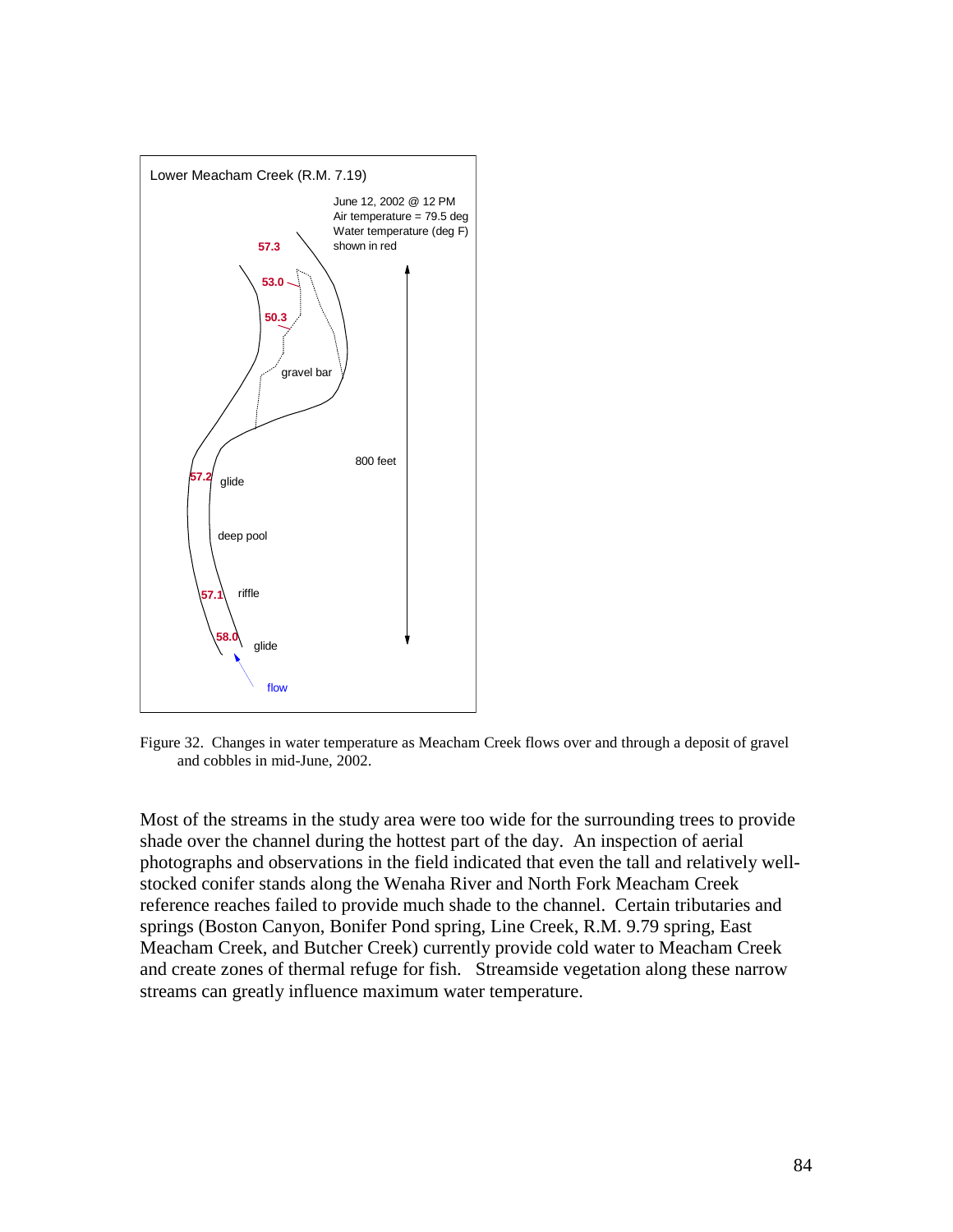Lower Meacham Creek (R.M. 7.19)

June 12, 2002 @ 12 PM
Air temperature = 79.5 deg
Water temperature (deg F) shown in red

57.3

53.0

50.3

gravel bar

800 feet

57.2 glide

deep pool

57.1 riffle

58.0 glide

flow

Figure 32. Changes in water temperature as Meacham Creek flows over and through a deposit of gravel and cobbles in mid-June, 2002.

Most of the streams in the study area were too wide for the surrounding trees to provide shade over the channel during the hottest part of the day. An inspection of aerial photographs and observations in the field indicated that even the tall and relatively well-stocked conifer stands along the Wenaha River and North Fork Meacham Creek reference reaches failed to provide much shade to the channel. Certain tributaries and springs (Boston Canyon, Bonifer Pond spring, Line Creek, R.M. 9.79 spring, East Meacham Creek, and Butcher Creek) currently provide cold water to Meacham Creek and create zones of thermal refuge for fish. Streamside vegetation along these narrow streams can greatly influence maximum water temperature.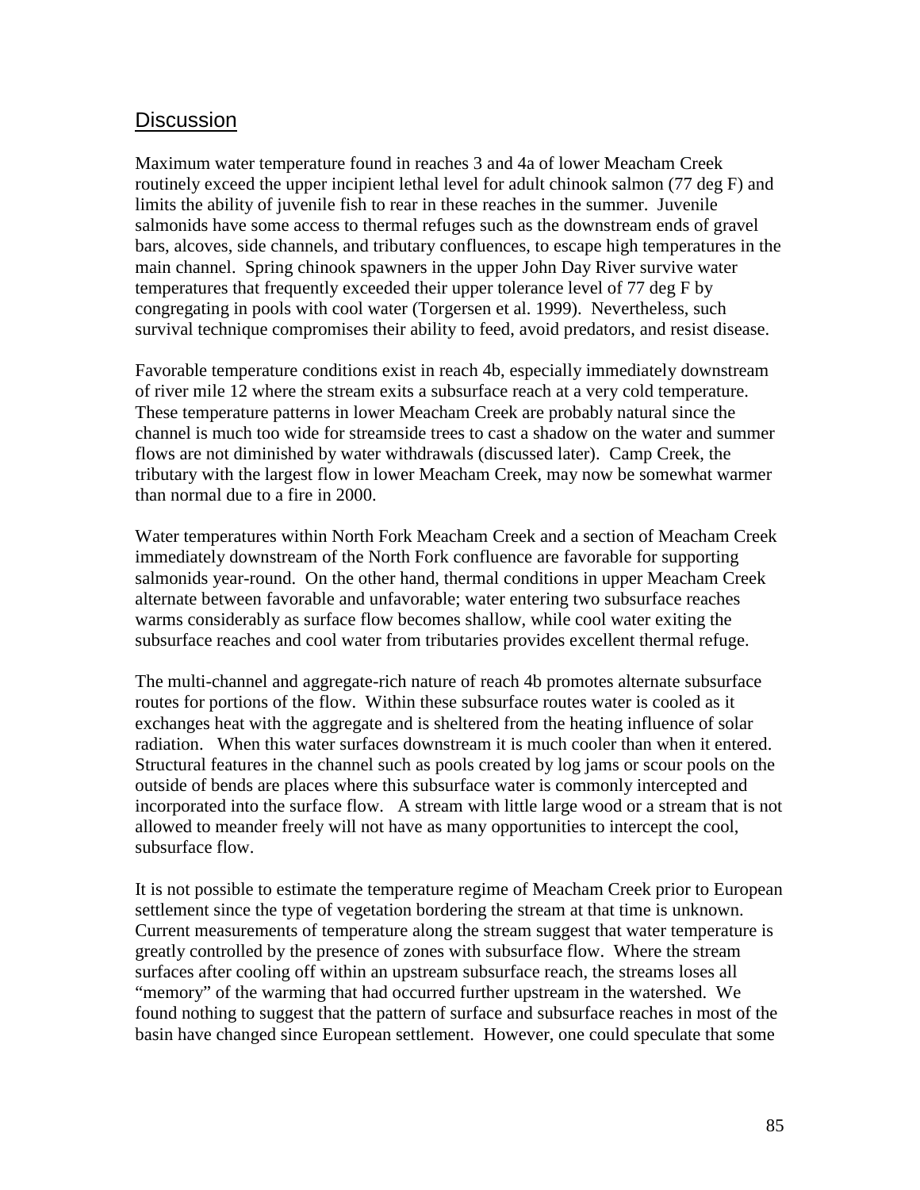## Discussion

Maximum water temperature found in reaches 3 and 4a of lower Meacham Creek routinely exceed the upper incipient lethal level for adult chinook salmon (77 deg F) and limits the ability of juvenile fish to rear in these reaches in the summer. Juvenile salmonids have some access to thermal refuges such as the downstream ends of gravel bars, alcoves, side channels, and tributary confluences, to escape high temperatures in the main channel. Spring chinook spawners in the upper John Day River survive water temperatures that frequently exceeded their upper tolerance level of 77 deg F by congregating in pools with cool water (Torgersen et al. 1999). Nevertheless, such survival technique compromises their ability to feed, avoid predators, and resist disease.

Favorable temperature conditions exist in reach 4b, especially immediately downstream of river mile 12 where the stream exits a subsurface reach at a very cold temperature. These temperature patterns in lower Meacham Creek are probably natural since the channel is much too wide for streamside trees to cast a shadow on the water and summer flows are not diminished by water withdrawals (discussed later). Camp Creek, the tributary with the largest flow in lower Meacham Creek, may now be somewhat warmer than normal due to a fire in 2000.

Water temperatures within North Fork Meacham Creek and a section of Meacham Creek immediately downstream of the North Fork confluence are favorable for supporting salmonids year-round. On the other hand, thermal conditions in upper Meacham Creek alternate between favorable and unfavorable; water entering two subsurface reaches warms considerably as surface flow becomes shallow, while cool water exiting the subsurface reaches and cool water from tributaries provides excellent thermal refuge.

The multi-channel and aggregate-rich nature of reach 4b promotes alternate subsurface routes for portions of the flow. Within these subsurface routes water is cooled as it exchanges heat with the aggregate and is sheltered from the heating influence of solar radiation. When this water surfaces downstream it is much cooler than when it entered. Structural features in the channel such as pools created by log jams or scour pools on the outside of bends are places where this subsurface water is commonly intercepted and incorporated into the surface flow. A stream with little large wood or a stream that is not allowed to meander freely will not have as many opportunities to intercept the cool, subsurface flow.

It is not possible to estimate the temperature regime of Meacham Creek prior to European settlement since the type of vegetation bordering the stream at that time is unknown. Current measurements of temperature along the stream suggest that water temperature is greatly controlled by the presence of zones with subsurface flow. Where the stream surfaces after cooling off within an upstream subsurface reach, the streams loses all "memory" of the warming that had occurred further upstream in the watershed. We found nothing to suggest that the pattern of surface and subsurface reaches in most of the basin have changed since European settlement. However, one could speculate that some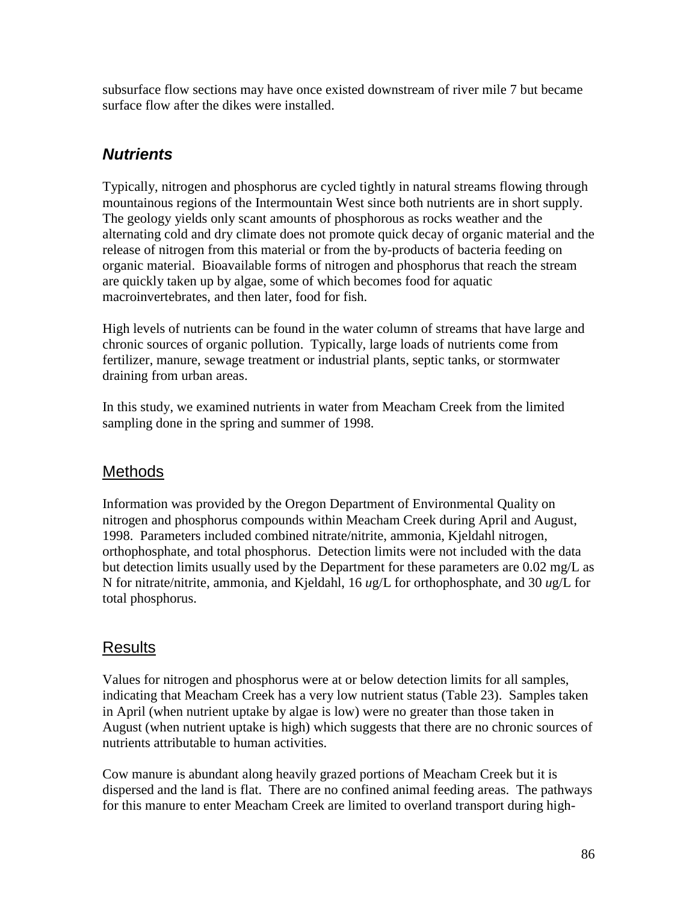subsurface flow sections may have once existed downstream of river mile 7 but became surface flow after the dikes were installed.

## ***Nutrients***

Typically, nitrogen and phosphorus are cycled tightly in natural streams flowing through mountainous regions of the Intermountain West since both nutrients are in short supply. The geology yields only scant amounts of phosphorous as rocks weather and the alternating cold and dry climate does not promote quick decay of organic material and the release of nitrogen from this material or from the by-products of bacteria feeding on organic material. Bioavailable forms of nitrogen and phosphorus that reach the stream are quickly taken up by algae, some of which becomes food for aquatic macroinvertebrates, and then later, food for fish.

High levels of nutrients can be found in the water column of streams that have large and chronic sources of organic pollution. Typically, large loads of nutrients come from fertilizer, manure, sewage treatment or industrial plants, septic tanks, or stormwater draining from urban areas.

In this study, we examined nutrients in water from Meacham Creek from the limited sampling done in the spring and summer of 1998.

### Methods

Information was provided by the Oregon Department of Environmental Quality on nitrogen and phosphorus compounds within Meacham Creek during April and August, 1998. Parameters included combined nitrate/nitrite, ammonia, Kjeldahl nitrogen, orthophosphate, and total phosphorus. Detection limits were not included with the data but detection limits usually used by the Department for these parameters are 0.02 mg/L as N for nitrate/nitrite, ammonia, and Kjeldahl, 16 *u*g/L for orthophosphate, and 30 *u*g/L for total phosphorus.

### Results

Values for nitrogen and phosphorus were at or below detection limits for all samples, indicating that Meacham Creek has a very low nutrient status (Table 23). Samples taken in April (when nutrient uptake by algae is low) were no greater than those taken in August (when nutrient uptake is high) which suggests that there are no chronic sources of nutrients attributable to human activities.

Cow manure is abundant along heavily grazed portions of Meacham Creek but it is dispersed and the land is flat. There are no confined animal feeding areas. The pathways for this manure to enter Meacham Creek are limited to overland transport during high-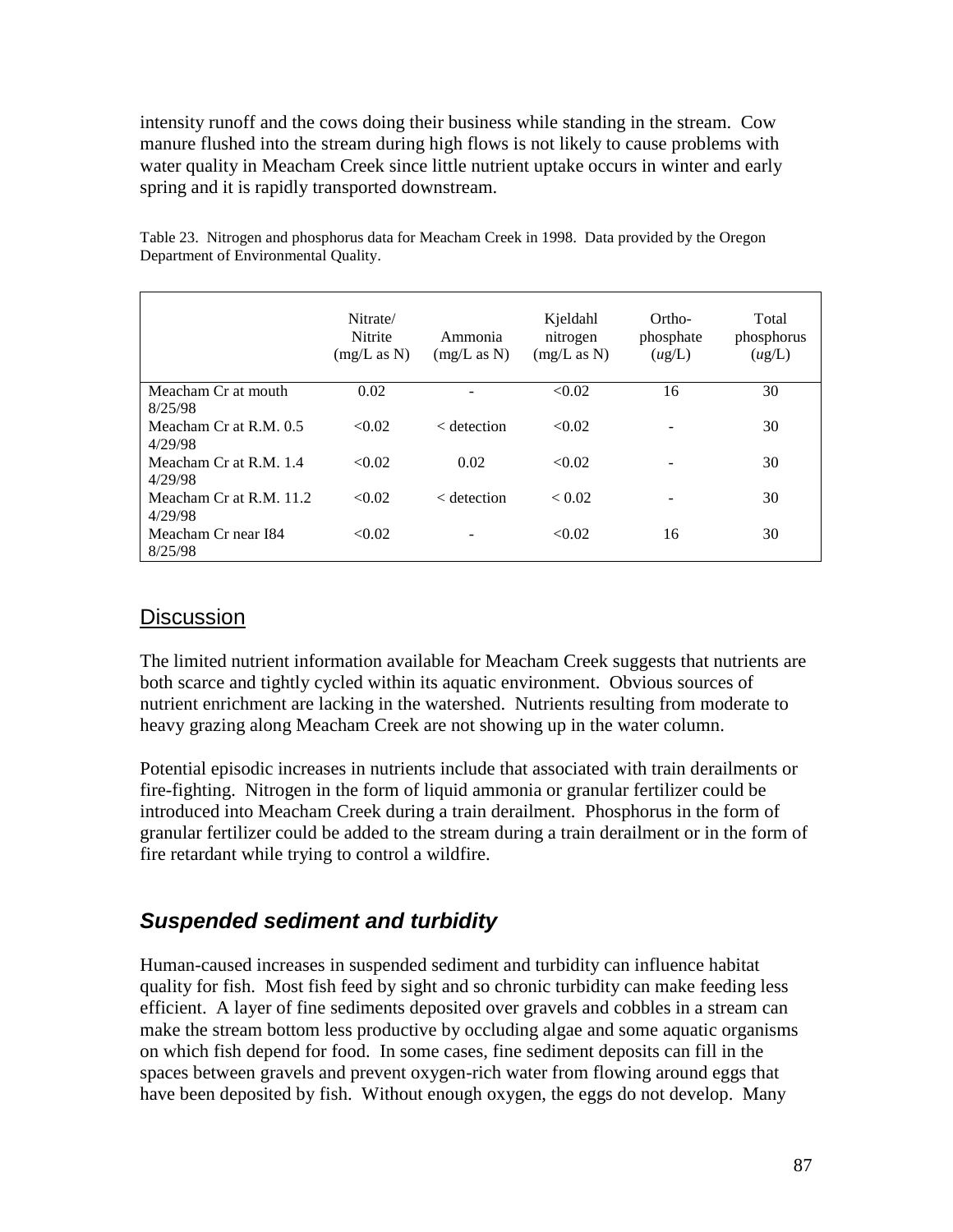intensity runoff and the cows doing their business while standing in the stream. Cow manure flushed into the stream during high flows is not likely to cause problems with water quality in Meacham Creek since little nutrient uptake occurs in winter and early spring and it is rapidly transported downstream.

Table 23. Nitrogen and phosphorus data for Meacham Creek in 1998. Data provided by the Oregon Department of Environmental Quality.

| | Nitrate/ Nitrite (mg/L as N) | Ammonia (mg/L as N) | Kjeldahl nitrogen (mg/L as N) | Ortho-phosphate (ug/L) | Total phosphorus (ug/L) |
|---|---|---|---|---|---|
| Meacham Cr at mouth 8/25/98 | 0.02 | - | <0.02 | 16 | 30 |
| Meacham Cr at R.M. 0.5 4/29/98 | <0.02 | < detection | <0.02 | - | 30 |
| Meacham Cr at R.M. 1.4 4/29/98 | <0.02 | 0.02 | <0.02 | - | 30 |
| Meacham Cr at R.M. 11.2 4/29/98 | <0.02 | < detection | < 0.02 | - | 30 |
| Meacham Cr near I84 8/25/98 | <0.02 | - | <0.02 | 16 | 30 |

## Discussion

The limited nutrient information available for Meacham Creek suggests that nutrients are both scarce and tightly cycled within its aquatic environment. Obvious sources of nutrient enrichment are lacking in the watershed. Nutrients resulting from moderate to heavy grazing along Meacham Creek are not showing up in the water column.

Potential episodic increases in nutrients include that associated with train derailments or fire-fighting. Nitrogen in the form of liquid ammonia or granular fertilizer could be introduced into Meacham Creek during a train derailment. Phosphorus in the form of granular fertilizer could be added to the stream during a train derailment or in the form of fire retardant while trying to control a wildfire.

## *Suspended sediment and turbidity*

Human-caused increases in suspended sediment and turbidity can influence habitat quality for fish. Most fish feed by sight and so chronic turbidity can make feeding less efficient. A layer of fine sediments deposited over gravels and cobbles in a stream can make the stream bottom less productive by occluding algae and some aquatic organisms on which fish depend for food. In some cases, fine sediment deposits can fill in the spaces between gravels and prevent oxygen-rich water from flowing around eggs that have been deposited by fish. Without enough oxygen, the eggs do not develop. Many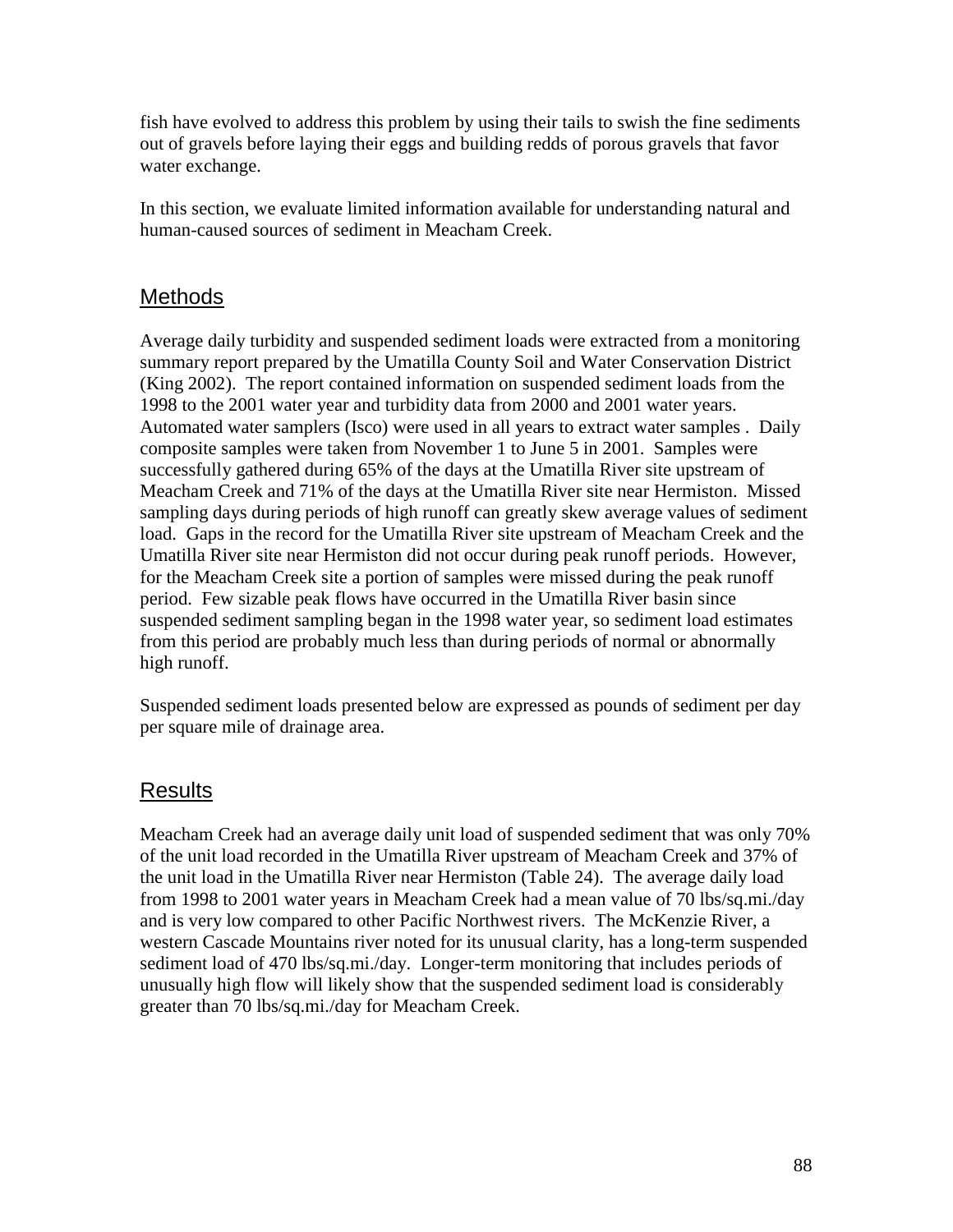fish have evolved to address this problem by using their tails to swish the fine sediments out of gravels before laying their eggs and building redds of porous gravels that favor water exchange.

In this section, we evaluate limited information available for understanding natural and human-caused sources of sediment in Meacham Creek.

## Methods

Average daily turbidity and suspended sediment loads were extracted from a monitoring summary report prepared by the Umatilla County Soil and Water Conservation District (King 2002). The report contained information on suspended sediment loads from the 1998 to the 2001 water year and turbidity data from 2000 and 2001 water years. Automated water samplers (Isco) were used in all years to extract water samples . Daily composite samples were taken from November 1 to June 5 in 2001. Samples were successfully gathered during 65% of the days at the Umatilla River site upstream of Meacham Creek and 71% of the days at the Umatilla River site near Hermiston. Missed sampling days during periods of high runoff can greatly skew average values of sediment load. Gaps in the record for the Umatilla River site upstream of Meacham Creek and the Umatilla River site near Hermiston did not occur during peak runoff periods. However, for the Meacham Creek site a portion of samples were missed during the peak runoff period. Few sizable peak flows have occurred in the Umatilla River basin since suspended sediment sampling began in the 1998 water year, so sediment load estimates from this period are probably much less than during periods of normal or abnormally high runoff.

Suspended sediment loads presented below are expressed as pounds of sediment per day per square mile of drainage area.

## Results

Meacham Creek had an average daily unit load of suspended sediment that was only 70% of the unit load recorded in the Umatilla River upstream of Meacham Creek and 37% of the unit load in the Umatilla River near Hermiston (Table 24). The average daily load from 1998 to 2001 water years in Meacham Creek had a mean value of 70 lbs/sq.mi./day and is very low compared to other Pacific Northwest rivers. The McKenzie River, a western Cascade Mountains river noted for its unusual clarity, has a long-term suspended sediment load of 470 lbs/sq.mi./day. Longer-term monitoring that includes periods of unusually high flow will likely show that the suspended sediment load is considerably greater than 70 lbs/sq.mi./day for Meacham Creek.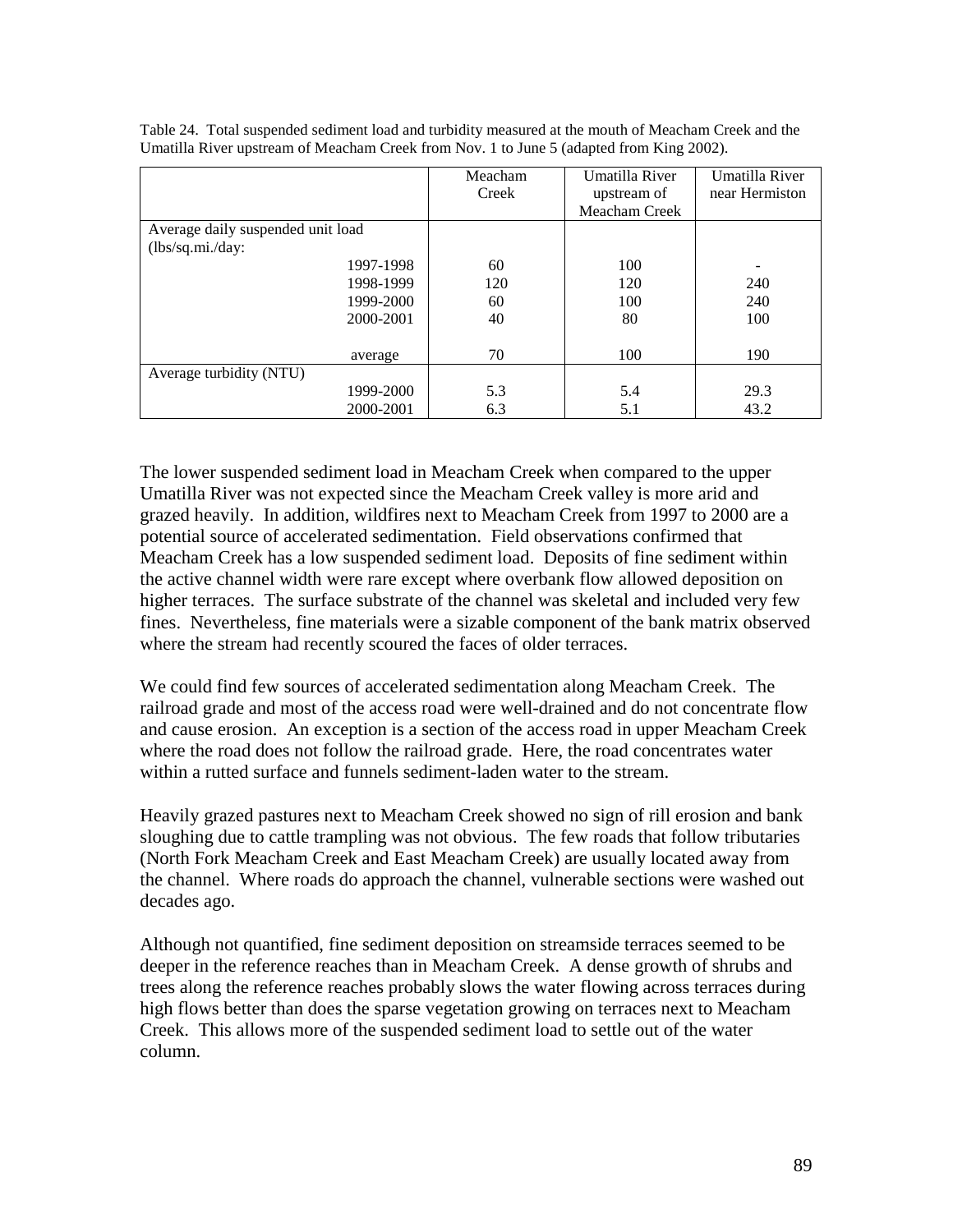Table 24. Total suspended sediment load and turbidity measured at the mouth of Meacham Creek and the Umatilla River upstream of Meacham Creek from Nov. 1 to June 5 (adapted from King 2002).

| | Meacham Creek | Umatilla River upstream of Meacham Creek | Umatilla River near Hermiston |
|---|---|---|---|
| Average daily suspended unit load (lbs/sq.mi./day: | | | |
| 1997-1998 | 60 | 100 | - |
| 1998-1999 | 120 | 120 | 240 |
| 1999-2000 | 60 | 100 | 240 |
| 2000-2001 | 40 | 80 | 100 |
| average | 70 | 100 | 190 |
| Average turbidity (NTU) | | | |
| 1999-2000 | 5.3 | 5.4 | 29.3 |
| 2000-2001 | 6.3 | 5.1 | 43.2 |

The lower suspended sediment load in Meacham Creek when compared to the upper Umatilla River was not expected since the Meacham Creek valley is more arid and grazed heavily. In addition, wildfires next to Meacham Creek from 1997 to 2000 are a potential source of accelerated sedimentation. Field observations confirmed that Meacham Creek has a low suspended sediment load. Deposits of fine sediment within the active channel width were rare except where overbank flow allowed deposition on higher terraces. The surface substrate of the channel was skeletal and included very few fines. Nevertheless, fine materials were a sizable component of the bank matrix observed where the stream had recently scoured the faces of older terraces.

We could find few sources of accelerated sedimentation along Meacham Creek. The railroad grade and most of the access road were well-drained and do not concentrate flow and cause erosion. An exception is a section of the access road in upper Meacham Creek where the road does not follow the railroad grade. Here, the road concentrates water within a rutted surface and funnels sediment-laden water to the stream.

Heavily grazed pastures next to Meacham Creek showed no sign of rill erosion and bank sloughing due to cattle trampling was not obvious. The few roads that follow tributaries (North Fork Meacham Creek and East Meacham Creek) are usually located away from the channel. Where roads do approach the channel, vulnerable sections were washed out decades ago.

Although not quantified, fine sediment deposition on streamside terraces seemed to be deeper in the reference reaches than in Meacham Creek. A dense growth of shrubs and trees along the reference reaches probably slows the water flowing across terraces during high flows better than does the sparse vegetation growing on terraces next to Meacham Creek. This allows more of the suspended sediment load to settle out of the water column.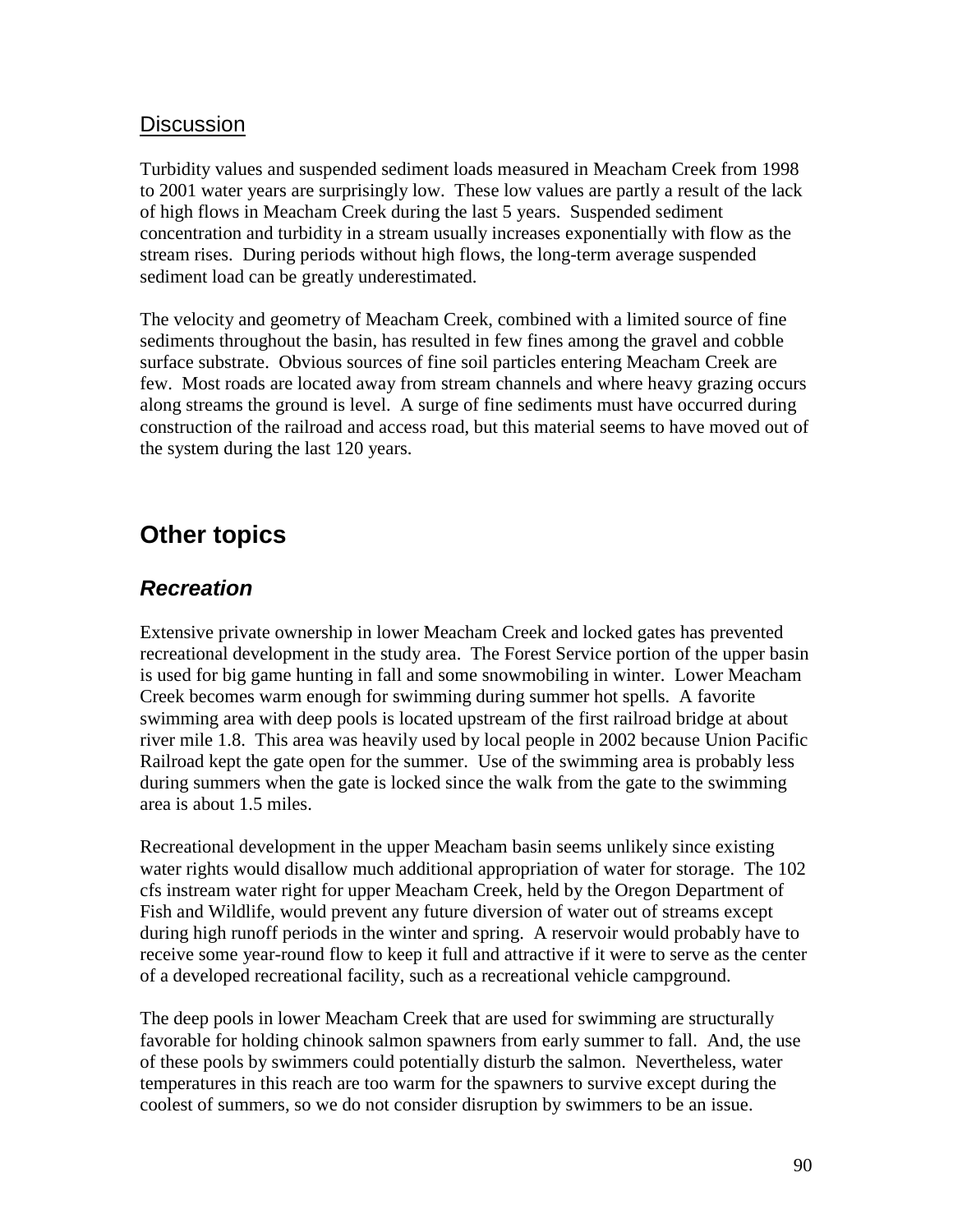### Discussion

Turbidity values and suspended sediment loads measured in Meacham Creek from 1998 to 2001 water years are surprisingly low. These low values are partly a result of the lack of high flows in Meacham Creek during the last 5 years. Suspended sediment concentration and turbidity in a stream usually increases exponentially with flow as the stream rises. During periods without high flows, the long-term average suspended sediment load can be greatly underestimated.

The velocity and geometry of Meacham Creek, combined with a limited source of fine sediments throughout the basin, has resulted in few fines among the gravel and cobble surface substrate. Obvious sources of fine soil particles entering Meacham Creek are few. Most roads are located away from stream channels and where heavy grazing occurs along streams the ground is level. A surge of fine sediments must have occurred during construction of the railroad and access road, but this material seems to have moved out of the system during the last 120 years.

## Other topics

### *Recreation*

Extensive private ownership in lower Meacham Creek and locked gates has prevented recreational development in the study area. The Forest Service portion of the upper basin is used for big game hunting in fall and some snowmobiling in winter. Lower Meacham Creek becomes warm enough for swimming during summer hot spells. A favorite swimming area with deep pools is located upstream of the first railroad bridge at about river mile 1.8. This area was heavily used by local people in 2002 because Union Pacific Railroad kept the gate open for the summer. Use of the swimming area is probably less during summers when the gate is locked since the walk from the gate to the swimming area is about 1.5 miles.

Recreational development in the upper Meacham basin seems unlikely since existing water rights would disallow much additional appropriation of water for storage. The 102 cfs instream water right for upper Meacham Creek, held by the Oregon Department of Fish and Wildlife, would prevent any future diversion of water out of streams except during high runoff periods in the winter and spring. A reservoir would probably have to receive some year-round flow to keep it full and attractive if it were to serve as the center of a developed recreational facility, such as a recreational vehicle campground.

The deep pools in lower Meacham Creek that are used for swimming are structurally favorable for holding chinook salmon spawners from early summer to fall. And, the use of these pools by swimmers could potentially disturb the salmon. Nevertheless, water temperatures in this reach are too warm for the spawners to survive except during the coolest of summers, so we do not consider disruption by swimmers to be an issue.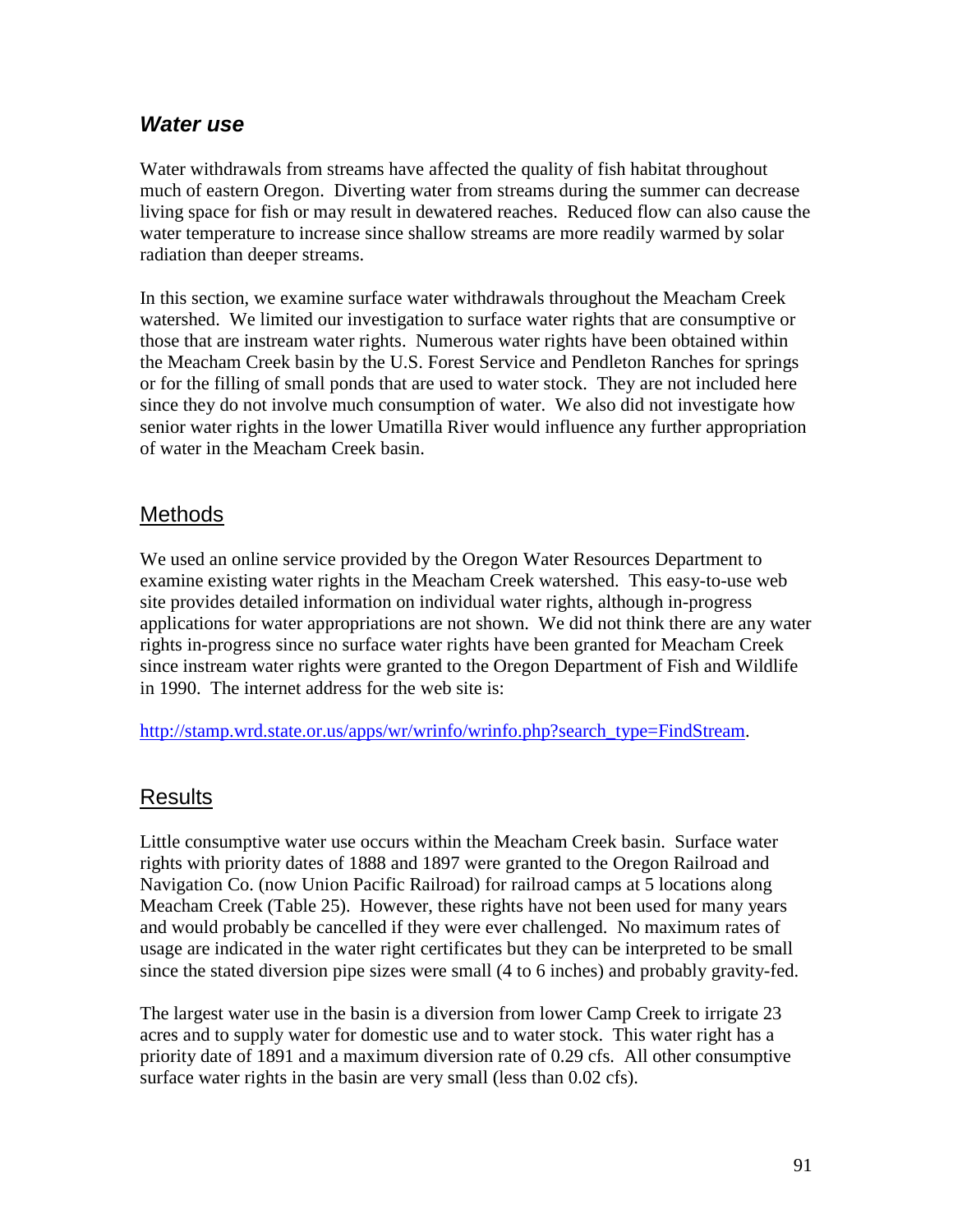## *Water use*

Water withdrawals from streams have affected the quality of fish habitat throughout much of eastern Oregon. Diverting water from streams during the summer can decrease living space for fish or may result in dewatered reaches. Reduced flow can also cause the water temperature to increase since shallow streams are more readily warmed by solar radiation than deeper streams.

In this section, we examine surface water withdrawals throughout the Meacham Creek watershed. We limited our investigation to surface water rights that are consumptive or those that are instream water rights. Numerous water rights have been obtained within the Meacham Creek basin by the U.S. Forest Service and Pendleton Ranches for springs or for the filling of small ponds that are used to water stock. They are not included here since they do not involve much consumption of water. We also did not investigate how senior water rights in the lower Umatilla River would influence any further appropriation of water in the Meacham Creek basin.

### Methods

We used an online service provided by the Oregon Water Resources Department to examine existing water rights in the Meacham Creek watershed. This easy-to-use web site provides detailed information on individual water rights, although in-progress applications for water appropriations are not shown. We did not think there are any water rights in-progress since no surface water rights have been granted for Meacham Creek since instream water rights were granted to the Oregon Department of Fish and Wildlife in 1990. The internet address for the web site is:

http://stamp.wrd.state.or.us/apps/wr/wrinfo/wrinfo.php?search_type=FindStream.

### Results

Little consumptive water use occurs within the Meacham Creek basin. Surface water rights with priority dates of 1888 and 1897 were granted to the Oregon Railroad and Navigation Co. (now Union Pacific Railroad) for railroad camps at 5 locations along Meacham Creek (Table 25). However, these rights have not been used for many years and would probably be cancelled if they were ever challenged. No maximum rates of usage are indicated in the water right certificates but they can be interpreted to be small since the stated diversion pipe sizes were small (4 to 6 inches) and probably gravity-fed.

The largest water use in the basin is a diversion from lower Camp Creek to irrigate 23 acres and to supply water for domestic use and to water stock. This water right has a priority date of 1891 and a maximum diversion rate of 0.29 cfs. All other consumptive surface water rights in the basin are very small (less than 0.02 cfs).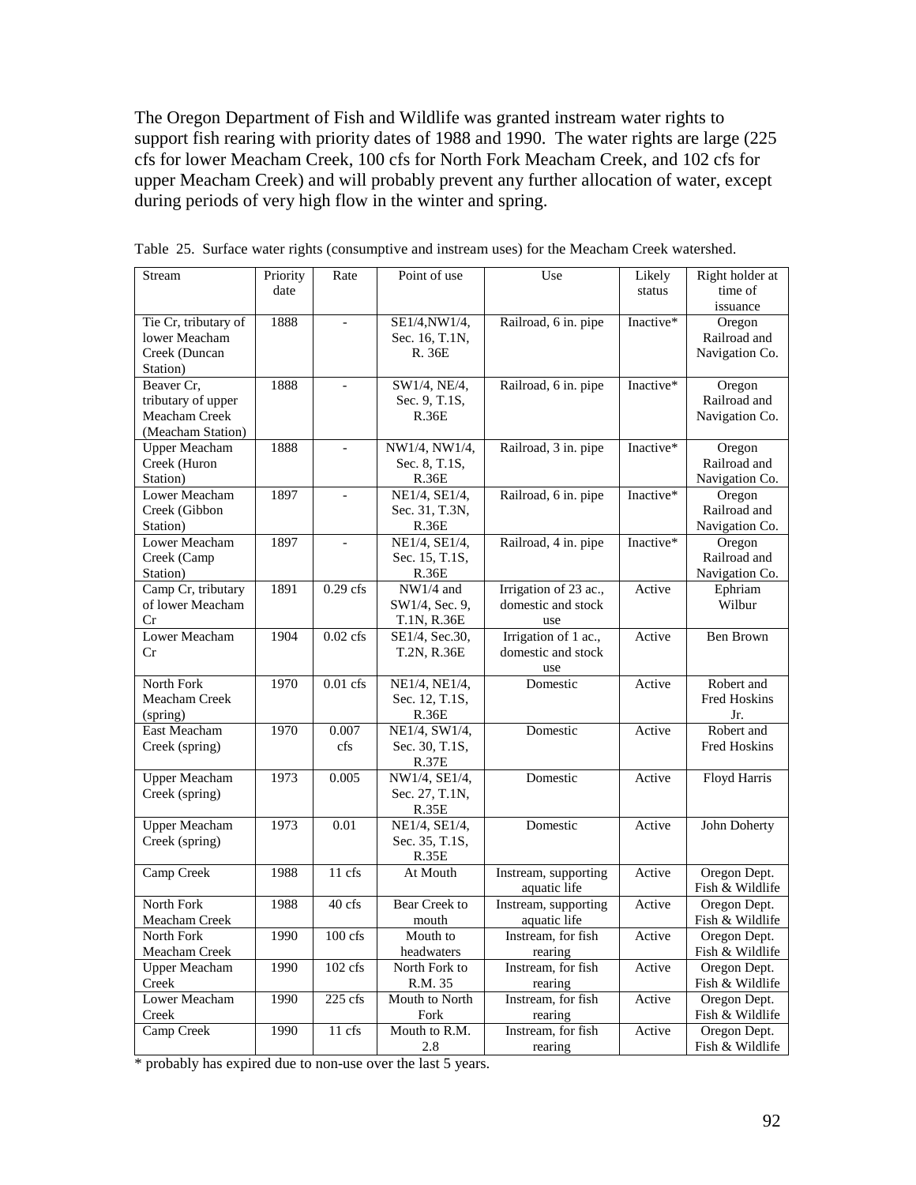The Oregon Department of Fish and Wildlife was granted instream water rights to support fish rearing with priority dates of 1988 and 1990. The water rights are large (225 cfs for lower Meacham Creek, 100 cfs for North Fork Meacham Creek, and 102 cfs for upper Meacham Creek) and will probably prevent any further allocation of water, except during periods of very high flow in the winter and spring.

Table 25. Surface water rights (consumptive and instream uses) for the Meacham Creek watershed.

| Stream | Priority date | Rate | Point of use | Use | Likely status | Right holder at time of issuance |
|---|---|---|---|---|---|---|
| Tie Cr, tributary of lower Meacham Creek (Duncan Station) | 1888 | - | SE1/4,NW1/4, Sec. 16, T.1N, R. 36E | Railroad, 6 in. pipe | Inactive* | Oregon Railroad and Navigation Co. |
| Beaver Cr, tributary of upper Meacham Creek (Meacham Station) | 1888 | - | SW1/4, NE/4, Sec. 9, T.1S, R.36E | Railroad, 6 in. pipe | Inactive* | Oregon Railroad and Navigation Co. |
| Upper Meacham Creek (Huron Station) | 1888 | - | NW1/4, NW1/4, Sec. 8, T.1S, R.36E | Railroad, 3 in. pipe | Inactive* | Oregon Railroad and Navigation Co. |
| Lower Meacham Creek (Gibbon Station) | 1897 | - | NE1/4, SE1/4, Sec. 31, T.3N, R.36E | Railroad, 6 in. pipe | Inactive* | Oregon Railroad and Navigation Co. |
| Lower Meacham Creek (Camp Station) | 1897 | - | NE1/4, SE1/4, Sec. 15, T.1S, R.36E | Railroad, 4 in. pipe | Inactive* | Oregon Railroad and Navigation Co. |
| Camp Cr, tributary of lower Meacham Cr | 1891 | 0.29 cfs | NW1/4 and SW1/4, Sec. 9, T.1N, R.36E | Irrigation of 23 ac., domestic and stock use | Active | Ephriam Wilbur |
| Lower Meacham Cr | 1904 | 0.02 cfs | SE1/4, Sec.30, T.2N, R.36E | Irrigation of 1 ac., domestic and stock use | Active | Ben Brown |
| North Fork Meacham Creek (spring) | 1970 | 0.01 cfs | NE1/4, NE1/4, Sec. 12, T.1S, R.36E | Domestic | Active | Robert and Fred Hoskins Jr. |
| East Meacham Creek (spring) | 1970 | 0.007 cfs | NE1/4, SW1/4, Sec. 30, T.1S, R.37E | Domestic | Active | Robert and Fred Hoskins |
| Upper Meacham Creek (spring) | 1973 | 0.005 | NW1/4, SE1/4, Sec. 27, T.1N, R.35E | Domestic | Active | Floyd Harris |
| Upper Meacham Creek (spring) | 1973 | 0.01 | NE1/4, SE1/4, Sec. 35, T.1S, R.35E | Domestic | Active | John Doherty |
| Camp Creek | 1988 | 11 cfs | At Mouth | Instream, supporting aquatic life | Active | Oregon Dept. Fish & Wildlife |
| North Fork Meacham Creek | 1988 | 40 cfs | Bear Creek to mouth | Instream, supporting aquatic life | Active | Oregon Dept. Fish & Wildlife |
| North Fork Meacham Creek | 1990 | 100 cfs | Mouth to headwaters | Instream, for fish rearing | Active | Oregon Dept. Fish & Wildlife |
| Upper Meacham Creek | 1990 | 102 cfs | North Fork to R.M. 35 | Instream, for fish rearing | Active | Oregon Dept. Fish & Wildlife |
| Lower Meacham Creek | 1990 | 225 cfs | Mouth to North Fork | Instream, for fish rearing | Active | Oregon Dept. Fish & Wildlife |
| Camp Creek | 1990 | 11 cfs | Mouth to R.M. 2.8 | Instream, for fish rearing | Active | Oregon Dept. Fish & Wildlife |

* probably has expired due to non-use over the last 5 years.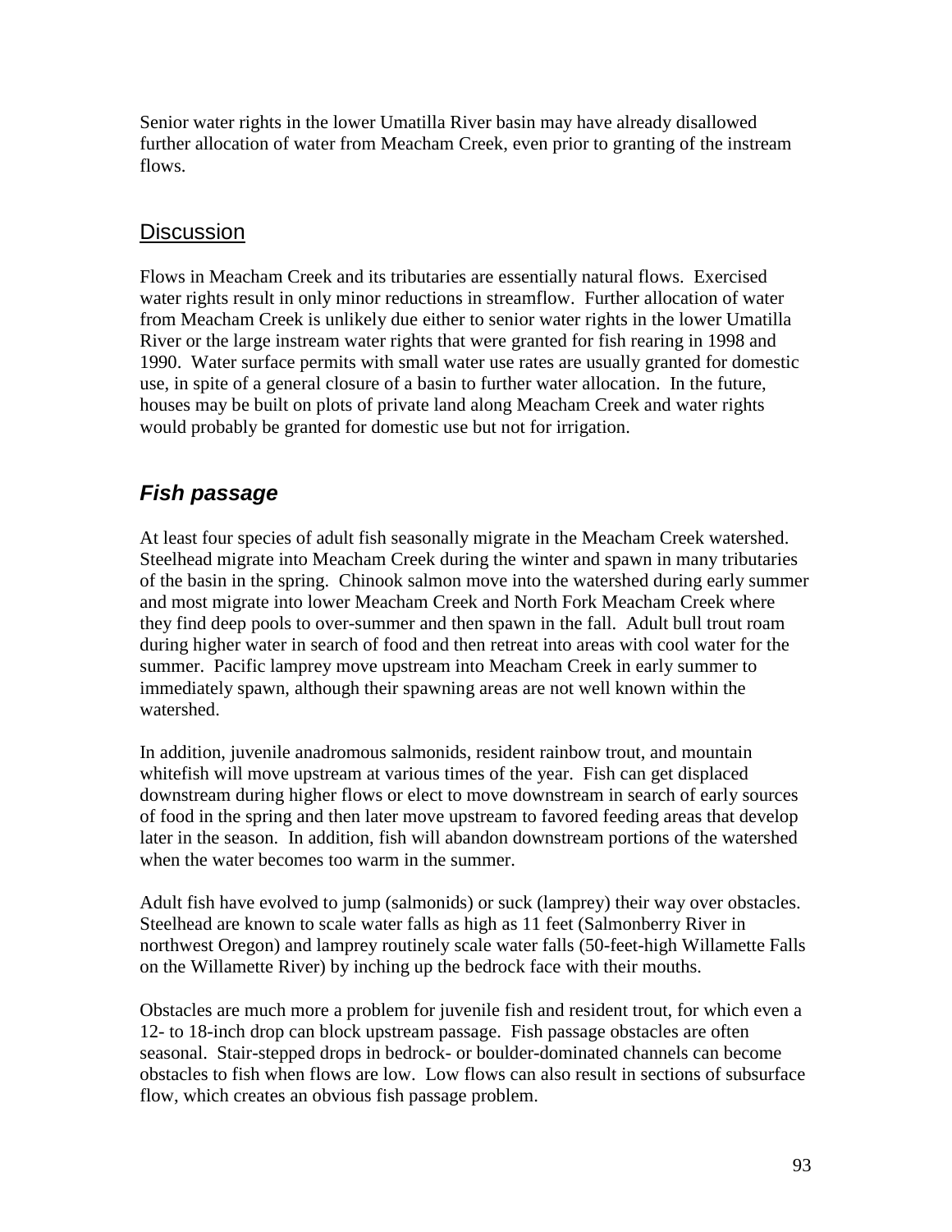Senior water rights in the lower Umatilla River basin may have already disallowed further allocation of water from Meacham Creek, even prior to granting of the instream flows.

## Discussion

Flows in Meacham Creek and its tributaries are essentially natural flows. Exercised water rights result in only minor reductions in streamflow. Further allocation of water from Meacham Creek is unlikely due either to senior water rights in the lower Umatilla River or the large instream water rights that were granted for fish rearing in 1998 and 1990. Water surface permits with small water use rates are usually granted for domestic use, in spite of a general closure of a basin to further water allocation. In the future, houses may be built on plots of private land along Meacham Creek and water rights would probably be granted for domestic use but not for irrigation.

## *Fish passage*

At least four species of adult fish seasonally migrate in the Meacham Creek watershed. Steelhead migrate into Meacham Creek during the winter and spawn in many tributaries of the basin in the spring. Chinook salmon move into the watershed during early summer and most migrate into lower Meacham Creek and North Fork Meacham Creek where they find deep pools to over-summer and then spawn in the fall. Adult bull trout roam during higher water in search of food and then retreat into areas with cool water for the summer. Pacific lamprey move upstream into Meacham Creek in early summer to immediately spawn, although their spawning areas are not well known within the watershed.

In addition, juvenile anadromous salmonids, resident rainbow trout, and mountain whitefish will move upstream at various times of the year. Fish can get displaced downstream during higher flows or elect to move downstream in search of early sources of food in the spring and then later move upstream to favored feeding areas that develop later in the season. In addition, fish will abandon downstream portions of the watershed when the water becomes too warm in the summer.

Adult fish have evolved to jump (salmonids) or suck (lamprey) their way over obstacles. Steelhead are known to scale water falls as high as 11 feet (Salmonberry River in northwest Oregon) and lamprey routinely scale water falls (50-feet-high Willamette Falls on the Willamette River) by inching up the bedrock face with their mouths.

Obstacles are much more a problem for juvenile fish and resident trout, for which even a 12- to 18-inch drop can block upstream passage. Fish passage obstacles are often seasonal. Stair-stepped drops in bedrock- or boulder-dominated channels can become obstacles to fish when flows are low. Low flows can also result in sections of subsurface flow, which creates an obvious fish passage problem.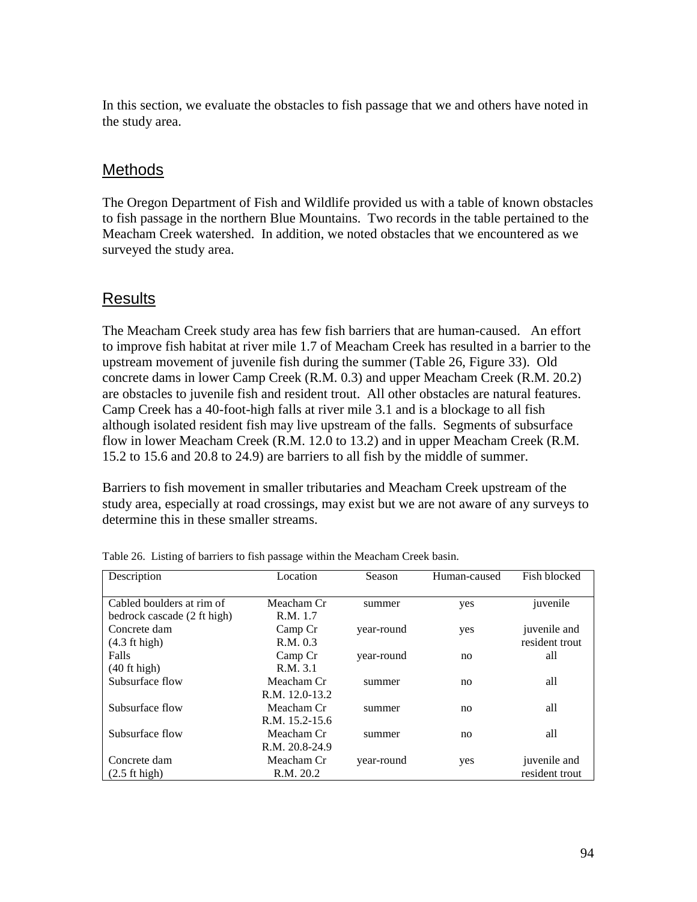In this section, we evaluate the obstacles to fish passage that we and others have noted in the study area.

## Methods

The Oregon Department of Fish and Wildlife provided us with a table of known obstacles to fish passage in the northern Blue Mountains. Two records in the table pertained to the Meacham Creek watershed. In addition, we noted obstacles that we encountered as we surveyed the study area.

## Results

The Meacham Creek study area has few fish barriers that are human-caused. An effort to improve fish habitat at river mile 1.7 of Meacham Creek has resulted in a barrier to the upstream movement of juvenile fish during the summer (Table 26, Figure 33). Old concrete dams in lower Camp Creek (R.M. 0.3) and upper Meacham Creek (R.M. 20.2) are obstacles to juvenile fish and resident trout. All other obstacles are natural features. Camp Creek has a 40-foot-high falls at river mile 3.1 and is a blockage to all fish although isolated resident fish may live upstream of the falls. Segments of subsurface flow in lower Meacham Creek (R.M. 12.0 to 13.2) and in upper Meacham Creek (R.M. 15.2 to 15.6 and 20.8 to 24.9) are barriers to all fish by the middle of summer.

Barriers to fish movement in smaller tributaries and Meacham Creek upstream of the study area, especially at road crossings, may exist but we are not aware of any surveys to determine this in these smaller streams.

Table 26. Listing of barriers to fish passage within the Meacham Creek basin.

| Description | Location | Season | Human-caused | Fish blocked |
|---|---|---|---|---|
| Cabled boulders at rim of bedrock cascade (2 ft high) | Meacham Cr R.M. 1.7 | summer | yes | juvenile |
| Concrete dam (4.3 ft high) | Camp Cr R.M. 0.3 | year-round | yes | juvenile and resident trout |
| Falls (40 ft high) | Camp Cr R.M. 3.1 | year-round | no | all |
| Subsurface flow | Meacham Cr R.M. 12.0-13.2 | summer | no | all |
| Subsurface flow | Meacham Cr R.M. 15.2-15.6 | summer | no | all |
| Subsurface flow | Meacham Cr R.M. 20.8-24.9 | summer | no | all |
| Concrete dam (2.5 ft high) | Meacham Cr R.M. 20.2 | year-round | yes | juvenile and resident trout |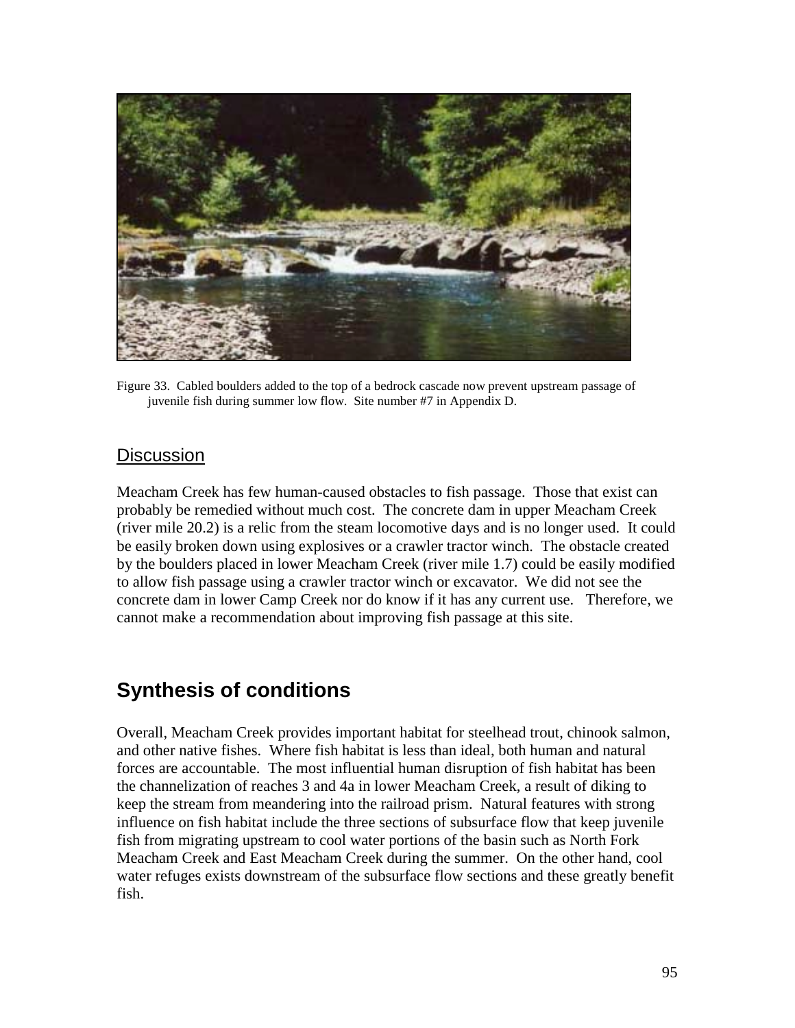Figure 33. Cabled boulders added to the top of a bedrock cascade now prevent upstream passage of juvenile fish during summer low flow. Site number #7 in Appendix D.

## Discussion

Meacham Creek has few human-caused obstacles to fish passage. Those that exist can probably be remedied without much cost. The concrete dam in upper Meacham Creek (river mile 20.2) is a relic from the steam locomotive days and is no longer used. It could be easily broken down using explosives or a crawler tractor winch. The obstacle created by the boulders placed in lower Meacham Creek (river mile 1.7) could be easily modified to allow fish passage using a crawler tractor winch or excavator. We did not see the concrete dam in lower Camp Creek nor do know if it has any current use. Therefore, we cannot make a recommendation about improving fish passage at this site.

# Synthesis of conditions

Overall, Meacham Creek provides important habitat for steelhead trout, chinook salmon, and other native fishes. Where fish habitat is less than ideal, both human and natural forces are accountable. The most influential human disruption of fish habitat has been the channelization of reaches 3 and 4a in lower Meacham Creek, a result of diking to keep the stream from meandering into the railroad prism. Natural features with strong influence on fish habitat include the three sections of subsurface flow that keep juvenile fish from migrating upstream to cool water portions of the basin such as North Fork Meacham Creek and East Meacham Creek during the summer. On the other hand, cool water refuges exists downstream of the subsurface flow sections and these greatly benefit fish.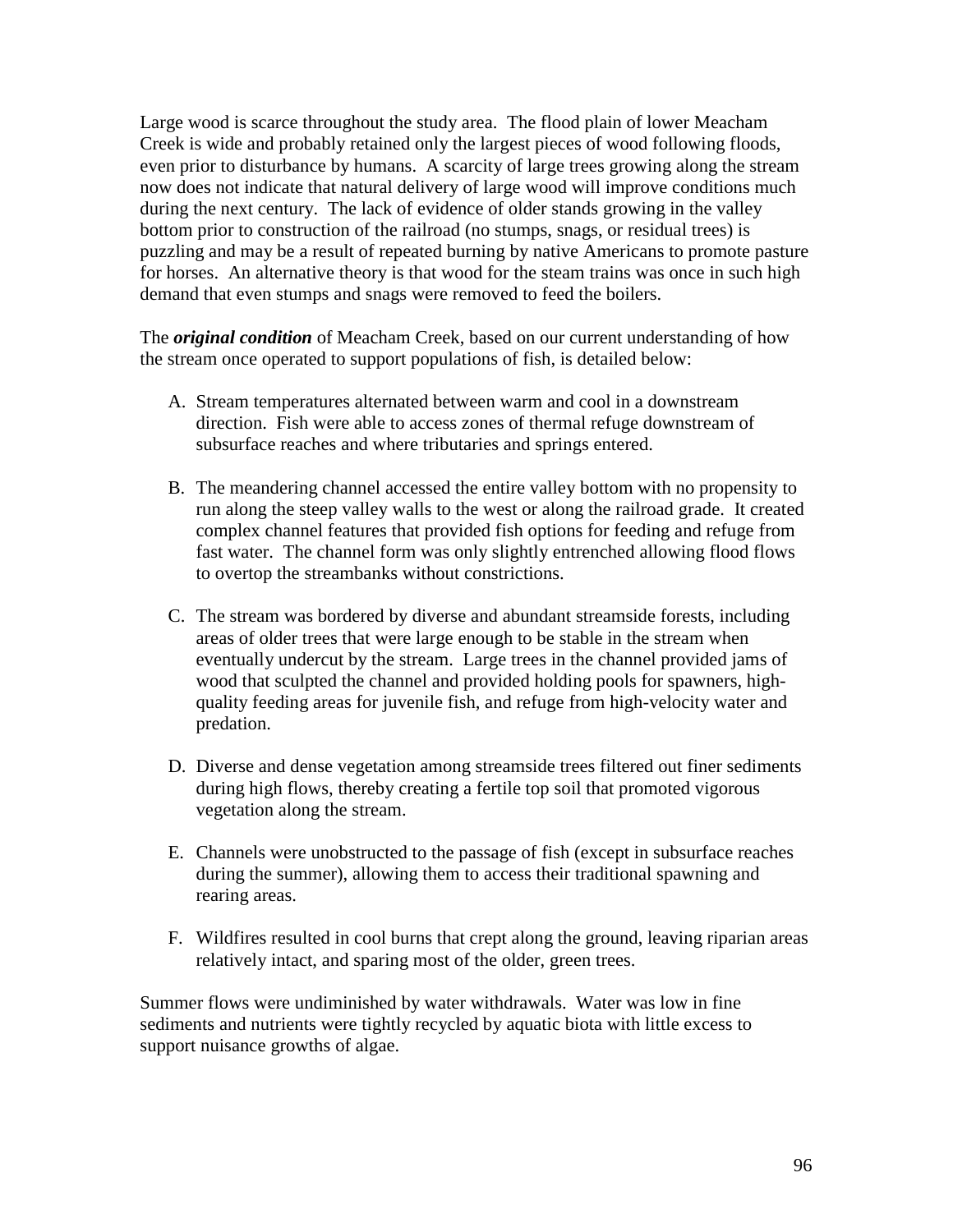Large wood is scarce throughout the study area. The flood plain of lower Meacham Creek is wide and probably retained only the largest pieces of wood following floods, even prior to disturbance by humans. A scarcity of large trees growing along the stream now does not indicate that natural delivery of large wood will improve conditions much during the next century. The lack of evidence of older stands growing in the valley bottom prior to construction of the railroad (no stumps, snags, or residual trees) is puzzling and may be a result of repeated burning by native Americans to promote pasture for horses. An alternative theory is that wood for the steam trains was once in such high demand that even stumps and snags were removed to feed the boilers.

The ***original condition*** of Meacham Creek, based on our current understanding of how the stream once operated to support populations of fish, is detailed below:

A. Stream temperatures alternated between warm and cool in a downstream direction. Fish were able to access zones of thermal refuge downstream of subsurface reaches and where tributaries and springs entered.

B. The meandering channel accessed the entire valley bottom with no propensity to run along the steep valley walls to the west or along the railroad grade. It created complex channel features that provided fish options for feeding and refuge from fast water. The channel form was only slightly entrenched allowing flood flows to overtop the streambanks without constrictions.

C. The stream was bordered by diverse and abundant streamside forests, including areas of older trees that were large enough to be stable in the stream when eventually undercut by the stream. Large trees in the channel provided jams of wood that sculpted the channel and provided holding pools for spawners, high-quality feeding areas for juvenile fish, and refuge from high-velocity water and predation.

D. Diverse and dense vegetation among streamside trees filtered out finer sediments during high flows, thereby creating a fertile top soil that promoted vigorous vegetation along the stream.

E. Channels were unobstructed to the passage of fish (except in subsurface reaches during the summer), allowing them to access their traditional spawning and rearing areas.

F. Wildfires resulted in cool burns that crept along the ground, leaving riparian areas relatively intact, and sparing most of the older, green trees.

Summer flows were undiminished by water withdrawals. Water was low in fine sediments and nutrients were tightly recycled by aquatic biota with little excess to support nuisance growths of algae.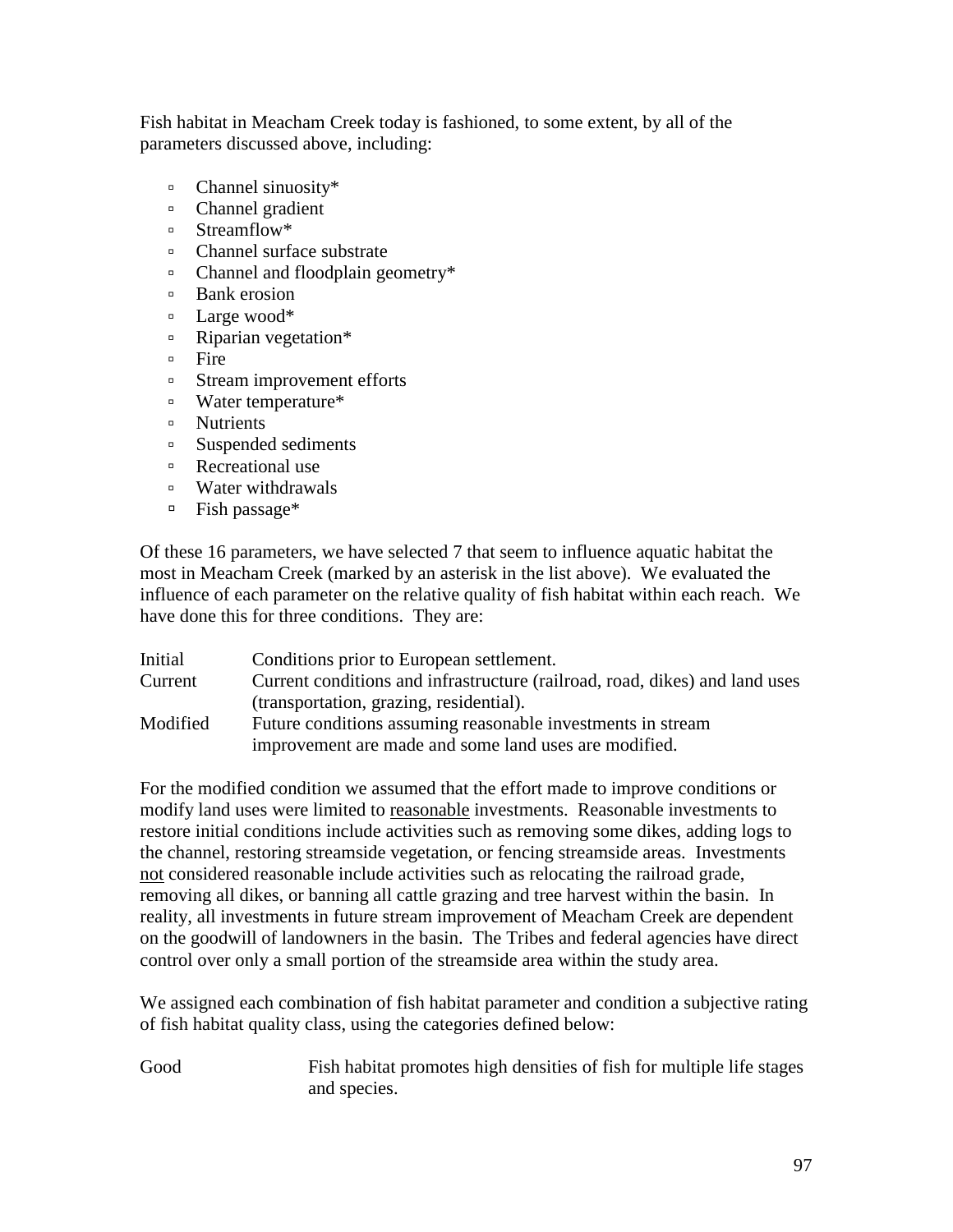Fish habitat in Meacham Creek today is fashioned, to some extent, by all of the parameters discussed above, including:

- Channel sinuosity*
- Channel gradient
- Streamflow*
- Channel surface substrate
- Channel and floodplain geometry*
- Bank erosion
- Large wood*
- Riparian vegetation*
- Fire
- Stream improvement efforts
- Water temperature*
- Nutrients
- Suspended sediments
- Recreational use
- Water withdrawals
- Fish passage*

Of these 16 parameters, we have selected 7 that seem to influence aquatic habitat the most in Meacham Creek (marked by an asterisk in the list above). We evaluated the influence of each parameter on the relative quality of fish habitat within each reach. We have done this for three conditions. They are:

| | |
|---|---|
| Initial | Conditions prior to European settlement. |
| Current | Current conditions and infrastructure (railroad, road, dikes) and land uses (transportation, grazing, residential). |
| Modified | Future conditions assuming reasonable investments in stream improvement are made and some land uses are modified. |

For the modified condition we assumed that the effort made to improve conditions or modify land uses were limited to <u>reasonable</u> investments. Reasonable investments to restore initial conditions include activities such as removing some dikes, adding logs to the channel, restoring streamside vegetation, or fencing streamside areas. Investments <u>not</u> considered reasonable include activities such as relocating the railroad grade, removing all dikes, or banning all cattle grazing and tree harvest within the basin. In reality, all investments in future stream improvement of Meacham Creek are dependent on the goodwill of landowners in the basin. The Tribes and federal agencies have direct control over only a small portion of the streamside area within the study area.

We assigned each combination of fish habitat parameter and condition a subjective rating of fish habitat quality class, using the categories defined below:

| | |
|---|---|
| Good | Fish habitat promotes high densities of fish for multiple life stages and species. |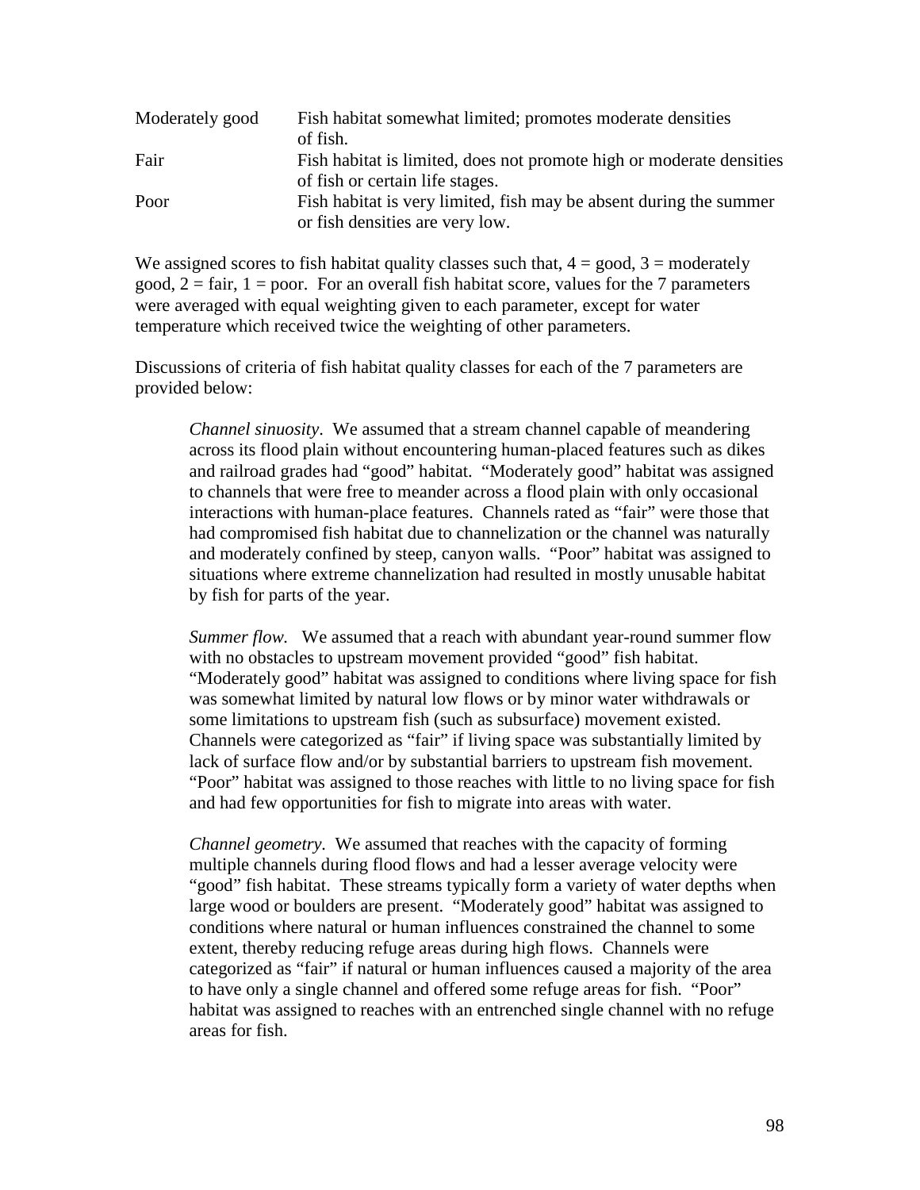| | |
|---|---|
| Moderately good | Fish habitat somewhat limited; promotes moderate densities of fish. |
| Fair | Fish habitat is limited, does not promote high or moderate densities of fish or certain life stages. |
| Poor | Fish habitat is very limited, fish may be absent during the summer or fish densities are very low. |

We assigned scores to fish habitat quality classes such that, 4 = good, 3 = moderately good, 2 = fair, 1 = poor. For an overall fish habitat score, values for the 7 parameters were averaged with equal weighting given to each parameter, except for water temperature which received twice the weighting of other parameters.

Discussions of criteria of fish habitat quality classes for each of the 7 parameters are provided below:

> *Channel sinuosity*. We assumed that a stream channel capable of meandering across its flood plain without encountering human-placed features such as dikes and railroad grades had "good" habitat. "Moderately good" habitat was assigned to channels that were free to meander across a flood plain with only occasional interactions with human-place features. Channels rated as "fair" were those that had compromised fish habitat due to channelization or the channel was naturally and moderately confined by steep, canyon walls. "Poor" habitat was assigned to situations where extreme channelization had resulted in mostly unusable habitat by fish for parts of the year.
>
> *Summer flow.* We assumed that a reach with abundant year-round summer flow with no obstacles to upstream movement provided "good" fish habitat. "Moderately good" habitat was assigned to conditions where living space for fish was somewhat limited by natural low flows or by minor water withdrawals or some limitations to upstream fish (such as subsurface) movement existed. Channels were categorized as "fair" if living space was substantially limited by lack of surface flow and/or by substantial barriers to upstream fish movement. "Poor" habitat was assigned to those reaches with little to no living space for fish and had few opportunities for fish to migrate into areas with water.
>
> *Channel geometry.* We assumed that reaches with the capacity of forming multiple channels during flood flows and had a lesser average velocity were "good" fish habitat. These streams typically form a variety of water depths when large wood or boulders are present. "Moderately good" habitat was assigned to conditions where natural or human influences constrained the channel to some extent, thereby reducing refuge areas during high flows. Channels were categorized as "fair" if natural or human influences caused a majority of the area to have only a single channel and offered some refuge areas for fish. "Poor" habitat was assigned to reaches with an entrenched single channel with no refuge areas for fish.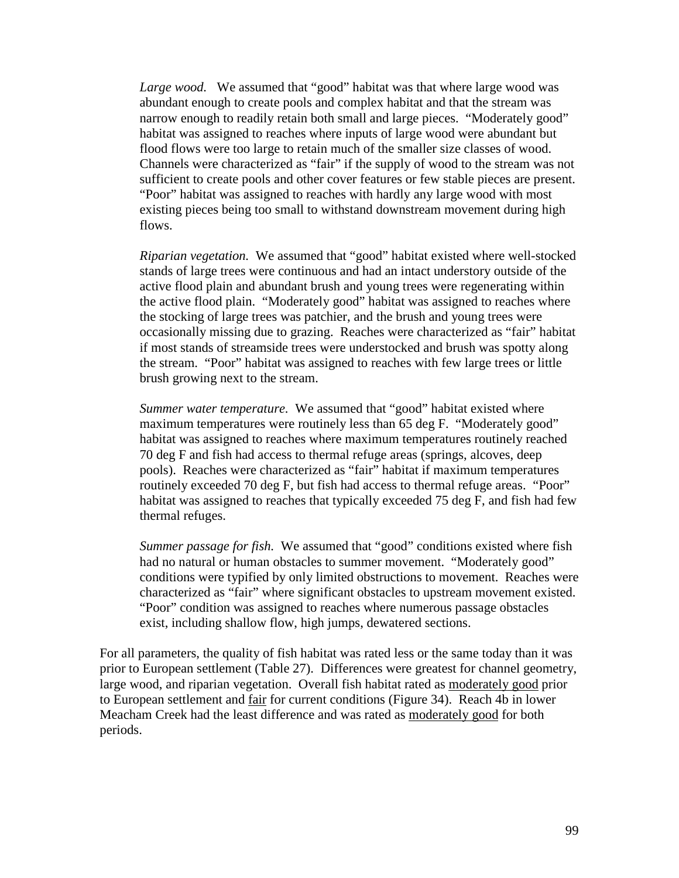*Large wood.* We assumed that "good" habitat was that where large wood was abundant enough to create pools and complex habitat and that the stream was narrow enough to readily retain both small and large pieces. "Moderately good" habitat was assigned to reaches where inputs of large wood were abundant but flood flows were too large to retain much of the smaller size classes of wood. Channels were characterized as "fair" if the supply of wood to the stream was not sufficient to create pools and other cover features or few stable pieces are present. "Poor" habitat was assigned to reaches with hardly any large wood with most existing pieces being too small to withstand downstream movement during high flows.

*Riparian vegetation.* We assumed that "good" habitat existed where well-stocked stands of large trees were continuous and had an intact understory outside of the active flood plain and abundant brush and young trees were regenerating within the active flood plain. "Moderately good" habitat was assigned to reaches where the stocking of large trees was patchier, and the brush and young trees were occasionally missing due to grazing. Reaches were characterized as "fair" habitat if most stands of streamside trees were understocked and brush was spotty along the stream. "Poor" habitat was assigned to reaches with few large trees or little brush growing next to the stream.

*Summer water temperature.* We assumed that "good" habitat existed where maximum temperatures were routinely less than 65 deg F. "Moderately good" habitat was assigned to reaches where maximum temperatures routinely reached 70 deg F and fish had access to thermal refuge areas (springs, alcoves, deep pools). Reaches were characterized as "fair" habitat if maximum temperatures routinely exceeded 70 deg F, but fish had access to thermal refuge areas. "Poor" habitat was assigned to reaches that typically exceeded 75 deg F, and fish had few thermal refuges.

*Summer passage for fish.* We assumed that "good" conditions existed where fish had no natural or human obstacles to summer movement. "Moderately good" conditions were typified by only limited obstructions to movement. Reaches were characterized as "fair" where significant obstacles to upstream movement existed. "Poor" condition was assigned to reaches where numerous passage obstacles exist, including shallow flow, high jumps, dewatered sections.

For all parameters, the quality of fish habitat was rated less or the same today than it was prior to European settlement (Table 27). Differences were greatest for channel geometry, large wood, and riparian vegetation. Overall fish habitat rated as moderately good prior to European settlement and fair for current conditions (Figure 34). Reach 4b in lower Meacham Creek had the least difference and was rated as moderately good for both periods.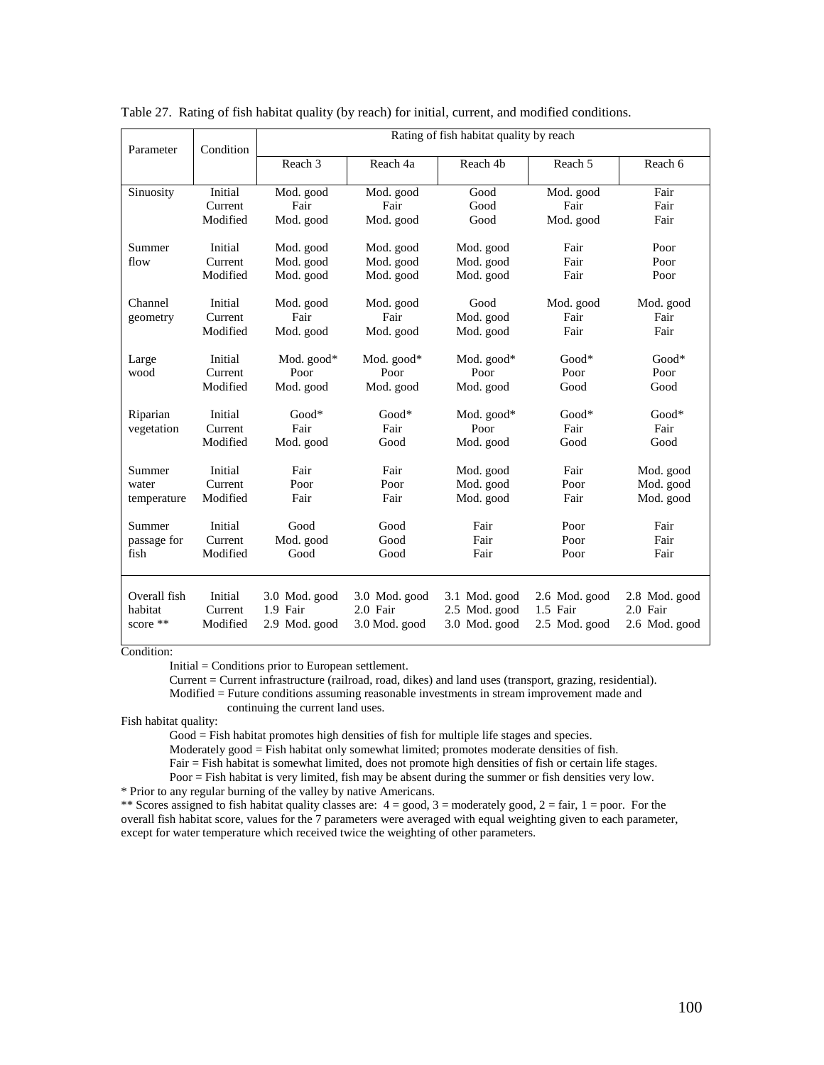Table 27. Rating of fish habitat quality (by reach) for initial, current, and modified conditions.

| Parameter | Condition | Rating of fish habitat quality by reach | | | | |
|---|---|---|---|---|---|---|
| | | Reach 3 | Reach 4a | Reach 4b | Reach 5 | Reach 6 |
| Sinuosity | Initial | Mod. good | Mod. good | Good | Mod. good | Fair |
| | Current | Fair | Fair | Good | Fair | Fair |
| | Modified | Mod. good | Mod. good | Good | Mod. good | Fair |
| Summer flow | Initial | Mod. good | Mod. good | Mod. good | Fair | Poor |
| | Current | Mod. good | Mod. good | Mod. good | Fair | Poor |
| | Modified | Mod. good | Mod. good | Mod. good | Fair | Poor |
| Channel geometry | Initial | Mod. good | Mod. good | Good | Mod. good | Mod. good |
| | Current | Fair | Fair | Mod. good | Fair | Fair |
| | Modified | Mod. good | Mod. good | Mod. good | Fair | Fair |
| Large wood | Initial | Mod. good* | Mod. good* | Mod. good* | Good* | Good* |
| | Current | Poor | Poor | Poor | Poor | Poor |
| | Modified | Mod. good | Mod. good | Mod. good | Good | Good |
| Riparian vegetation | Initial | Good* | Good* | Mod. good* | Good* | Good* |
| | Current | Fair | Fair | Poor | Fair | Fair |
| | Modified | Mod. good | Good | Mod. good | Good | Good |
| Summer water temperature | Initial | Fair | Fair | Mod. good | Fair | Mod. good |
| | Current | Poor | Poor | Mod. good | Poor | Mod. good |
| | Modified | Fair | Fair | Mod. good | Fair | Mod. good |
| Summer passage for fish | Initial | Good | Good | Fair | Poor | Fair |
| | Current | Mod. good | Good | Fair | Poor | Fair |
| | Modified | Good | Good | Fair | Poor | Fair |
| Overall fish habitat score ** | Initial | 3.0 Mod. good | 3.0 Mod. good | 3.1 Mod. good | 2.6 Mod. good | 2.8 Mod. good |
| | Current | 1.9 Fair | 2.0 Fair | 2.5 Mod. good | 1.5 Fair | 2.0 Fair |
| | Modified | 2.9 Mod. good | 3.0 Mod. good | 3.0 Mod. good | 2.5 Mod. good | 2.6 Mod. good |

Condition:

- Initial = Conditions prior to European settlement.
- Current = Current infrastructure (railroad, road, dikes) and land uses (transport, grazing, residential).
- Modified = Future conditions assuming reasonable investments in stream improvement made and continuing the current land uses.

Fish habitat quality:

- Good = Fish habitat promotes high densities of fish for multiple life stages and species.
- Moderately good = Fish habitat only somewhat limited; promotes moderate densities of fish.
- Fair = Fish habitat is somewhat limited, does not promote high densities of fish or certain life stages.
- Poor = Fish habitat is very limited, fish may be absent during the summer or fish densities very low.

* Prior to any regular burning of the valley by native Americans.

** Scores assigned to fish habitat quality classes are: 4 = good, 3 = moderately good, 2 = fair, 1 = poor. For the overall fish habitat score, values for the 7 parameters were averaged with equal weighting given to each parameter, except for water temperature which received twice the weighting of other parameters.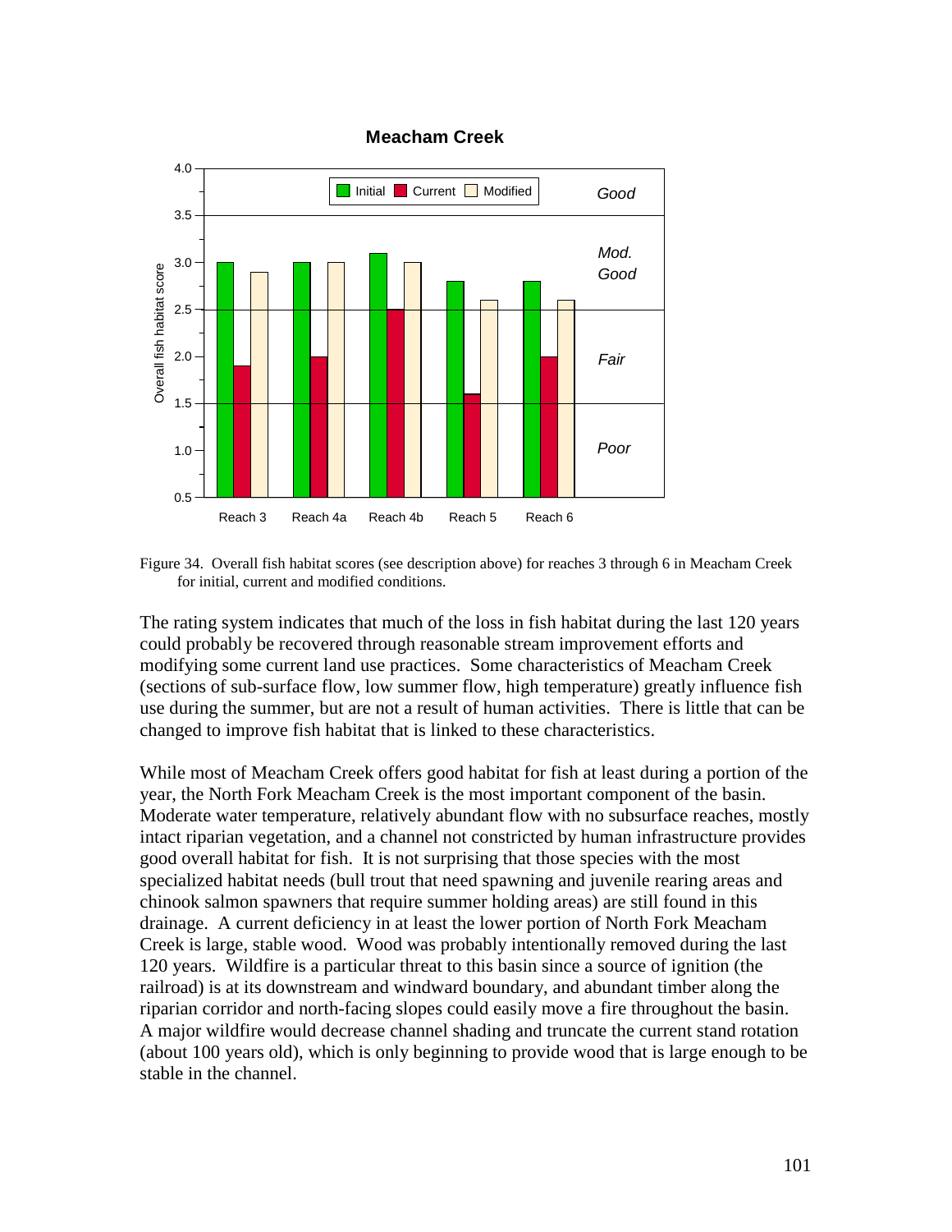Figure 34. Overall fish habitat scores (see description above) for reaches 3 through 6 in Meacham Creek for initial, current and modified conditions.

The rating system indicates that much of the loss in fish habitat during the last 120 years could probably be recovered through reasonable stream improvement efforts and modifying some current land use practices. Some characteristics of Meacham Creek (sections of sub-surface flow, low summer flow, high temperature) greatly influence fish use during the summer, but are not a result of human activities. There is little that can be changed to improve fish habitat that is linked to these characteristics.

While most of Meacham Creek offers good habitat for fish at least during a portion of the year, the North Fork Meacham Creek is the most important component of the basin. Moderate water temperature, relatively abundant flow with no subsurface reaches, mostly intact riparian vegetation, and a channel not constricted by human infrastructure provides good overall habitat for fish. It is not surprising that those species with the most specialized habitat needs (bull trout that need spawning and juvenile rearing areas and chinook salmon spawners that require summer holding areas) are still found in this drainage. A current deficiency in at least the lower portion of North Fork Meacham Creek is large, stable wood. Wood was probably intentionally removed during the last 120 years. Wildfire is a particular threat to this basin since a source of ignition (the railroad) is at its downstream and windward boundary, and abundant timber along the riparian corridor and north-facing slopes could easily move a fire throughout the basin. A major wildfire would decrease channel shading and truncate the current stand rotation (about 100 years old), which is only beginning to provide wood that is large enough to be stable in the channel.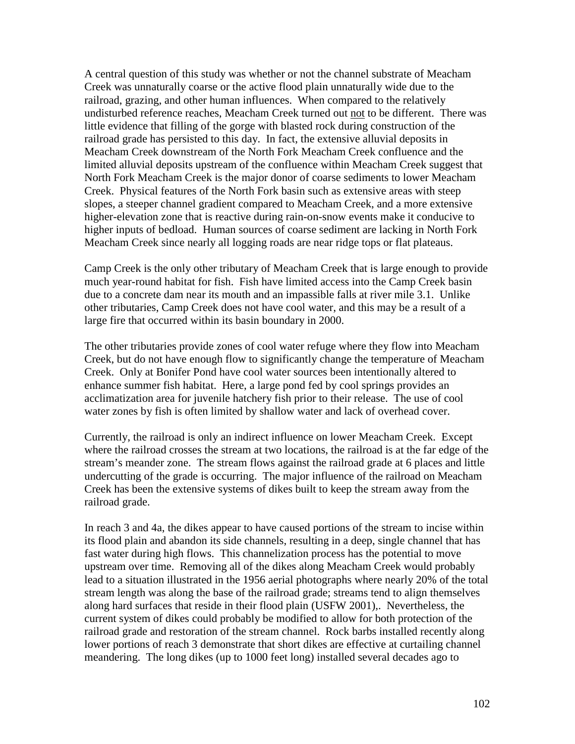A central question of this study was whether or not the channel substrate of Meacham Creek was unnaturally coarse or the active flood plain unnaturally wide due to the railroad, grazing, and other human influences. When compared to the relatively undisturbed reference reaches, Meacham Creek turned out <u>not</u> to be different. There was little evidence that filling of the gorge with blasted rock during construction of the railroad grade has persisted to this day. In fact, the extensive alluvial deposits in Meacham Creek downstream of the North Fork Meacham Creek confluence and the limited alluvial deposits upstream of the confluence within Meacham Creek suggest that North Fork Meacham Creek is the major donor of coarse sediments to lower Meacham Creek. Physical features of the North Fork basin such as extensive areas with steep slopes, a steeper channel gradient compared to Meacham Creek, and a more extensive higher-elevation zone that is reactive during rain-on-snow events make it conducive to higher inputs of bedload. Human sources of coarse sediment are lacking in North Fork Meacham Creek since nearly all logging roads are near ridge tops or flat plateaus.

Camp Creek is the only other tributary of Meacham Creek that is large enough to provide much year-round habitat for fish. Fish have limited access into the Camp Creek basin due to a concrete dam near its mouth and an impassible falls at river mile 3.1. Unlike other tributaries, Camp Creek does not have cool water, and this may be a result of a large fire that occurred within its basin boundary in 2000.

The other tributaries provide zones of cool water refuge where they flow into Meacham Creek, but do not have enough flow to significantly change the temperature of Meacham Creek. Only at Bonifer Pond have cool water sources been intentionally altered to enhance summer fish habitat. Here, a large pond fed by cool springs provides an acclimatization area for juvenile hatchery fish prior to their release. The use of cool water zones by fish is often limited by shallow water and lack of overhead cover.

Currently, the railroad is only an indirect influence on lower Meacham Creek. Except where the railroad crosses the stream at two locations, the railroad is at the far edge of the stream's meander zone. The stream flows against the railroad grade at 6 places and little undercutting of the grade is occurring. The major influence of the railroad on Meacham Creek has been the extensive systems of dikes built to keep the stream away from the railroad grade.

In reach 3 and 4a, the dikes appear to have caused portions of the stream to incise within its flood plain and abandon its side channels, resulting in a deep, single channel that has fast water during high flows. This channelization process has the potential to move upstream over time. Removing all of the dikes along Meacham Creek would probably lead to a situation illustrated in the 1956 aerial photographs where nearly 20% of the total stream length was along the base of the railroad grade; streams tend to align themselves along hard surfaces that reside in their flood plain (USFW 2001),. Nevertheless, the current system of dikes could probably be modified to allow for both protection of the railroad grade and restoration of the stream channel. Rock barbs installed recently along lower portions of reach 3 demonstrate that short dikes are effective at curtailing channel meandering. The long dikes (up to 1000 feet long) installed several decades ago to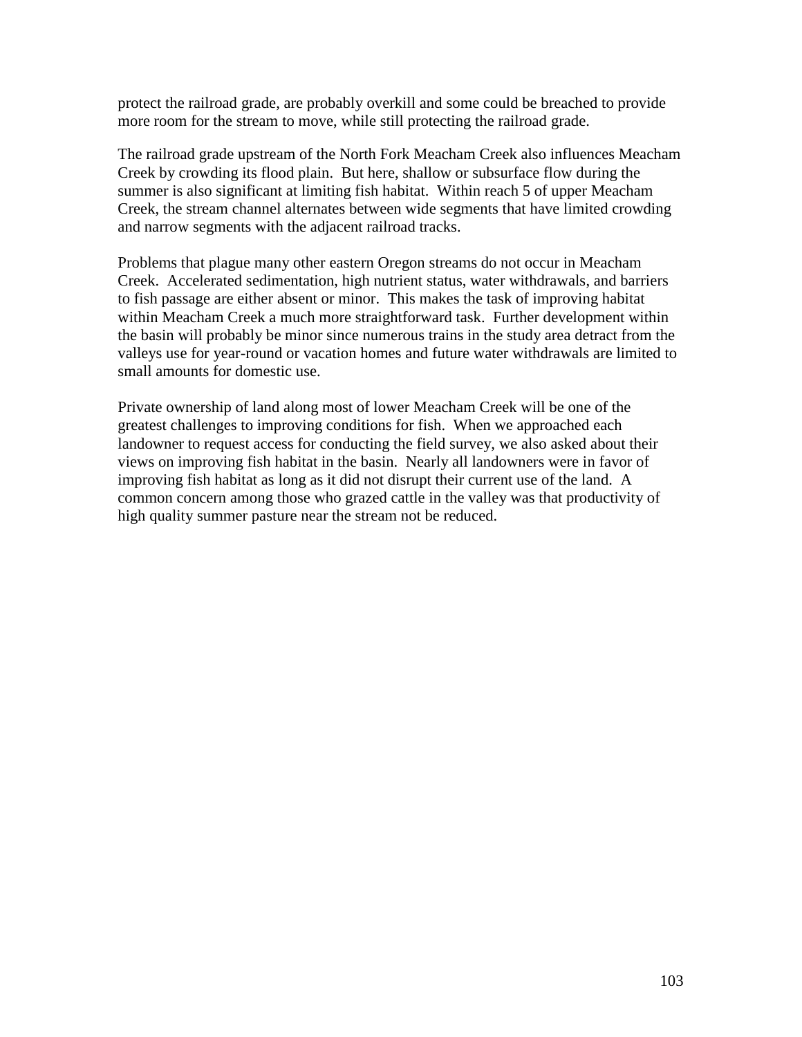protect the railroad grade, are probably overkill and some could be breached to provide more room for the stream to move, while still protecting the railroad grade.

The railroad grade upstream of the North Fork Meacham Creek also influences Meacham Creek by crowding its flood plain. But here, shallow or subsurface flow during the summer is also significant at limiting fish habitat. Within reach 5 of upper Meacham Creek, the stream channel alternates between wide segments that have limited crowding and narrow segments with the adjacent railroad tracks.

Problems that plague many other eastern Oregon streams do not occur in Meacham Creek. Accelerated sedimentation, high nutrient status, water withdrawals, and barriers to fish passage are either absent or minor. This makes the task of improving habitat within Meacham Creek a much more straightforward task. Further development within the basin will probably be minor since numerous trains in the study area detract from the valleys use for year-round or vacation homes and future water withdrawals are limited to small amounts for domestic use.

Private ownership of land along most of lower Meacham Creek will be one of the greatest challenges to improving conditions for fish. When we approached each landowner to request access for conducting the field survey, we also asked about their views on improving fish habitat in the basin. Nearly all landowners were in favor of improving fish habitat as long as it did not disrupt their current use of the land. A common concern among those who grazed cattle in the valley was that productivity of high quality summer pasture near the stream not be reduced.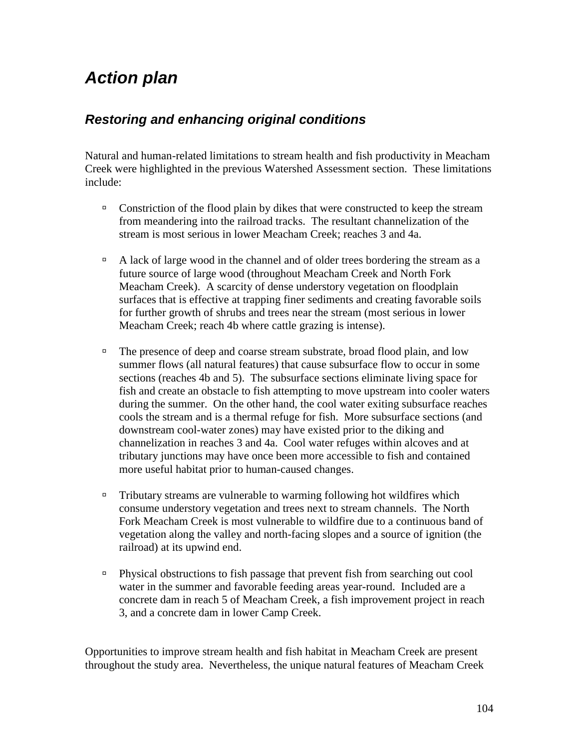# Action plan

## Restoring and enhancing original conditions

Natural and human-related limitations to stream health and fish productivity in Meacham Creek were highlighted in the previous Watershed Assessment section. These limitations include:

- Constriction of the flood plain by dikes that were constructed to keep the stream from meandering into the railroad tracks. The resultant channelization of the stream is most serious in lower Meacham Creek; reaches 3 and 4a.

- A lack of large wood in the channel and of older trees bordering the stream as a future source of large wood (throughout Meacham Creek and North Fork Meacham Creek). A scarcity of dense understory vegetation on floodplain surfaces that is effective at trapping finer sediments and creating favorable soils for further growth of shrubs and trees near the stream (most serious in lower Meacham Creek; reach 4b where cattle grazing is intense).

- The presence of deep and coarse stream substrate, broad flood plain, and low summer flows (all natural features) that cause subsurface flow to occur in some sections (reaches 4b and 5). The subsurface sections eliminate living space for fish and create an obstacle to fish attempting to move upstream into cooler waters during the summer. On the other hand, the cool water exiting subsurface reaches cools the stream and is a thermal refuge for fish. More subsurface sections (and downstream cool-water zones) may have existed prior to the diking and channelization in reaches 3 and 4a. Cool water refuges within alcoves and at tributary junctions may have once been more accessible to fish and contained more useful habitat prior to human-caused changes.

- Tributary streams are vulnerable to warming following hot wildfires which consume understory vegetation and trees next to stream channels. The North Fork Meacham Creek is most vulnerable to wildfire due to a continuous band of vegetation along the valley and north-facing slopes and a source of ignition (the railroad) at its upwind end.

- Physical obstructions to fish passage that prevent fish from searching out cool water in the summer and favorable feeding areas year-round. Included are a concrete dam in reach 5 of Meacham Creek, a fish improvement project in reach 3, and a concrete dam in lower Camp Creek.

Opportunities to improve stream health and fish habitat in Meacham Creek are present throughout the study area. Nevertheless, the unique natural features of Meacham Creek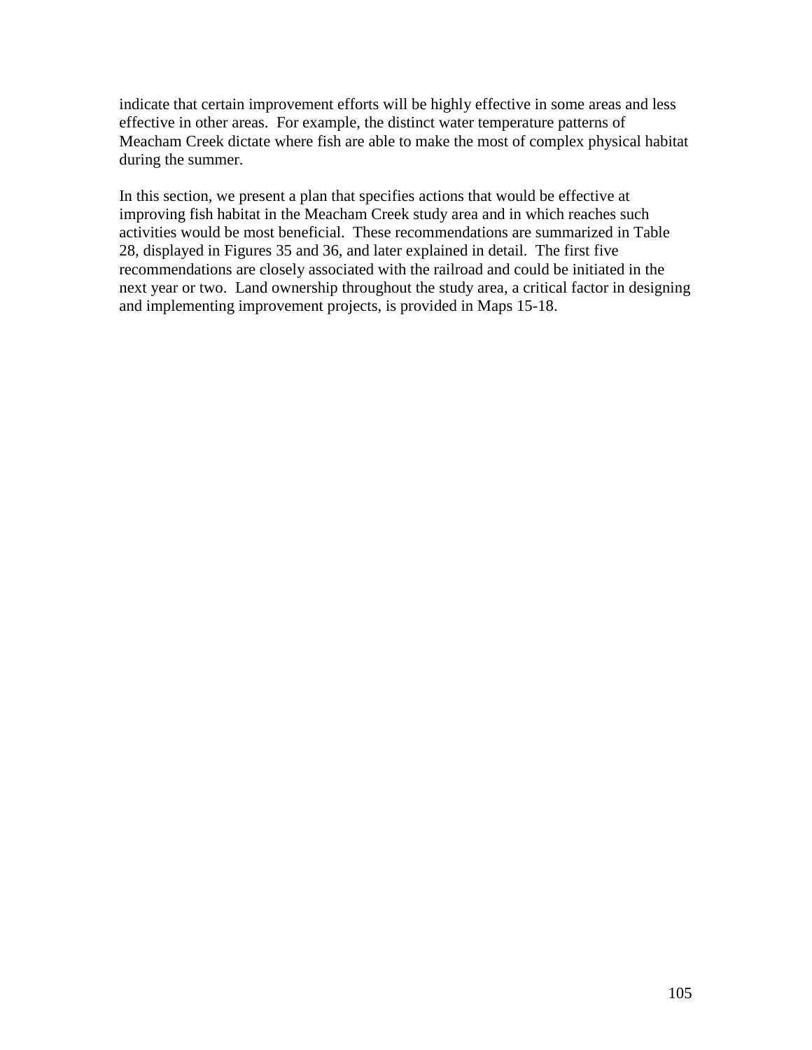indicate that certain improvement efforts will be highly effective in some areas and less effective in other areas. For example, the distinct water temperature patterns of Meacham Creek dictate where fish are able to make the most of complex physical habitat during the summer.

In this section, we present a plan that specifies actions that would be effective at improving fish habitat in the Meacham Creek study area and in which reaches such activities would be most beneficial. These recommendations are summarized in Table 28, displayed in Figures 35 and 36, and later explained in detail. The first five recommendations are closely associated with the railroad and could be initiated in the next year or two. Land ownership throughout the study area, a critical factor in designing and implementing improvement projects, is provided in Maps 15-18.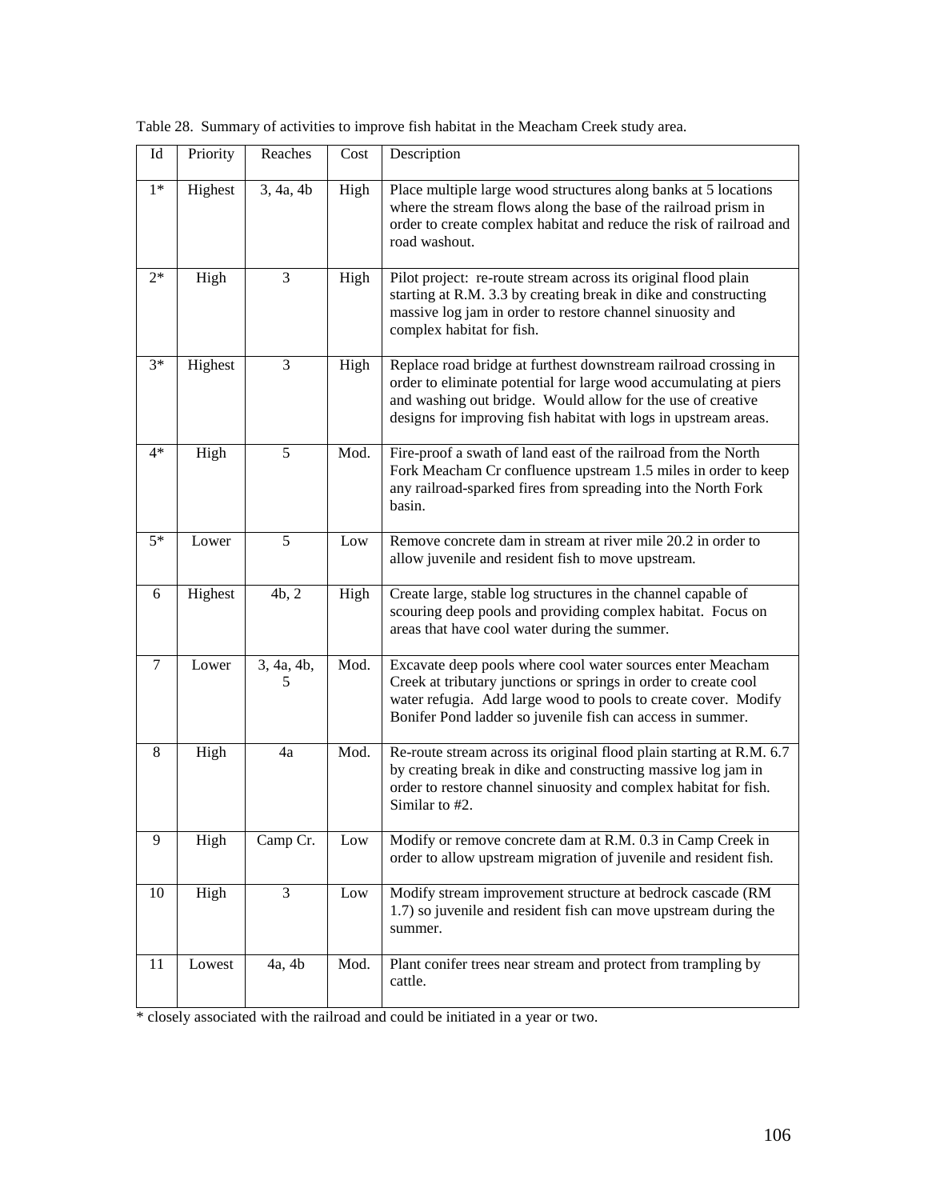Table 28. Summary of activities to improve fish habitat in the Meacham Creek study area.

| Id | Priority | Reaches | Cost | Description |
|---|---|---|---|---|
| 1* | Highest | 3, 4a, 4b | High | Place multiple large wood structures along banks at 5 locations where the stream flows along the base of the railroad prism in order to create complex habitat and reduce the risk of railroad and road washout. |
| 2* | High | 3 | High | Pilot project: re-route stream across its original flood plain starting at R.M. 3.3 by creating break in dike and constructing massive log jam in order to restore channel sinuosity and complex habitat for fish. |
| 3* | Highest | 3 | High | Replace road bridge at furthest downstream railroad crossing in order to eliminate potential for large wood accumulating at piers and washing out bridge. Would allow for the use of creative designs for improving fish habitat with logs in upstream areas. |
| 4* | High | 5 | Mod. | Fire-proof a swath of land east of the railroad from the North Fork Meacham Cr confluence upstream 1.5 miles in order to keep any railroad-sparked fires from spreading into the North Fork basin. |
| 5* | Lower | 5 | Low | Remove concrete dam in stream at river mile 20.2 in order to allow juvenile and resident fish to move upstream. |
| 6 | Highest | 4b, 2 | High | Create large, stable log structures in the channel capable of scouring deep pools and providing complex habitat. Focus on areas that have cool water during the summer. |
| 7 | Lower | 3, 4a, 4b, 5 | Mod. | Excavate deep pools where cool water sources enter Meacham Creek at tributary junctions or springs in order to create cool water refugia. Add large wood to pools to create cover. Modify Bonifer Pond ladder so juvenile fish can access in summer. |
| 8 | High | 4a | Mod. | Re-route stream across its original flood plain starting at R.M. 6.7 by creating break in dike and constructing massive log jam in order to restore channel sinuosity and complex habitat for fish. Similar to #2. |
| 9 | High | Camp Cr. | Low | Modify or remove concrete dam at R.M. 0.3 in Camp Creek in order to allow upstream migration of juvenile and resident fish. |
| 10 | High | 3 | Low | Modify stream improvement structure at bedrock cascade (RM 1.7) so juvenile and resident fish can move upstream during the summer. |
| 11 | Lowest | 4a, 4b | Mod. | Plant conifer trees near stream and protect from trampling by cattle. |

* closely associated with the railroad and could be initiated in a year or two.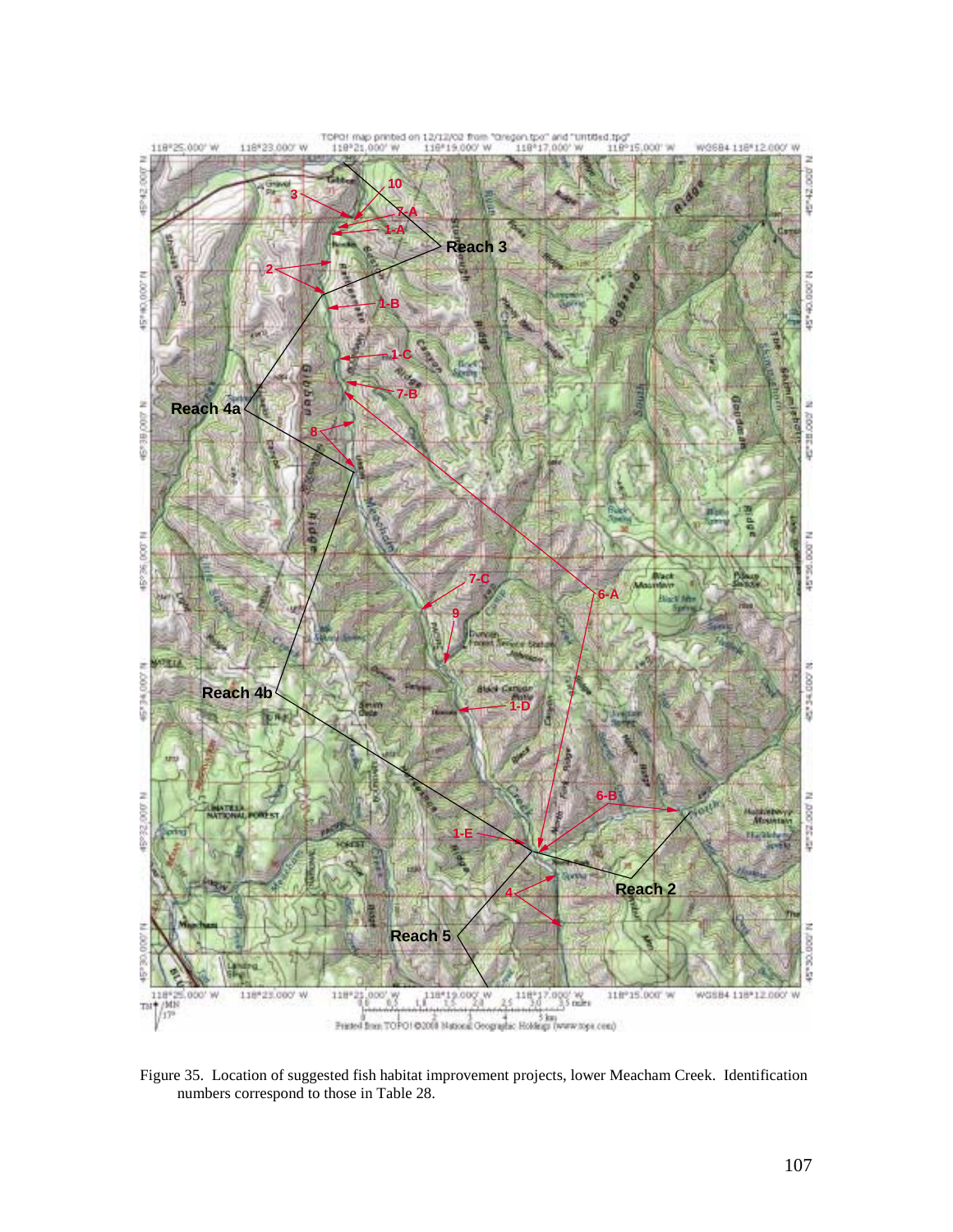Figure 35. Location of suggested fish habitat improvement projects, lower Meacham Creek. Identification numbers correspond to those in Table 28.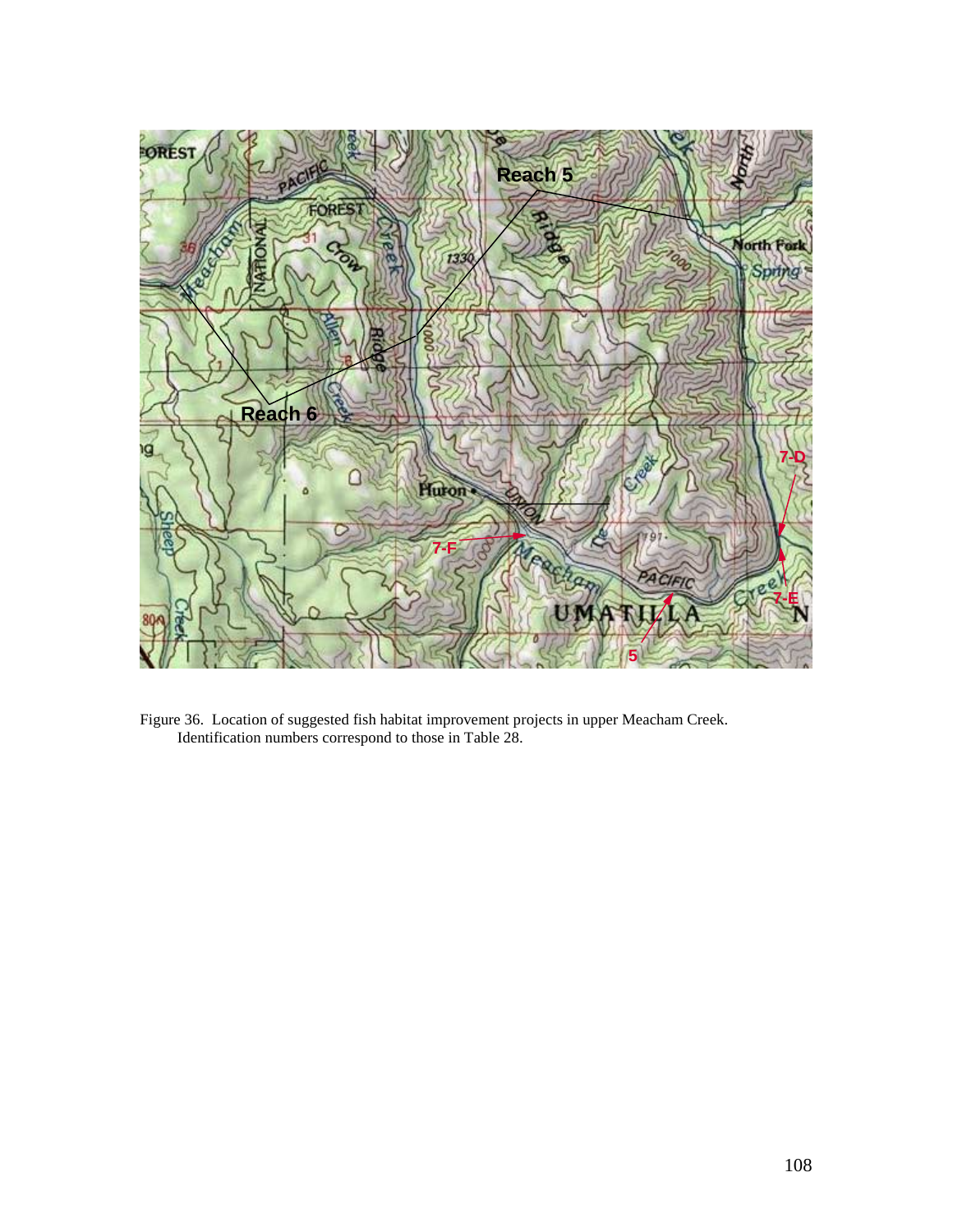Figure 36. Location of suggested fish habitat improvement projects in upper Meacham Creek. Identification numbers correspond to those in Table 28.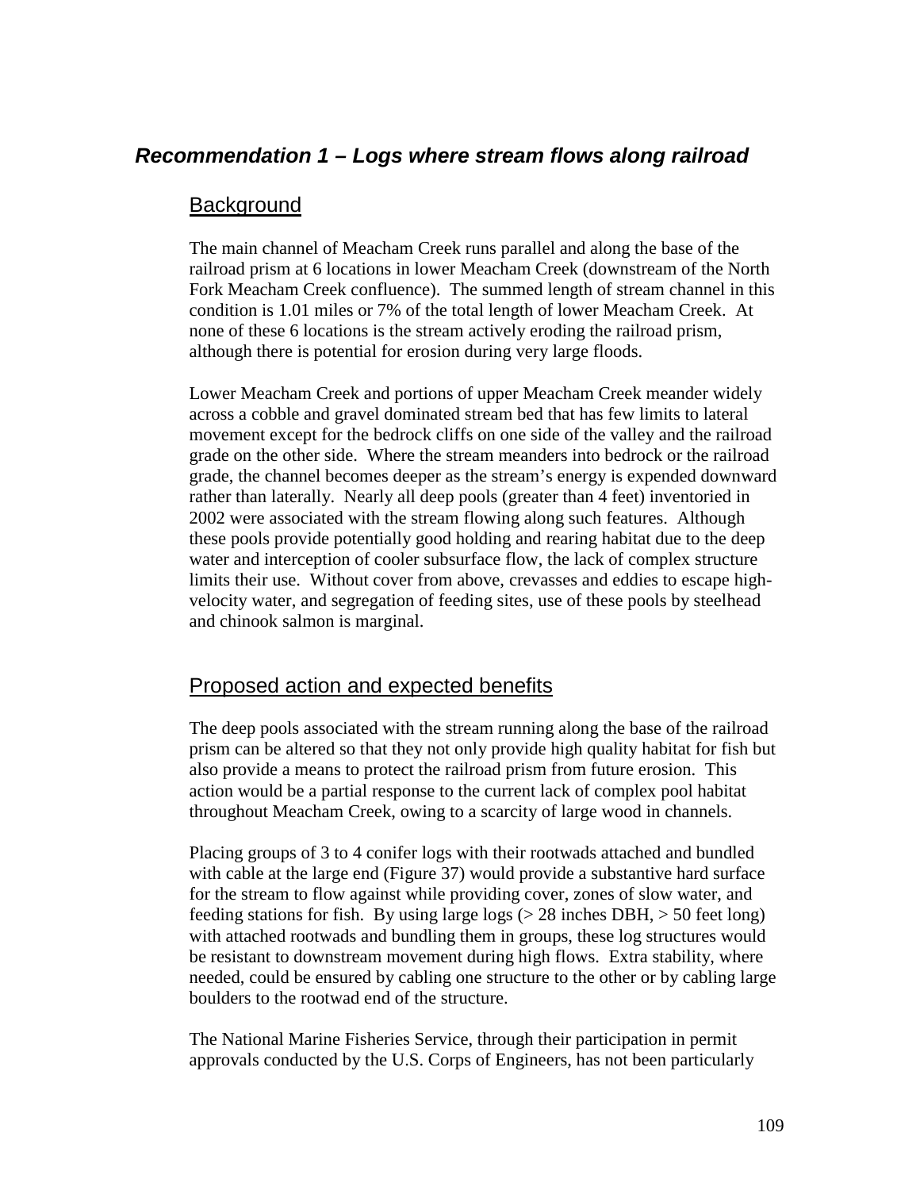## *Recommendation 1 – Logs where stream flows along railroad*

### Background

The main channel of Meacham Creek runs parallel and along the base of the railroad prism at 6 locations in lower Meacham Creek (downstream of the North Fork Meacham Creek confluence). The summed length of stream channel in this condition is 1.01 miles or 7% of the total length of lower Meacham Creek. At none of these 6 locations is the stream actively eroding the railroad prism, although there is potential for erosion during very large floods.

Lower Meacham Creek and portions of upper Meacham Creek meander widely across a cobble and gravel dominated stream bed that has few limits to lateral movement except for the bedrock cliffs on one side of the valley and the railroad grade on the other side. Where the stream meanders into bedrock or the railroad grade, the channel becomes deeper as the stream's energy is expended downward rather than laterally. Nearly all deep pools (greater than 4 feet) inventoried in 2002 were associated with the stream flowing along such features. Although these pools provide potentially good holding and rearing habitat due to the deep water and interception of cooler subsurface flow, the lack of complex structure limits their use. Without cover from above, crevasses and eddies to escape high-velocity water, and segregation of feeding sites, use of these pools by steelhead and chinook salmon is marginal.

### Proposed action and expected benefits

The deep pools associated with the stream running along the base of the railroad prism can be altered so that they not only provide high quality habitat for fish but also provide a means to protect the railroad prism from future erosion. This action would be a partial response to the current lack of complex pool habitat throughout Meacham Creek, owing to a scarcity of large wood in channels.

Placing groups of 3 to 4 conifer logs with their rootwads attached and bundled with cable at the large end (Figure 37) would provide a substantive hard surface for the stream to flow against while providing cover, zones of slow water, and feeding stations for fish. By using large logs (> 28 inches DBH, > 50 feet long) with attached rootwads and bundling them in groups, these log structures would be resistant to downstream movement during high flows. Extra stability, where needed, could be ensured by cabling one structure to the other or by cabling large boulders to the rootwad end of the structure.

The National Marine Fisheries Service, through their participation in permit approvals conducted by the U.S. Corps of Engineers, has not been particularly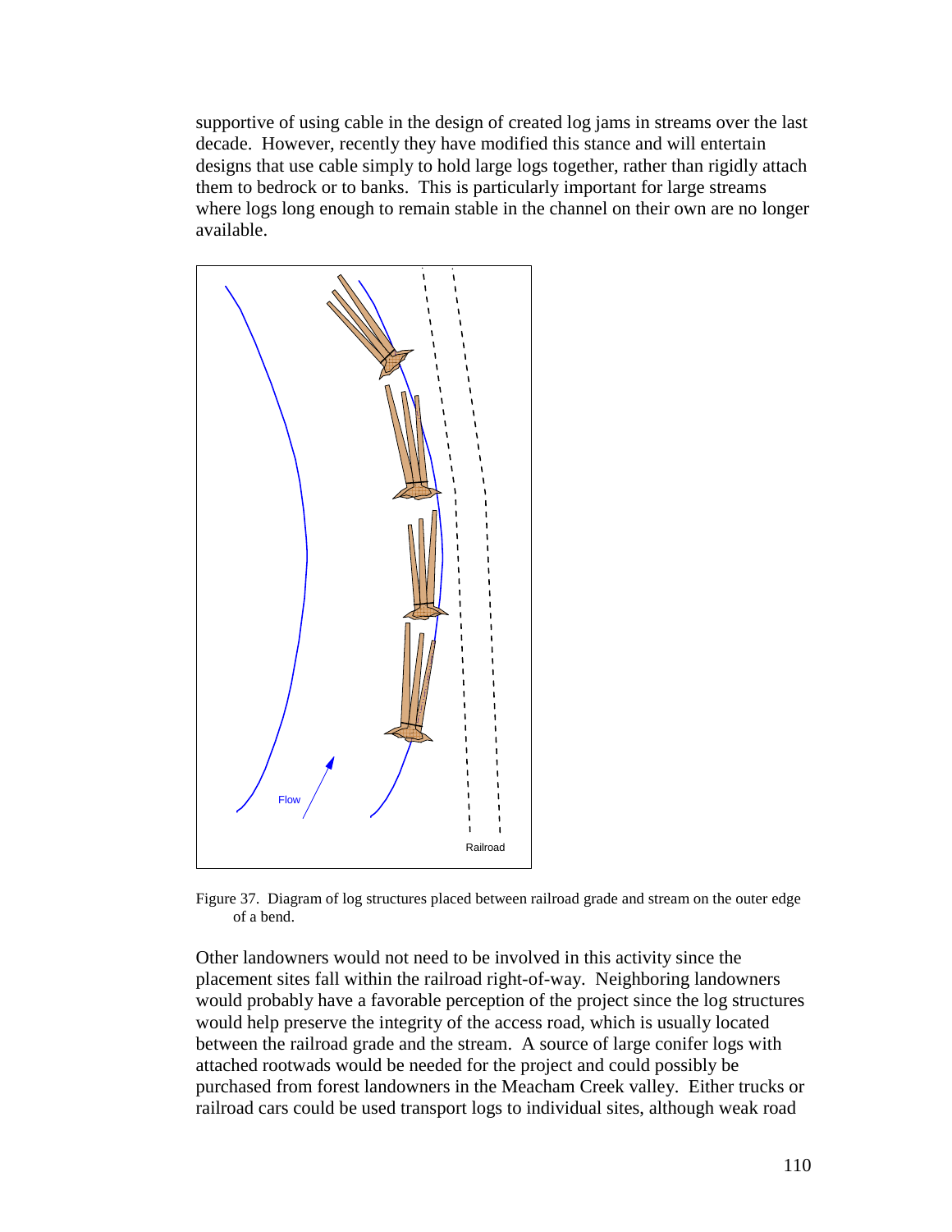supportive of using cable in the design of created log jams in streams over the last decade. However, recently they have modified this stance and will entertain designs that use cable simply to hold large logs together, rather than rigidly attach them to bedrock or to banks. This is particularly important for large streams where logs long enough to remain stable in the channel on their own are no longer available.

Figure 37. Diagram of log structures placed between railroad grade and stream on the outer edge of a bend.

Other landowners would not need to be involved in this activity since the placement sites fall within the railroad right-of-way. Neighboring landowners would probably have a favorable perception of the project since the log structures would help preserve the integrity of the access road, which is usually located between the railroad grade and the stream. A source of large conifer logs with attached rootwads would be needed for the project and could possibly be purchased from forest landowners in the Meacham Creek valley. Either trucks or railroad cars could be used transport logs to individual sites, although weak road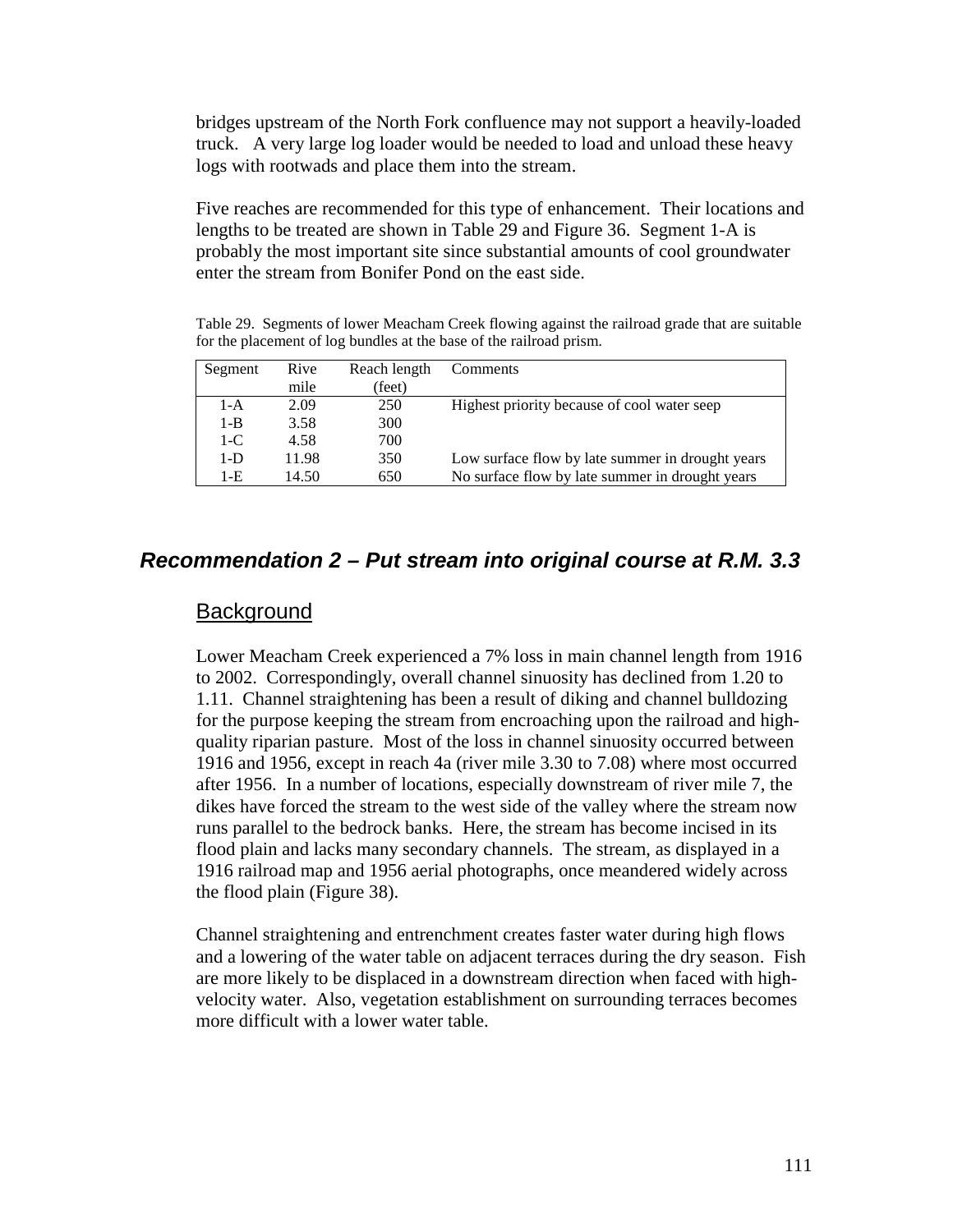bridges upstream of the North Fork confluence may not support a heavily-loaded truck. A very large log loader would be needed to load and unload these heavy logs with rootwads and place them into the stream.

Five reaches are recommended for this type of enhancement. Their locations and lengths to be treated are shown in Table 29 and Figure 36. Segment 1-A is probably the most important site since substantial amounts of cool groundwater enter the stream from Bonifer Pond on the east side.

Table 29. Segments of lower Meacham Creek flowing against the railroad grade that are suitable for the placement of log bundles at the base of the railroad prism.

| Segment | Rive mile | Reach length (feet) | Comments |
|---|---|---|---|
| 1-A | 2.09 | 250 | Highest priority because of cool water seep |
| 1-B | 3.58 | 300 | |
| 1-C | 4.58 | 700 | |
| 1-D | 11.98 | 350 | Low surface flow by late summer in drought years |
| 1-E | 14.50 | 650 | No surface flow by late summer in drought years |

## *Recommendation 2 – Put stream into original course at R.M. 3.3*

### Background

Lower Meacham Creek experienced a 7% loss in main channel length from 1916 to 2002. Correspondingly, overall channel sinuosity has declined from 1.20 to 1.11. Channel straightening has been a result of diking and channel bulldozing for the purpose keeping the stream from encroaching upon the railroad and high-quality riparian pasture. Most of the loss in channel sinuosity occurred between 1916 and 1956, except in reach 4a (river mile 3.30 to 7.08) where most occurred after 1956. In a number of locations, especially downstream of river mile 7, the dikes have forced the stream to the west side of the valley where the stream now runs parallel to the bedrock banks. Here, the stream has become incised in its flood plain and lacks many secondary channels. The stream, as displayed in a 1916 railroad map and 1956 aerial photographs, once meandered widely across the flood plain (Figure 38).

Channel straightening and entrenchment creates faster water during high flows and a lowering of the water table on adjacent terraces during the dry season. Fish are more likely to be displaced in a downstream direction when faced with high-velocity water. Also, vegetation establishment on surrounding terraces becomes more difficult with a lower water table.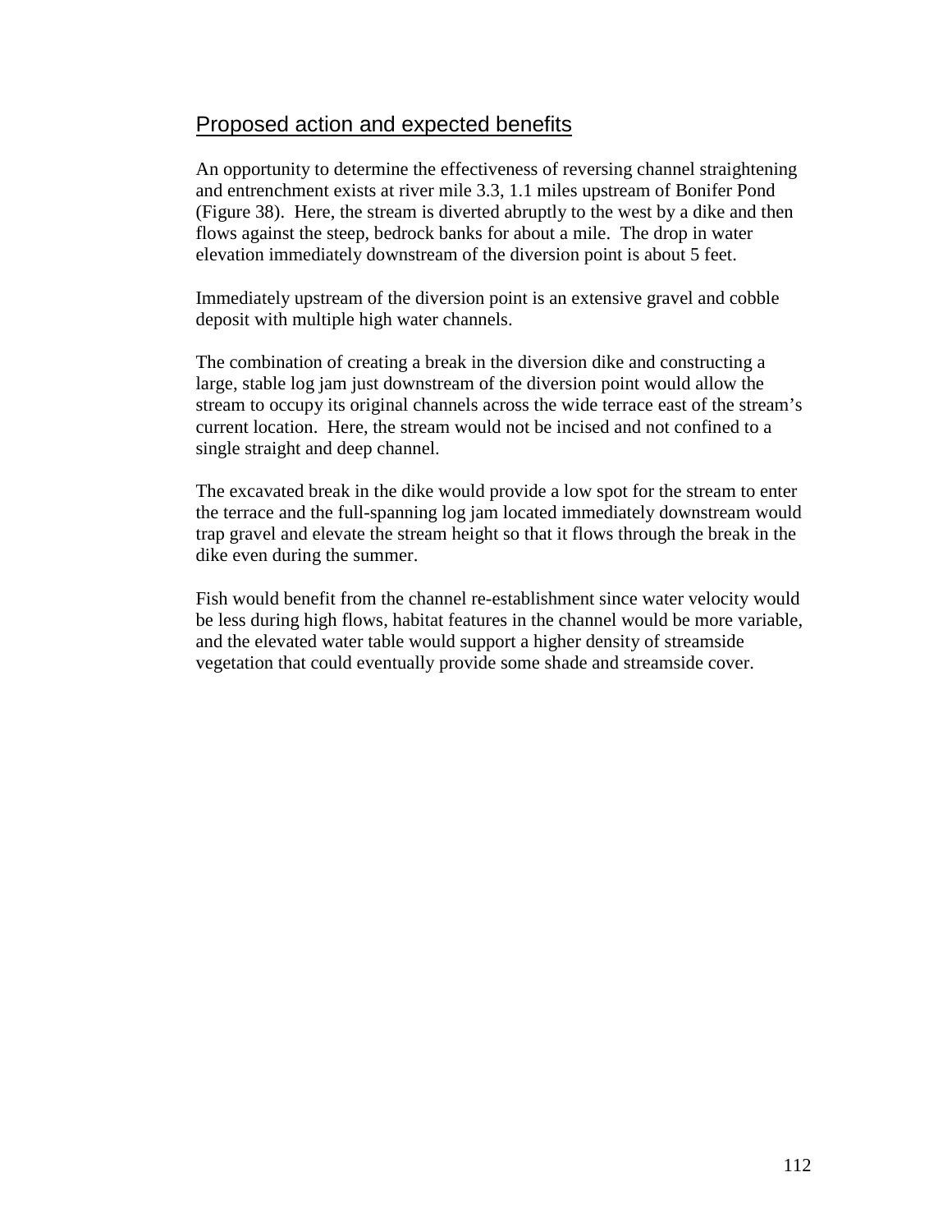## Proposed action and expected benefits

An opportunity to determine the effectiveness of reversing channel straightening and entrenchment exists at river mile 3.3, 1.1 miles upstream of Bonifer Pond (Figure 38). Here, the stream is diverted abruptly to the west by a dike and then flows against the steep, bedrock banks for about a mile. The drop in water elevation immediately downstream of the diversion point is about 5 feet.

Immediately upstream of the diversion point is an extensive gravel and cobble deposit with multiple high water channels.

The combination of creating a break in the diversion dike and constructing a large, stable log jam just downstream of the diversion point would allow the stream to occupy its original channels across the wide terrace east of the stream's current location. Here, the stream would not be incised and not confined to a single straight and deep channel.

The excavated break in the dike would provide a low spot for the stream to enter the terrace and the full-spanning log jam located immediately downstream would trap gravel and elevate the stream height so that it flows through the break in the dike even during the summer.

Fish would benefit from the channel re-establishment since water velocity would be less during high flows, habitat features in the channel would be more variable, and the elevated water table would support a higher density of streamside vegetation that could eventually provide some shade and streamside cover.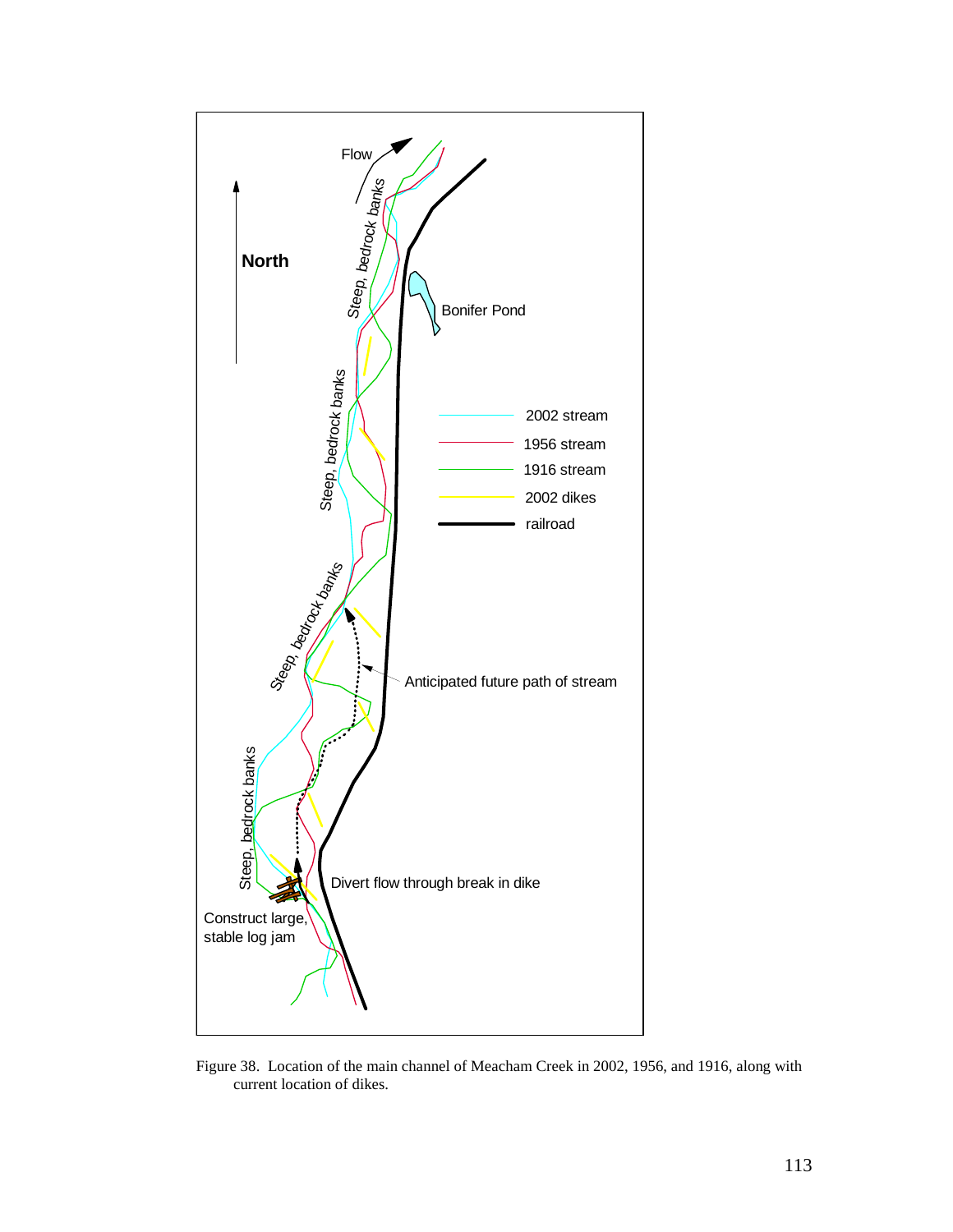Figure 38. Location of the main channel of Meacham Creek in 2002, 1956, and 1916, along with current location of dikes.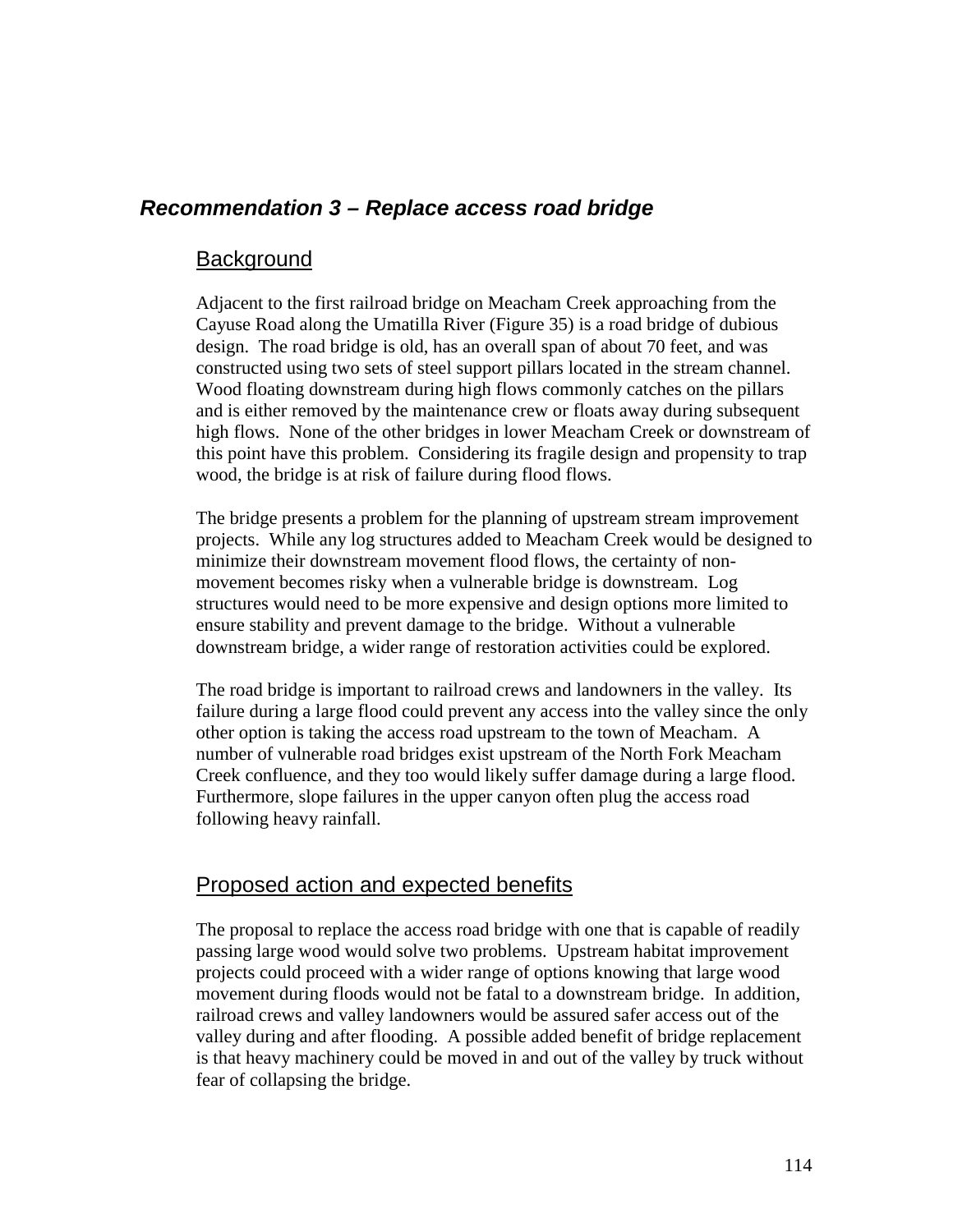## *Recommendation 3 – Replace access road bridge*

### Background

Adjacent to the first railroad bridge on Meacham Creek approaching from the Cayuse Road along the Umatilla River (Figure 35) is a road bridge of dubious design. The road bridge is old, has an overall span of about 70 feet, and was constructed using two sets of steel support pillars located in the stream channel. Wood floating downstream during high flows commonly catches on the pillars and is either removed by the maintenance crew or floats away during subsequent high flows. None of the other bridges in lower Meacham Creek or downstream of this point have this problem. Considering its fragile design and propensity to trap wood, the bridge is at risk of failure during flood flows.

The bridge presents a problem for the planning of upstream stream improvement projects. While any log structures added to Meacham Creek would be designed to minimize their downstream movement flood flows, the certainty of non-movement becomes risky when a vulnerable bridge is downstream. Log structures would need to be more expensive and design options more limited to ensure stability and prevent damage to the bridge. Without a vulnerable downstream bridge, a wider range of restoration activities could be explored.

The road bridge is important to railroad crews and landowners in the valley. Its failure during a large flood could prevent any access into the valley since the only other option is taking the access road upstream to the town of Meacham. A number of vulnerable road bridges exist upstream of the North Fork Meacham Creek confluence, and they too would likely suffer damage during a large flood. Furthermore, slope failures in the upper canyon often plug the access road following heavy rainfall.

### Proposed action and expected benefits

The proposal to replace the access road bridge with one that is capable of readily passing large wood would solve two problems. Upstream habitat improvement projects could proceed with a wider range of options knowing that large wood movement during floods would not be fatal to a downstream bridge. In addition, railroad crews and valley landowners would be assured safer access out of the valley during and after flooding. A possible added benefit of bridge replacement is that heavy machinery could be moved in and out of the valley by truck without fear of collapsing the bridge.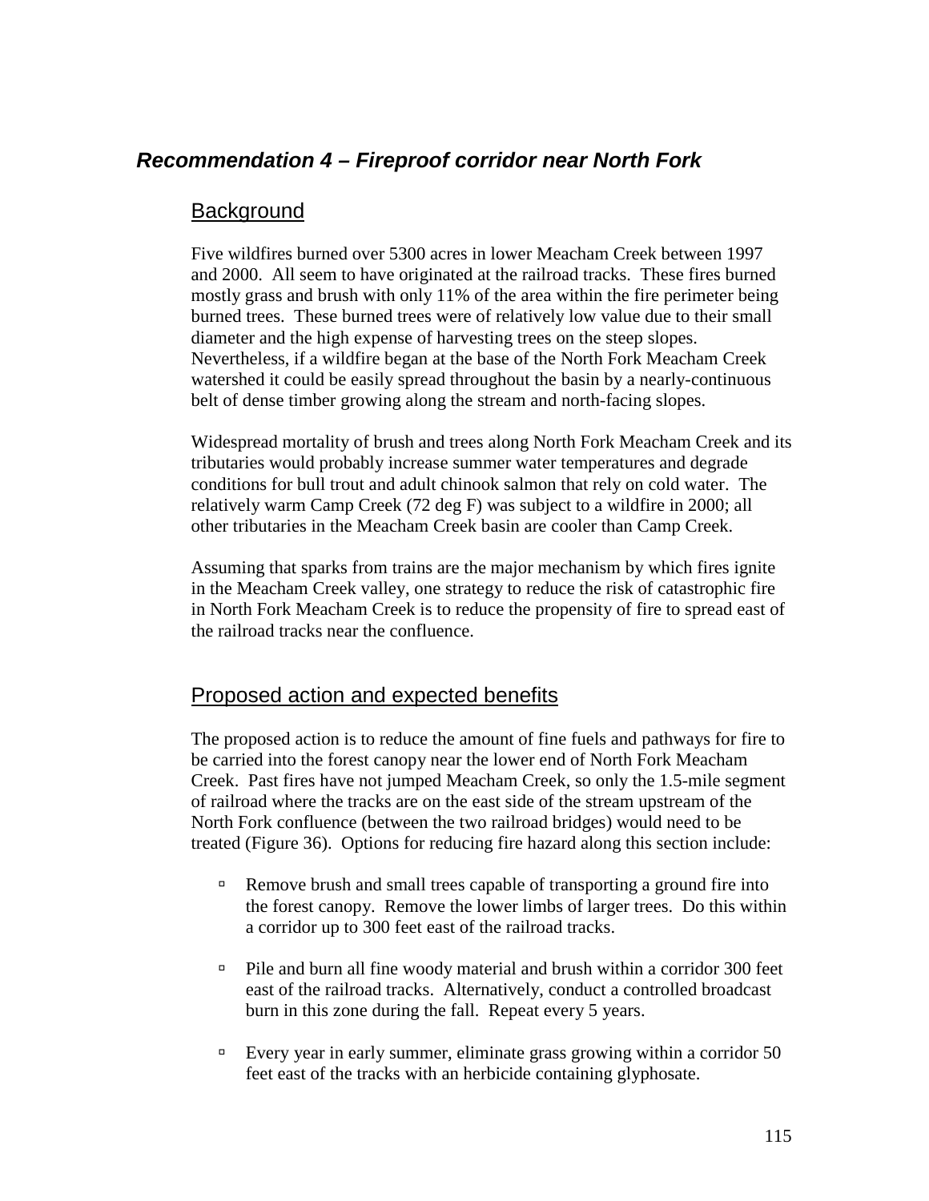## *Recommendation 4 – Fireproof corridor near North Fork*

### Background

Five wildfires burned over 5300 acres in lower Meacham Creek between 1997 and 2000. All seem to have originated at the railroad tracks. These fires burned mostly grass and brush with only 11% of the area within the fire perimeter being burned trees. These burned trees were of relatively low value due to their small diameter and the high expense of harvesting trees on the steep slopes. Nevertheless, if a wildfire began at the base of the North Fork Meacham Creek watershed it could be easily spread throughout the basin by a nearly-continuous belt of dense timber growing along the stream and north-facing slopes.

Widespread mortality of brush and trees along North Fork Meacham Creek and its tributaries would probably increase summer water temperatures and degrade conditions for bull trout and adult chinook salmon that rely on cold water. The relatively warm Camp Creek (72 deg F) was subject to a wildfire in 2000; all other tributaries in the Meacham Creek basin are cooler than Camp Creek.

Assuming that sparks from trains are the major mechanism by which fires ignite in the Meacham Creek valley, one strategy to reduce the risk of catastrophic fire in North Fork Meacham Creek is to reduce the propensity of fire to spread east of the railroad tracks near the confluence.

### Proposed action and expected benefits

The proposed action is to reduce the amount of fine fuels and pathways for fire to be carried into the forest canopy near the lower end of North Fork Meacham Creek. Past fires have not jumped Meacham Creek, so only the 1.5-mile segment of railroad where the tracks are on the east side of the stream upstream of the North Fork confluence (between the two railroad bridges) would need to be treated (Figure 36). Options for reducing fire hazard along this section include:

- Remove brush and small trees capable of transporting a ground fire into the forest canopy. Remove the lower limbs of larger trees. Do this within a corridor up to 300 feet east of the railroad tracks.
- Pile and burn all fine woody material and brush within a corridor 300 feet east of the railroad tracks. Alternatively, conduct a controlled broadcast burn in this zone during the fall. Repeat every 5 years.
- Every year in early summer, eliminate grass growing within a corridor 50 feet east of the tracks with an herbicide containing glyphosate.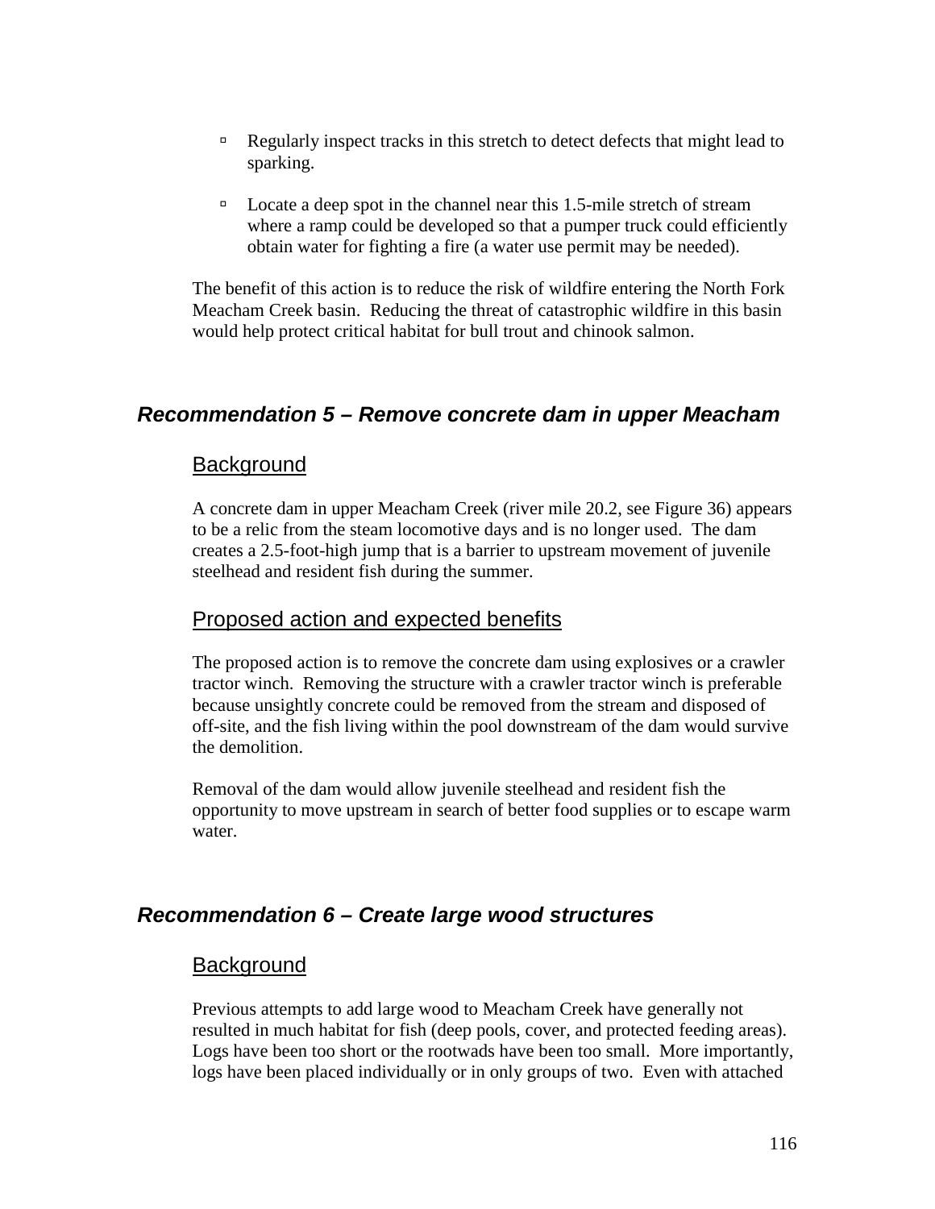- Regularly inspect tracks in this stretch to detect defects that might lead to sparking.
- Locate a deep spot in the channel near this 1.5-mile stretch of stream where a ramp could be developed so that a pumper truck could efficiently obtain water for fighting a fire (a water use permit may be needed).

The benefit of this action is to reduce the risk of wildfire entering the North Fork Meacham Creek basin. Reducing the threat of catastrophic wildfire in this basin would help protect critical habitat for bull trout and chinook salmon.

## *Recommendation 5 – Remove concrete dam in upper Meacham*

### Background

A concrete dam in upper Meacham Creek (river mile 20.2, see Figure 36) appears to be a relic from the steam locomotive days and is no longer used. The dam creates a 2.5-foot-high jump that is a barrier to upstream movement of juvenile steelhead and resident fish during the summer.

### Proposed action and expected benefits

The proposed action is to remove the concrete dam using explosives or a crawler tractor winch. Removing the structure with a crawler tractor winch is preferable because unsightly concrete could be removed from the stream and disposed of off-site, and the fish living within the pool downstream of the dam would survive the demolition.

Removal of the dam would allow juvenile steelhead and resident fish the opportunity to move upstream in search of better food supplies or to escape warm water.

## *Recommendation 6 – Create large wood structures*

### Background

Previous attempts to add large wood to Meacham Creek have generally not resulted in much habitat for fish (deep pools, cover, and protected feeding areas). Logs have been too short or the rootwads have been too small. More importantly, logs have been placed individually or in only groups of two. Even with attached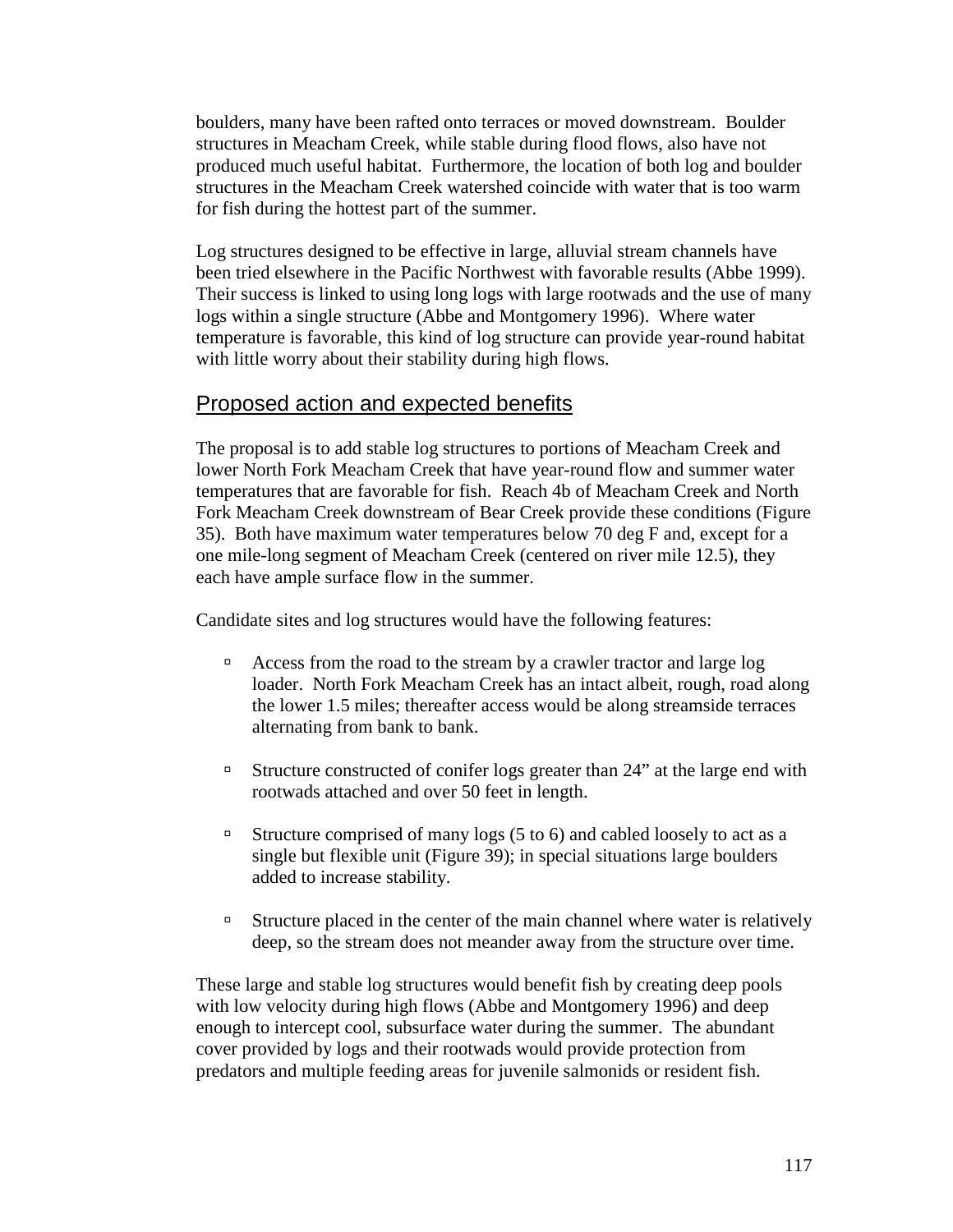boulders, many have been rafted onto terraces or moved downstream. Boulder structures in Meacham Creek, while stable during flood flows, also have not produced much useful habitat. Furthermore, the location of both log and boulder structures in the Meacham Creek watershed coincide with water that is too warm for fish during the hottest part of the summer.

Log structures designed to be effective in large, alluvial stream channels have been tried elsewhere in the Pacific Northwest with favorable results (Abbe 1999). Their success is linked to using long logs with large rootwads and the use of many logs within a single structure (Abbe and Montgomery 1996). Where water temperature is favorable, this kind of log structure can provide year-round habitat with little worry about their stability during high flows.

## Proposed action and expected benefits

The proposal is to add stable log structures to portions of Meacham Creek and lower North Fork Meacham Creek that have year-round flow and summer water temperatures that are favorable for fish. Reach 4b of Meacham Creek and North Fork Meacham Creek downstream of Bear Creek provide these conditions (Figure 35). Both have maximum water temperatures below 70 deg F and, except for a one mile-long segment of Meacham Creek (centered on river mile 12.5), they each have ample surface flow in the summer.

Candidate sites and log structures would have the following features:

- Access from the road to the stream by a crawler tractor and large log loader. North Fork Meacham Creek has an intact albeit, rough, road along the lower 1.5 miles; thereafter access would be along streamside terraces alternating from bank to bank.
- Structure constructed of conifer logs greater than 24" at the large end with rootwads attached and over 50 feet in length.
- Structure comprised of many logs (5 to 6) and cabled loosely to act as a single but flexible unit (Figure 39); in special situations large boulders added to increase stability.
- Structure placed in the center of the main channel where water is relatively deep, so the stream does not meander away from the structure over time.

These large and stable log structures would benefit fish by creating deep pools with low velocity during high flows (Abbe and Montgomery 1996) and deep enough to intercept cool, subsurface water during the summer. The abundant cover provided by logs and their rootwads would provide protection from predators and multiple feeding areas for juvenile salmonids or resident fish.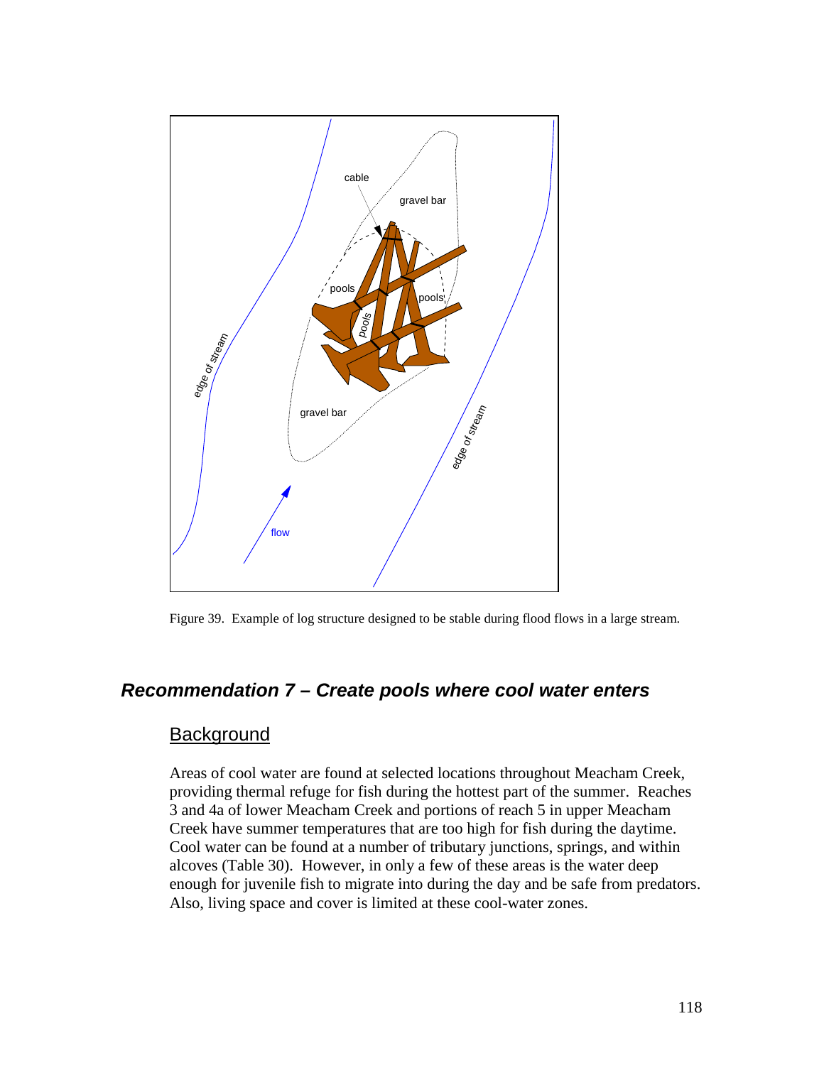Figure 39. Example of log structure designed to be stable during flood flows in a large stream.

## *Recommendation 7 – Create pools where cool water enters*

### Background

Areas of cool water are found at selected locations throughout Meacham Creek, providing thermal refuge for fish during the hottest part of the summer. Reaches 3 and 4a of lower Meacham Creek and portions of reach 5 in upper Meacham Creek have summer temperatures that are too high for fish during the daytime. Cool water can be found at a number of tributary junctions, springs, and within alcoves (Table 30). However, in only a few of these areas is the water deep enough for juvenile fish to migrate into during the day and be safe from predators. Also, living space and cover is limited at these cool-water zones.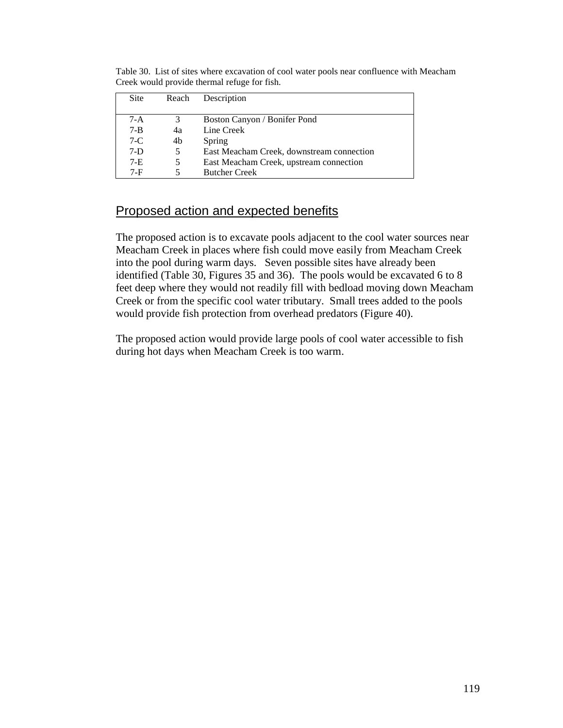Table 30. List of sites where excavation of cool water pools near confluence with Meacham Creek would provide thermal refuge for fish.

| Site | Reach | Description |
|---|---|---|
| 7-A | 3 | Boston Canyon / Bonifer Pond |
| 7-B | 4a | Line Creek |
| 7-C | 4b | Spring |
| 7-D | 5 | East Meacham Creek, downstream connection |
| 7-E | 5 | East Meacham Creek, upstream connection |
| 7-F | 5 | Butcher Creek |

## Proposed action and expected benefits

The proposed action is to excavate pools adjacent to the cool water sources near Meacham Creek in places where fish could move easily from Meacham Creek into the pool during warm days. Seven possible sites have already been identified (Table 30, Figures 35 and 36). The pools would be excavated 6 to 8 feet deep where they would not readily fill with bedload moving down Meacham Creek or from the specific cool water tributary. Small trees added to the pools would provide fish protection from overhead predators (Figure 40).

The proposed action would provide large pools of cool water accessible to fish during hot days when Meacham Creek is too warm.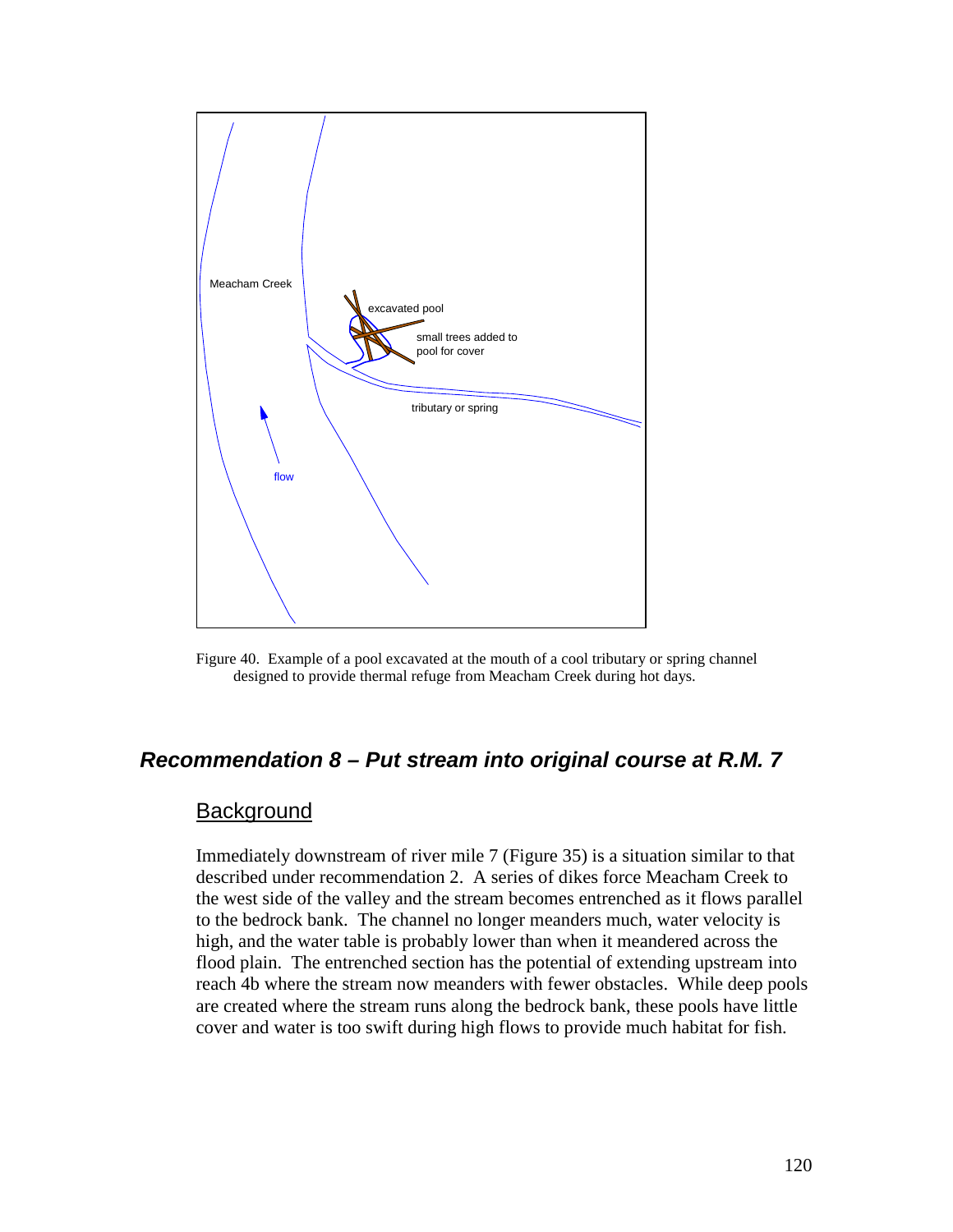Meacham Creek

excavated pool

small trees added to pool for cover

tributary or spring

flow

Figure 40. Example of a pool excavated at the mouth of a cool tributary or spring channel designed to provide thermal refuge from Meacham Creek during hot days.

## *Recommendation 8 – Put stream into original course at R.M. 7*

### Background

Immediately downstream of river mile 7 (Figure 35) is a situation similar to that described under recommendation 2. A series of dikes force Meacham Creek to the west side of the valley and the stream becomes entrenched as it flows parallel to the bedrock bank. The channel no longer meanders much, water velocity is high, and the water table is probably lower than when it meandered across the flood plain. The entrenched section has the potential of extending upstream into reach 4b where the stream now meanders with fewer obstacles. While deep pools are created where the stream runs along the bedrock bank, these pools have little cover and water is too swift during high flows to provide much habitat for fish.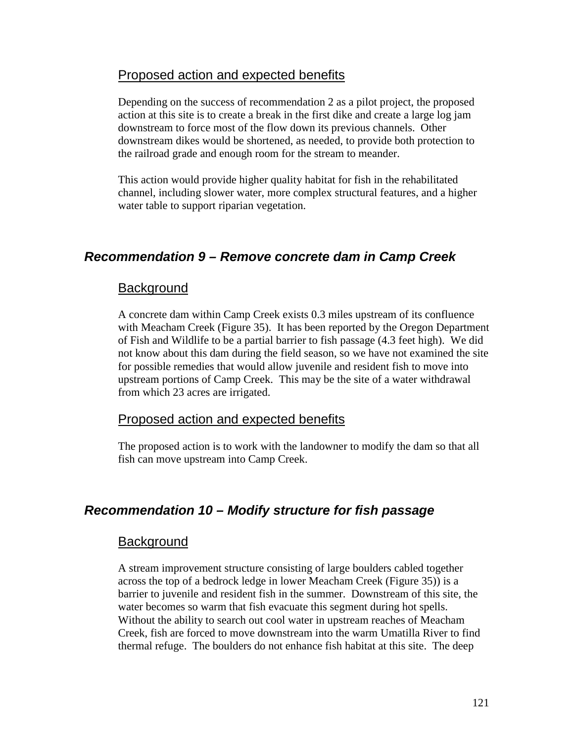### Proposed action and expected benefits

Depending on the success of recommendation 2 as a pilot project, the proposed action at this site is to create a break in the first dike and create a large log jam downstream to force most of the flow down its previous channels. Other downstream dikes would be shortened, as needed, to provide both protection to the railroad grade and enough room for the stream to meander.

This action would provide higher quality habitat for fish in the rehabilitated channel, including slower water, more complex structural features, and a higher water table to support riparian vegetation.

## *Recommendation 9 – Remove concrete dam in Camp Creek*

### Background

A concrete dam within Camp Creek exists 0.3 miles upstream of its confluence with Meacham Creek (Figure 35). It has been reported by the Oregon Department of Fish and Wildlife to be a partial barrier to fish passage (4.3 feet high). We did not know about this dam during the field season, so we have not examined the site for possible remedies that would allow juvenile and resident fish to move into upstream portions of Camp Creek. This may be the site of a water withdrawal from which 23 acres are irrigated.

### Proposed action and expected benefits

The proposed action is to work with the landowner to modify the dam so that all fish can move upstream into Camp Creek.

## *Recommendation 10 – Modify structure for fish passage*

### Background

A stream improvement structure consisting of large boulders cabled together across the top of a bedrock ledge in lower Meacham Creek (Figure 35)) is a barrier to juvenile and resident fish in the summer. Downstream of this site, the water becomes so warm that fish evacuate this segment during hot spells. Without the ability to search out cool water in upstream reaches of Meacham Creek, fish are forced to move downstream into the warm Umatilla River to find thermal refuge. The boulders do not enhance fish habitat at this site. The deep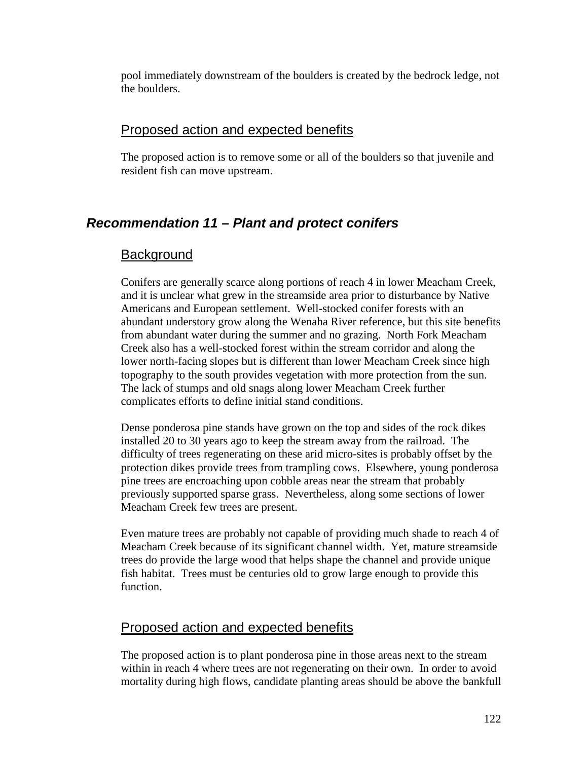pool immediately downstream of the boulders is created by the bedrock ledge, not the boulders.

### Proposed action and expected benefits

The proposed action is to remove some or all of the boulders so that juvenile and resident fish can move upstream.

## *Recommendation 11 – Plant and protect conifers*

### Background

Conifers are generally scarce along portions of reach 4 in lower Meacham Creek, and it is unclear what grew in the streamside area prior to disturbance by Native Americans and European settlement. Well-stocked conifer forests with an abundant understory grow along the Wenaha River reference, but this site benefits from abundant water during the summer and no grazing. North Fork Meacham Creek also has a well-stocked forest within the stream corridor and along the lower north-facing slopes but is different than lower Meacham Creek since high topography to the south provides vegetation with more protection from the sun. The lack of stumps and old snags along lower Meacham Creek further complicates efforts to define initial stand conditions.

Dense ponderosa pine stands have grown on the top and sides of the rock dikes installed 20 to 30 years ago to keep the stream away from the railroad. The difficulty of trees regenerating on these arid micro-sites is probably offset by the protection dikes provide trees from trampling cows. Elsewhere, young ponderosa pine trees are encroaching upon cobble areas near the stream that probably previously supported sparse grass. Nevertheless, along some sections of lower Meacham Creek few trees are present.

Even mature trees are probably not capable of providing much shade to reach 4 of Meacham Creek because of its significant channel width. Yet, mature streamside trees do provide the large wood that helps shape the channel and provide unique fish habitat. Trees must be centuries old to grow large enough to provide this function.

### Proposed action and expected benefits

The proposed action is to plant ponderosa pine in those areas next to the stream within in reach 4 where trees are not regenerating on their own. In order to avoid mortality during high flows, candidate planting areas should be above the bankfull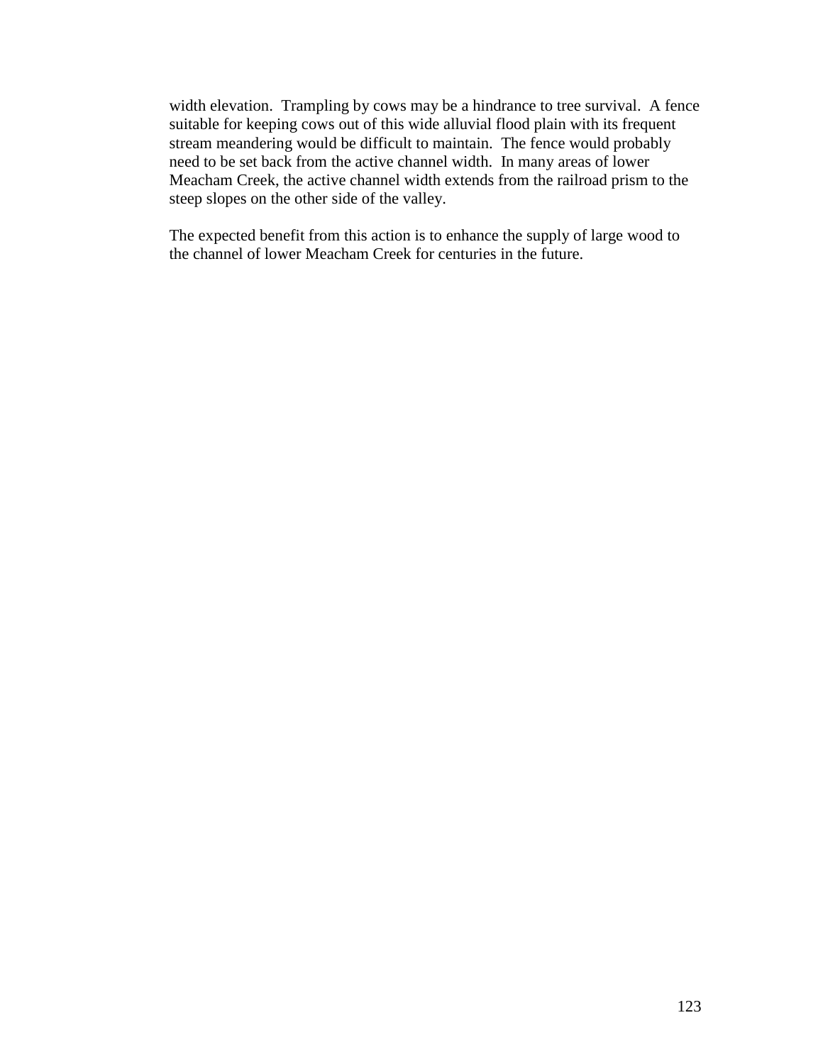width elevation. Trampling by cows may be a hindrance to tree survival. A fence suitable for keeping cows out of this wide alluvial flood plain with its frequent stream meandering would be difficult to maintain. The fence would probably need to be set back from the active channel width. In many areas of lower Meacham Creek, the active channel width extends from the railroad prism to the steep slopes on the other side of the valley.

The expected benefit from this action is to enhance the supply of large wood to the channel of lower Meacham Creek for centuries in the future.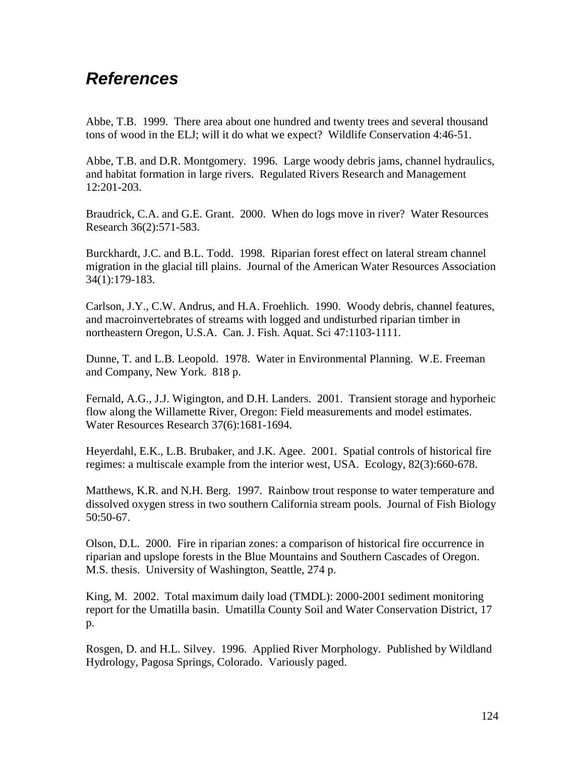## *References*

Abbe, T.B. 1999. There area about one hundred and twenty trees and several thousand tons of wood in the ELJ; will it do what we expect? Wildlife Conservation 4:46-51.

Abbe, T.B. and D.R. Montgomery. 1996. Large woody debris jams, channel hydraulics, and habitat formation in large rivers. Regulated Rivers Research and Management 12:201-203.

Braudrick, C.A. and G.E. Grant. 2000. When do logs move in river? Water Resources Research 36(2):571-583.

Burckhardt, J.C. and B.L. Todd. 1998. Riparian forest effect on lateral stream channel migration in the glacial till plains. Journal of the American Water Resources Association 34(1):179-183.

Carlson, J.Y., C.W. Andrus, and H.A. Froehlich. 1990. Woody debris, channel features, and macroinvertebrates of streams with logged and undisturbed riparian timber in northeastern Oregon, U.S.A. Can. J. Fish. Aquat. Sci 47:1103-1111.

Dunne, T. and L.B. Leopold. 1978. Water in Environmental Planning. W.E. Freeman and Company, New York. 818 p.

Fernald, A.G., J.J. Wigington, and D.H. Landers. 2001. Transient storage and hyporheic flow along the Willamette River, Oregon: Field measurements and model estimates. Water Resources Research 37(6):1681-1694.

Heyerdahl, E.K., L.B. Brubaker, and J.K. Agee. 2001. Spatial controls of historical fire regimes: a multiscale example from the interior west, USA. Ecology, 82(3):660-678.

Matthews, K.R. and N.H. Berg. 1997. Rainbow trout response to water temperature and dissolved oxygen stress in two southern California stream pools. Journal of Fish Biology 50:50-67.

Olson, D.L. 2000. Fire in riparian zones: a comparison of historical fire occurrence in riparian and upslope forests in the Blue Mountains and Southern Cascades of Oregon. M.S. thesis. University of Washington, Seattle, 274 p.

King, M. 2002. Total maximum daily load (TMDL): 2000-2001 sediment monitoring report for the Umatilla basin. Umatilla County Soil and Water Conservation District, 17 p.

Rosgen, D. and H.L. Silvey. 1996. Applied River Morphology. Published by Wildland Hydrology, Pagosa Springs, Colorado. Variously paged.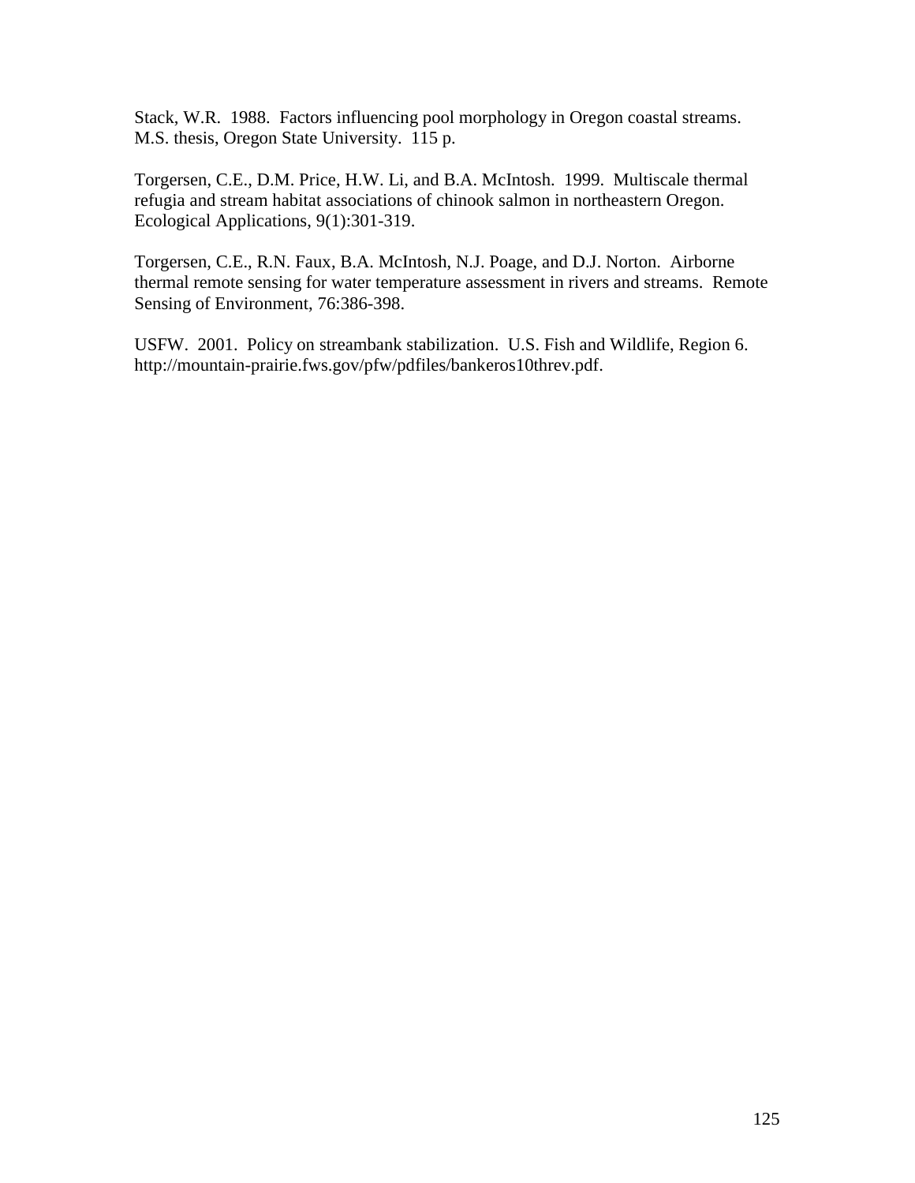Stack, W.R. 1988. Factors influencing pool morphology in Oregon coastal streams. M.S. thesis, Oregon State University. 115 p.

Torgersen, C.E., D.M. Price, H.W. Li, and B.A. McIntosh. 1999. Multiscale thermal refugia and stream habitat associations of chinook salmon in northeastern Oregon. Ecological Applications, 9(1):301-319.

Torgersen, C.E., R.N. Faux, B.A. McIntosh, N.J. Poage, and D.J. Norton. Airborne thermal remote sensing for water temperature assessment in rivers and streams. Remote Sensing of Environment, 76:386-398.

USFW. 2001. Policy on streambank stabilization. U.S. Fish and Wildlife, Region 6. http://mountain-prairie.fws.gov/pfw/pdfiles/bankeros10threv.pdf.